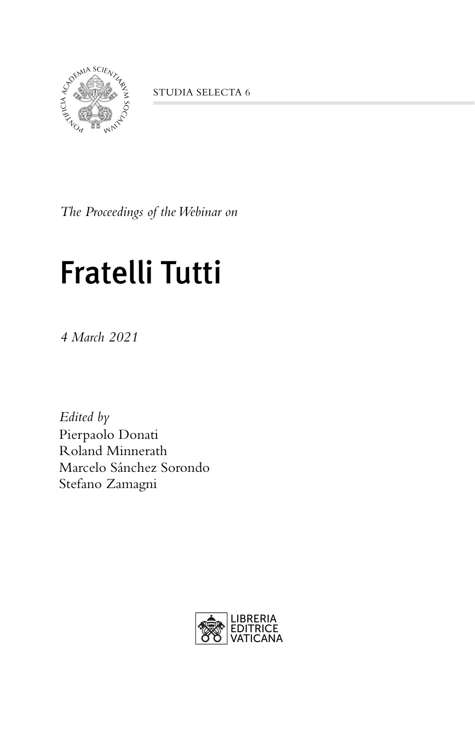STUDIA SELECTA 6

*The Proceedings of the Webinar on*

# Fratelli Tutti

*4 March 2021*

*Edited by*
Pierpaolo Donati
Roland Minnerath
Marcelo Sánchez Sorondo
Stefano Zamagni

LIBRERIA
EDITRICE
VATICANA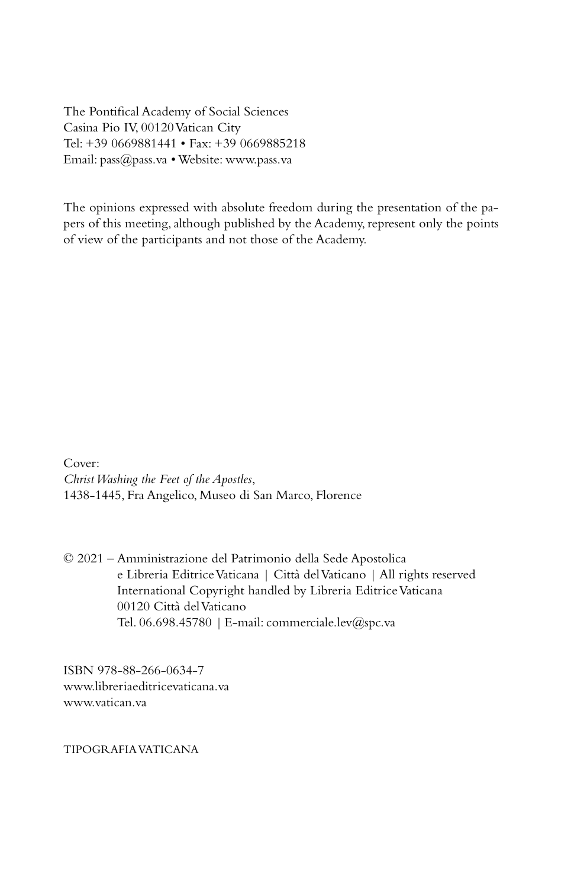The Pontifical Academy of Social Sciences
Casina Pio IV, 00120 Vatican City
Tel: +39 0669881441 • Fax: +39 0669885218
Email: pass@pass.va • Website: www.pass.va

The opinions expressed with absolute freedom during the presentation of the papers of this meeting, although published by the Academy, represent only the points of view of the participants and not those of the Academy.

Cover:
*Christ Washing the Feet of the Apostles*,
1438-1445, Fra Angelico, Museo di San Marco, Florence

© 2021 – Amministrazione del Patrimonio della Sede Apostolica
e Libreria Editrice Vaticana | Città del Vaticano | All rights reserved
International Copyright handled by Libreria Editrice Vaticana
00120 Città del Vaticano
Tel. 06.698.45780 | E-mail: commerciale.lev@spc.va

ISBN 978-88-266-0634-7
www.libreriaeditricevaticana.va
www.vatican.va

TIPOGRAFIA VATICANA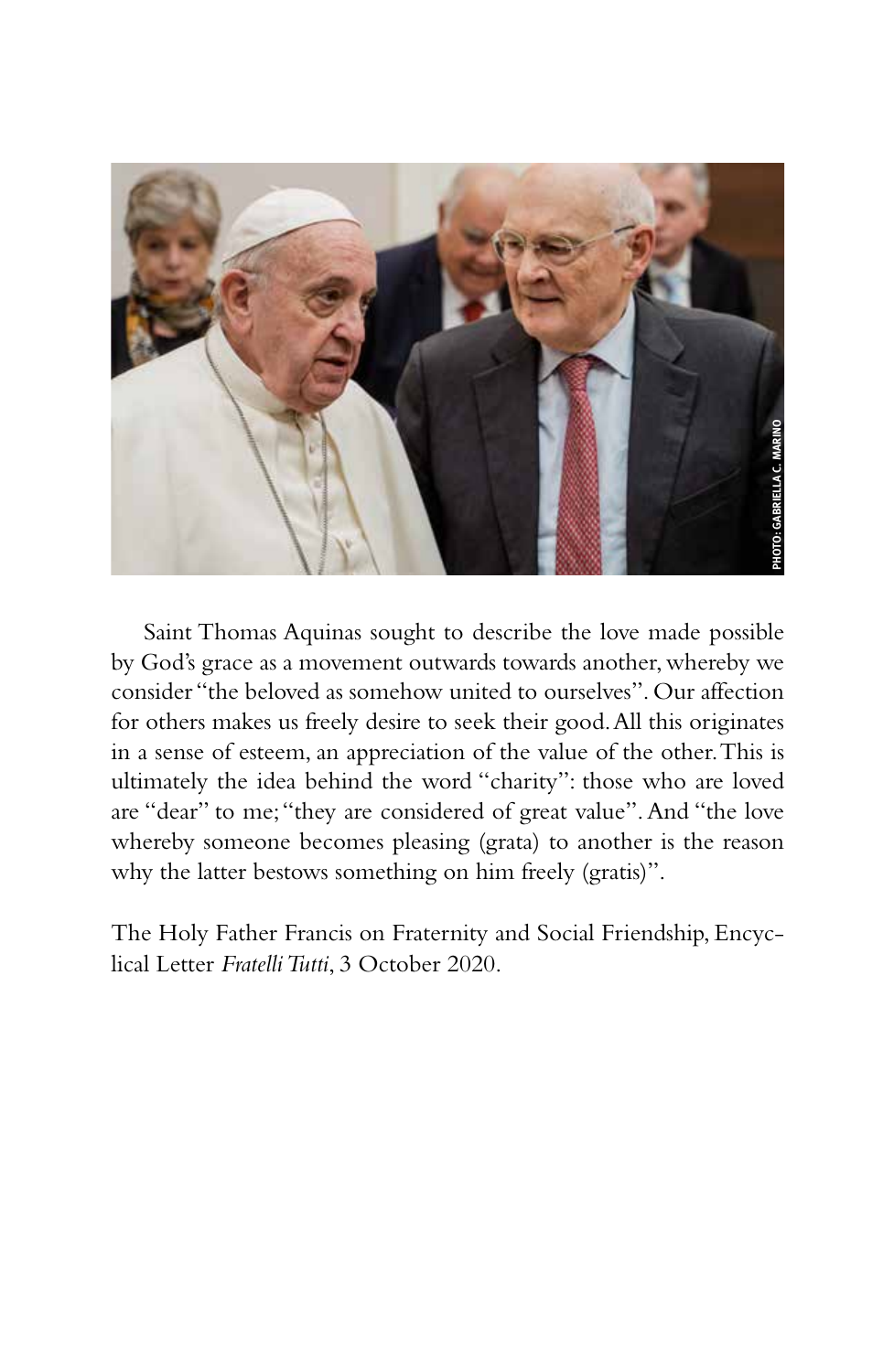Saint Thomas Aquinas sought to describe the love made possible by God's grace as a movement outwards towards another, whereby we consider "the beloved as somehow united to ourselves". Our affection for others makes us freely desire to seek their good. All this originates in a sense of esteem, an appreciation of the value of the other. This is ultimately the idea behind the word "charity": those who are loved are "dear" to me; "they are considered of great value". And "the love whereby someone becomes pleasing (grata) to another is the reason why the latter bestows something on him freely (gratis)".

The Holy Father Francis on Fraternity and Social Friendship, Encyclical Letter *Fratelli Tutti*, 3 October 2020.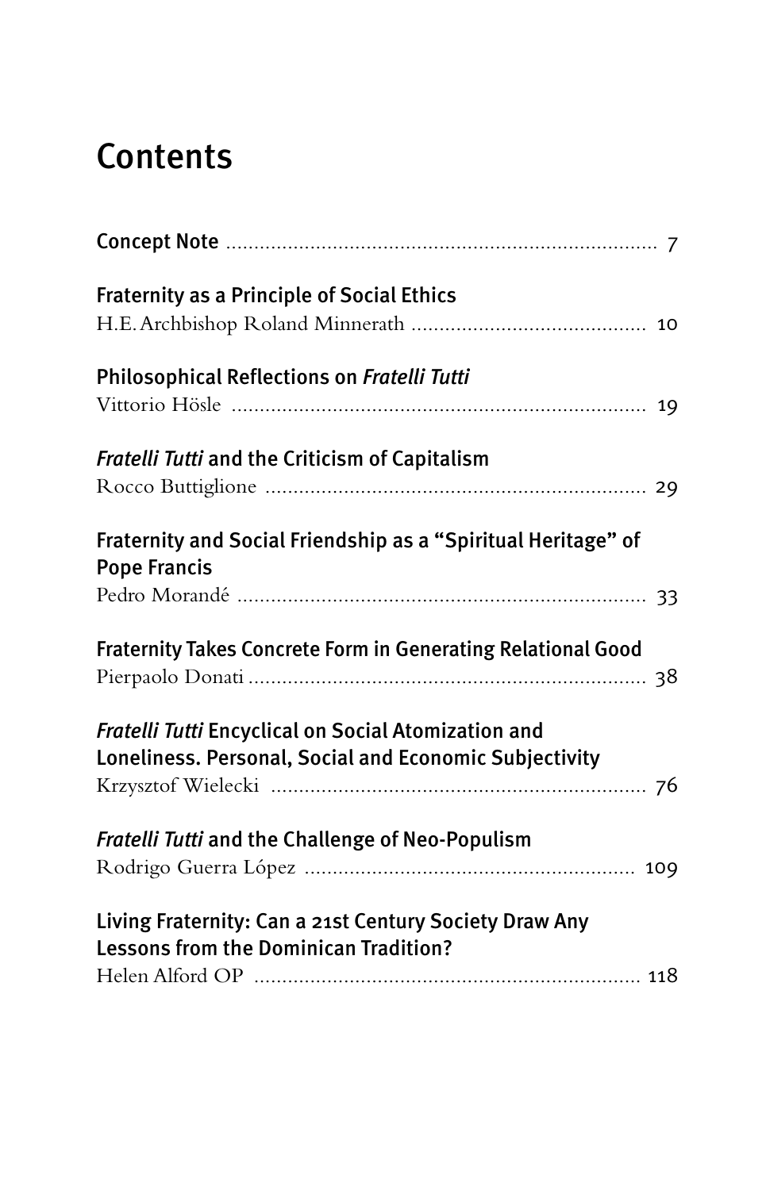# Contents

**Concept Note** .......... 7

**Fraternity as a Principle of Social Ethics**
H.E. Archbishop Roland Minnerath .......... 10

**Philosophical Reflections on *Fratelli Tutti***
Vittorio Hösle .......... 19

***Fratelli Tutti* and the Criticism of Capitalism**
Rocco Buttiglione .......... 29

**Fraternity and Social Friendship as a "Spiritual Heritage" of Pope Francis**
Pedro Morandé .......... 33

**Fraternity Takes Concrete Form in Generating Relational Good**
Pierpaolo Donati .......... 38

***Fratelli Tutti* Encyclical on Social Atomization and Loneliness. Personal, Social and Economic Subjectivity**
Krzysztof Wielecki .......... 76

***Fratelli Tutti* and the Challenge of Neo-Populism**
Rodrigo Guerra López .......... 109

**Living Fraternity: Can a 21st Century Society Draw Any Lessons from the Dominican Tradition?**
Helen Alford OP .......... 118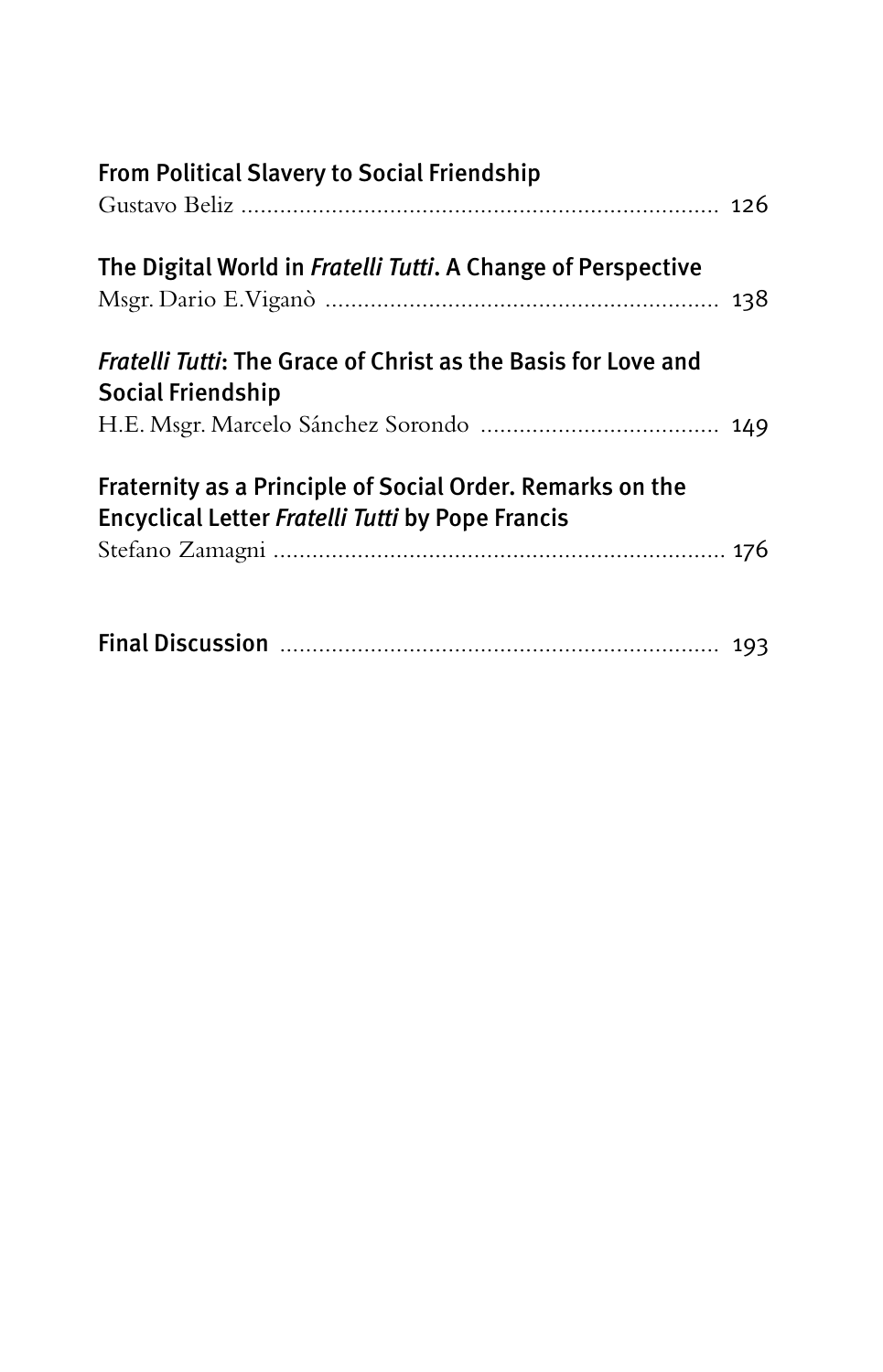**From Political Slavery to Social Friendship**
Gustavo Beliz ........................................................................ 126

**The Digital World in *Fratelli Tutti*. A Change of Perspective**
Msgr. Dario E. Viganò ............................................................ 138

***Fratelli Tutti*: The Grace of Christ as the Basis for Love and Social Friendship**
H.E. Msgr. Marcelo Sánchez Sorondo .................................... 149

**Fraternity as a Principle of Social Order. Remarks on the Encyclical Letter *Fratelli Tutti* by Pope Francis**
Stefano Zamagni ..................................................................... 176

**Final Discussion** .................................................................. 193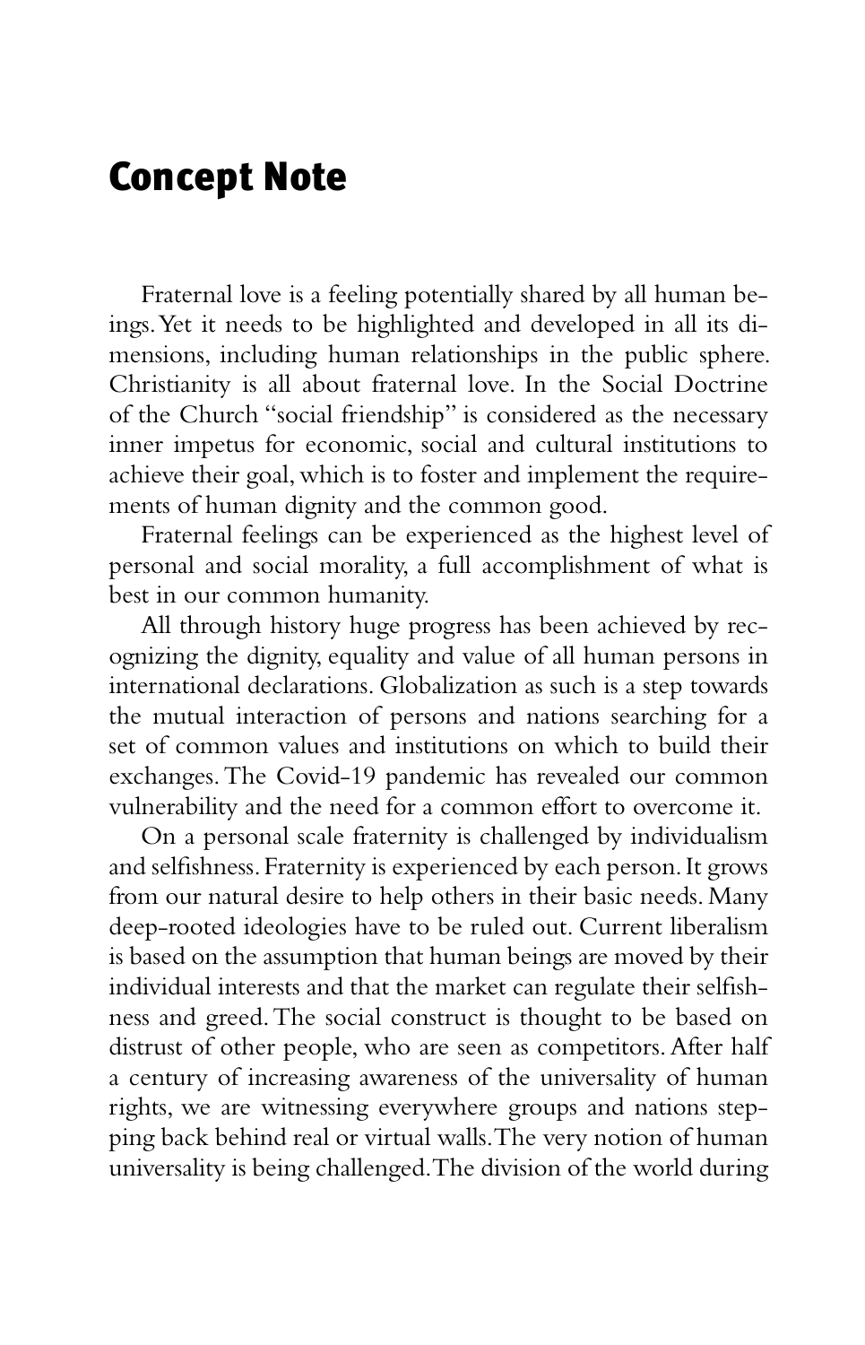# Concept Note

Fraternal love is a feeling potentially shared by all human beings. Yet it needs to be highlighted and developed in all its dimensions, including human relationships in the public sphere. Christianity is all about fraternal love. In the Social Doctrine of the Church "social friendship" is considered as the necessary inner impetus for economic, social and cultural institutions to achieve their goal, which is to foster and implement the requirements of human dignity and the common good.

Fraternal feelings can be experienced as the highest level of personal and social morality, a full accomplishment of what is best in our common humanity.

All through history huge progress has been achieved by recognizing the dignity, equality and value of all human persons in international declarations. Globalization as such is a step towards the mutual interaction of persons and nations searching for a set of common values and institutions on which to build their exchanges. The Covid-19 pandemic has revealed our common vulnerability and the need for a common effort to overcome it.

On a personal scale fraternity is challenged by individualism and selfishness. Fraternity is experienced by each person. It grows from our natural desire to help others in their basic needs. Many deep-rooted ideologies have to be ruled out. Current liberalism is based on the assumption that human beings are moved by their individual interests and that the market can regulate their selfishness and greed. The social construct is thought to be based on distrust of other people, who are seen as competitors. After half a century of increasing awareness of the universality of human rights, we are witnessing everywhere groups and nations stepping back behind real or virtual walls. The very notion of human universality is being challenged. The division of the world during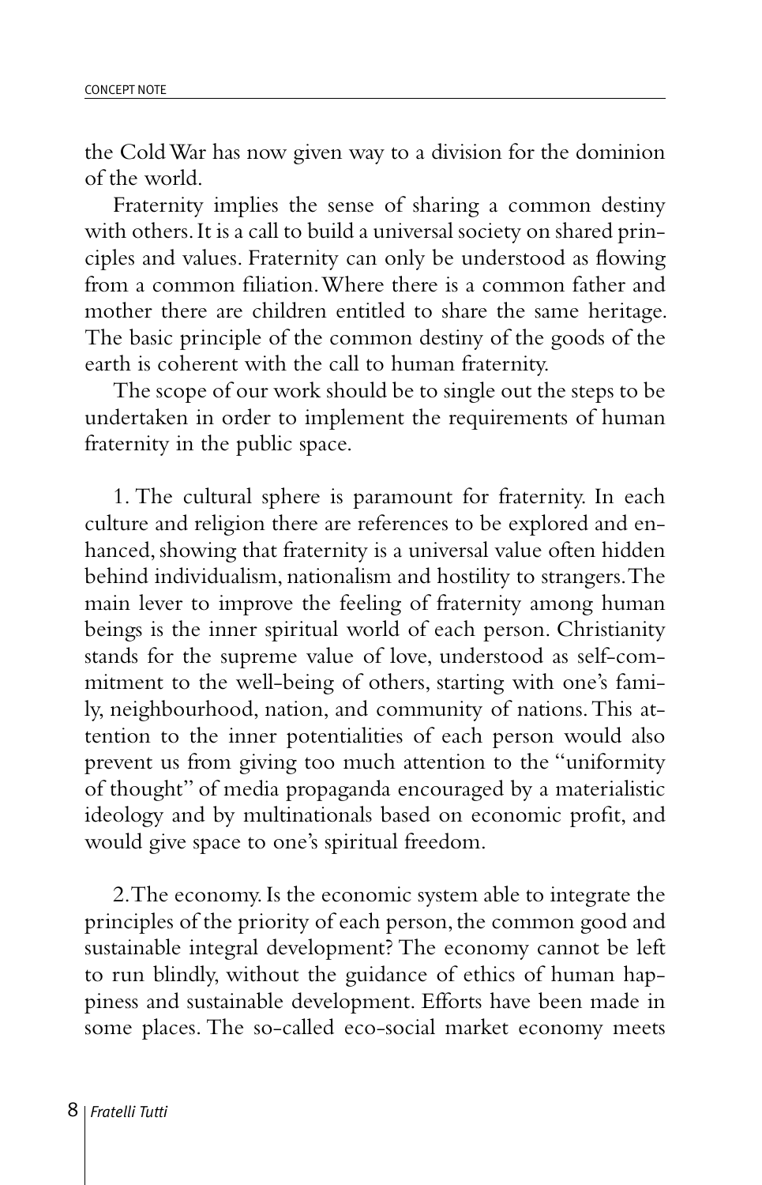the Cold War has now given way to a division for the dominion of the world.

Fraternity implies the sense of sharing a common destiny with others. It is a call to build a universal society on shared principles and values. Fraternity can only be understood as flowing from a common filiation. Where there is a common father and mother there are children entitled to share the same heritage. The basic principle of the common destiny of the goods of the earth is coherent with the call to human fraternity.

The scope of our work should be to single out the steps to be undertaken in order to implement the requirements of human fraternity in the public space.

1. The cultural sphere is paramount for fraternity. In each culture and religion there are references to be explored and enhanced, showing that fraternity is a universal value often hidden behind individualism, nationalism and hostility to strangers. The main lever to improve the feeling of fraternity among human beings is the inner spiritual world of each person. Christianity stands for the supreme value of love, understood as self-commitment to the well-being of others, starting with one's family, neighbourhood, nation, and community of nations. This attention to the inner potentialities of each person would also prevent us from giving too much attention to the "uniformity of thought" of media propaganda encouraged by a materialistic ideology and by multinationals based on economic profit, and would give space to one's spiritual freedom.

2. The economy. Is the economic system able to integrate the principles of the priority of each person, the common good and sustainable integral development? The economy cannot be left to run blindly, without the guidance of ethics of human happiness and sustainable development. Efforts have been made in some places. The so-called eco-social market economy meets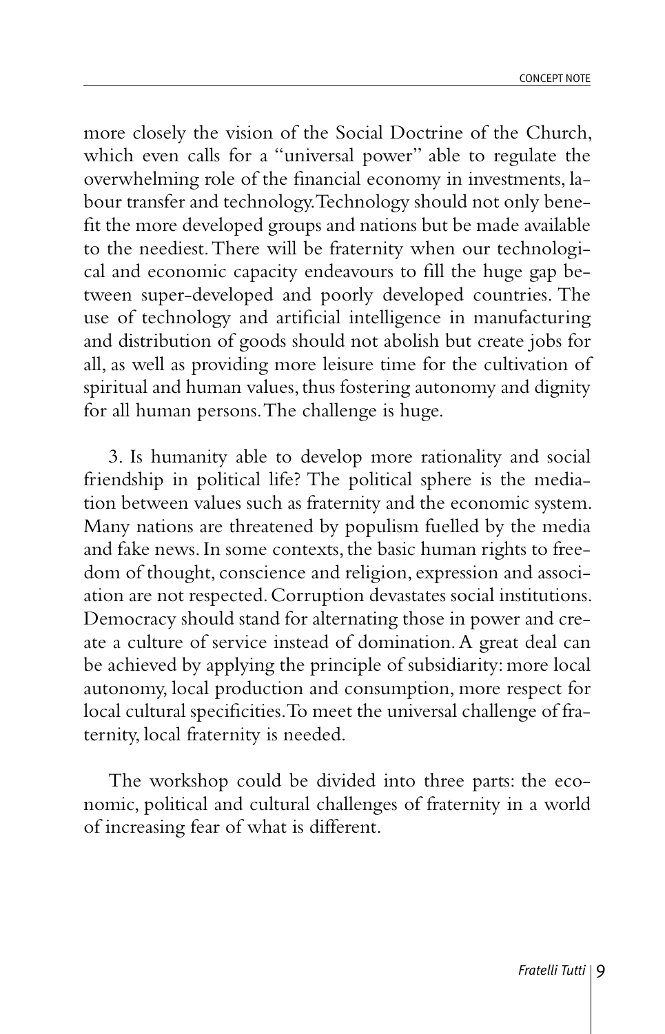more closely the vision of the Social Doctrine of the Church, which even calls for a "universal power" able to regulate the overwhelming role of the financial economy in investments, labour transfer and technology. Technology should not only benefit the more developed groups and nations but be made available to the neediest. There will be fraternity when our technological and economic capacity endeavours to fill the huge gap between super-developed and poorly developed countries. The use of technology and artificial intelligence in manufacturing and distribution of goods should not abolish but create jobs for all, as well as providing more leisure time for the cultivation of spiritual and human values, thus fostering autonomy and dignity for all human persons. The challenge is huge.

3. Is humanity able to develop more rationality and social friendship in political life? The political sphere is the mediation between values such as fraternity and the economic system. Many nations are threatened by populism fuelled by the media and fake news. In some contexts, the basic human rights to freedom of thought, conscience and religion, expression and association are not respected. Corruption devastates social institutions. Democracy should stand for alternating those in power and create a culture of service instead of domination. A great deal can be achieved by applying the principle of subsidiarity: more local autonomy, local production and consumption, more respect for local cultural specificities. To meet the universal challenge of fraternity, local fraternity is needed.

The workshop could be divided into three parts: the economic, political and cultural challenges of fraternity in a world of increasing fear of what is different.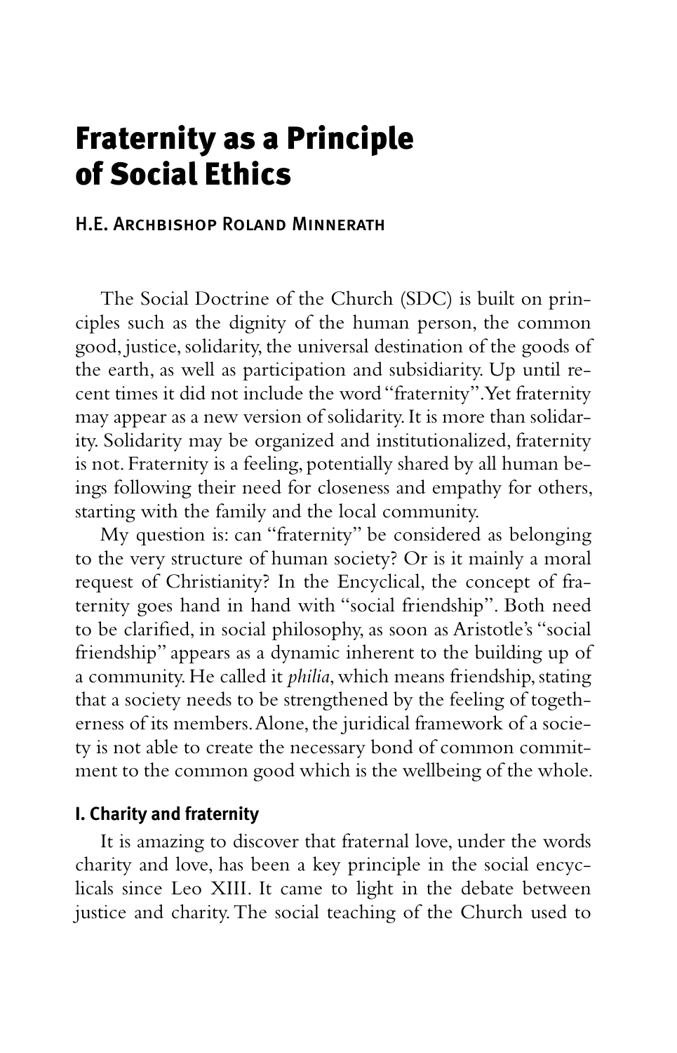# Fraternity as a Principle of Social Ethics

H.E. Archbishop Roland Minnerath

The Social Doctrine of the Church (SDC) is built on principles such as the dignity of the human person, the common good, justice, solidarity, the universal destination of the goods of the earth, as well as participation and subsidiarity. Up until recent times it did not include the word "fraternity". Yet fraternity may appear as a new version of solidarity. It is more than solidarity. Solidarity may be organized and institutionalized, fraternity is not. Fraternity is a feeling, potentially shared by all human beings following their need for closeness and empathy for others, starting with the family and the local community.

My question is: can "fraternity" be considered as belonging to the very structure of human society? Or is it mainly a moral request of Christianity? In the Encyclical, the concept of fraternity goes hand in hand with "social friendship". Both need to be clarified, in social philosophy, as soon as Aristotle's "social friendship" appears as a dynamic inherent to the building up of a community. He called it *philia*, which means friendship, stating that a society needs to be strengthened by the feeling of togetherness of its members. Alone, the juridical framework of a society is not able to create the necessary bond of common commitment to the common good which is the wellbeing of the whole.

### I. Charity and fraternity

It is amazing to discover that fraternal love, under the words charity and love, has been a key principle in the social encyclicals since Leo XIII. It came to light in the debate between justice and charity. The social teaching of the Church used to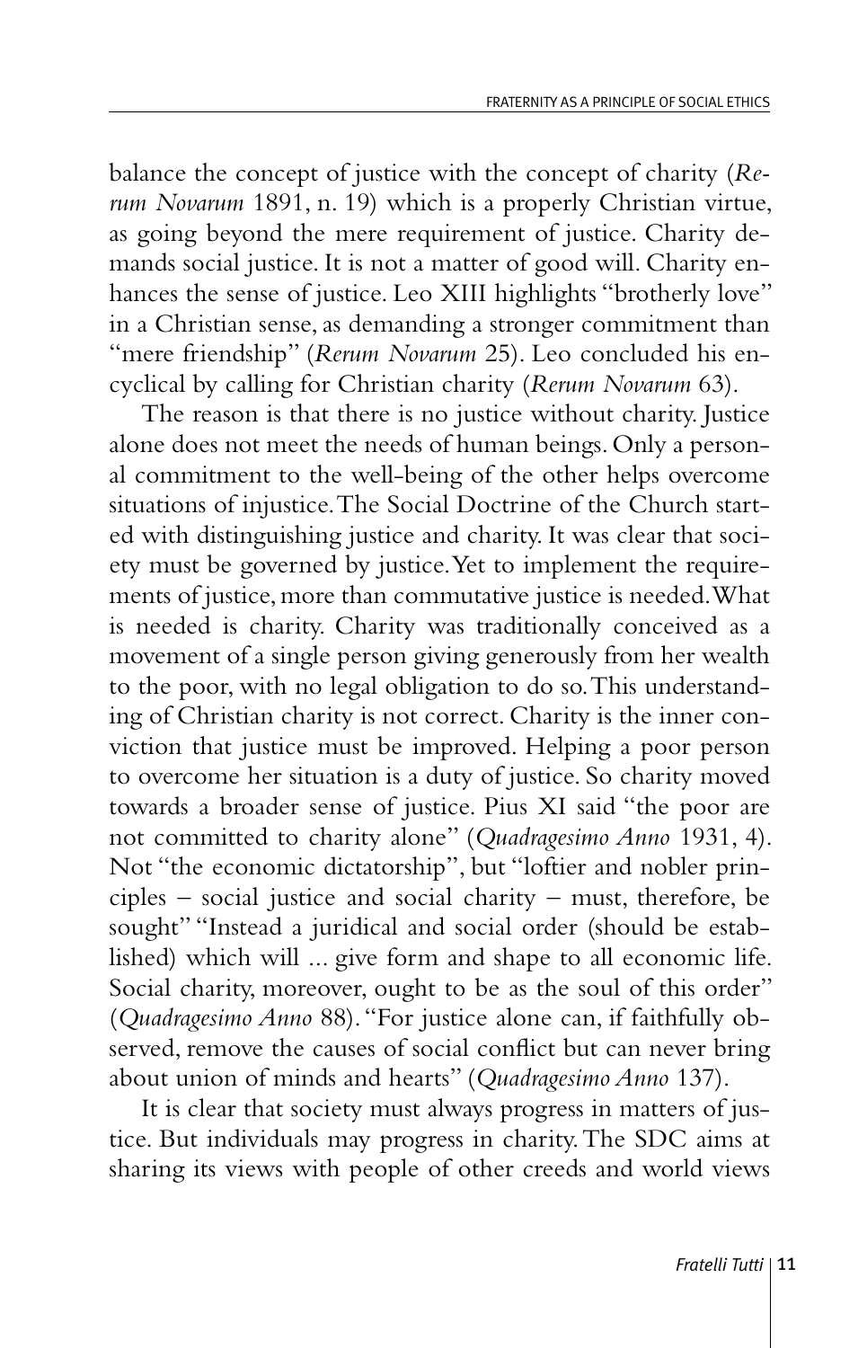balance the concept of justice with the concept of charity (*Rerum Novarum* 1891, n. 19) which is a properly Christian virtue, as going beyond the mere requirement of justice. Charity demands social justice. It is not a matter of good will. Charity enhances the sense of justice. Leo XIII highlights "brotherly love" in a Christian sense, as demanding a stronger commitment than "mere friendship" (*Rerum Novarum* 25). Leo concluded his encyclical by calling for Christian charity (*Rerum Novarum* 63).

The reason is that there is no justice without charity. Justice alone does not meet the needs of human beings. Only a personal commitment to the well-being of the other helps overcome situations of injustice. The Social Doctrine of the Church started with distinguishing justice and charity. It was clear that society must be governed by justice. Yet to implement the requirements of justice, more than commutative justice is needed. What is needed is charity. Charity was traditionally conceived as a movement of a single person giving generously from her wealth to the poor, with no legal obligation to do so. This understanding of Christian charity is not correct. Charity is the inner conviction that justice must be improved. Helping a poor person to overcome her situation is a duty of justice. So charity moved towards a broader sense of justice. Pius XI said "the poor are not committed to charity alone" (*Quadragesimo Anno* 1931, 4). Not "the economic dictatorship", but "loftier and nobler principles – social justice and social charity – must, therefore, be sought" "Instead a juridical and social order (should be established) which will ... give form and shape to all economic life. Social charity, moreover, ought to be as the soul of this order" (*Quadragesimo Anno* 88). "For justice alone can, if faithfully observed, remove the causes of social conflict but can never bring about union of minds and hearts" (*Quadragesimo Anno* 137).

It is clear that society must always progress in matters of justice. But individuals may progress in charity. The SDC aims at sharing its views with people of other creeds and world views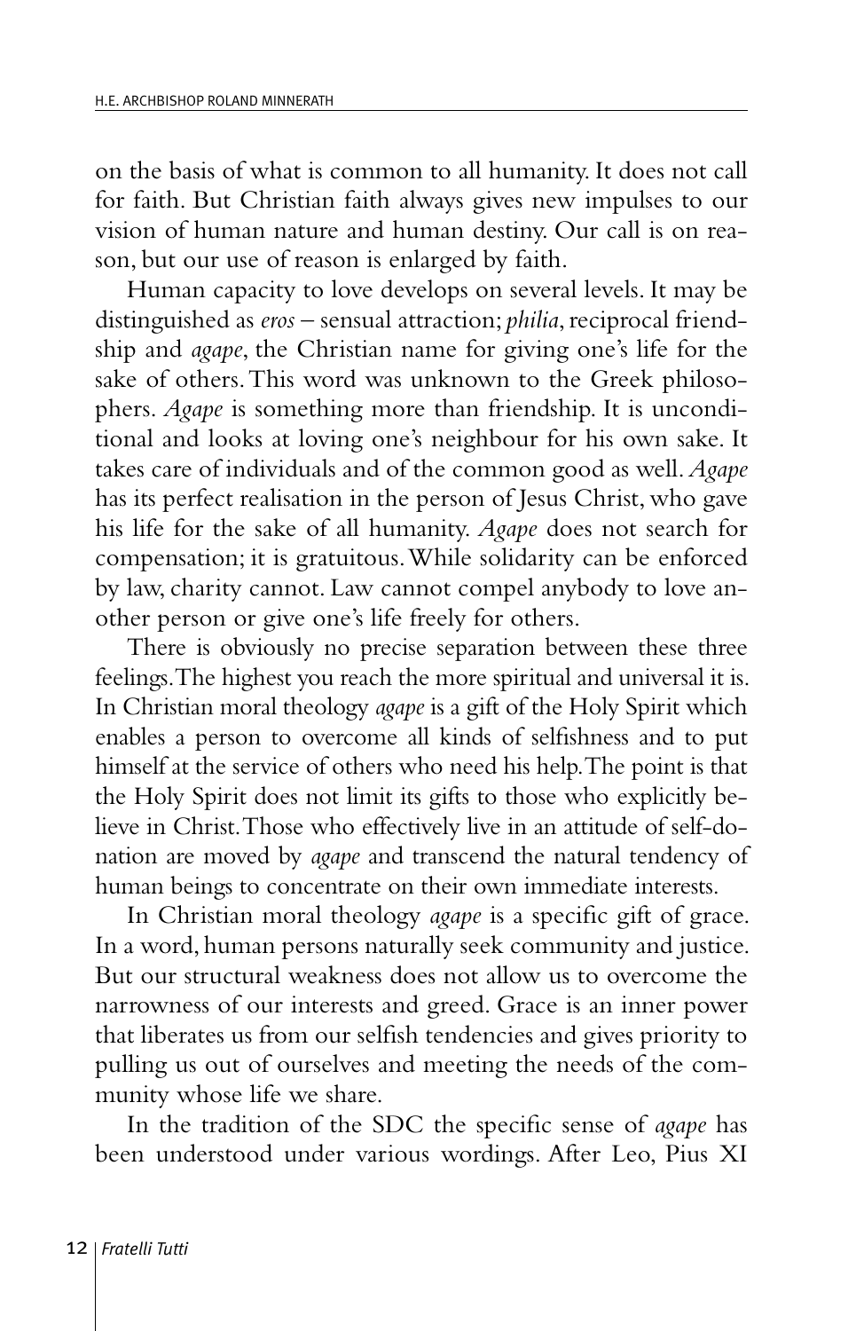on the basis of what is common to all humanity. It does not call for faith. But Christian faith always gives new impulses to our vision of human nature and human destiny. Our call is on reason, but our use of reason is enlarged by faith.

Human capacity to love develops on several levels. It may be distinguished as *eros* – sensual attraction; *philia*, reciprocal friendship and *agape*, the Christian name for giving one's life for the sake of others. This word was unknown to the Greek philosophers. *Agape* is something more than friendship. It is unconditional and looks at loving one's neighbour for his own sake. It takes care of individuals and of the common good as well. *Agape* has its perfect realisation in the person of Jesus Christ, who gave his life for the sake of all humanity. *Agape* does not search for compensation; it is gratuitous. While solidarity can be enforced by law, charity cannot. Law cannot compel anybody to love another person or give one's life freely for others.

There is obviously no precise separation between these three feelings. The highest you reach the more spiritual and universal it is. In Christian moral theology *agape* is a gift of the Holy Spirit which enables a person to overcome all kinds of selfishness and to put himself at the service of others who need his help. The point is that the Holy Spirit does not limit its gifts to those who explicitly believe in Christ. Those who effectively live in an attitude of self-donation are moved by *agape* and transcend the natural tendency of human beings to concentrate on their own immediate interests.

In Christian moral theology *agape* is a specific gift of grace. In a word, human persons naturally seek community and justice. But our structural weakness does not allow us to overcome the narrowness of our interests and greed. Grace is an inner power that liberates us from our selfish tendencies and gives priority to pulling us out of ourselves and meeting the needs of the community whose life we share.

In the tradition of the SDC the specific sense of *agape* has been understood under various wordings. After Leo, Pius XI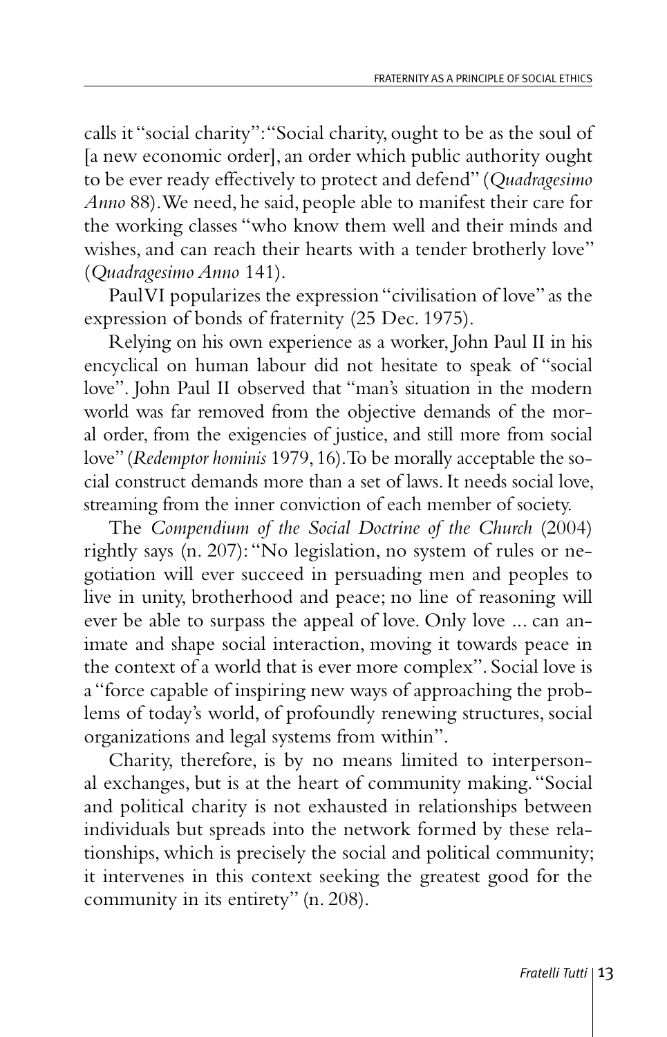calls it "social charity": "Social charity, ought to be as the soul of [a new economic order], an order which public authority ought to be ever ready effectively to protect and defend" (*Quadragesimo Anno* 88). We need, he said, people able to manifest their care for the working classes "who know them well and their minds and wishes, and can reach their hearts with a tender brotherly love" (*Quadragesimo Anno* 141).

Paul VI popularizes the expression "civilisation of love" as the expression of bonds of fraternity (25 Dec. 1975).

Relying on his own experience as a worker, John Paul II in his encyclical on human labour did not hesitate to speak of "social love". John Paul II observed that "man's situation in the modern world was far removed from the objective demands of the moral order, from the exigencies of justice, and still more from social love" (*Redemptor hominis* 1979, 16). To be morally acceptable the social construct demands more than a set of laws. It needs social love, streaming from the inner conviction of each member of society.

The *Compendium of the Social Doctrine of the Church* (2004) rightly says (n. 207): "No legislation, no system of rules or negotiation will ever succeed in persuading men and peoples to live in unity, brotherhood and peace; no line of reasoning will ever be able to surpass the appeal of love. Only love ... can animate and shape social interaction, moving it towards peace in the context of a world that is ever more complex". Social love is a "force capable of inspiring new ways of approaching the problems of today's world, of profoundly renewing structures, social organizations and legal systems from within".

Charity, therefore, is by no means limited to interpersonal exchanges, but is at the heart of community making. "Social and political charity is not exhausted in relationships between individuals but spreads into the network formed by these relationships, which is precisely the social and political community; it intervenes in this context seeking the greatest good for the community in its entirety" (n. 208).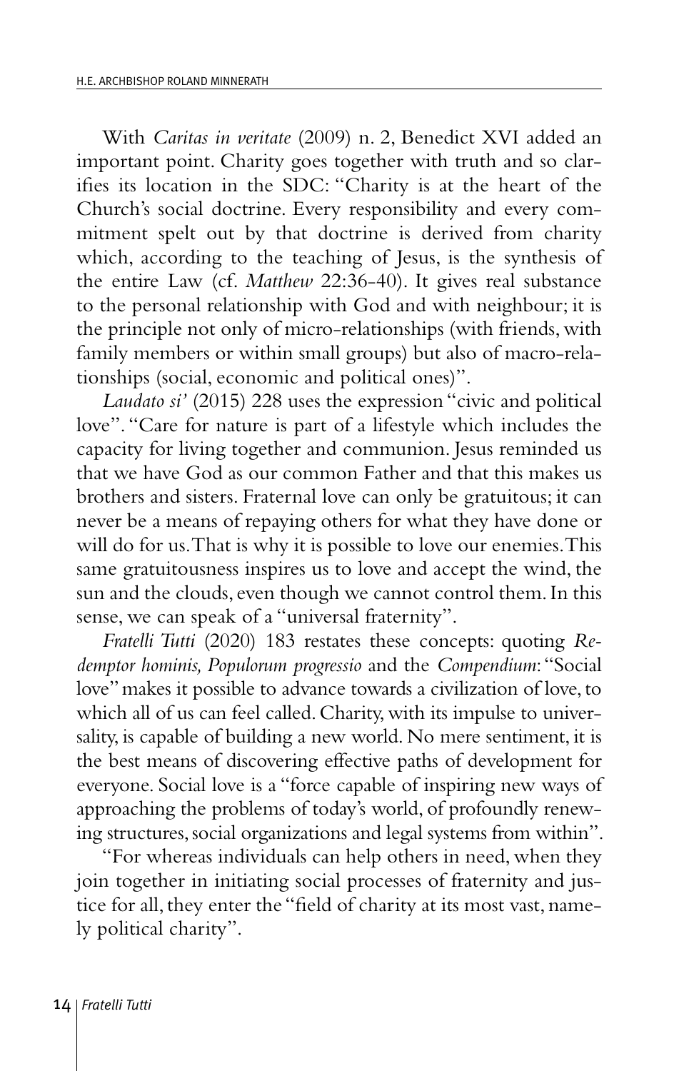With *Caritas in veritate* (2009) n. 2, Benedict XVI added an important point. Charity goes together with truth and so clarifies its location in the SDC: "Charity is at the heart of the Church's social doctrine. Every responsibility and every commitment spelt out by that doctrine is derived from charity which, according to the teaching of Jesus, is the synthesis of the entire Law (cf. *Matthew* 22:36-40). It gives real substance to the personal relationship with God and with neighbour; it is the principle not only of micro-relationships (with friends, with family members or within small groups) but also of macro-relationships (social, economic and political ones)".

*Laudato si'* (2015) 228 uses the expression "civic and political love". "Care for nature is part of a lifestyle which includes the capacity for living together and communion. Jesus reminded us that we have God as our common Father and that this makes us brothers and sisters. Fraternal love can only be gratuitous; it can never be a means of repaying others for what they have done or will do for us. That is why it is possible to love our enemies. This same gratuitousness inspires us to love and accept the wind, the sun and the clouds, even though we cannot control them. In this sense, we can speak of a "universal fraternity".

*Fratelli Tutti* (2020) 183 restates these concepts: quoting *Redemptor hominis, Populorum progressio* and the *Compendium*: "Social love" makes it possible to advance towards a civilization of love, to which all of us can feel called. Charity, with its impulse to universality, is capable of building a new world. No mere sentiment, it is the best means of discovering effective paths of development for everyone. Social love is a "force capable of inspiring new ways of approaching the problems of today's world, of profoundly renewing structures, social organizations and legal systems from within".

"For whereas individuals can help others in need, when they join together in initiating social processes of fraternity and justice for all, they enter the "field of charity at its most vast, namely political charity".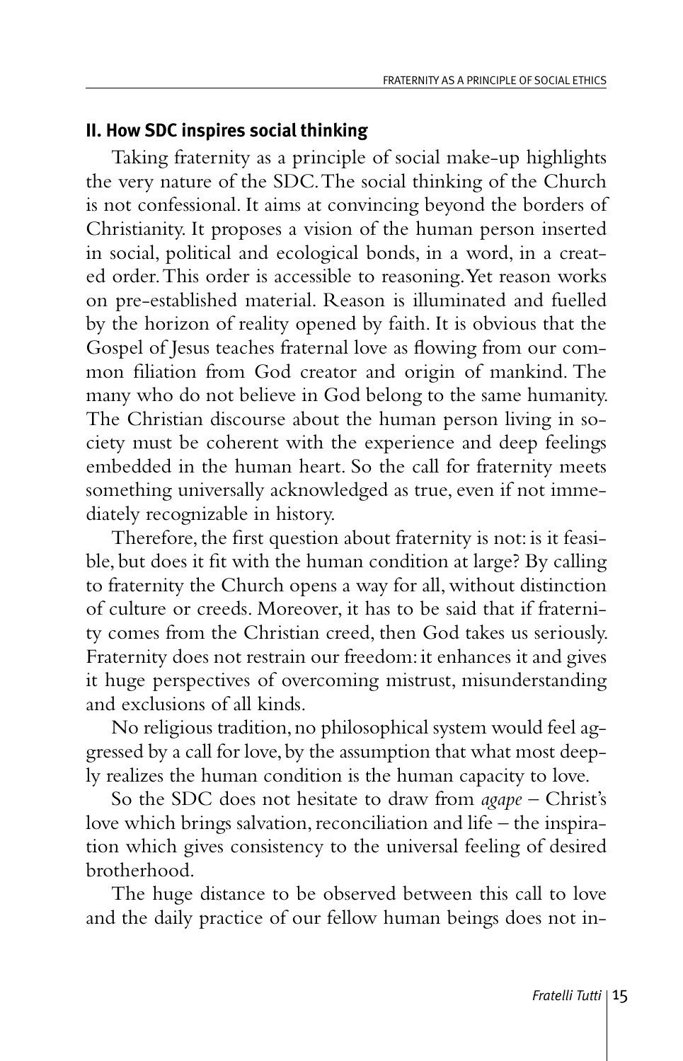## II. How SDC inspires social thinking

Taking fraternity as a principle of social make-up highlights the very nature of the SDC. The social thinking of the Church is not confessional. It aims at convincing beyond the borders of Christianity. It proposes a vision of the human person inserted in social, political and ecological bonds, in a word, in a created order. This order is accessible to reasoning. Yet reason works on pre-established material. Reason is illuminated and fuelled by the horizon of reality opened by faith. It is obvious that the Gospel of Jesus teaches fraternal love as flowing from our common filiation from God creator and origin of mankind. The many who do not believe in God belong to the same humanity. The Christian discourse about the human person living in society must be coherent with the experience and deep feelings embedded in the human heart. So the call for fraternity meets something universally acknowledged as true, even if not immediately recognizable in history.

Therefore, the first question about fraternity is not: is it feasible, but does it fit with the human condition at large? By calling to fraternity the Church opens a way for all, without distinction of culture or creeds. Moreover, it has to be said that if fraternity comes from the Christian creed, then God takes us seriously. Fraternity does not restrain our freedom: it enhances it and gives it huge perspectives of overcoming mistrust, misunderstanding and exclusions of all kinds.

No religious tradition, no philosophical system would feel aggressed by a call for love, by the assumption that what most deeply realizes the human condition is the human capacity to love.

So the SDC does not hesitate to draw from *agape* – Christ's love which brings salvation, reconciliation and life – the inspiration which gives consistency to the universal feeling of desired brotherhood.

The huge distance to be observed between this call to love and the daily practice of our fellow human beings does not in-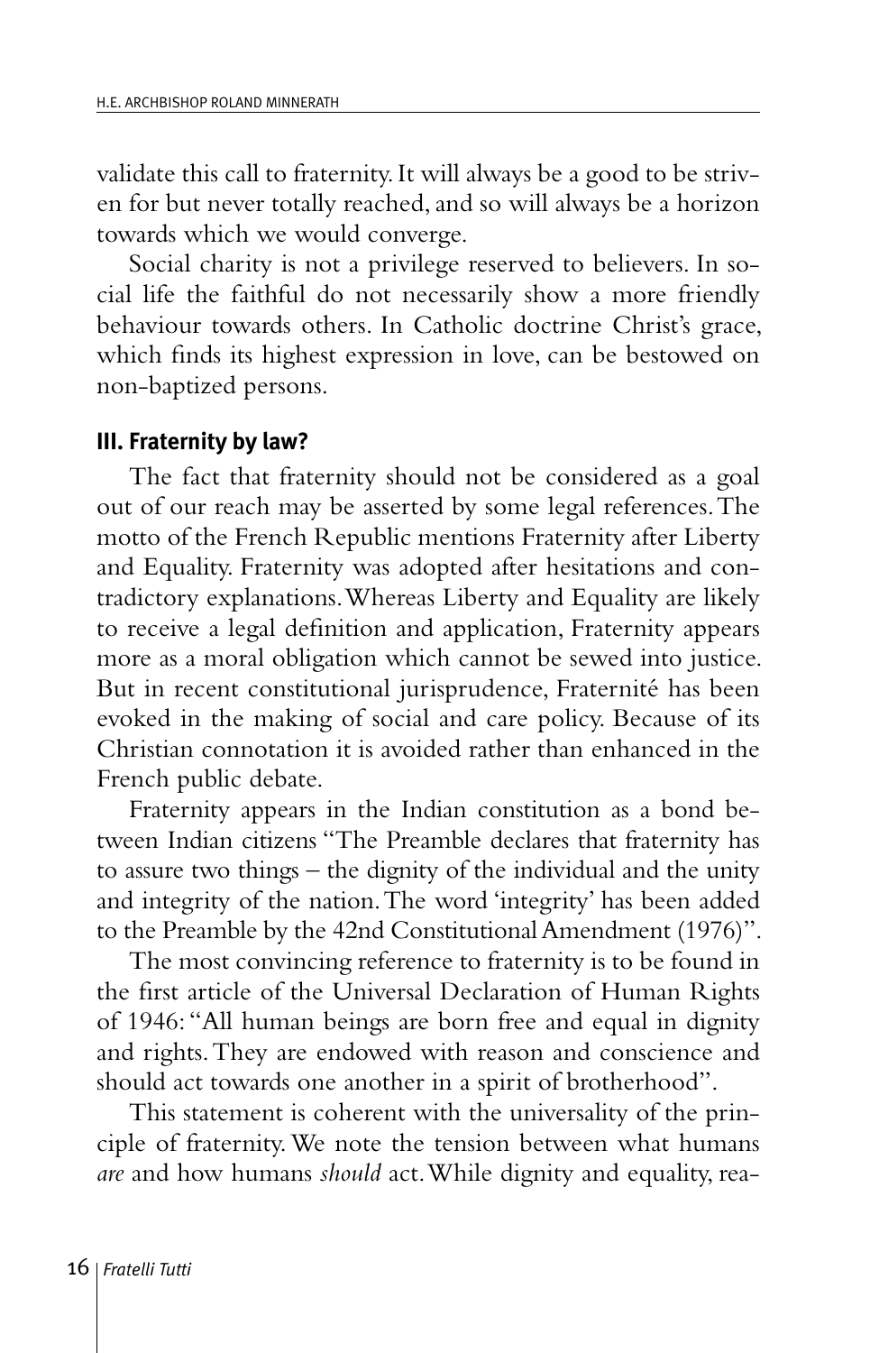validate this call to fraternity. It will always be a good to be striven for but never totally reached, and so will always be a horizon towards which we would converge.

Social charity is not a privilege reserved to believers. In social life the faithful do not necessarily show a more friendly behaviour towards others. In Catholic doctrine Christ's grace, which finds its highest expression in love, can be bestowed on non-baptized persons.

## III. Fraternity by law?

The fact that fraternity should not be considered as a goal out of our reach may be asserted by some legal references. The motto of the French Republic mentions Fraternity after Liberty and Equality. Fraternity was adopted after hesitations and contradictory explanations. Whereas Liberty and Equality are likely to receive a legal definition and application, Fraternity appears more as a moral obligation which cannot be sewed into justice. But in recent constitutional jurisprudence, Fraternité has been evoked in the making of social and care policy. Because of its Christian connotation it is avoided rather than enhanced in the French public debate.

Fraternity appears in the Indian constitution as a bond between Indian citizens "The Preamble declares that fraternity has to assure two things – the dignity of the individual and the unity and integrity of the nation. The word 'integrity' has been added to the Preamble by the 42nd Constitutional Amendment (1976)".

The most convincing reference to fraternity is to be found in the first article of the Universal Declaration of Human Rights of 1946: "All human beings are born free and equal in dignity and rights. They are endowed with reason and conscience and should act towards one another in a spirit of brotherhood".

This statement is coherent with the universality of the principle of fraternity. We note the tension between what humans *are* and how humans *should* act. While dignity and equality, rea-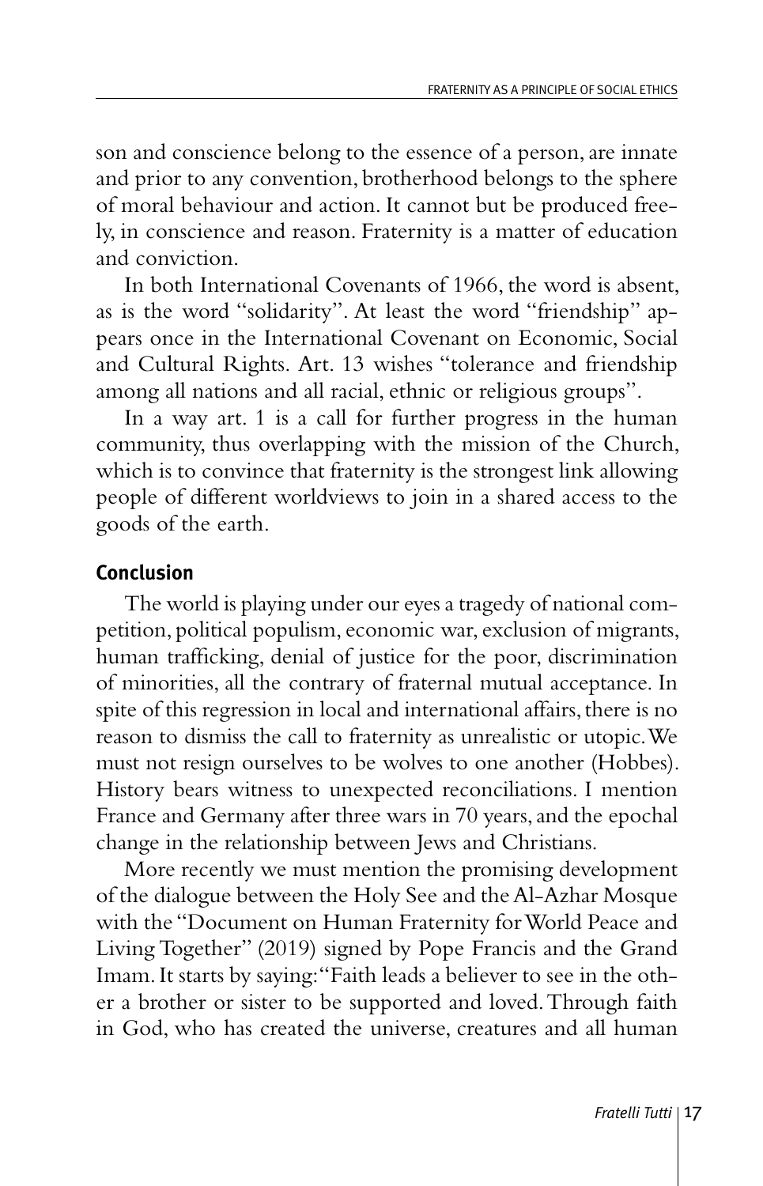son and conscience belong to the essence of a person, are innate and prior to any convention, brotherhood belongs to the sphere of moral behaviour and action. It cannot but be produced freely, in conscience and reason. Fraternity is a matter of education and conviction.

In both International Covenants of 1966, the word is absent, as is the word "solidarity". At least the word "friendship" appears once in the International Covenant on Economic, Social and Cultural Rights. Art. 13 wishes "tolerance and friendship among all nations and all racial, ethnic or religious groups".

In a way art. 1 is a call for further progress in the human community, thus overlapping with the mission of the Church, which is to convince that fraternity is the strongest link allowing people of different worldviews to join in a shared access to the goods of the earth.

## Conclusion

The world is playing under our eyes a tragedy of national competition, political populism, economic war, exclusion of migrants, human trafficking, denial of justice for the poor, discrimination of minorities, all the contrary of fraternal mutual acceptance. In spite of this regression in local and international affairs, there is no reason to dismiss the call to fraternity as unrealistic or utopic. We must not resign ourselves to be wolves to one another (Hobbes). History bears witness to unexpected reconciliations. I mention France and Germany after three wars in 70 years, and the epochal change in the relationship between Jews and Christians.

More recently we must mention the promising development of the dialogue between the Holy See and the Al-Azhar Mosque with the "Document on Human Fraternity for World Peace and Living Together" (2019) signed by Pope Francis and the Grand Imam. It starts by saying: "Faith leads a believer to see in the other a brother or sister to be supported and loved. Through faith in God, who has created the universe, creatures and all human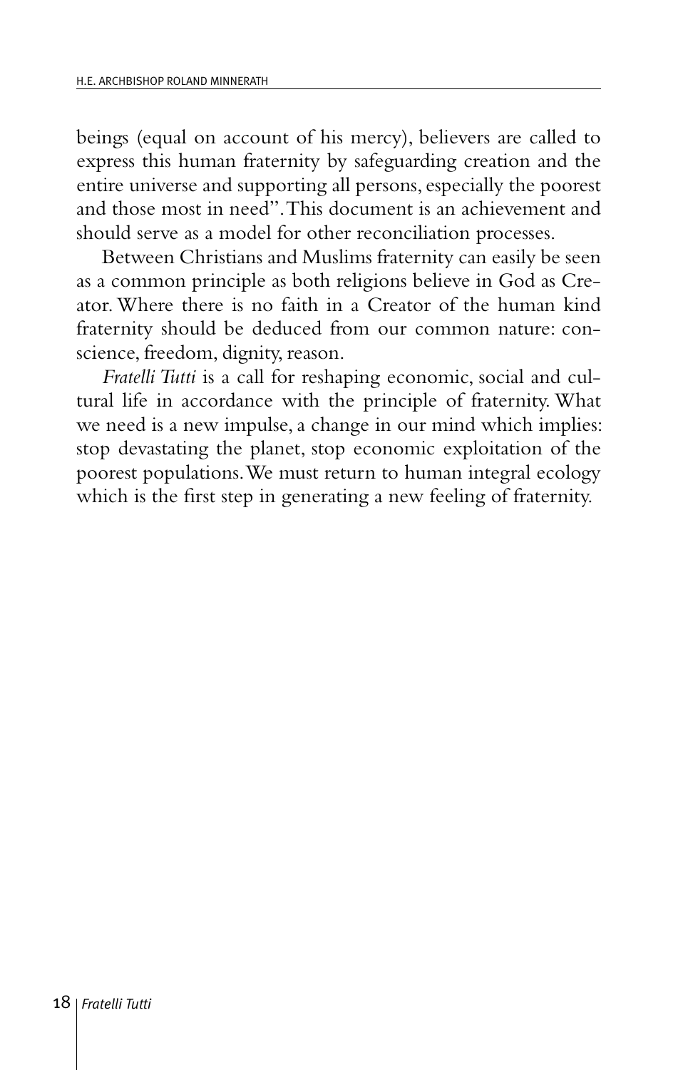beings (equal on account of his mercy), believers are called to express this human fraternity by safeguarding creation and the entire universe and supporting all persons, especially the poorest and those most in need". This document is an achievement and should serve as a model for other reconciliation processes.

Between Christians and Muslims fraternity can easily be seen as a common principle as both religions believe in God as Creator. Where there is no faith in a Creator of the human kind fraternity should be deduced from our common nature: conscience, freedom, dignity, reason.

*Fratelli Tutti* is a call for reshaping economic, social and cultural life in accordance with the principle of fraternity. What we need is a new impulse, a change in our mind which implies: stop devastating the planet, stop economic exploitation of the poorest populations. We must return to human integral ecology which is the first step in generating a new feeling of fraternity.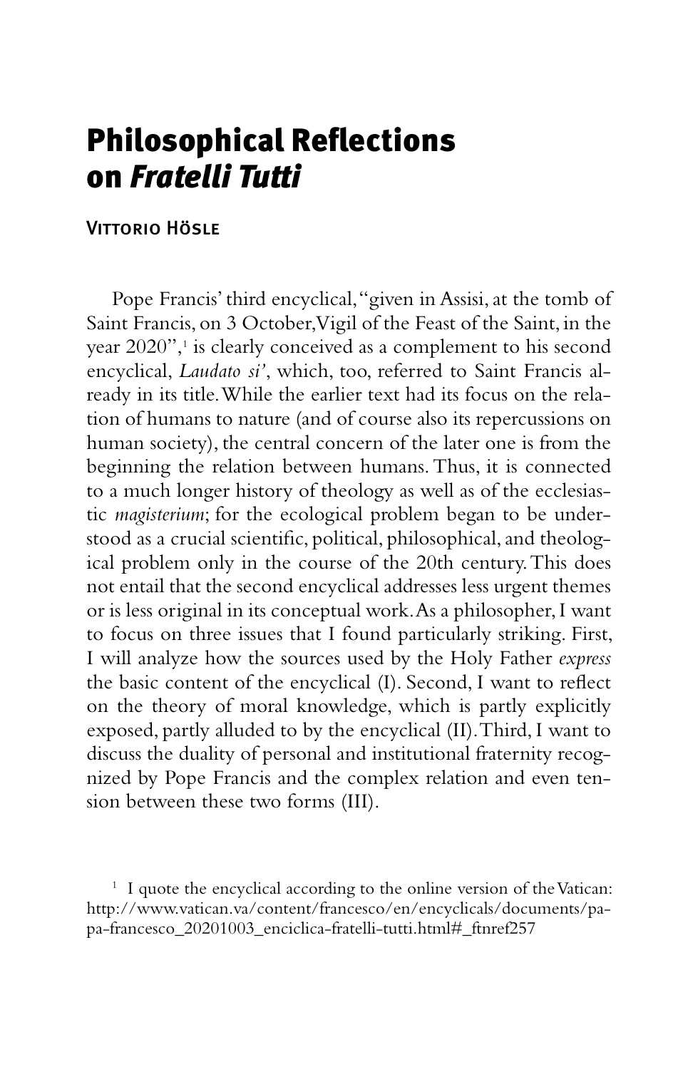# Philosophical Reflections on *Fratelli Tutti*

Vittorio Hösle

Pope Francis' third encyclical, "given in Assisi, at the tomb of Saint Francis, on 3 October, Vigil of the Feast of the Saint, in the year 2020",[1] is clearly conceived as a complement to his second encyclical, *Laudato si'*, which, too, referred to Saint Francis already in its title. While the earlier text had its focus on the relation of humans to nature (and of course also its repercussions on human society), the central concern of the later one is from the beginning the relation between humans. Thus, it is connected to a much longer history of theology as well as of the ecclesiastic *magisterium*; for the ecological problem began to be understood as a crucial scientific, political, philosophical, and theological problem only in the course of the 20th century. This does not entail that the second encyclical addresses less urgent themes or is less original in its conceptual work. As a philosopher, I want to focus on three issues that I found particularly striking. First, I will analyze how the sources used by the Holy Father *express* the basic content of the encyclical (I). Second, I want to reflect on the theory of moral knowledge, which is partly explicitly exposed, partly alluded to by the encyclical (II). Third, I want to discuss the duality of personal and institutional fraternity recognized by Pope Francis and the complex relation and even tension between these two forms (III).

[1] I quote the encyclical according to the online version of the Vatican: http://www.vatican.va/content/francesco/en/encyclicals/documents/papa-francesco_20201003_enciclica-fratelli-tutti.html#_ftnref257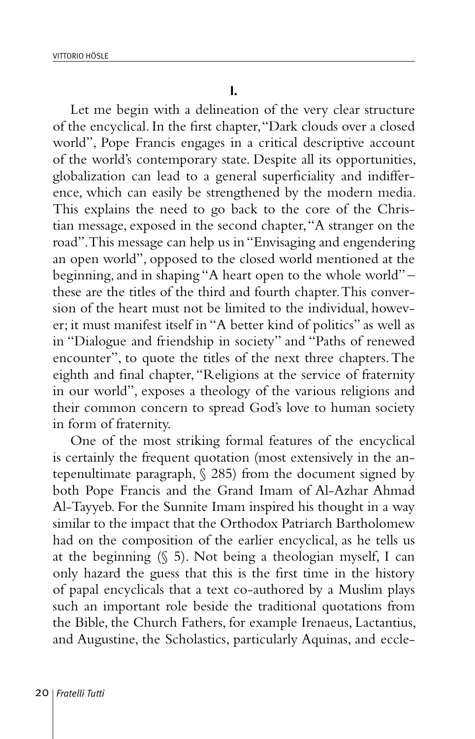## I.

Let me begin with a delineation of the very clear structure of the encyclical. In the first chapter, "Dark clouds over a closed world", Pope Francis engages in a critical descriptive account of the world's contemporary state. Despite all its opportunities, globalization can lead to a general superficiality and indifference, which can easily be strengthened by the modern media. This explains the need to go back to the core of the Christian message, exposed in the second chapter, "A stranger on the road". This message can help us in "Envisaging and engendering an open world", opposed to the closed world mentioned at the beginning, and in shaping "A heart open to the whole world" – these are the titles of the third and fourth chapter. This conversion of the heart must not be limited to the individual, however; it must manifest itself in "A better kind of politics" as well as in "Dialogue and friendship in society" and "Paths of renewed encounter", to quote the titles of the next three chapters. The eighth and final chapter, "Religions at the service of fraternity in our world", exposes a theology of the various religions and their common concern to spread God's love to human society in form of fraternity.

One of the most striking formal features of the encyclical is certainly the frequent quotation (most extensively in the antepenultimate paragraph, § 285) from the document signed by both Pope Francis and the Grand Imam of Al-Azhar Ahmad Al-Tayyeb. For the Sunnite Imam inspired his thought in a way similar to the impact that the Orthodox Patriarch Bartholomew had on the composition of the earlier encyclical, as he tells us at the beginning (§ 5). Not being a theologian myself, I can only hazard the guess that this is the first time in the history of papal encyclicals that a text co-authored by a Muslim plays such an important role beside the traditional quotations from the Bible, the Church Fathers, for example Irenaeus, Lactantius, and Augustine, the Scholastics, particularly Aquinas, and eccle-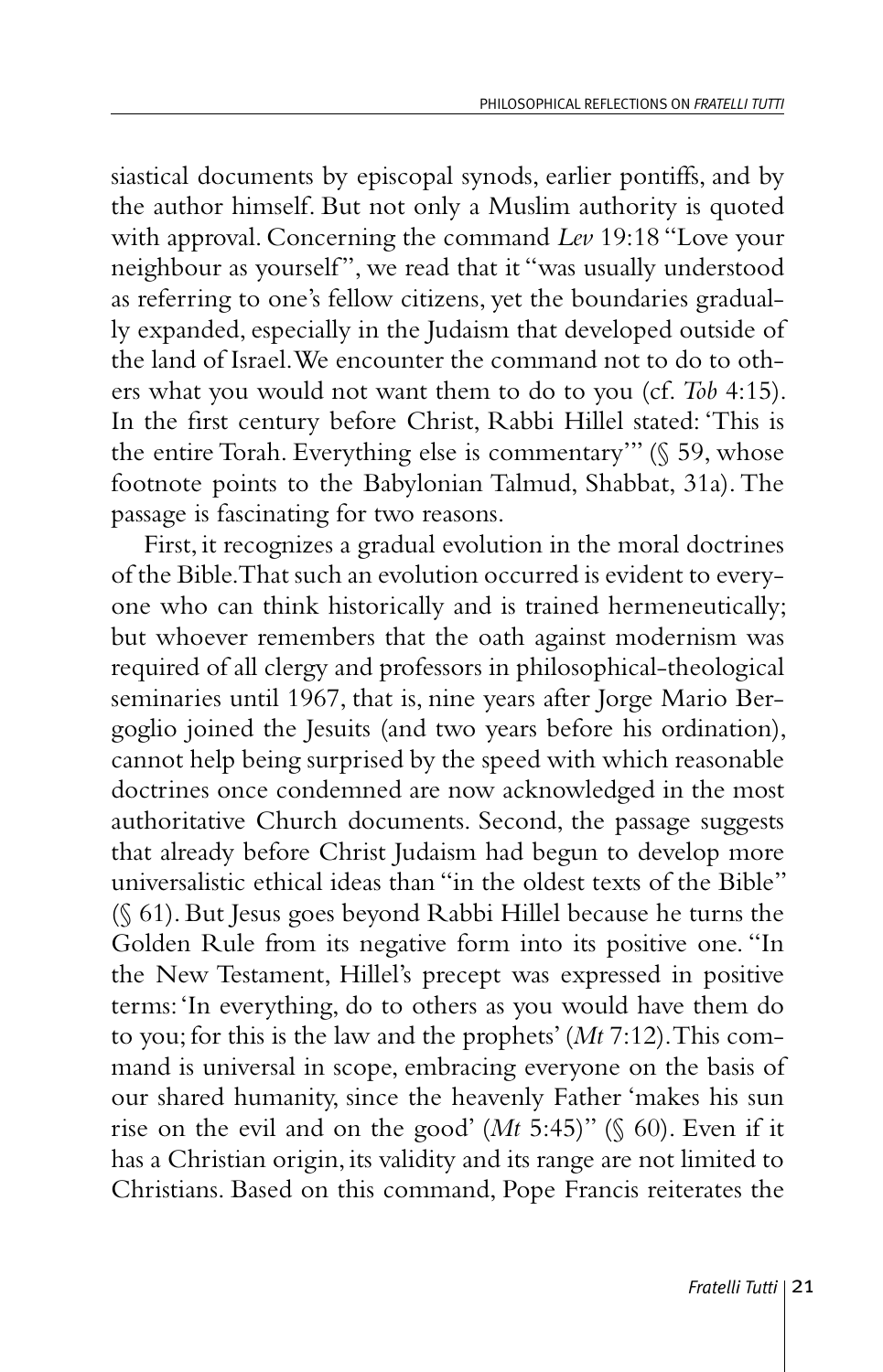siastical documents by episcopal synods, earlier pontiffs, and by the author himself. But not only a Muslim authority is quoted with approval. Concerning the command *Lev* 19:18 "Love your neighbour as yourself", we read that it "was usually understood as referring to one's fellow citizens, yet the boundaries gradually expanded, especially in the Judaism that developed outside of the land of Israel. We encounter the command not to do to others what you would not want them to do to you (cf. *Tob* 4:15). In the first century before Christ, Rabbi Hillel stated: 'This is the entire Torah. Everything else is commentary'" (§ 59, whose footnote points to the Babylonian Talmud, Shabbat, 31a). The passage is fascinating for two reasons.

First, it recognizes a gradual evolution in the moral doctrines of the Bible. That such an evolution occurred is evident to everyone who can think historically and is trained hermeneutically; but whoever remembers that the oath against modernism was required of all clergy and professors in philosophical-theological seminaries until 1967, that is, nine years after Jorge Mario Bergoglio joined the Jesuits (and two years before his ordination), cannot help being surprised by the speed with which reasonable doctrines once condemned are now acknowledged in the most authoritative Church documents. Second, the passage suggests that already before Christ Judaism had begun to develop more universalistic ethical ideas than "in the oldest texts of the Bible" (§ 61). But Jesus goes beyond Rabbi Hillel because he turns the Golden Rule from its negative form into its positive one. "In the New Testament, Hillel's precept was expressed in positive terms: 'In everything, do to others as you would have them do to you; for this is the law and the prophets' (*Mt* 7:12). This command is universal in scope, embracing everyone on the basis of our shared humanity, since the heavenly Father 'makes his sun rise on the evil and on the good' (*Mt* 5:45)" (§ 60). Even if it has a Christian origin, its validity and its range are not limited to Christians. Based on this command, Pope Francis reiterates the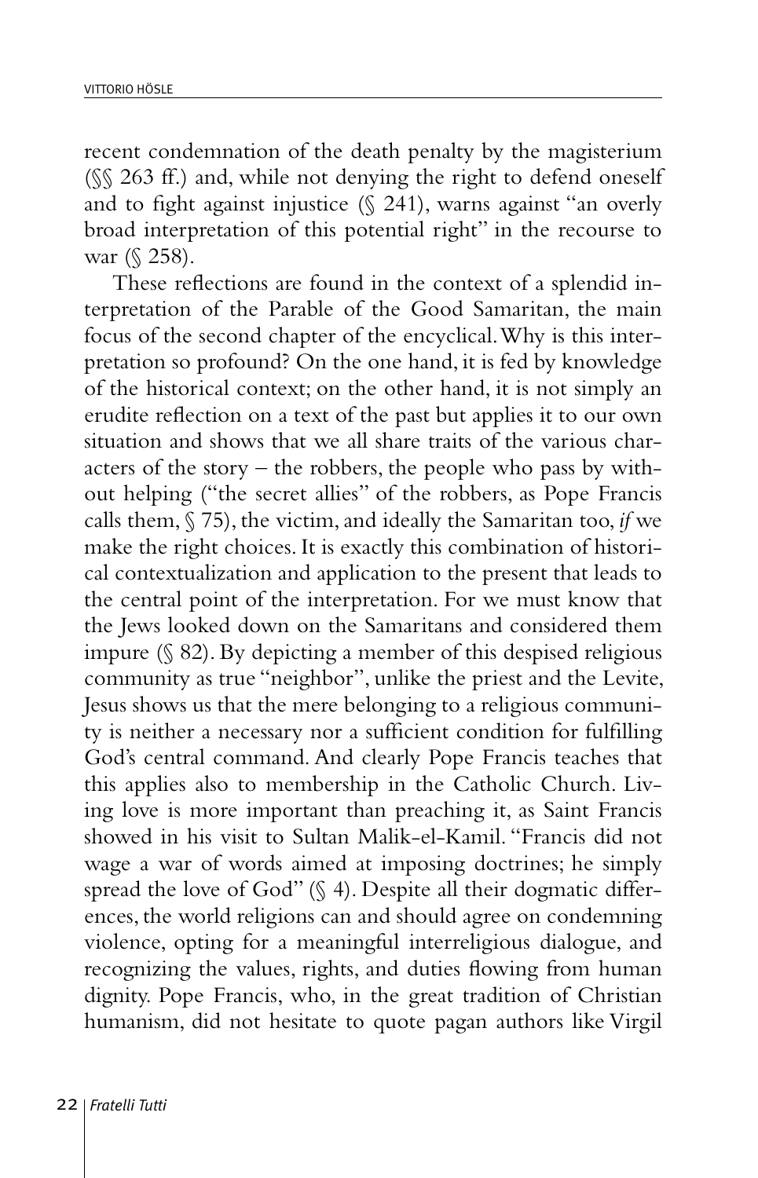recent condemnation of the death penalty by the magisterium (§§ 263 ff.) and, while not denying the right to defend oneself and to fight against injustice (§ 241), warns against "an overly broad interpretation of this potential right" in the recourse to war (§ 258).

These reflections are found in the context of a splendid interpretation of the Parable of the Good Samaritan, the main focus of the second chapter of the encyclical. Why is this interpretation so profound? On the one hand, it is fed by knowledge of the historical context; on the other hand, it is not simply an erudite reflection on a text of the past but applies it to our own situation and shows that we all share traits of the various characters of the story – the robbers, the people who pass by without helping ("the secret allies" of the robbers, as Pope Francis calls them, § 75), the victim, and ideally the Samaritan too, *if* we make the right choices. It is exactly this combination of historical contextualization and application to the present that leads to the central point of the interpretation. For we must know that the Jews looked down on the Samaritans and considered them impure (§ 82). By depicting a member of this despised religious community as true "neighbor", unlike the priest and the Levite, Jesus shows us that the mere belonging to a religious community is neither a necessary nor a sufficient condition for fulfilling God's central command. And clearly Pope Francis teaches that this applies also to membership in the Catholic Church. Living love is more important than preaching it, as Saint Francis showed in his visit to Sultan Malik-el-Kamil. "Francis did not wage a war of words aimed at imposing doctrines; he simply spread the love of God" (§ 4). Despite all their dogmatic differences, the world religions can and should agree on condemning violence, opting for a meaningful interreligious dialogue, and recognizing the values, rights, and duties flowing from human dignity. Pope Francis, who, in the great tradition of Christian humanism, did not hesitate to quote pagan authors like Virgil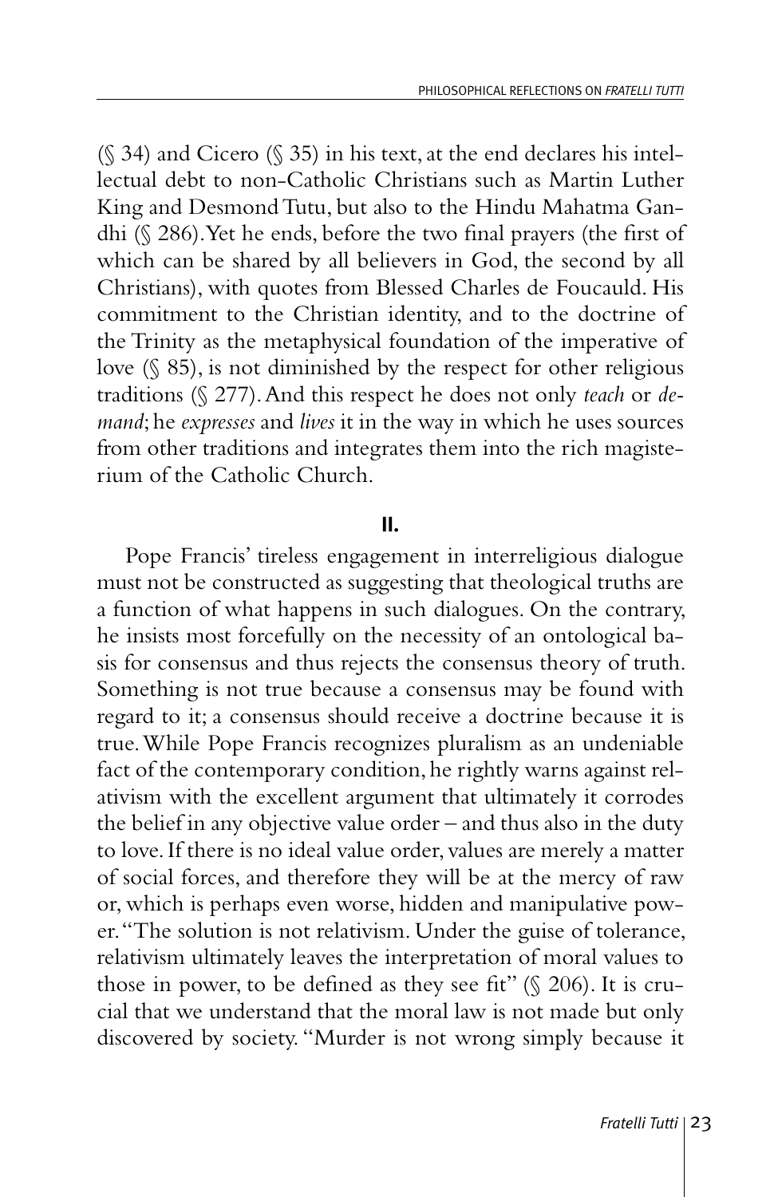(§ 34) and Cicero (§ 35) in his text, at the end declares his intellectual debt to non-Catholic Christians such as Martin Luther King and Desmond Tutu, but also to the Hindu Mahatma Gandhi (§ 286). Yet he ends, before the two final prayers (the first of which can be shared by all believers in God, the second by all Christians), with quotes from Blessed Charles de Foucauld. His commitment to the Christian identity, and to the doctrine of the Trinity as the metaphysical foundation of the imperative of love (§ 85), is not diminished by the respect for other religious traditions (§ 277). And this respect he does not only *teach* or *demand*; he *expresses* and *lives* it in the way in which he uses sources from other traditions and integrates them into the rich magisterium of the Catholic Church.

## II.

Pope Francis' tireless engagement in interreligious dialogue must not be constructed as suggesting that theological truths are a function of what happens in such dialogues. On the contrary, he insists most forcefully on the necessity of an ontological basis for consensus and thus rejects the consensus theory of truth. Something is not true because a consensus may be found with regard to it; a consensus should receive a doctrine because it is true. While Pope Francis recognizes pluralism as an undeniable fact of the contemporary condition, he rightly warns against relativism with the excellent argument that ultimately it corrodes the belief in any objective value order – and thus also in the duty to love. If there is no ideal value order, values are merely a matter of social forces, and therefore they will be at the mercy of raw or, which is perhaps even worse, hidden and manipulative power. "The solution is not relativism. Under the guise of tolerance, relativism ultimately leaves the interpretation of moral values to those in power, to be defined as they see fit" (§ 206). It is crucial that we understand that the moral law is not made but only discovered by society. "Murder is not wrong simply because it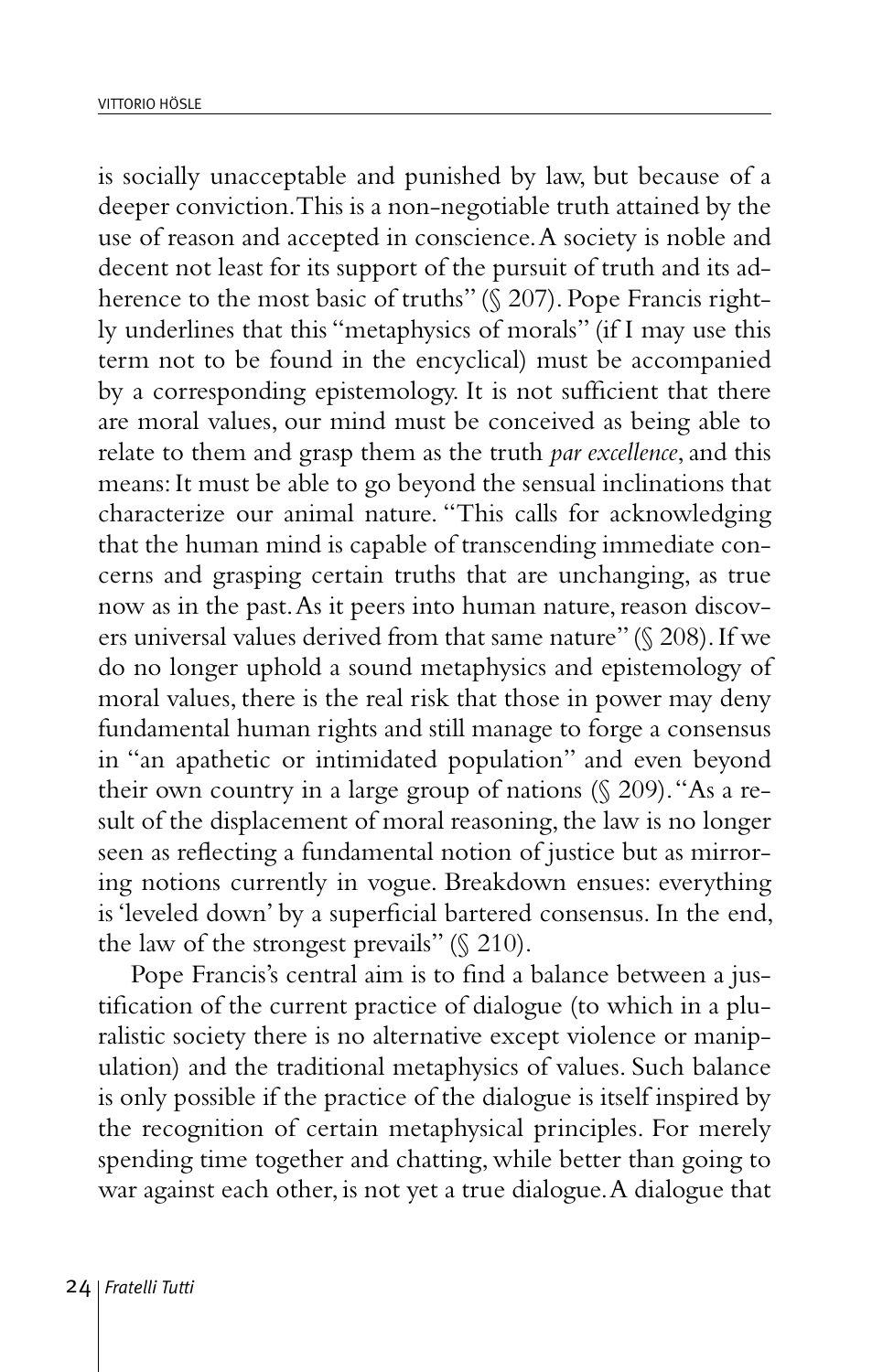is socially unacceptable and punished by law, but because of a deeper conviction. This is a non-negotiable truth attained by the use of reason and accepted in conscience. A society is noble and decent not least for its support of the pursuit of truth and its adherence to the most basic of truths" (§ 207). Pope Francis rightly underlines that this "metaphysics of morals" (if I may use this term not to be found in the encyclical) must be accompanied by a corresponding epistemology. It is not sufficient that there are moral values, our mind must be conceived as being able to relate to them and grasp them as the truth *par excellence*, and this means: It must be able to go beyond the sensual inclinations that characterize our animal nature. "This calls for acknowledging that the human mind is capable of transcending immediate concerns and grasping certain truths that are unchanging, as true now as in the past. As it peers into human nature, reason discovers universal values derived from that same nature" (§ 208). If we do no longer uphold a sound metaphysics and epistemology of moral values, there is the real risk that those in power may deny fundamental human rights and still manage to forge a consensus in "an apathetic or intimidated population" and even beyond their own country in a large group of nations (§ 209). "As a result of the displacement of moral reasoning, the law is no longer seen as reflecting a fundamental notion of justice but as mirroring notions currently in vogue. Breakdown ensues: everything is 'leveled down' by a superficial bartered consensus. In the end, the law of the strongest prevails" (§ 210).

Pope Francis's central aim is to find a balance between a justification of the current practice of dialogue (to which in a pluralistic society there is no alternative except violence or manipulation) and the traditional metaphysics of values. Such balance is only possible if the practice of the dialogue is itself inspired by the recognition of certain metaphysical principles. For merely spending time together and chatting, while better than going to war against each other, is not yet a true dialogue. A dialogue that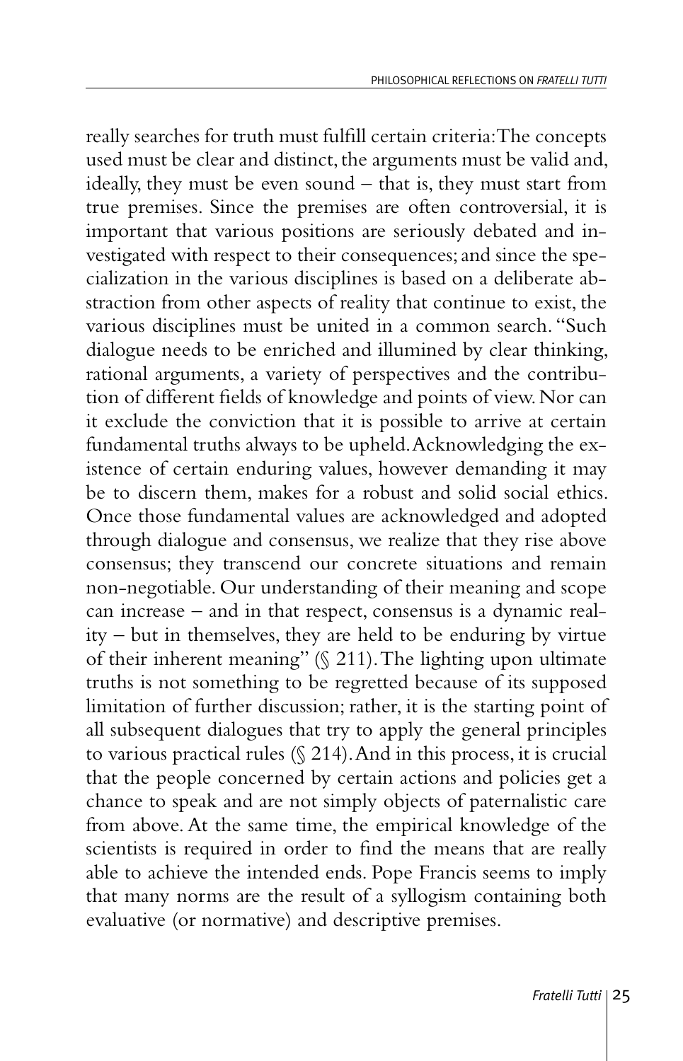really searches for truth must fulfill certain criteria: The concepts used must be clear and distinct, the arguments must be valid and, ideally, they must be even sound – that is, they must start from true premises. Since the premises are often controversial, it is important that various positions are seriously debated and investigated with respect to their consequences; and since the specialization in the various disciplines is based on a deliberate abstraction from other aspects of reality that continue to exist, the various disciplines must be united in a common search. "Such dialogue needs to be enriched and illumined by clear thinking, rational arguments, a variety of perspectives and the contribution of different fields of knowledge and points of view. Nor can it exclude the conviction that it is possible to arrive at certain fundamental truths always to be upheld. Acknowledging the existence of certain enduring values, however demanding it may be to discern them, makes for a robust and solid social ethics. Once those fundamental values are acknowledged and adopted through dialogue and consensus, we realize that they rise above consensus; they transcend our concrete situations and remain non-negotiable. Our understanding of their meaning and scope can increase – and in that respect, consensus is a dynamic reality – but in themselves, they are held to be enduring by virtue of their inherent meaning" (§ 211). The lighting upon ultimate truths is not something to be regretted because of its supposed limitation of further discussion; rather, it is the starting point of all subsequent dialogues that try to apply the general principles to various practical rules (§ 214). And in this process, it is crucial that the people concerned by certain actions and policies get a chance to speak and are not simply objects of paternalistic care from above. At the same time, the empirical knowledge of the scientists is required in order to find the means that are really able to achieve the intended ends. Pope Francis seems to imply that many norms are the result of a syllogism containing both evaluative (or normative) and descriptive premises.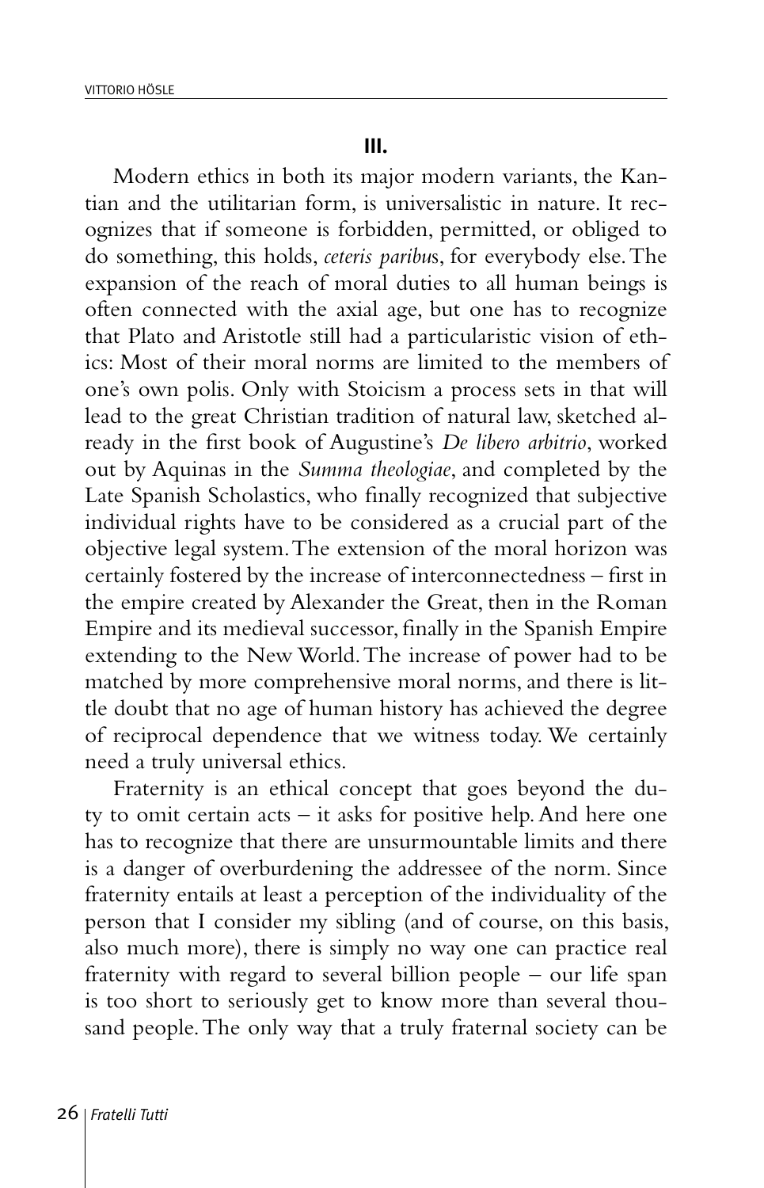### III.

Modern ethics in both its major modern variants, the Kantian and the utilitarian form, is universalistic in nature. It recognizes that if someone is forbidden, permitted, or obliged to do something, this holds, *ceteris paribus*, for everybody else. The expansion of the reach of moral duties to all human beings is often connected with the axial age, but one has to recognize that Plato and Aristotle still had a particularistic vision of ethics: Most of their moral norms are limited to the members of one's own polis. Only with Stoicism a process sets in that will lead to the great Christian tradition of natural law, sketched already in the first book of Augustine's *De libero arbitrio*, worked out by Aquinas in the *Summa theologiae*, and completed by the Late Spanish Scholastics, who finally recognized that subjective individual rights have to be considered as a crucial part of the objective legal system. The extension of the moral horizon was certainly fostered by the increase of interconnectedness – first in the empire created by Alexander the Great, then in the Roman Empire and its medieval successor, finally in the Spanish Empire extending to the New World. The increase of power had to be matched by more comprehensive moral norms, and there is little doubt that no age of human history has achieved the degree of reciprocal dependence that we witness today. We certainly need a truly universal ethics.

Fraternity is an ethical concept that goes beyond the duty to omit certain acts – it asks for positive help. And here one has to recognize that there are unsurmountable limits and there is a danger of overburdening the addressee of the norm. Since fraternity entails at least a perception of the individuality of the person that I consider my sibling (and of course, on this basis, also much more), there is simply no way one can practice real fraternity with regard to several billion people – our life span is too short to seriously get to know more than several thousand people. The only way that a truly fraternal society can be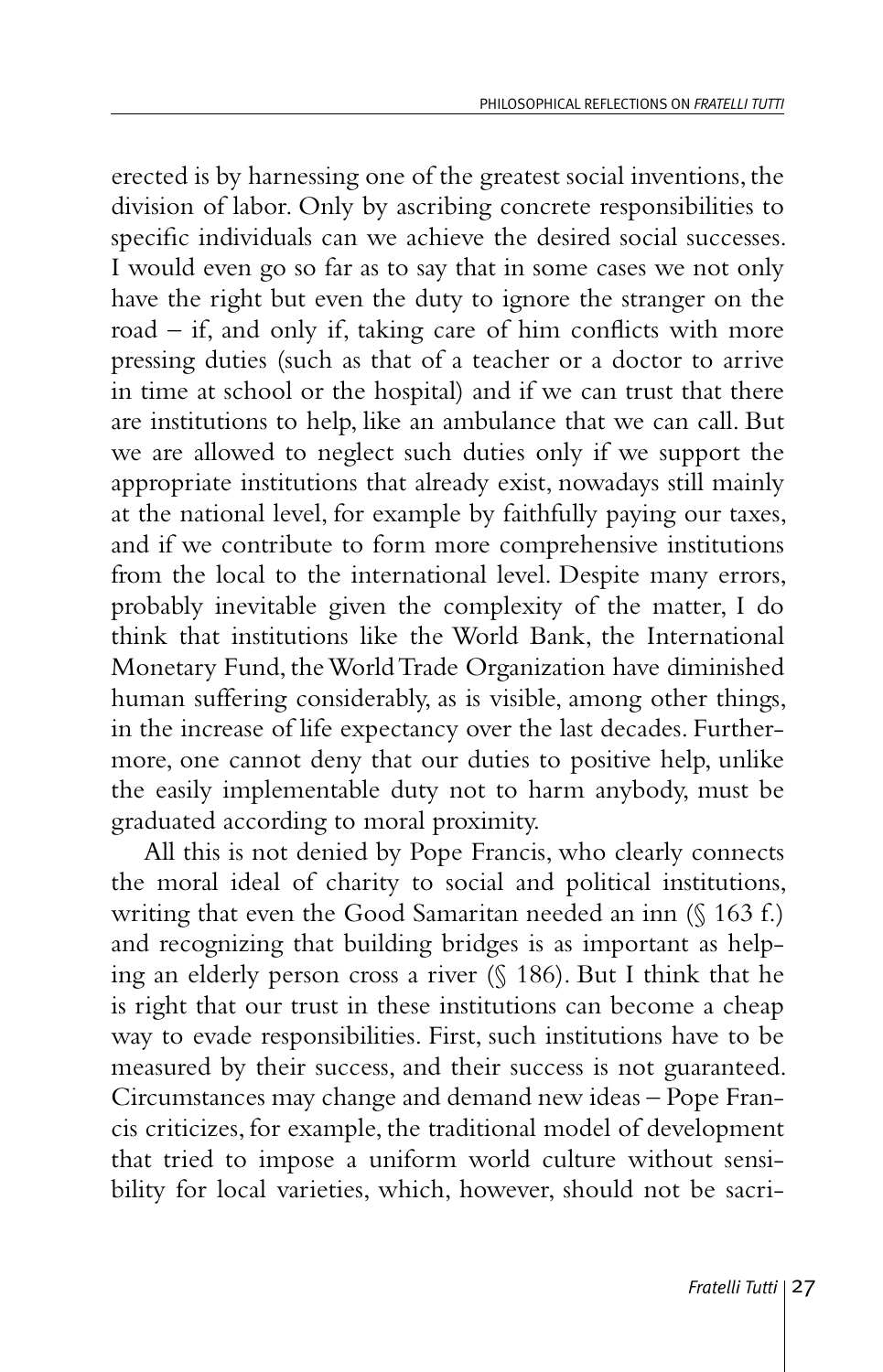erected is by harnessing one of the greatest social inventions, the division of labor. Only by ascribing concrete responsibilities to specific individuals can we achieve the desired social successes. I would even go so far as to say that in some cases we not only have the right but even the duty to ignore the stranger on the road – if, and only if, taking care of him conflicts with more pressing duties (such as that of a teacher or a doctor to arrive in time at school or the hospital) and if we can trust that there are institutions to help, like an ambulance that we can call. But we are allowed to neglect such duties only if we support the appropriate institutions that already exist, nowadays still mainly at the national level, for example by faithfully paying our taxes, and if we contribute to form more comprehensive institutions from the local to the international level. Despite many errors, probably inevitable given the complexity of the matter, I do think that institutions like the World Bank, the International Monetary Fund, the World Trade Organization have diminished human suffering considerably, as is visible, among other things, in the increase of life expectancy over the last decades. Furthermore, one cannot deny that our duties to positive help, unlike the easily implementable duty not to harm anybody, must be graduated according to moral proximity.

All this is not denied by Pope Francis, who clearly connects the moral ideal of charity to social and political institutions, writing that even the Good Samaritan needed an inn (§ 163 f.) and recognizing that building bridges is as important as helping an elderly person cross a river (§ 186). But I think that he is right that our trust in these institutions can become a cheap way to evade responsibilities. First, such institutions have to be measured by their success, and their success is not guaranteed. Circumstances may change and demand new ideas – Pope Francis criticizes, for example, the traditional model of development that tried to impose a uniform world culture without sensibility for local varieties, which, however, should not be sacri-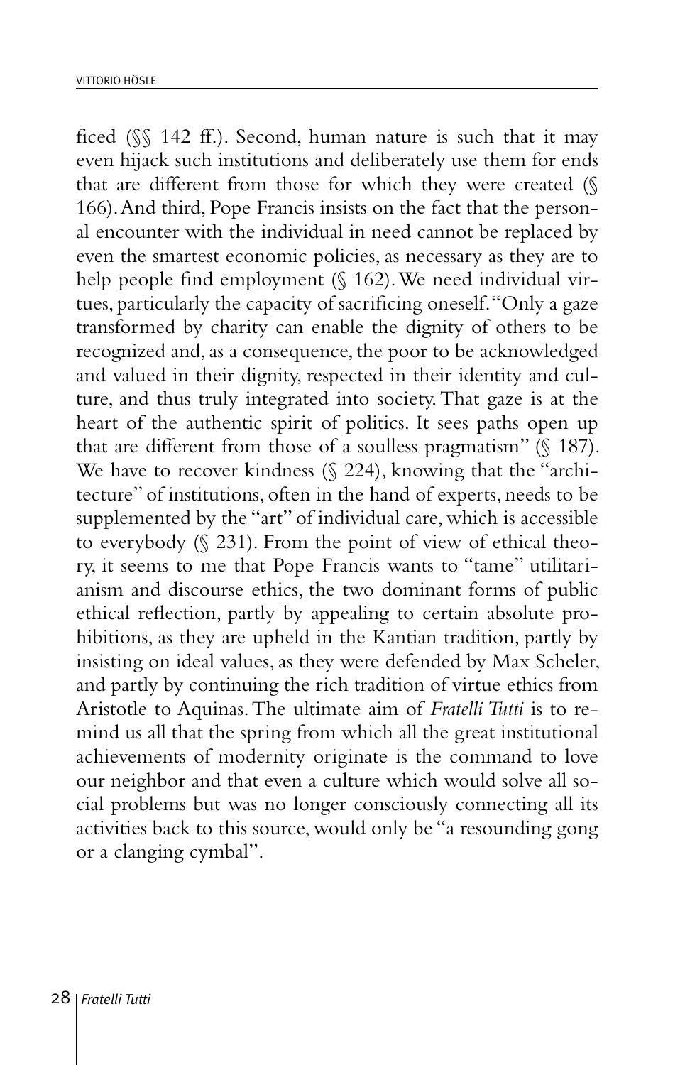ficed (§§ 142 ff.). Second, human nature is such that it may even hijack such institutions and deliberately use them for ends that are different from those for which they were created (§ 166). And third, Pope Francis insists on the fact that the personal encounter with the individual in need cannot be replaced by even the smartest economic policies, as necessary as they are to help people find employment (§ 162). We need individual virtues, particularly the capacity of sacrificing oneself. "Only a gaze transformed by charity can enable the dignity of others to be recognized and, as a consequence, the poor to be acknowledged and valued in their dignity, respected in their identity and culture, and thus truly integrated into society. That gaze is at the heart of the authentic spirit of politics. It sees paths open up that are different from those of a soulless pragmatism" (§ 187). We have to recover kindness (§ 224), knowing that the "architecture" of institutions, often in the hand of experts, needs to be supplemented by the "art" of individual care, which is accessible to everybody (§ 231). From the point of view of ethical theory, it seems to me that Pope Francis wants to "tame" utilitarianism and discourse ethics, the two dominant forms of public ethical reflection, partly by appealing to certain absolute prohibitions, as they are upheld in the Kantian tradition, partly by insisting on ideal values, as they were defended by Max Scheler, and partly by continuing the rich tradition of virtue ethics from Aristotle to Aquinas. The ultimate aim of *Fratelli Tutti* is to remind us all that the spring from which all the great institutional achievements of modernity originate is the command to love our neighbor and that even a culture which would solve all social problems but was no longer consciously connecting all its activities back to this source, would only be "a resounding gong or a clanging cymbal".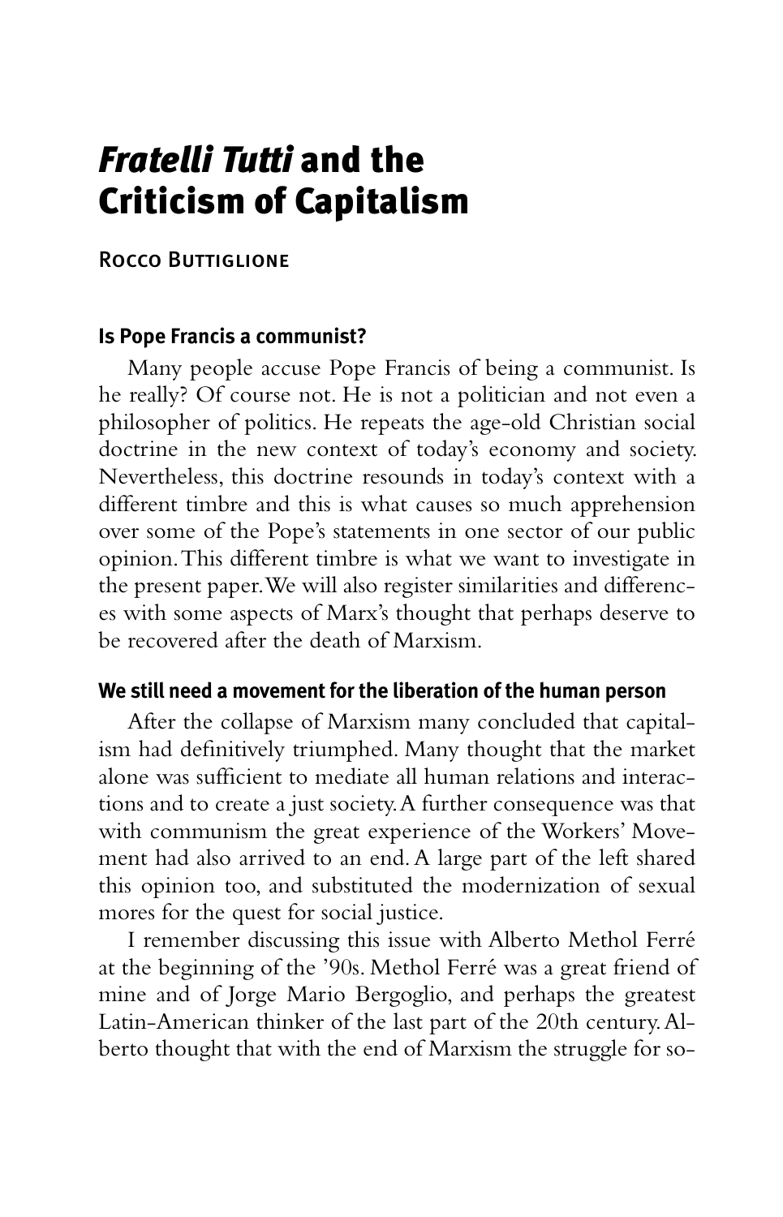# *Fratelli Tutti* and the Criticism of Capitalism

Rocco Buttiglione

### Is Pope Francis a communist?

Many people accuse Pope Francis of being a communist. Is he really? Of course not. He is not a politician and not even a philosopher of politics. He repeats the age-old Christian social doctrine in the new context of today's economy and society. Nevertheless, this doctrine resounds in today's context with a different timbre and this is what causes so much apprehension over some of the Pope's statements in one sector of our public opinion. This different timbre is what we want to investigate in the present paper. We will also register similarities and differences with some aspects of Marx's thought that perhaps deserve to be recovered after the death of Marxism.

### We still need a movement for the liberation of the human person

After the collapse of Marxism many concluded that capitalism had definitively triumphed. Many thought that the market alone was sufficient to mediate all human relations and interactions and to create a just society. A further consequence was that with communism the great experience of the Workers' Movement had also arrived to an end. A large part of the left shared this opinion too, and substituted the modernization of sexual mores for the quest for social justice.

I remember discussing this issue with Alberto Methol Ferré at the beginning of the '90s. Methol Ferré was a great friend of mine and of Jorge Mario Bergoglio, and perhaps the greatest Latin-American thinker of the last part of the 20th century. Alberto thought that with the end of Marxism the struggle for so-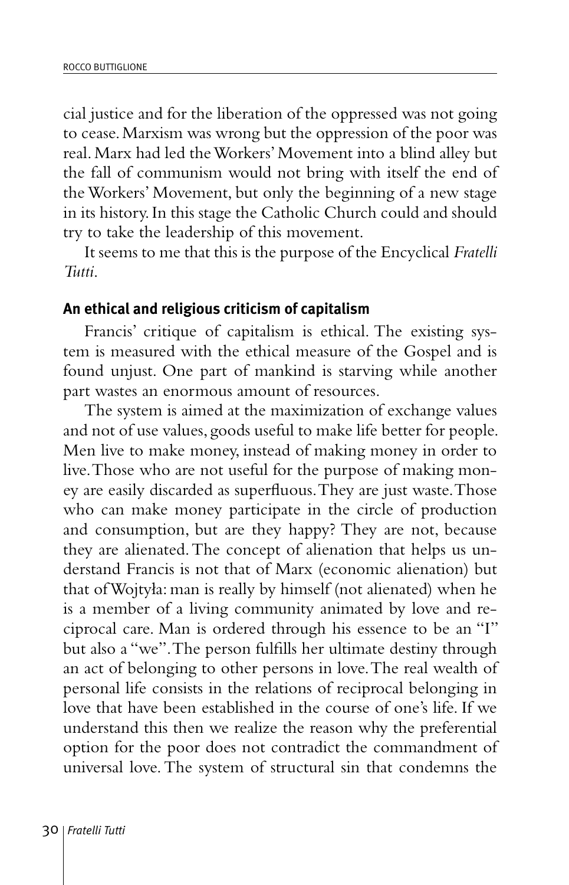cial justice and for the liberation of the oppressed was not going to cease. Marxism was wrong but the oppression of the poor was real. Marx had led the Workers' Movement into a blind alley but the fall of communism would not bring with itself the end of the Workers' Movement, but only the beginning of a new stage in its history. In this stage the Catholic Church could and should try to take the leadership of this movement.

It seems to me that this is the purpose of the Encyclical *Fratelli Tutti*.

### An ethical and religious criticism of capitalism

Francis' critique of capitalism is ethical. The existing system is measured with the ethical measure of the Gospel and is found unjust. One part of mankind is starving while another part wastes an enormous amount of resources.

The system is aimed at the maximization of exchange values and not of use values, goods useful to make life better for people. Men live to make money, instead of making money in order to live. Those who are not useful for the purpose of making money are easily discarded as superfluous. They are just waste. Those who can make money participate in the circle of production and consumption, but are they happy? They are not, because they are alienated. The concept of alienation that helps us understand Francis is not that of Marx (economic alienation) but that of Wojtyła: man is really by himself (not alienated) when he is a member of a living community animated by love and reciprocal care. Man is ordered through his essence to be an "I" but also a "we". The person fulfills her ultimate destiny through an act of belonging to other persons in love. The real wealth of personal life consists in the relations of reciprocal belonging in love that have been established in the course of one's life. If we understand this then we realize the reason why the preferential option for the poor does not contradict the commandment of universal love. The system of structural sin that condemns the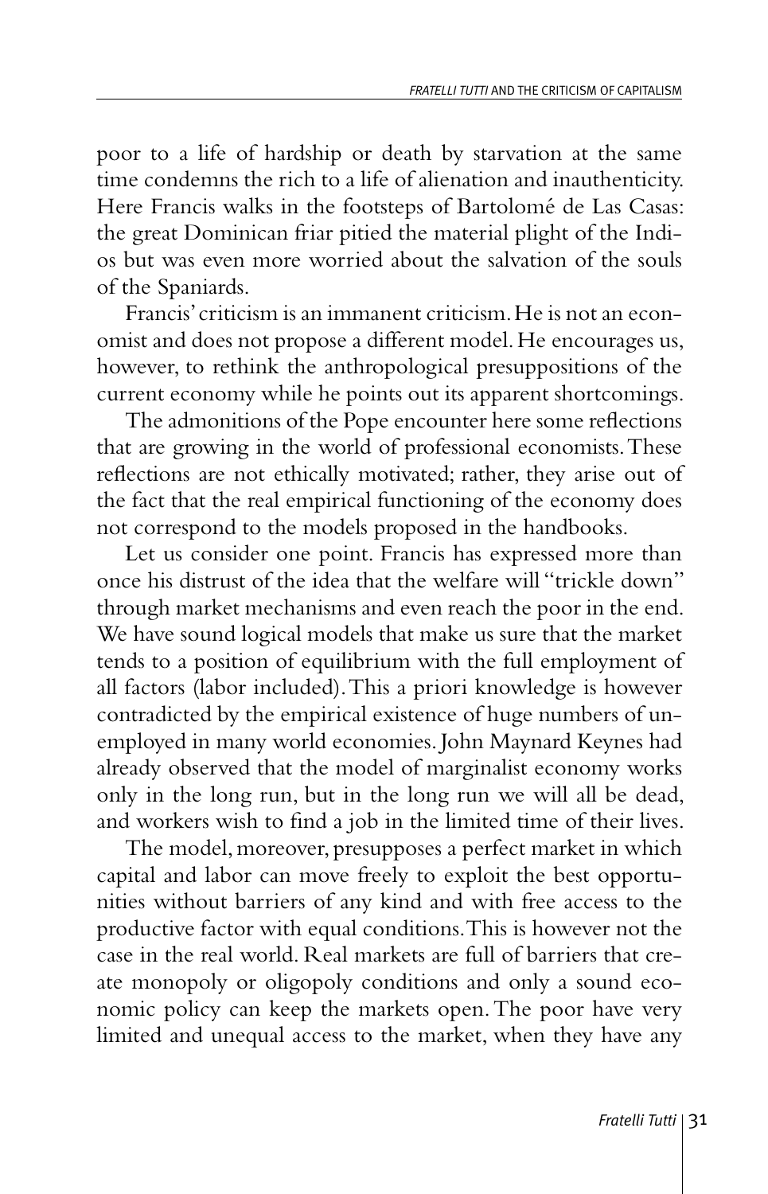poor to a life of hardship or death by starvation at the same time condemns the rich to a life of alienation and inauthenticity. Here Francis walks in the footsteps of Bartolomé de Las Casas: the great Dominican friar pitied the material plight of the Indios but was even more worried about the salvation of the souls of the Spaniards.

Francis' criticism is an immanent criticism. He is not an economist and does not propose a different model. He encourages us, however, to rethink the anthropological presuppositions of the current economy while he points out its apparent shortcomings.

The admonitions of the Pope encounter here some reflections that are growing in the world of professional economists. These reflections are not ethically motivated; rather, they arise out of the fact that the real empirical functioning of the economy does not correspond to the models proposed in the handbooks.

Let us consider one point. Francis has expressed more than once his distrust of the idea that the welfare will "trickle down" through market mechanisms and even reach the poor in the end. We have sound logical models that make us sure that the market tends to a position of equilibrium with the full employment of all factors (labor included). This a priori knowledge is however contradicted by the empirical existence of huge numbers of unemployed in many world economies. John Maynard Keynes had already observed that the model of marginalist economy works only in the long run, but in the long run we will all be dead, and workers wish to find a job in the limited time of their lives.

The model, moreover, presupposes a perfect market in which capital and labor can move freely to exploit the best opportunities without barriers of any kind and with free access to the productive factor with equal conditions. This is however not the case in the real world. Real markets are full of barriers that create monopoly or oligopoly conditions and only a sound economic policy can keep the markets open. The poor have very limited and unequal access to the market, when they have any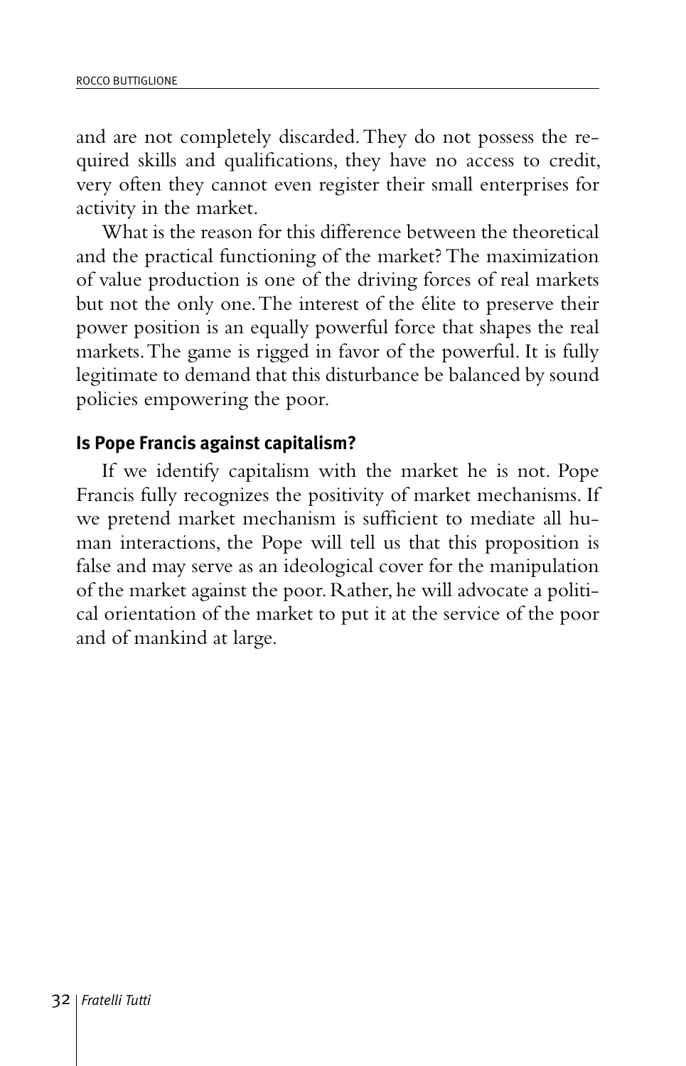and are not completely discarded. They do not possess the required skills and qualifications, they have no access to credit, very often they cannot even register their small enterprises for activity in the market.

What is the reason for this difference between the theoretical and the practical functioning of the market? The maximization of value production is one of the driving forces of real markets but not the only one. The interest of the élite to preserve their power position is an equally powerful force that shapes the real markets. The game is rigged in favor of the powerful. It is fully legitimate to demand that this disturbance be balanced by sound policies empowering the poor.

### Is Pope Francis against capitalism?

If we identify capitalism with the market he is not. Pope Francis fully recognizes the positivity of market mechanisms. If we pretend market mechanism is sufficient to mediate all human interactions, the Pope will tell us that this proposition is false and may serve as an ideological cover for the manipulation of the market against the poor. Rather, he will advocate a political orientation of the market to put it at the service of the poor and of mankind at large.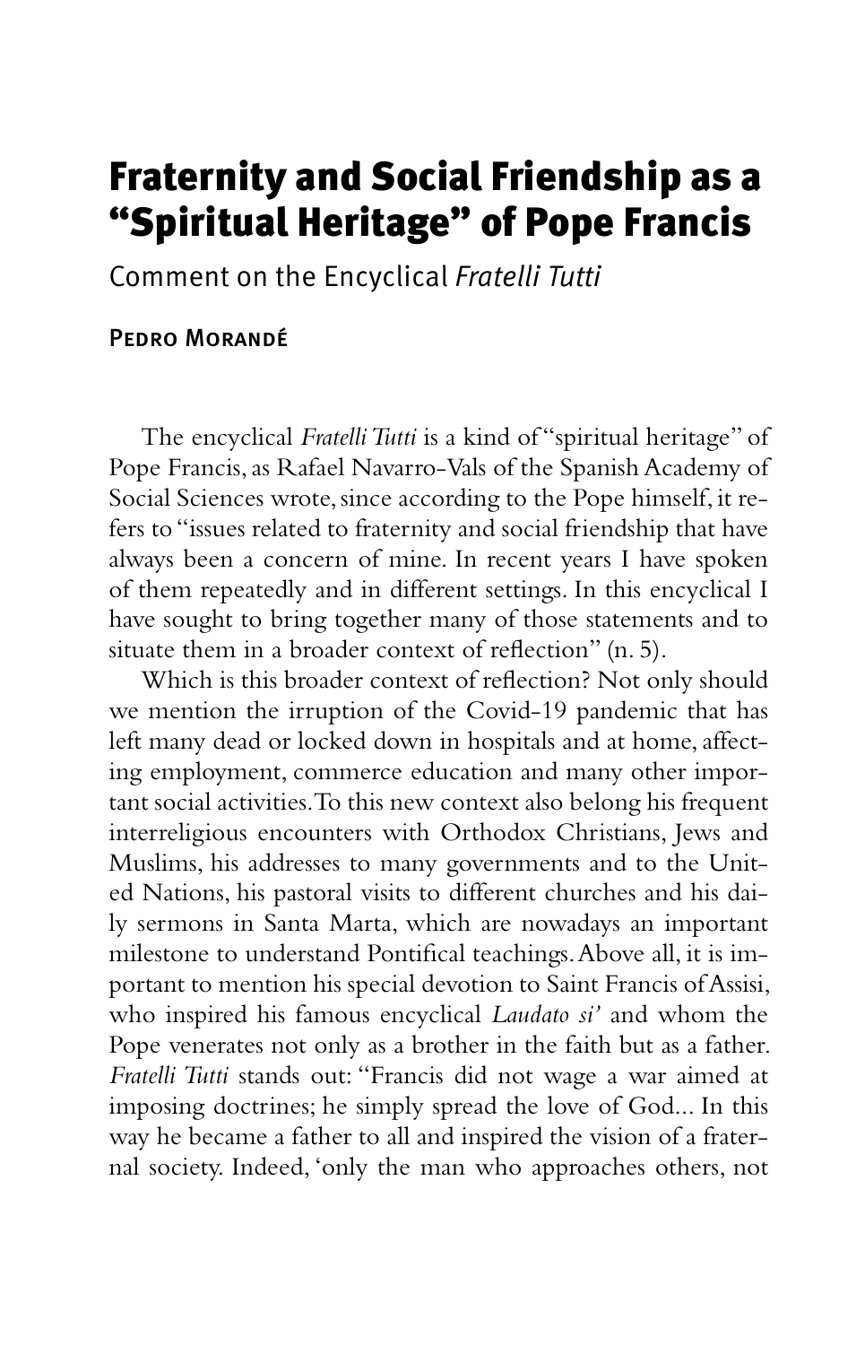# Fraternity and Social Friendship as a "Spiritual Heritage" of Pope Francis

Comment on the Encyclical *Fratelli Tutti*

**Pedro Morandé**

The encyclical *Fratelli Tutti* is a kind of "spiritual heritage" of Pope Francis, as Rafael Navarro-Vals of the Spanish Academy of Social Sciences wrote, since according to the Pope himself, it refers to "issues related to fraternity and social friendship that have always been a concern of mine. In recent years I have spoken of them repeatedly and in different settings. In this encyclical I have sought to bring together many of those statements and to situate them in a broader context of reflection" (n. 5).

Which is this broader context of reflection? Not only should we mention the irruption of the Covid-19 pandemic that has left many dead or locked down in hospitals and at home, affecting employment, commerce education and many other important social activities. To this new context also belong his frequent interreligious encounters with Orthodox Christians, Jews and Muslims, his addresses to many governments and to the United Nations, his pastoral visits to different churches and his daily sermons in Santa Marta, which are nowadays an important milestone to understand Pontifical teachings. Above all, it is important to mention his special devotion to Saint Francis of Assisi, who inspired his famous encyclical *Laudato si'* and whom the Pope venerates not only as a brother in the faith but as a father. *Fratelli Tutti* stands out: "Francis did not wage a war aimed at imposing doctrines; he simply spread the love of God... In this way he became a father to all and inspired the vision of a fraternal society. Indeed, 'only the man who approaches others, not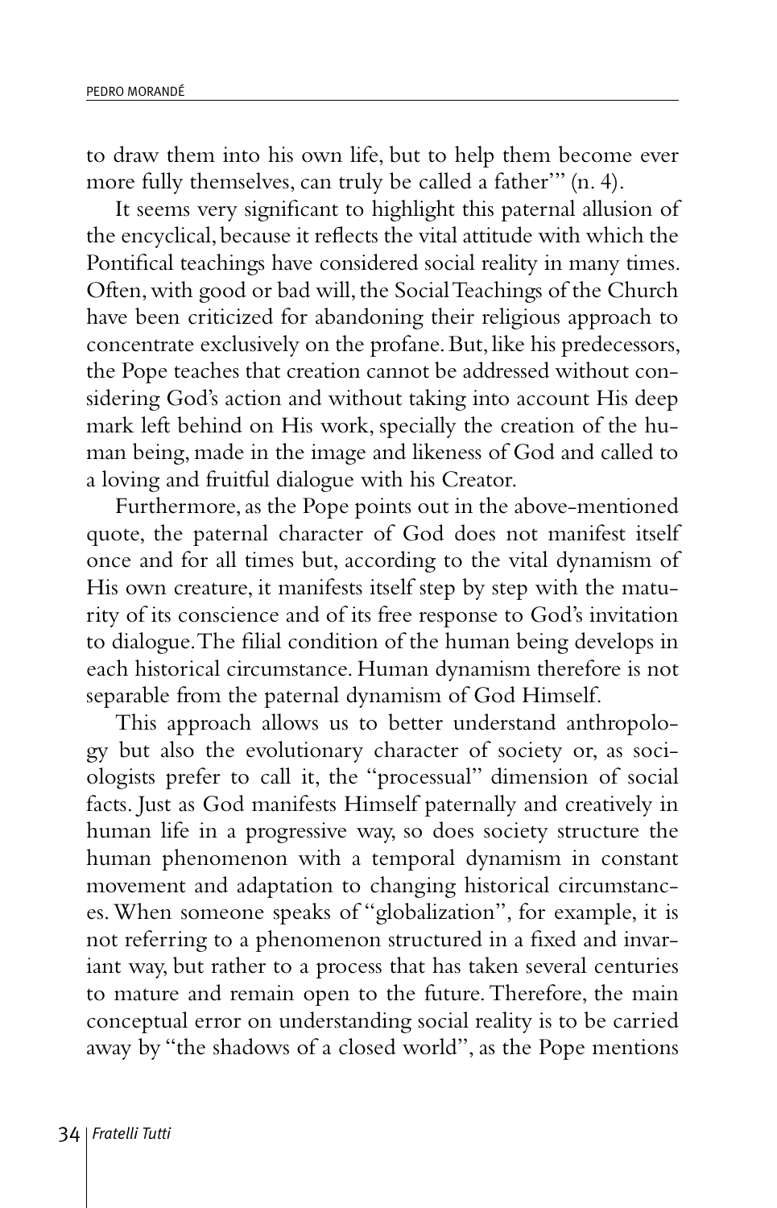to draw them into his own life, but to help them become ever more fully themselves, can truly be called a father'" (n. 4).

It seems very significant to highlight this paternal allusion of the encyclical, because it reflects the vital attitude with which the Pontifical teachings have considered social reality in many times. Often, with good or bad will, the Social Teachings of the Church have been criticized for abandoning their religious approach to concentrate exclusively on the profane. But, like his predecessors, the Pope teaches that creation cannot be addressed without considering God's action and without taking into account His deep mark left behind on His work, specially the creation of the human being, made in the image and likeness of God and called to a loving and fruitful dialogue with his Creator.

Furthermore, as the Pope points out in the above-mentioned quote, the paternal character of God does not manifest itself once and for all times but, according to the vital dynamism of His own creature, it manifests itself step by step with the maturity of its conscience and of its free response to God's invitation to dialogue. The filial condition of the human being develops in each historical circumstance. Human dynamism therefore is not separable from the paternal dynamism of God Himself.

This approach allows us to better understand anthropology but also the evolutionary character of society or, as sociologists prefer to call it, the "processual" dimension of social facts. Just as God manifests Himself paternally and creatively in human life in a progressive way, so does society structure the human phenomenon with a temporal dynamism in constant movement and adaptation to changing historical circumstances. When someone speaks of "globalization", for example, it is not referring to a phenomenon structured in a fixed and invariant way, but rather to a process that has taken several centuries to mature and remain open to the future. Therefore, the main conceptual error on understanding social reality is to be carried away by "the shadows of a closed world", as the Pope mentions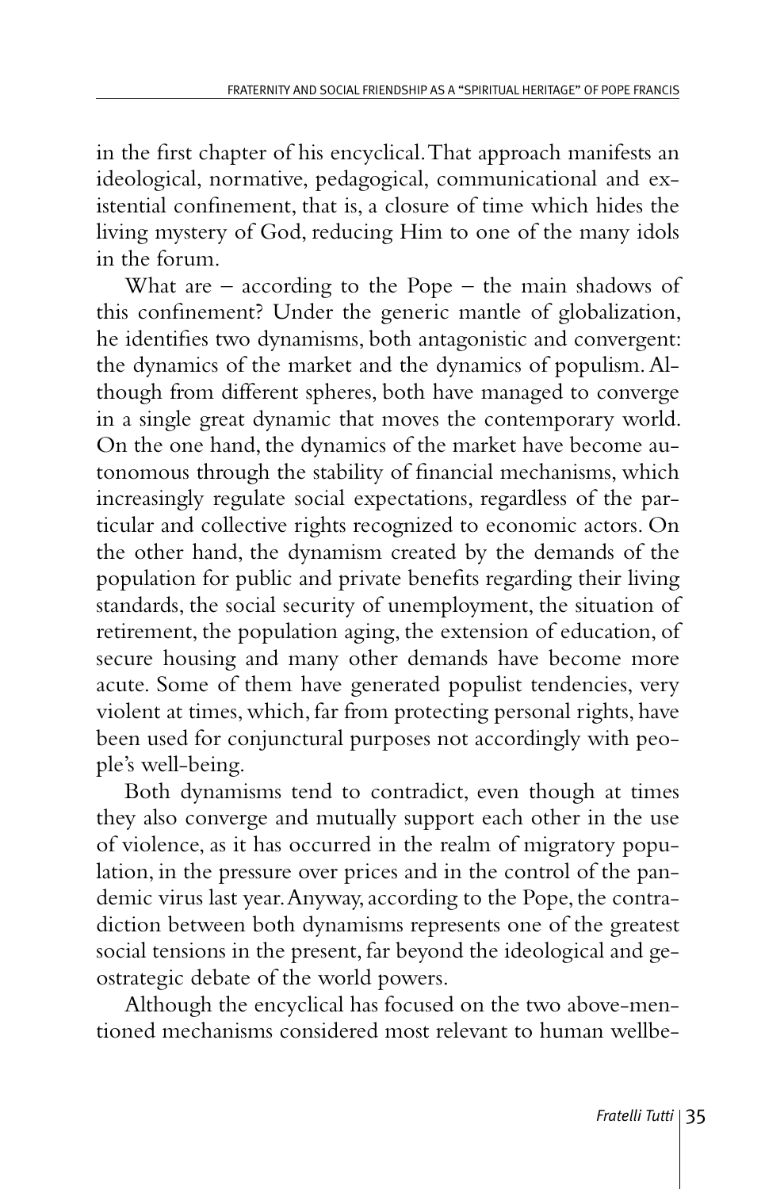in the first chapter of his encyclical. That approach manifests an ideological, normative, pedagogical, communicational and existential confinement, that is, a closure of time which hides the living mystery of God, reducing Him to one of the many idols in the forum.

What are – according to the Pope – the main shadows of this confinement? Under the generic mantle of globalization, he identifies two dynamisms, both antagonistic and convergent: the dynamics of the market and the dynamics of populism. Although from different spheres, both have managed to converge in a single great dynamic that moves the contemporary world. On the one hand, the dynamics of the market have become autonomous through the stability of financial mechanisms, which increasingly regulate social expectations, regardless of the particular and collective rights recognized to economic actors. On the other hand, the dynamism created by the demands of the population for public and private benefits regarding their living standards, the social security of unemployment, the situation of retirement, the population aging, the extension of education, of secure housing and many other demands have become more acute. Some of them have generated populist tendencies, very violent at times, which, far from protecting personal rights, have been used for conjunctural purposes not accordingly with people's well-being.

Both dynamisms tend to contradict, even though at times they also converge and mutually support each other in the use of violence, as it has occurred in the realm of migratory population, in the pressure over prices and in the control of the pandemic virus last year. Anyway, according to the Pope, the contradiction between both dynamisms represents one of the greatest social tensions in the present, far beyond the ideological and geostrategic debate of the world powers.

Although the encyclical has focused on the two above-mentioned mechanisms considered most relevant to human wellbe-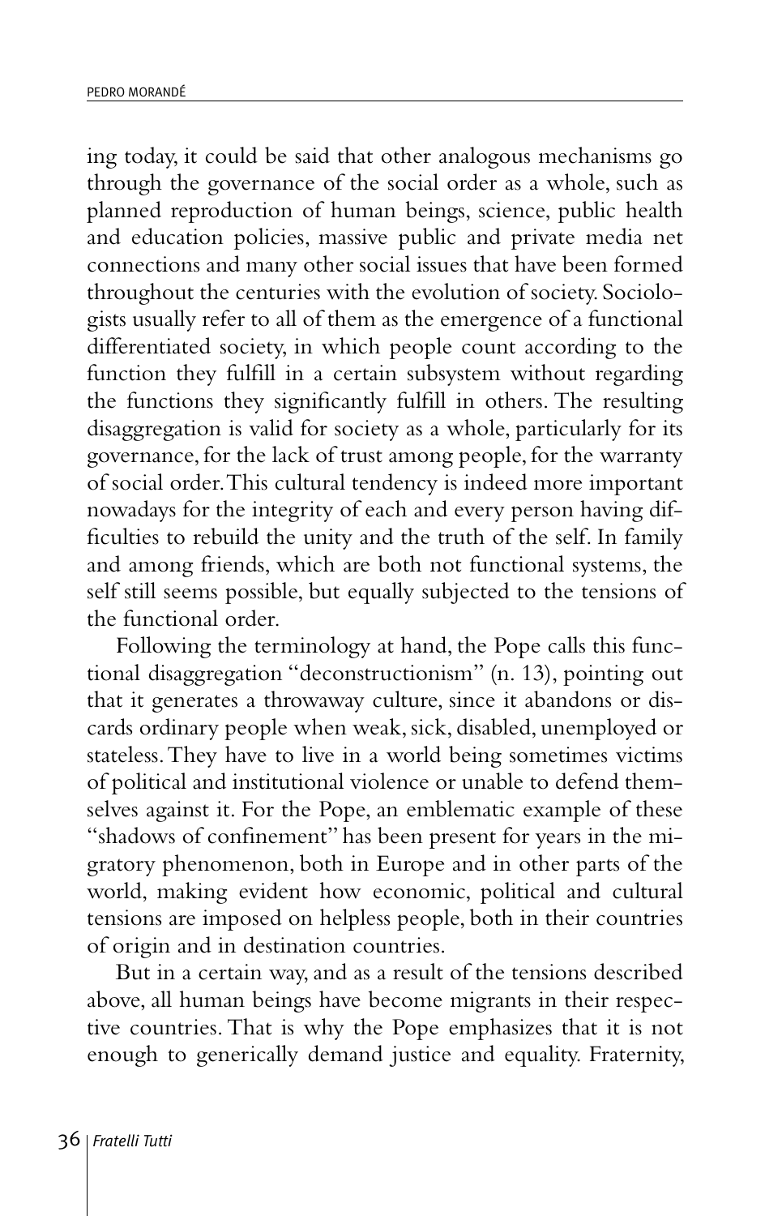ing today, it could be said that other analogous mechanisms go through the governance of the social order as a whole, such as planned reproduction of human beings, science, public health and education policies, massive public and private media net connections and many other social issues that have been formed throughout the centuries with the evolution of society. Sociologists usually refer to all of them as the emergence of a functional differentiated society, in which people count according to the function they fulfill in a certain subsystem without regarding the functions they significantly fulfill in others. The resulting disaggregation is valid for society as a whole, particularly for its governance, for the lack of trust among people, for the warranty of social order. This cultural tendency is indeed more important nowadays for the integrity of each and every person having difficulties to rebuild the unity and the truth of the self. In family and among friends, which are both not functional systems, the self still seems possible, but equally subjected to the tensions of the functional order.

Following the terminology at hand, the Pope calls this functional disaggregation "deconstructionism" (n. 13), pointing out that it generates a throwaway culture, since it abandons or discards ordinary people when weak, sick, disabled, unemployed or stateless. They have to live in a world being sometimes victims of political and institutional violence or unable to defend themselves against it. For the Pope, an emblematic example of these "shadows of confinement" has been present for years in the migratory phenomenon, both in Europe and in other parts of the world, making evident how economic, political and cultural tensions are imposed on helpless people, both in their countries of origin and in destination countries.

But in a certain way, and as a result of the tensions described above, all human beings have become migrants in their respective countries. That is why the Pope emphasizes that it is not enough to generically demand justice and equality. Fraternity,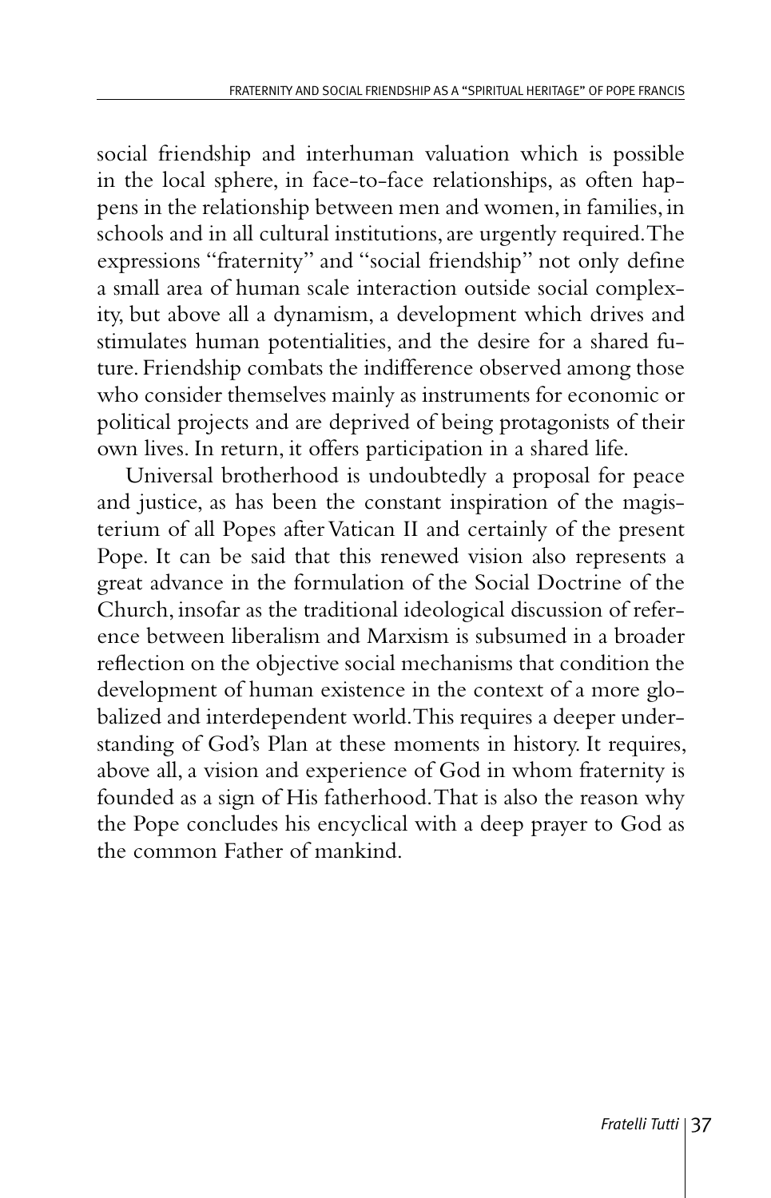social friendship and interhuman valuation which is possible in the local sphere, in face-to-face relationships, as often happens in the relationship between men and women, in families, in schools and in all cultural institutions, are urgently required. The expressions "fraternity" and "social friendship" not only define a small area of human scale interaction outside social complexity, but above all a dynamism, a development which drives and stimulates human potentialities, and the desire for a shared future. Friendship combats the indifference observed among those who consider themselves mainly as instruments for economic or political projects and are deprived of being protagonists of their own lives. In return, it offers participation in a shared life.

Universal brotherhood is undoubtedly a proposal for peace and justice, as has been the constant inspiration of the magisterium of all Popes after Vatican II and certainly of the present Pope. It can be said that this renewed vision also represents a great advance in the formulation of the Social Doctrine of the Church, insofar as the traditional ideological discussion of reference between liberalism and Marxism is subsumed in a broader reflection on the objective social mechanisms that condition the development of human existence in the context of a more globalized and interdependent world. This requires a deeper understanding of God's Plan at these moments in history. It requires, above all, a vision and experience of God in whom fraternity is founded as a sign of His fatherhood. That is also the reason why the Pope concludes his encyclical with a deep prayer to God as the common Father of mankind.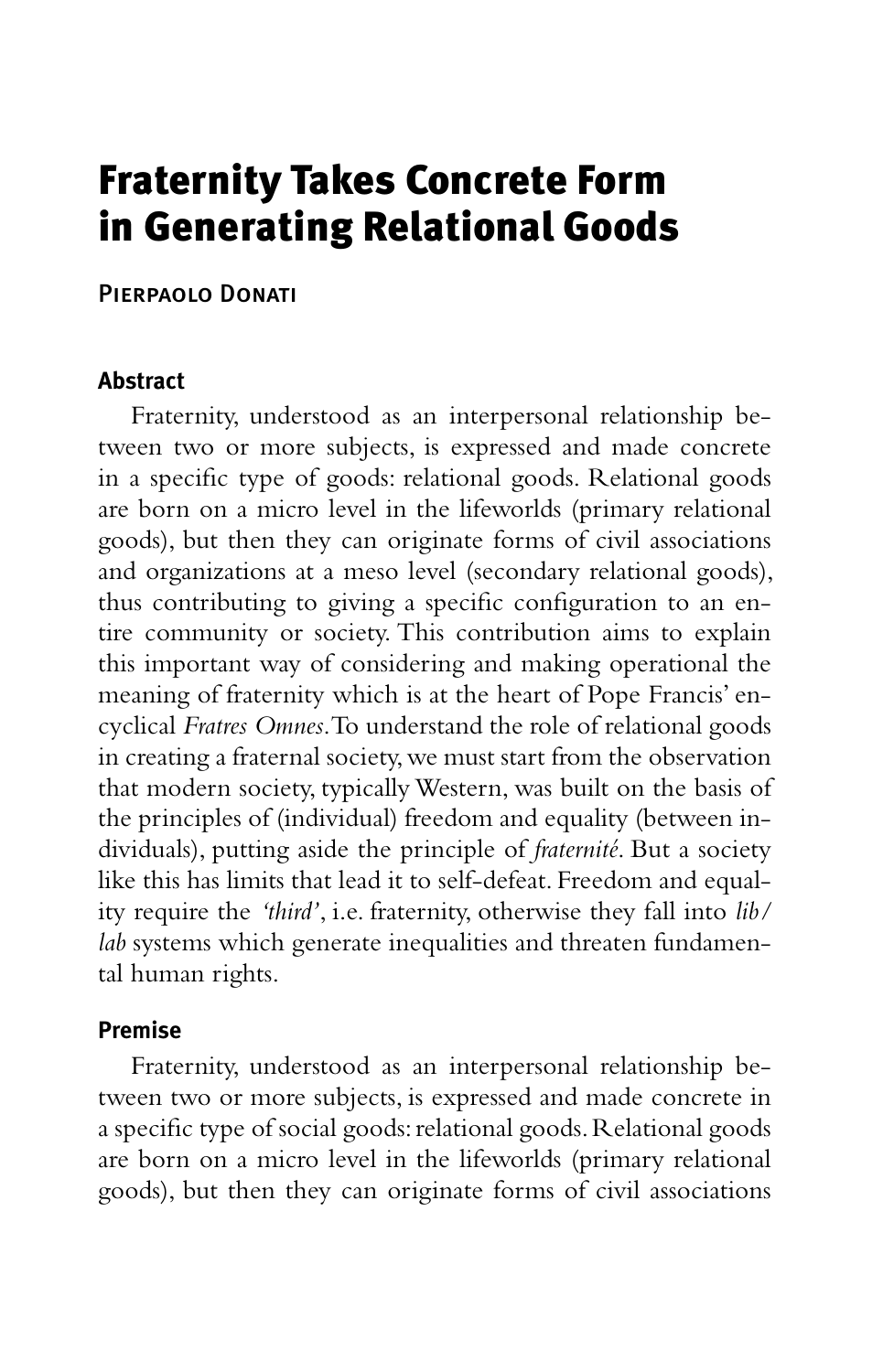# Fraternity Takes Concrete Form in Generating Relational Goods

Pierpaolo Donati

### Abstract

Fraternity, understood as an interpersonal relationship between two or more subjects, is expressed and made concrete in a specific type of goods: relational goods. Relational goods are born on a micro level in the lifeworlds (primary relational goods), but then they can originate forms of civil associations and organizations at a meso level (secondary relational goods), thus contributing to giving a specific configuration to an entire community or society. This contribution aims to explain this important way of considering and making operational the meaning of fraternity which is at the heart of Pope Francis' encyclical *Fratres Omnes*. To understand the role of relational goods in creating a fraternal society, we must start from the observation that modern society, typically Western, was built on the basis of the principles of (individual) freedom and equality (between individuals), putting aside the principle of *fraternité*. But a society like this has limits that lead it to self-defeat. Freedom and equality require the *'third'*, i.e. fraternity, otherwise they fall into *lib/lab* systems which generate inequalities and threaten fundamental human rights.

### Premise

Fraternity, understood as an interpersonal relationship between two or more subjects, is expressed and made concrete in a specific type of social goods: relational goods. Relational goods are born on a micro level in the lifeworlds (primary relational goods), but then they can originate forms of civil associations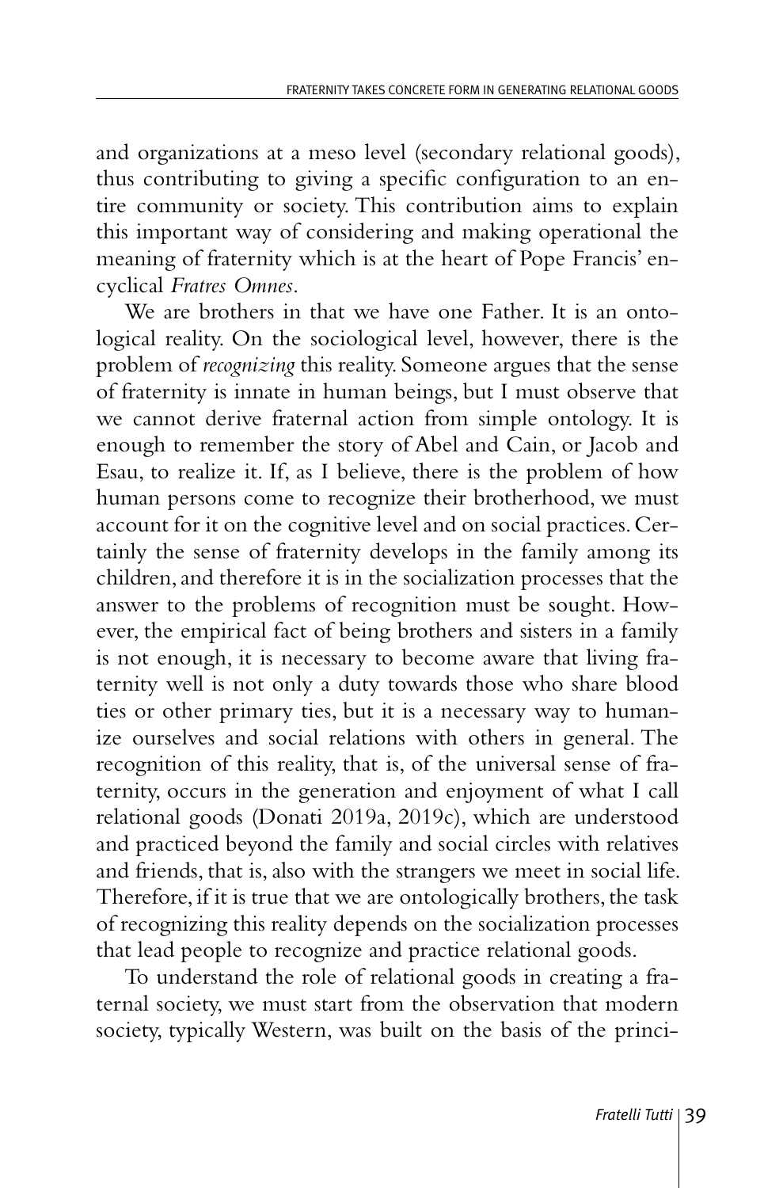and organizations at a meso level (secondary relational goods), thus contributing to giving a specific configuration to an entire community or society. This contribution aims to explain this important way of considering and making operational the meaning of fraternity which is at the heart of Pope Francis' encyclical *Fratres Omnes*.

We are brothers in that we have one Father. It is an ontological reality. On the sociological level, however, there is the problem of *recognizing* this reality. Someone argues that the sense of fraternity is innate in human beings, but I must observe that we cannot derive fraternal action from simple ontology. It is enough to remember the story of Abel and Cain, or Jacob and Esau, to realize it. If, as I believe, there is the problem of how human persons come to recognize their brotherhood, we must account for it on the cognitive level and on social practices. Certainly the sense of fraternity develops in the family among its children, and therefore it is in the socialization processes that the answer to the problems of recognition must be sought. However, the empirical fact of being brothers and sisters in a family is not enough, it is necessary to become aware that living fraternity well is not only a duty towards those who share blood ties or other primary ties, but it is a necessary way to humanize ourselves and social relations with others in general. The recognition of this reality, that is, of the universal sense of fraternity, occurs in the generation and enjoyment of what I call relational goods (Donati 2019a, 2019c), which are understood and practiced beyond the family and social circles with relatives and friends, that is, also with the strangers we meet in social life. Therefore, if it is true that we are ontologically brothers, the task of recognizing this reality depends on the socialization processes that lead people to recognize and practice relational goods.

To understand the role of relational goods in creating a fraternal society, we must start from the observation that modern society, typically Western, was built on the basis of the princi-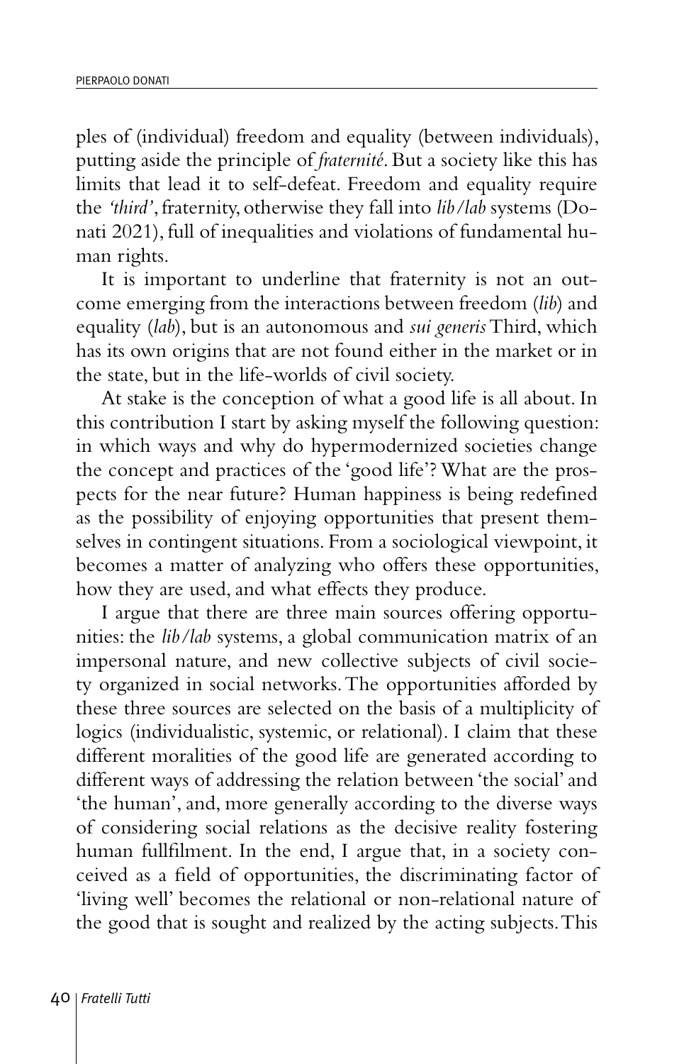ples of (individual) freedom and equality (between individuals), putting aside the principle of *fraternité*. But a society like this has limits that lead it to self-defeat. Freedom and equality require the *'third'*, fraternity, otherwise they fall into *lib/lab* systems (Donati 2021), full of inequalities and violations of fundamental human rights.

It is important to underline that fraternity is not an outcome emerging from the interactions between freedom (*lib*) and equality (*lab*), but is an autonomous and *sui generis* Third, which has its own origins that are not found either in the market or in the state, but in the life-worlds of civil society.

At stake is the conception of what a good life is all about. In this contribution I start by asking myself the following question: in which ways and why do hypermodernized societies change the concept and practices of the 'good life'? What are the prospects for the near future? Human happiness is being redefined as the possibility of enjoying opportunities that present themselves in contingent situations. From a sociological viewpoint, it becomes a matter of analyzing who offers these opportunities, how they are used, and what effects they produce.

I argue that there are three main sources offering opportunities: the *lib/lab* systems, a global communication matrix of an impersonal nature, and new collective subjects of civil society organized in social networks. The opportunities afforded by these three sources are selected on the basis of a multiplicity of logics (individualistic, systemic, or relational). I claim that these different moralities of the good life are generated according to different ways of addressing the relation between 'the social' and 'the human', and, more generally according to the diverse ways of considering social relations as the decisive reality fostering human fullfilment. In the end, I argue that, in a society conceived as a field of opportunities, the discriminating factor of 'living well' becomes the relational or non-relational nature of the good that is sought and realized by the acting subjects. This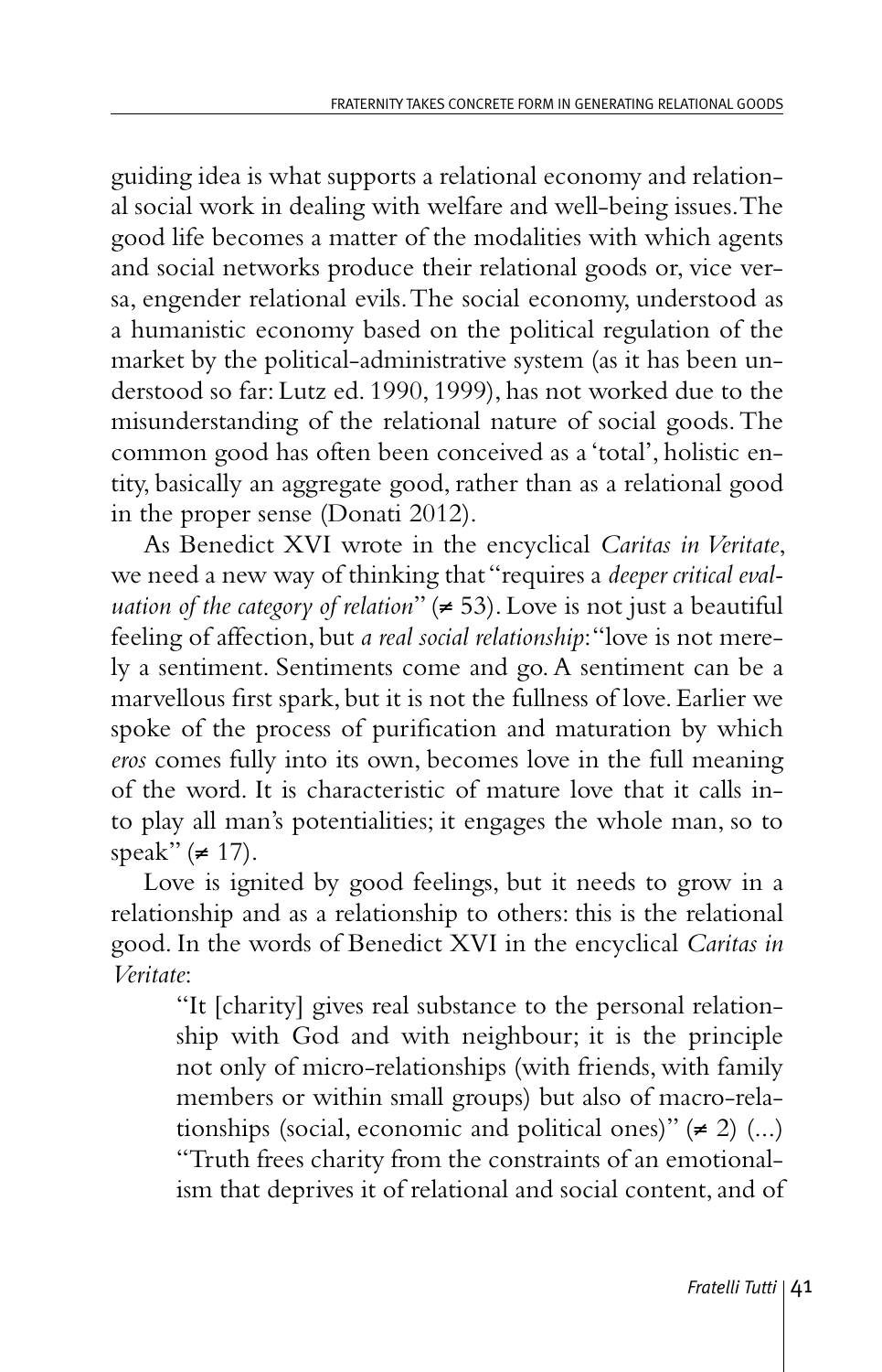guiding idea is what supports a relational economy and relational social work in dealing with welfare and well-being issues. The good life becomes a matter of the modalities with which agents and social networks produce their relational goods or, vice versa, engender relational evils. The social economy, understood as a humanistic economy based on the political regulation of the market by the political-administrative system (as it has been understood so far: Lutz ed. 1990, 1999), has not worked due to the misunderstanding of the relational nature of social goods. The common good has often been conceived as a 'total', holistic entity, basically an aggregate good, rather than as a relational good in the proper sense (Donati 2012).

As Benedict XVI wrote in the encyclical *Caritas in Veritate*, we need a new way of thinking that "requires a *deeper critical evaluation of the category of relation*" (≠ 53). Love is not just a beautiful feeling of affection, but *a real social relationship*: "love is not merely a sentiment. Sentiments come and go. A sentiment can be a marvellous first spark, but it is not the fullness of love. Earlier we spoke of the process of purification and maturation by which *eros* comes fully into its own, becomes love in the full meaning of the word. It is characteristic of mature love that it calls into play all man's potentialities; it engages the whole man, so to speak" (≠ 17).

Love is ignited by good feelings, but it needs to grow in a relationship and as a relationship to others: this is the relational good. In the words of Benedict XVI in the encyclical *Caritas in Veritate*:

> "It [charity] gives real substance to the personal relationship with God and with neighbour; it is the principle not only of micro-relationships (with friends, with family members or within small groups) but also of macro-relationships (social, economic and political ones)" (≠ 2) (...) "Truth frees charity from the constraints of an emotionalism that deprives it of relational and social content, and of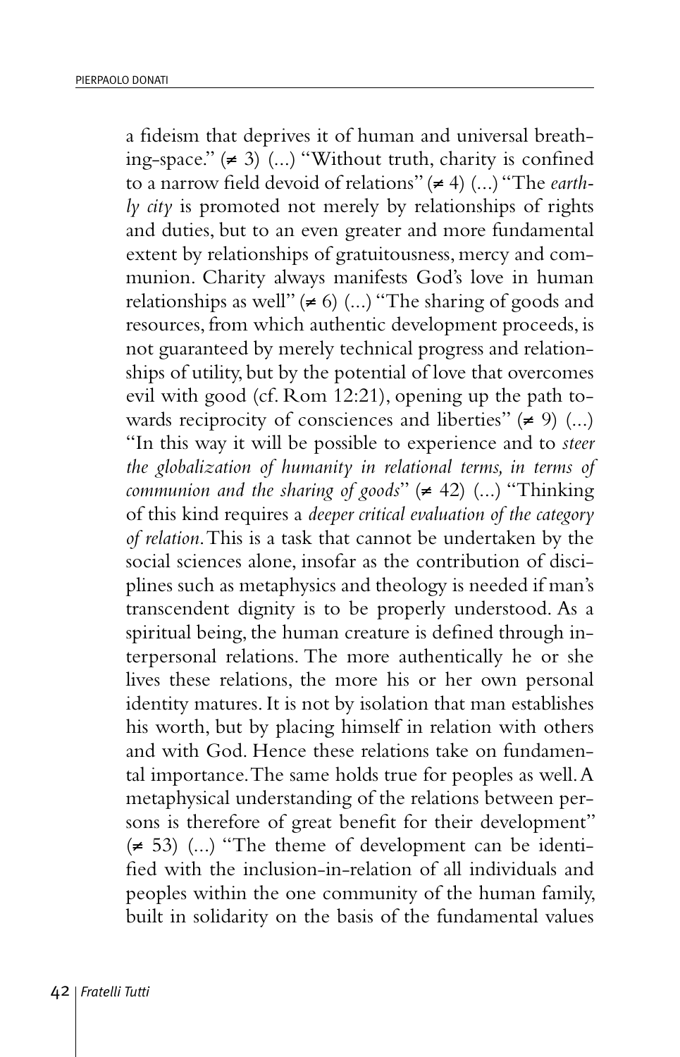a fideism that deprives it of human and universal breathing-space." (≠ 3) (...) "Without truth, charity is confined to a narrow field devoid of relations" (≠ 4) (...) "The *earthly city* is promoted not merely by relationships of rights and duties, but to an even greater and more fundamental extent by relationships of gratuitousness, mercy and communion. Charity always manifests God's love in human relationships as well" (≠ 6) (...) "The sharing of goods and resources, from which authentic development proceeds, is not guaranteed by merely technical progress and relationships of utility, but by the potential of love that overcomes evil with good (cf. Rom 12:21), opening up the path towards reciprocity of consciences and liberties" (≠ 9) (...) "In this way it will be possible to experience and to *steer the globalization of humanity in relational terms, in terms of communion and the sharing of goods*" (≠ 42) (...) "Thinking of this kind requires a *deeper critical evaluation of the category of relation*. This is a task that cannot be undertaken by the social sciences alone, insofar as the contribution of disciplines such as metaphysics and theology is needed if man's transcendent dignity is to be properly understood. As a spiritual being, the human creature is defined through interpersonal relations. The more authentically he or she lives these relations, the more his or her own personal identity matures. It is not by isolation that man establishes his worth, but by placing himself in relation with others and with God. Hence these relations take on fundamental importance. The same holds true for peoples as well. A metaphysical understanding of the relations between persons is therefore of great benefit for their development" (≠ 53) (...) "The theme of development can be identified with the inclusion-in-relation of all individuals and peoples within the one community of the human family, built in solidarity on the basis of the fundamental values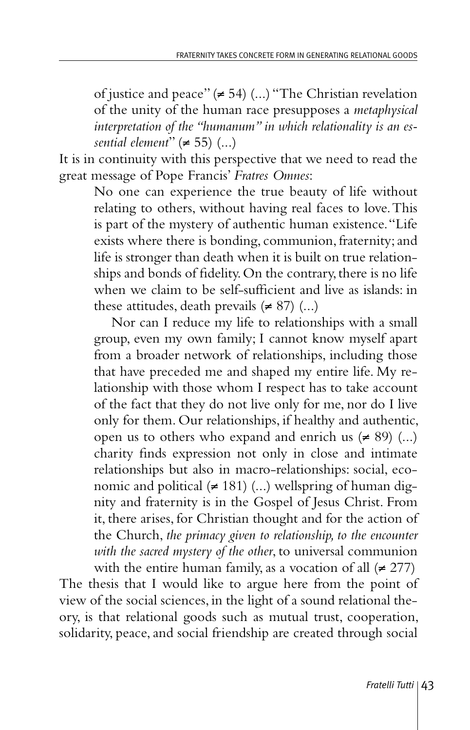> of justice and peace" (≠ 54) (...) "The Christian revelation of the unity of the human race presupposes a *metaphysical interpretation of the "humanum" in which relationality is an essential element*" (≠ 55) (...)

It is in continuity with this perspective that we need to read the great message of Pope Francis' *Fratres Omnes*:

> No one can experience the true beauty of life without relating to others, without having real faces to love. This is part of the mystery of authentic human existence. "Life exists where there is bonding, communion, fraternity; and life is stronger than death when it is built on true relationships and bonds of fidelity. On the contrary, there is no life when we claim to be self-sufficient and live as islands: in these attitudes, death prevails (≠ 87) (...)
>
> Nor can I reduce my life to relationships with a small group, even my own family; I cannot know myself apart from a broader network of relationships, including those that have preceded me and shaped my entire life. My relationship with those whom I respect has to take account of the fact that they do not live only for me, nor do I live only for them. Our relationships, if healthy and authentic, open us to others who expand and enrich us (≠ 89) (...) charity finds expression not only in close and intimate relationships but also in macro-relationships: social, economic and political (≠ 181) (...) wellspring of human dignity and fraternity is in the Gospel of Jesus Christ. From it, there arises, for Christian thought and for the action of the Church, *the primacy given to relationship, to the encounter with the sacred mystery of the other*, to universal communion with the entire human family, as a vocation of all (≠ 277)

The thesis that I would like to argue here from the point of view of the social sciences, in the light of a sound relational theory, is that relational goods such as mutual trust, cooperation, solidarity, peace, and social friendship are created through social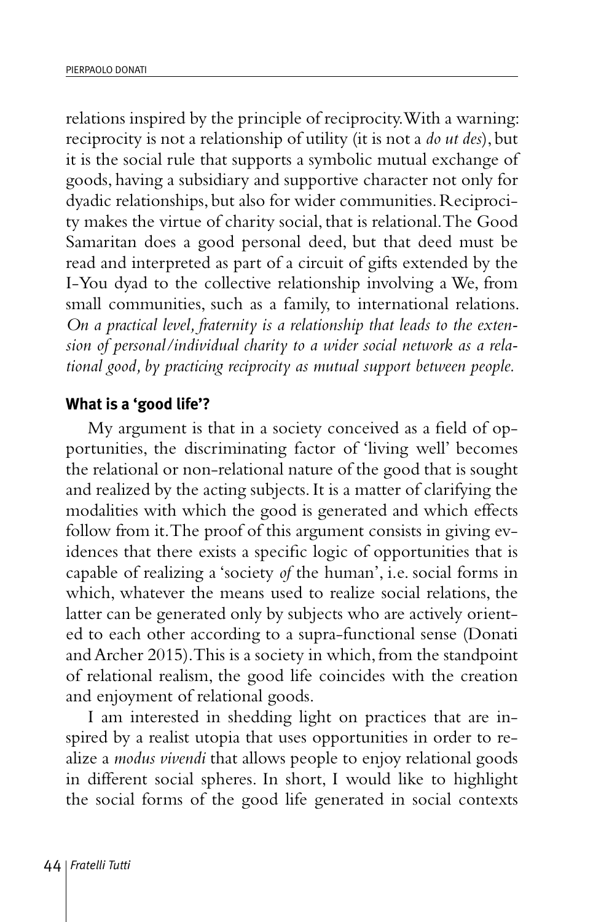relations inspired by the principle of reciprocity. With a warning: reciprocity is not a relationship of utility (it is not a *do ut des*), but it is the social rule that supports a symbolic mutual exchange of goods, having a subsidiary and supportive character not only for dyadic relationships, but also for wider communities. Reciprocity makes the virtue of charity social, that is relational. The Good Samaritan does a good personal deed, but that deed must be read and interpreted as part of a circuit of gifts extended by the I-You dyad to the collective relationship involving a We, from small communities, such as a family, to international relations. *On a practical level, fraternity is a relationship that leads to the extension of personal/individual charity to a wider social network as a relational good, by practicing reciprocity as mutual support between people.*

## What is a 'good life'?

My argument is that in a society conceived as a field of opportunities, the discriminating factor of 'living well' becomes the relational or non-relational nature of the good that is sought and realized by the acting subjects. It is a matter of clarifying the modalities with which the good is generated and which effects follow from it. The proof of this argument consists in giving evidences that there exists a specific logic of opportunities that is capable of realizing a 'society *of* the human', i.e. social forms in which, whatever the means used to realize social relations, the latter can be generated only by subjects who are actively oriented to each other according to a supra-functional sense (Donati and Archer 2015). This is a society in which, from the standpoint of relational realism, the good life coincides with the creation and enjoyment of relational goods.

I am interested in shedding light on practices that are inspired by a realist utopia that uses opportunities in order to realize a *modus vivendi* that allows people to enjoy relational goods in different social spheres. In short, I would like to highlight the social forms of the good life generated in social contexts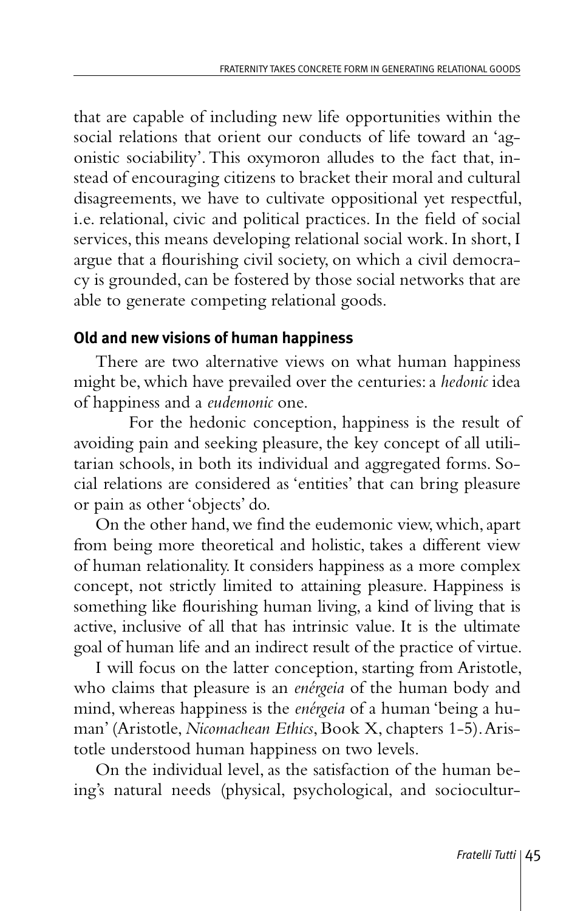that are capable of including new life opportunities within the social relations that orient our conducts of life toward an 'agonistic sociability'. This oxymoron alludes to the fact that, instead of encouraging citizens to bracket their moral and cultural disagreements, we have to cultivate oppositional yet respectful, i.e. relational, civic and political practices. In the field of social services, this means developing relational social work. In short, I argue that a flourishing civil society, on which a civil democracy is grounded, can be fostered by those social networks that are able to generate competing relational goods.

## Old and new visions of human happiness

There are two alternative views on what human happiness might be, which have prevailed over the centuries: a *hedonic* idea of happiness and a *eudemonic* one.

For the hedonic conception, happiness is the result of avoiding pain and seeking pleasure, the key concept of all utilitarian schools, in both its individual and aggregated forms. Social relations are considered as 'entities' that can bring pleasure or pain as other 'objects' do.

On the other hand, we find the eudemonic view, which, apart from being more theoretical and holistic, takes a different view of human relationality. It considers happiness as a more complex concept, not strictly limited to attaining pleasure. Happiness is something like flourishing human living, a kind of living that is active, inclusive of all that has intrinsic value. It is the ultimate goal of human life and an indirect result of the practice of virtue.

I will focus on the latter conception, starting from Aristotle, who claims that pleasure is an *enérgeia* of the human body and mind, whereas happiness is the *enérgeia* of a human 'being a human' (Aristotle, *Nicomachean Ethics*, Book X, chapters 1-5). Aristotle understood human happiness on two levels.

On the individual level, as the satisfaction of the human being's natural needs (physical, psychological, and sociocultur-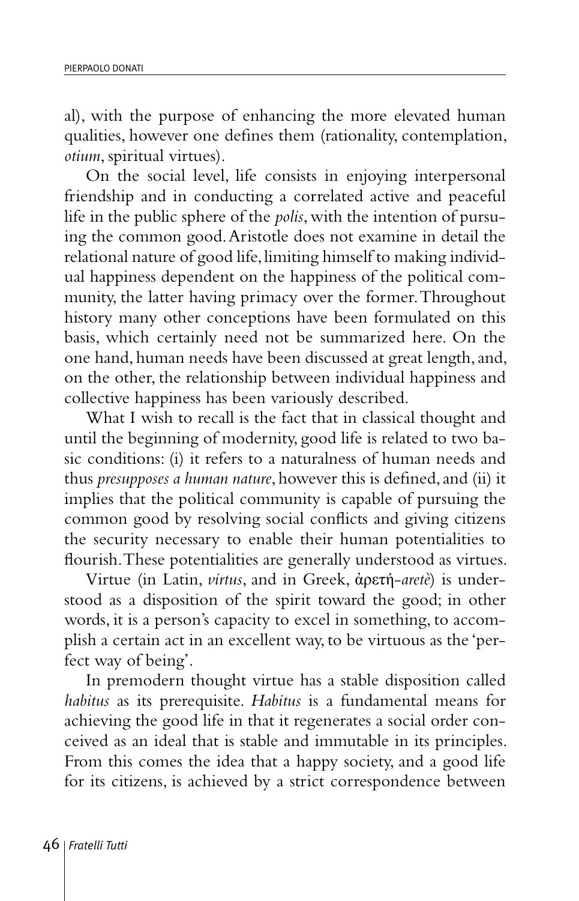al), with the purpose of enhancing the more elevated human qualities, however one defines them (rationality, contemplation, *otium*, spiritual virtues).

On the social level, life consists in enjoying interpersonal friendship and in conducting a correlated active and peaceful life in the public sphere of the *polis*, with the intention of pursuing the common good. Aristotle does not examine in detail the relational nature of good life, limiting himself to making individual happiness dependent on the happiness of the political community, the latter having primacy over the former. Throughout history many other conceptions have been formulated on this basis, which certainly need not be summarized here. On the one hand, human needs have been discussed at great length, and, on the other, the relationship between individual happiness and collective happiness has been variously described.

What I wish to recall is the fact that in classical thought and until the beginning of modernity, good life is related to two basic conditions: (i) it refers to a naturalness of human needs and thus *presupposes a human nature*, however this is defined, and (ii) it implies that the political community is capable of pursuing the common good by resolving social conflicts and giving citizens the security necessary to enable their human potentialities to flourish. These potentialities are generally understood as virtues.

Virtue (in Latin, *virtus*, and in Greek, ἀρετή-*aretè*) is understood as a disposition of the spirit toward the good; in other words, it is a person's capacity to excel in something, to accomplish a certain act in an excellent way, to be virtuous as the 'perfect way of being'.

In premodern thought virtue has a stable disposition called *habitus* as its prerequisite. *Habitus* is a fundamental means for achieving the good life in that it regenerates a social order conceived as an ideal that is stable and immutable in its principles. From this comes the idea that a happy society, and a good life for its citizens, is achieved by a strict correspondence between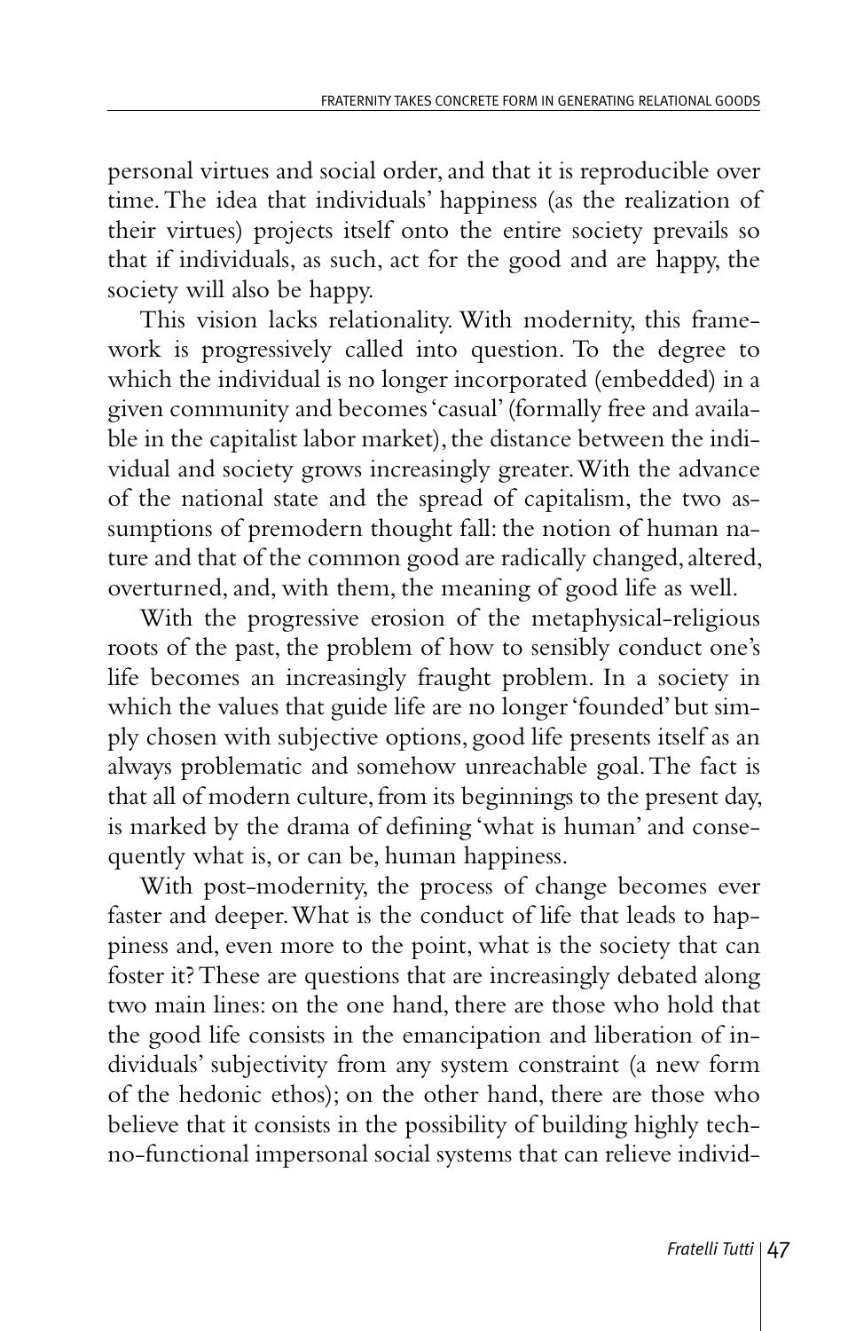personal virtues and social order, and that it is reproducible over time. The idea that individuals' happiness (as the realization of their virtues) projects itself onto the entire society prevails so that if individuals, as such, act for the good and are happy, the society will also be happy.

This vision lacks relationality. With modernity, this framework is progressively called into question. To the degree to which the individual is no longer incorporated (embedded) in a given community and becomes 'casual' (formally free and available in the capitalist labor market), the distance between the individual and society grows increasingly greater. With the advance of the national state and the spread of capitalism, the two assumptions of premodern thought fall: the notion of human nature and that of the common good are radically changed, altered, overturned, and, with them, the meaning of good life as well.

With the progressive erosion of the metaphysical-religious roots of the past, the problem of how to sensibly conduct one's life becomes an increasingly fraught problem. In a society in which the values that guide life are no longer 'founded' but simply chosen with subjective options, good life presents itself as an always problematic and somehow unreachable goal. The fact is that all of modern culture, from its beginnings to the present day, is marked by the drama of defining 'what is human' and consequently what is, or can be, human happiness.

With post-modernity, the process of change becomes ever faster and deeper. What is the conduct of life that leads to happiness and, even more to the point, what is the society that can foster it? These are questions that are increasingly debated along two main lines: on the one hand, there are those who hold that the good life consists in the emancipation and liberation of individuals' subjectivity from any system constraint (a new form of the hedonic ethos); on the other hand, there are those who believe that it consists in the possibility of building highly techno-functional impersonal social systems that can relieve individ-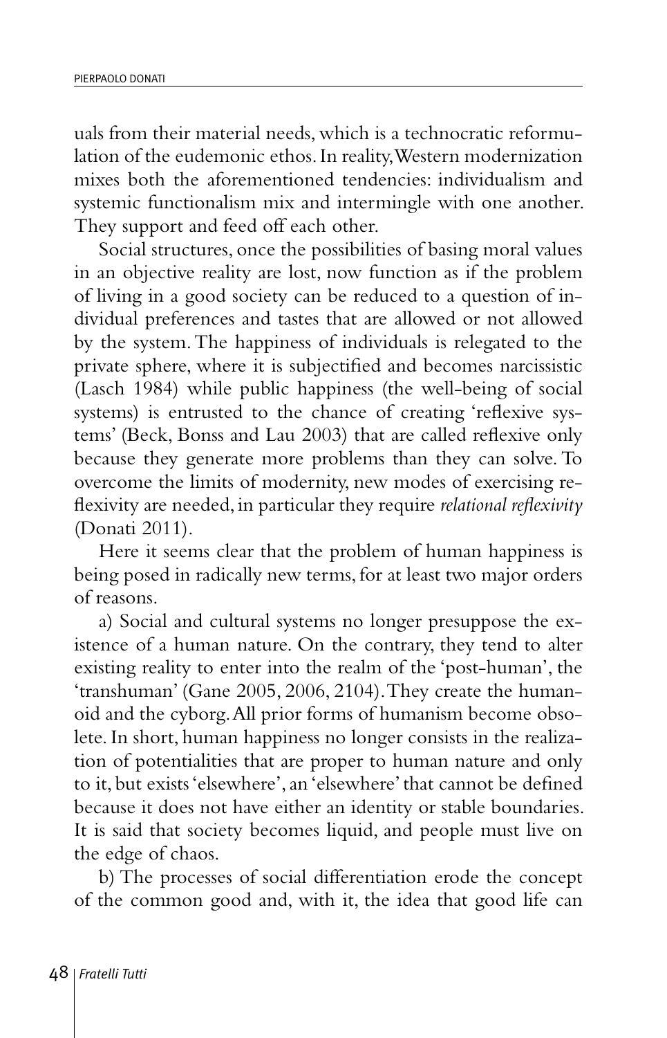uals from their material needs, which is a technocratic reformulation of the eudemonic ethos. In reality, Western modernization mixes both the aforementioned tendencies: individualism and systemic functionalism mix and intermingle with one another. They support and feed off each other.

Social structures, once the possibilities of basing moral values in an objective reality are lost, now function as if the problem of living in a good society can be reduced to a question of individual preferences and tastes that are allowed or not allowed by the system. The happiness of individuals is relegated to the private sphere, where it is subjectified and becomes narcissistic (Lasch 1984) while public happiness (the well-being of social systems) is entrusted to the chance of creating 'reflexive systems' (Beck, Bonss and Lau 2003) that are called reflexive only because they generate more problems than they can solve. To overcome the limits of modernity, new modes of exercising reflexivity are needed, in particular they require *relational reflexivity* (Donati 2011).

Here it seems clear that the problem of human happiness is being posed in radically new terms, for at least two major orders of reasons.

a) Social and cultural systems no longer presuppose the existence of a human nature. On the contrary, they tend to alter existing reality to enter into the realm of the 'post-human', the 'transhuman' (Gane 2005, 2006, 2104). They create the humanoid and the cyborg. All prior forms of humanism become obsolete. In short, human happiness no longer consists in the realization of potentialities that are proper to human nature and only to it, but exists 'elsewhere', an 'elsewhere' that cannot be defined because it does not have either an identity or stable boundaries. It is said that society becomes liquid, and people must live on the edge of chaos.

b) The processes of social differentiation erode the concept of the common good and, with it, the idea that good life can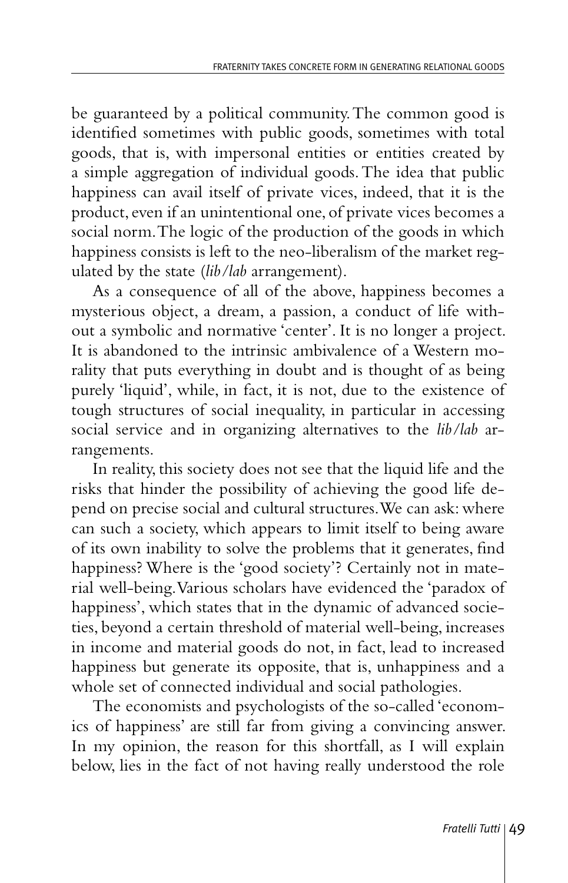be guaranteed by a political community. The common good is identified sometimes with public goods, sometimes with total goods, that is, with impersonal entities or entities created by a simple aggregation of individual goods. The idea that public happiness can avail itself of private vices, indeed, that it is the product, even if an unintentional one, of private vices becomes a social norm. The logic of the production of the goods in which happiness consists is left to the neo-liberalism of the market regulated by the state (*lib/lab* arrangement).

As a consequence of all of the above, happiness becomes a mysterious object, a dream, a passion, a conduct of life without a symbolic and normative 'center'. It is no longer a project. It is abandoned to the intrinsic ambivalence of a Western morality that puts everything in doubt and is thought of as being purely 'liquid', while, in fact, it is not, due to the existence of tough structures of social inequality, in particular in accessing social service and in organizing alternatives to the *lib/lab* arrangements.

In reality, this society does not see that the liquid life and the risks that hinder the possibility of achieving the good life depend on precise social and cultural structures. We can ask: where can such a society, which appears to limit itself to being aware of its own inability to solve the problems that it generates, find happiness? Where is the 'good society'? Certainly not in material well-being. Various scholars have evidenced the 'paradox of happiness', which states that in the dynamic of advanced societies, beyond a certain threshold of material well-being, increases in income and material goods do not, in fact, lead to increased happiness but generate its opposite, that is, unhappiness and a whole set of connected individual and social pathologies.

The economists and psychologists of the so-called 'economics of happiness' are still far from giving a convincing answer. In my opinion, the reason for this shortfall, as I will explain below, lies in the fact of not having really understood the role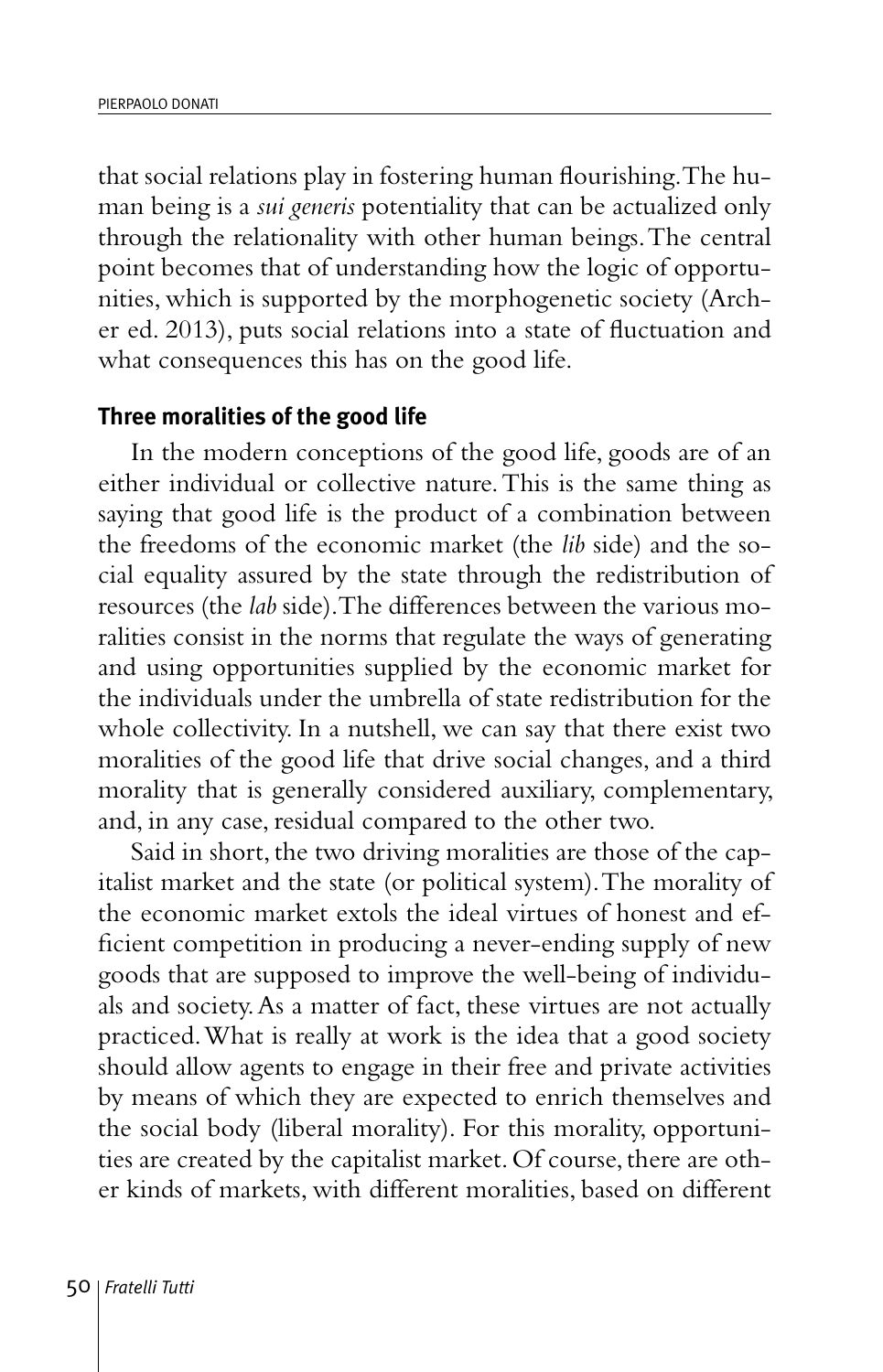that social relations play in fostering human flourishing. The human being is a *sui generis* potentiality that can be actualized only through the relationality with other human beings. The central point becomes that of understanding how the logic of opportunities, which is supported by the morphogenetic society (Archer ed. 2013), puts social relations into a state of fluctuation and what consequences this has on the good life.

### Three moralities of the good life

In the modern conceptions of the good life, goods are of an either individual or collective nature. This is the same thing as saying that good life is the product of a combination between the freedoms of the economic market (the *lib* side) and the social equality assured by the state through the redistribution of resources (the *lab* side). The differences between the various moralities consist in the norms that regulate the ways of generating and using opportunities supplied by the economic market for the individuals under the umbrella of state redistribution for the whole collectivity. In a nutshell, we can say that there exist two moralities of the good life that drive social changes, and a third morality that is generally considered auxiliary, complementary, and, in any case, residual compared to the other two.

Said in short, the two driving moralities are those of the capitalist market and the state (or political system). The morality of the economic market extols the ideal virtues of honest and efficient competition in producing a never-ending supply of new goods that are supposed to improve the well-being of individuals and society. As a matter of fact, these virtues are not actually practiced. What is really at work is the idea that a good society should allow agents to engage in their free and private activities by means of which they are expected to enrich themselves and the social body (liberal morality). For this morality, opportunities are created by the capitalist market. Of course, there are other kinds of markets, with different moralities, based on different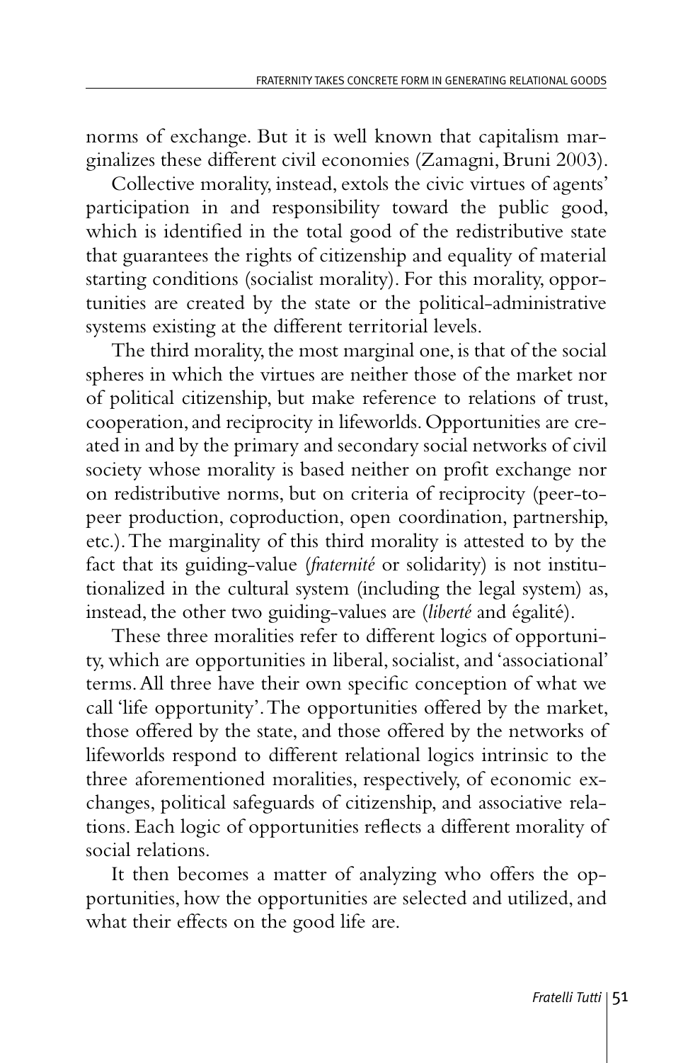norms of exchange. But it is well known that capitalism marginalizes these different civil economies (Zamagni, Bruni 2003).

Collective morality, instead, extols the civic virtues of agents' participation in and responsibility toward the public good, which is identified in the total good of the redistributive state that guarantees the rights of citizenship and equality of material starting conditions (socialist morality). For this morality, opportunities are created by the state or the political-administrative systems existing at the different territorial levels.

The third morality, the most marginal one, is that of the social spheres in which the virtues are neither those of the market nor of political citizenship, but make reference to relations of trust, cooperation, and reciprocity in lifeworlds. Opportunities are created in and by the primary and secondary social networks of civil society whose morality is based neither on profit exchange nor on redistributive norms, but on criteria of reciprocity (peer-to-peer production, coproduction, open coordination, partnership, etc.). The marginality of this third morality is attested to by the fact that its guiding-value (*fraternité* or solidarity) is not institutionalized in the cultural system (including the legal system) as, instead, the other two guiding-values are (*liberté* and égalité).

These three moralities refer to different logics of opportunity, which are opportunities in liberal, socialist, and 'associational' terms. All three have their own specific conception of what we call 'life opportunity'. The opportunities offered by the market, those offered by the state, and those offered by the networks of lifeworlds respond to different relational logics intrinsic to the three aforementioned moralities, respectively, of economic exchanges, political safeguards of citizenship, and associative relations. Each logic of opportunities reflects a different morality of social relations.

It then becomes a matter of analyzing who offers the opportunities, how the opportunities are selected and utilized, and what their effects on the good life are.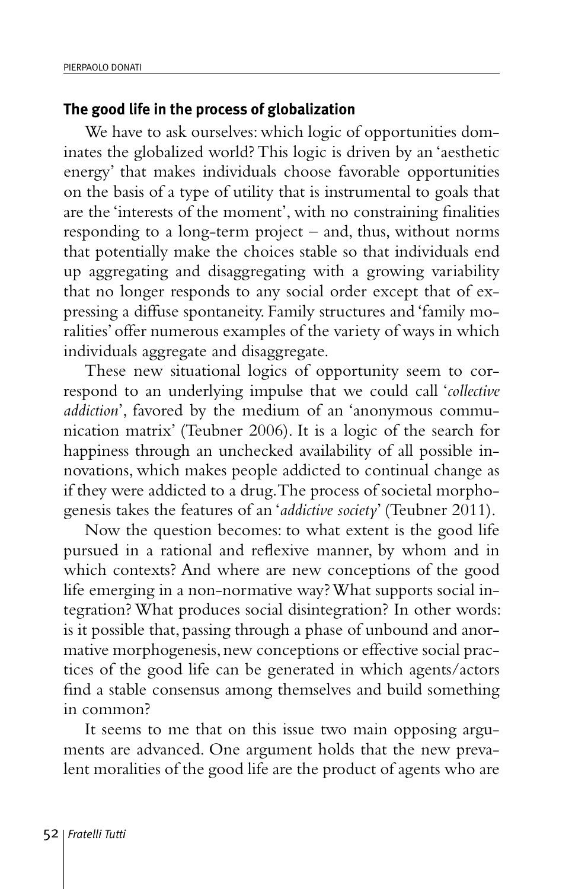## The good life in the process of globalization

We have to ask ourselves: which logic of opportunities dominates the globalized world? This logic is driven by an 'aesthetic energy' that makes individuals choose favorable opportunities on the basis of a type of utility that is instrumental to goals that are the 'interests of the moment', with no constraining finalities responding to a long-term project – and, thus, without norms that potentially make the choices stable so that individuals end up aggregating and disaggregating with a growing variability that no longer responds to any social order except that of expressing a diffuse spontaneity. Family structures and 'family moralities' offer numerous examples of the variety of ways in which individuals aggregate and disaggregate.

These new situational logics of opportunity seem to correspond to an underlying impulse that we could call '*collective addiction*', favored by the medium of an 'anonymous communication matrix' (Teubner 2006). It is a logic of the search for happiness through an unchecked availability of all possible innovations, which makes people addicted to continual change as if they were addicted to a drug. The process of societal morphogenesis takes the features of an '*addictive society*' (Teubner 2011).

Now the question becomes: to what extent is the good life pursued in a rational and reflexive manner, by whom and in which contexts? And where are new conceptions of the good life emerging in a non-normative way? What supports social integration? What produces social disintegration? In other words: is it possible that, passing through a phase of unbound and anormative morphogenesis, new conceptions or effective social practices of the good life can be generated in which agents/actors find a stable consensus among themselves and build something in common?

It seems to me that on this issue two main opposing arguments are advanced. One argument holds that the new prevalent moralities of the good life are the product of agents who are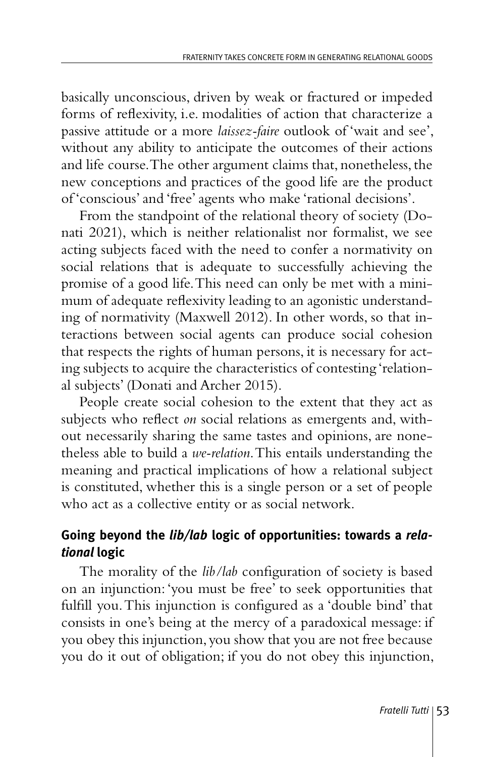basically unconscious, driven by weak or fractured or impeded forms of reflexivity, i.e. modalities of action that characterize a passive attitude or a more *laissez-faire* outlook of 'wait and see', without any ability to anticipate the outcomes of their actions and life course. The other argument claims that, nonetheless, the new conceptions and practices of the good life are the product of 'conscious' and 'free' agents who make 'rational decisions'.

From the standpoint of the relational theory of society (Donati 2021), which is neither relationalist nor formalist, we see acting subjects faced with the need to confer a normativity on social relations that is adequate to successfully achieving the promise of a good life. This need can only be met with a minimum of adequate reflexivity leading to an agonistic understanding of normativity (Maxwell 2012). In other words, so that interactions between social agents can produce social cohesion that respects the rights of human persons, it is necessary for acting subjects to acquire the characteristics of contesting 'relational subjects' (Donati and Archer 2015).

People create social cohesion to the extent that they act as subjects who reflect *on* social relations as emergents and, without necessarily sharing the same tastes and opinions, are nonetheless able to build a *we-relation*. This entails understanding the meaning and practical implications of how a relational subject is constituted, whether this is a single person or a set of people who act as a collective entity or as social network.

## Going beyond the *lib/lab* logic of opportunities: towards a *relational* logic

The morality of the *lib/lab* configuration of society is based on an injunction: 'you must be free' to seek opportunities that fulfill you. This injunction is configured as a 'double bind' that consists in one's being at the mercy of a paradoxical message: if you obey this injunction, you show that you are not free because you do it out of obligation; if you do not obey this injunction,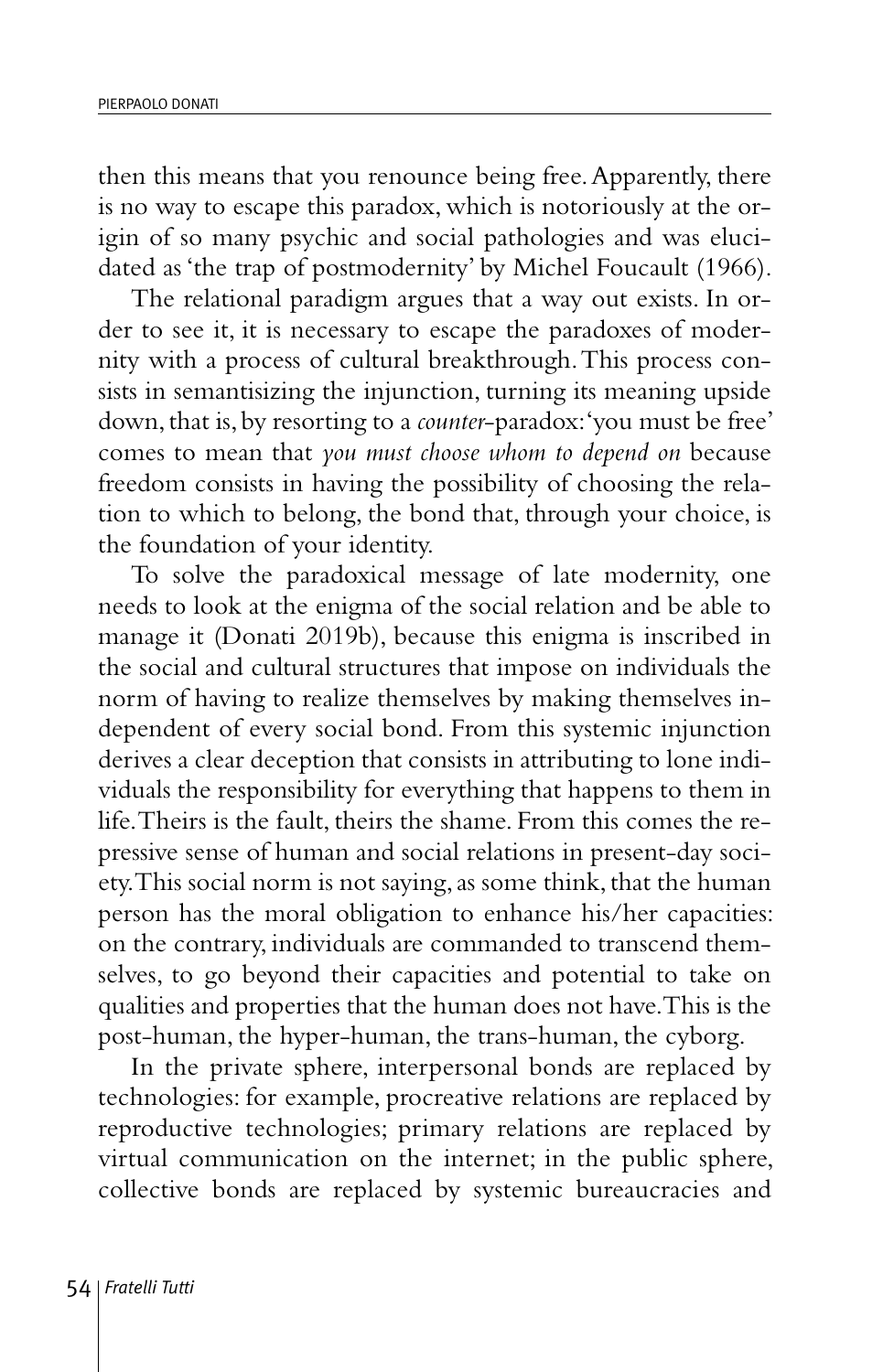then this means that you renounce being free. Apparently, there is no way to escape this paradox, which is notoriously at the origin of so many psychic and social pathologies and was elucidated as 'the trap of postmodernity' by Michel Foucault (1966).

The relational paradigm argues that a way out exists. In order to see it, it is necessary to escape the paradoxes of modernity with a process of cultural breakthrough. This process consists in semantisizing the injunction, turning its meaning upside down, that is, by resorting to a *counter*-paradox: 'you must be free' comes to mean that *you must choose whom to depend on* because freedom consists in having the possibility of choosing the relation to which to belong, the bond that, through your choice, is the foundation of your identity.

To solve the paradoxical message of late modernity, one needs to look at the enigma of the social relation and be able to manage it (Donati 2019b), because this enigma is inscribed in the social and cultural structures that impose on individuals the norm of having to realize themselves by making themselves independent of every social bond. From this systemic injunction derives a clear deception that consists in attributing to lone individuals the responsibility for everything that happens to them in life. Theirs is the fault, theirs the shame. From this comes the repressive sense of human and social relations in present-day society. This social norm is not saying, as some think, that the human person has the moral obligation to enhance his/her capacities: on the contrary, individuals are commanded to transcend themselves, to go beyond their capacities and potential to take on qualities and properties that the human does not have. This is the post-human, the hyper-human, the trans-human, the cyborg.

In the private sphere, interpersonal bonds are replaced by technologies: for example, procreative relations are replaced by reproductive technologies; primary relations are replaced by virtual communication on the internet; in the public sphere, collective bonds are replaced by systemic bureaucracies and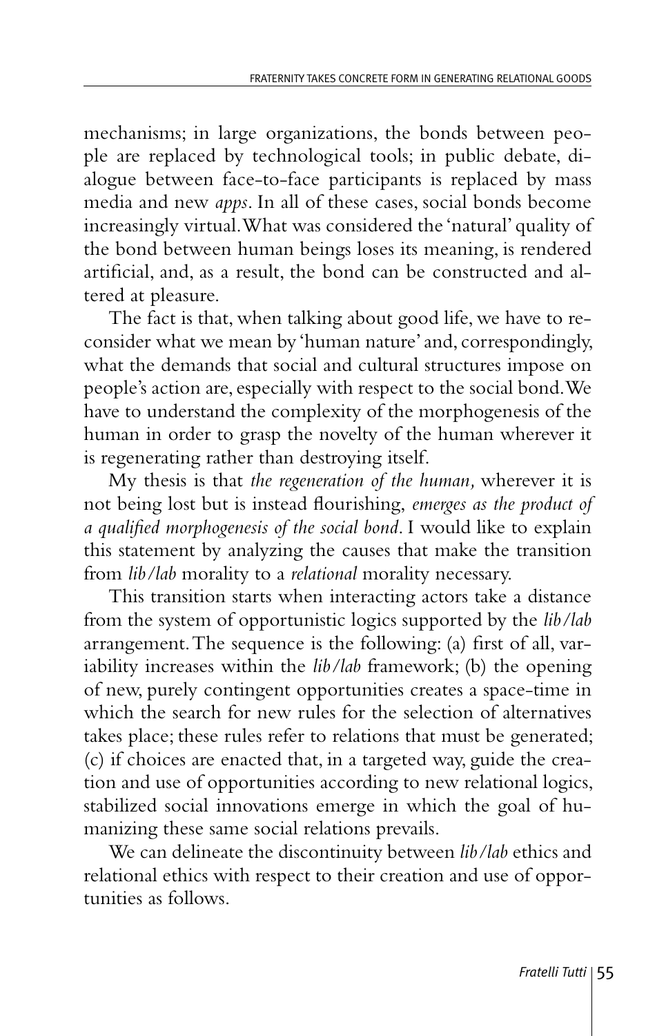mechanisms; in large organizations, the bonds between people are replaced by technological tools; in public debate, dialogue between face-to-face participants is replaced by mass media and new *apps*. In all of these cases, social bonds become increasingly virtual. What was considered the 'natural' quality of the bond between human beings loses its meaning, is rendered artificial, and, as a result, the bond can be constructed and altered at pleasure.

The fact is that, when talking about good life, we have to reconsider what we mean by 'human nature' and, correspondingly, what the demands that social and cultural structures impose on people's action are, especially with respect to the social bond. We have to understand the complexity of the morphogenesis of the human in order to grasp the novelty of the human wherever it is regenerating rather than destroying itself.

My thesis is that *the regeneration of the human,* wherever it is not being lost but is instead flourishing, *emerges as the product of a qualified morphogenesis of the social bond*. I would like to explain this statement by analyzing the causes that make the transition from *lib/lab* morality to a *relational* morality necessary.

This transition starts when interacting actors take a distance from the system of opportunistic logics supported by the *lib/lab* arrangement. The sequence is the following: (a) first of all, variability increases within the *lib/lab* framework; (b) the opening of new, purely contingent opportunities creates a space-time in which the search for new rules for the selection of alternatives takes place; these rules refer to relations that must be generated; (c) if choices are enacted that, in a targeted way, guide the creation and use of opportunities according to new relational logics, stabilized social innovations emerge in which the goal of humanizing these same social relations prevails.

We can delineate the discontinuity between *lib/lab* ethics and relational ethics with respect to their creation and use of opportunities as follows.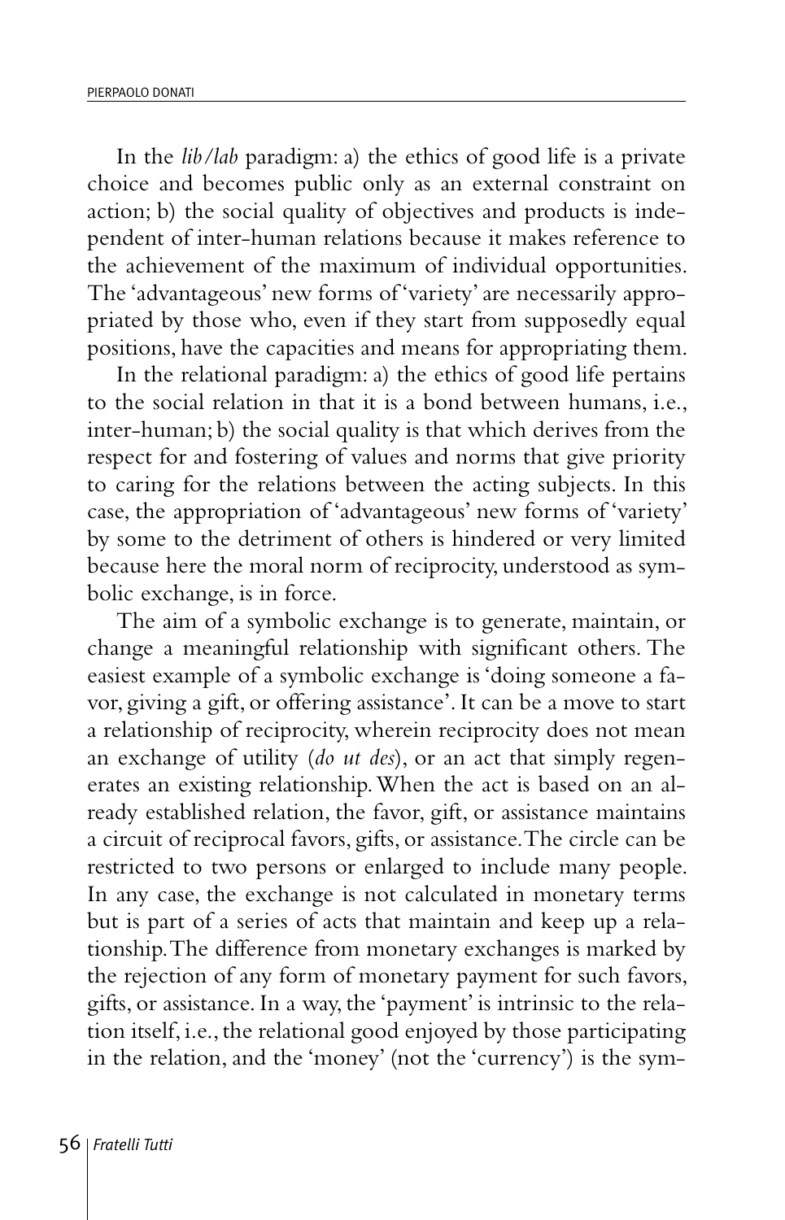In the *lib/lab* paradigm: a) the ethics of good life is a private choice and becomes public only as an external constraint on action; b) the social quality of objectives and products is independent of inter-human relations because it makes reference to the achievement of the maximum of individual opportunities. The 'advantageous' new forms of 'variety' are necessarily appropriated by those who, even if they start from supposedly equal positions, have the capacities and means for appropriating them.

In the relational paradigm: a) the ethics of good life pertains to the social relation in that it is a bond between humans, i.e., inter-human; b) the social quality is that which derives from the respect for and fostering of values and norms that give priority to caring for the relations between the acting subjects. In this case, the appropriation of 'advantageous' new forms of 'variety' by some to the detriment of others is hindered or very limited because here the moral norm of reciprocity, understood as symbolic exchange, is in force.

The aim of a symbolic exchange is to generate, maintain, or change a meaningful relationship with significant others. The easiest example of a symbolic exchange is 'doing someone a favor, giving a gift, or offering assistance'. It can be a move to start a relationship of reciprocity, wherein reciprocity does not mean an exchange of utility (*do ut des*), or an act that simply regenerates an existing relationship. When the act is based on an already established relation, the favor, gift, or assistance maintains a circuit of reciprocal favors, gifts, or assistance. The circle can be restricted to two persons or enlarged to include many people. In any case, the exchange is not calculated in monetary terms but is part of a series of acts that maintain and keep up a relationship. The difference from monetary exchanges is marked by the rejection of any form of monetary payment for such favors, gifts, or assistance. In a way, the 'payment' is intrinsic to the relation itself, i.e., the relational good enjoyed by those participating in the relation, and the 'money' (not the 'currency') is the sym-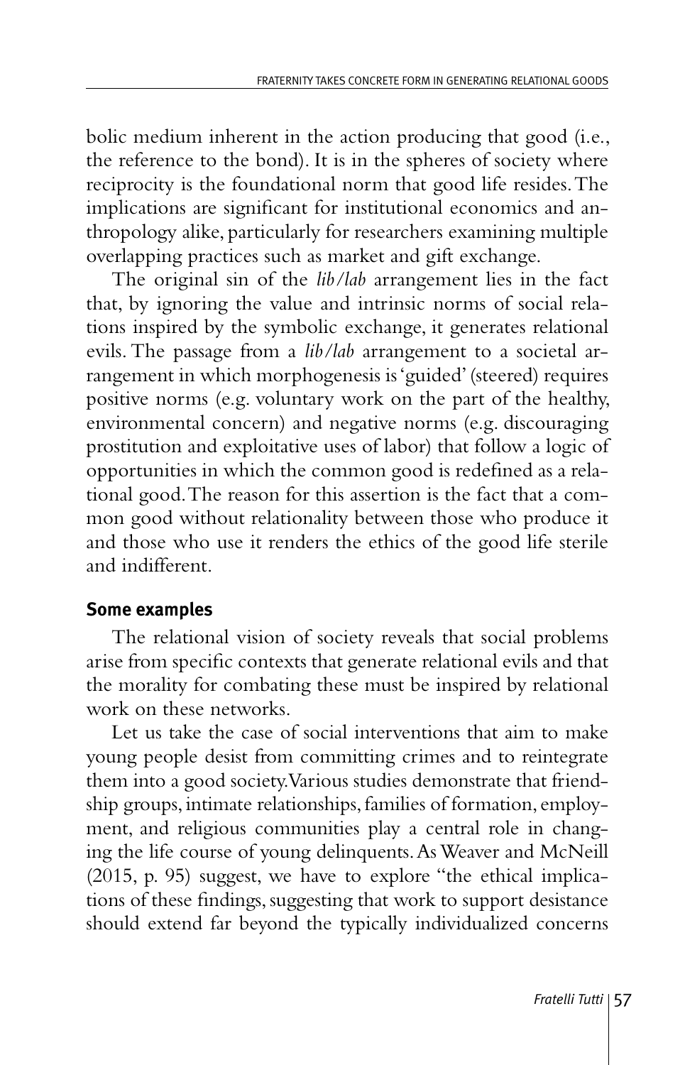bolic medium inherent in the action producing that good (i.e., the reference to the bond). It is in the spheres of society where reciprocity is the foundational norm that good life resides. The implications are significant for institutional economics and anthropology alike, particularly for researchers examining multiple overlapping practices such as market and gift exchange.

The original sin of the *lib/lab* arrangement lies in the fact that, by ignoring the value and intrinsic norms of social relations inspired by the symbolic exchange, it generates relational evils. The passage from a *lib/lab* arrangement to a societal arrangement in which morphogenesis is 'guided' (steered) requires positive norms (e.g. voluntary work on the part of the healthy, environmental concern) and negative norms (e.g. discouraging prostitution and exploitative uses of labor) that follow a logic of opportunities in which the common good is redefined as a relational good. The reason for this assertion is the fact that a common good without relationality between those who produce it and those who use it renders the ethics of the good life sterile and indifferent.

## Some examples

The relational vision of society reveals that social problems arise from specific contexts that generate relational evils and that the morality for combating these must be inspired by relational work on these networks.

Let us take the case of social interventions that aim to make young people desist from committing crimes and to reintegrate them into a good society. Various studies demonstrate that friendship groups, intimate relationships, families of formation, employment, and religious communities play a central role in changing the life course of young delinquents. As Weaver and McNeill (2015, p. 95) suggest, we have to explore "the ethical implications of these findings, suggesting that work to support desistance should extend far beyond the typically individualized concerns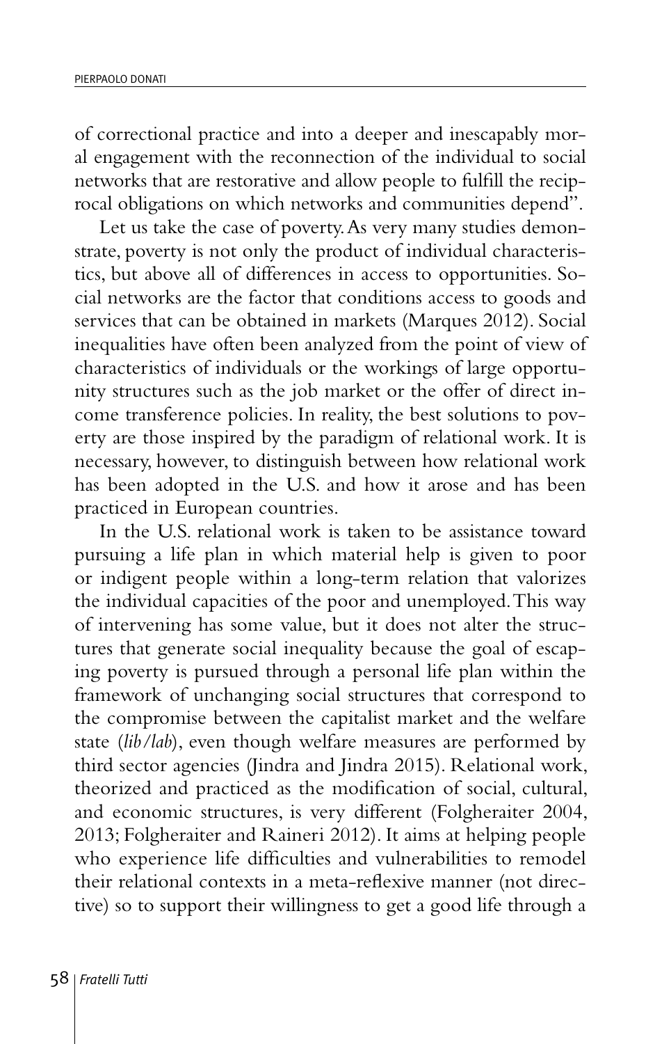of correctional practice and into a deeper and inescapably moral engagement with the reconnection of the individual to social networks that are restorative and allow people to fulfill the reciprocal obligations on which networks and communities depend".

Let us take the case of poverty. As very many studies demonstrate, poverty is not only the product of individual characteristics, but above all of differences in access to opportunities. Social networks are the factor that conditions access to goods and services that can be obtained in markets (Marques 2012). Social inequalities have often been analyzed from the point of view of characteristics of individuals or the workings of large opportunity structures such as the job market or the offer of direct income transference policies. In reality, the best solutions to poverty are those inspired by the paradigm of relational work. It is necessary, however, to distinguish between how relational work has been adopted in the U.S. and how it arose and has been practiced in European countries.

In the U.S. relational work is taken to be assistance toward pursuing a life plan in which material help is given to poor or indigent people within a long-term relation that valorizes the individual capacities of the poor and unemployed. This way of intervening has some value, but it does not alter the structures that generate social inequality because the goal of escaping poverty is pursued through a personal life plan within the framework of unchanging social structures that correspond to the compromise between the capitalist market and the welfare state (*lib/lab*), even though welfare measures are performed by third sector agencies (Jindra and Jindra 2015). Relational work, theorized and practiced as the modification of social, cultural, and economic structures, is very different (Folgheraiter 2004, 2013; Folgheraiter and Raineri 2012). It aims at helping people who experience life difficulties and vulnerabilities to remodel their relational contexts in a meta-reflexive manner (not directive) so to support their willingness to get a good life through a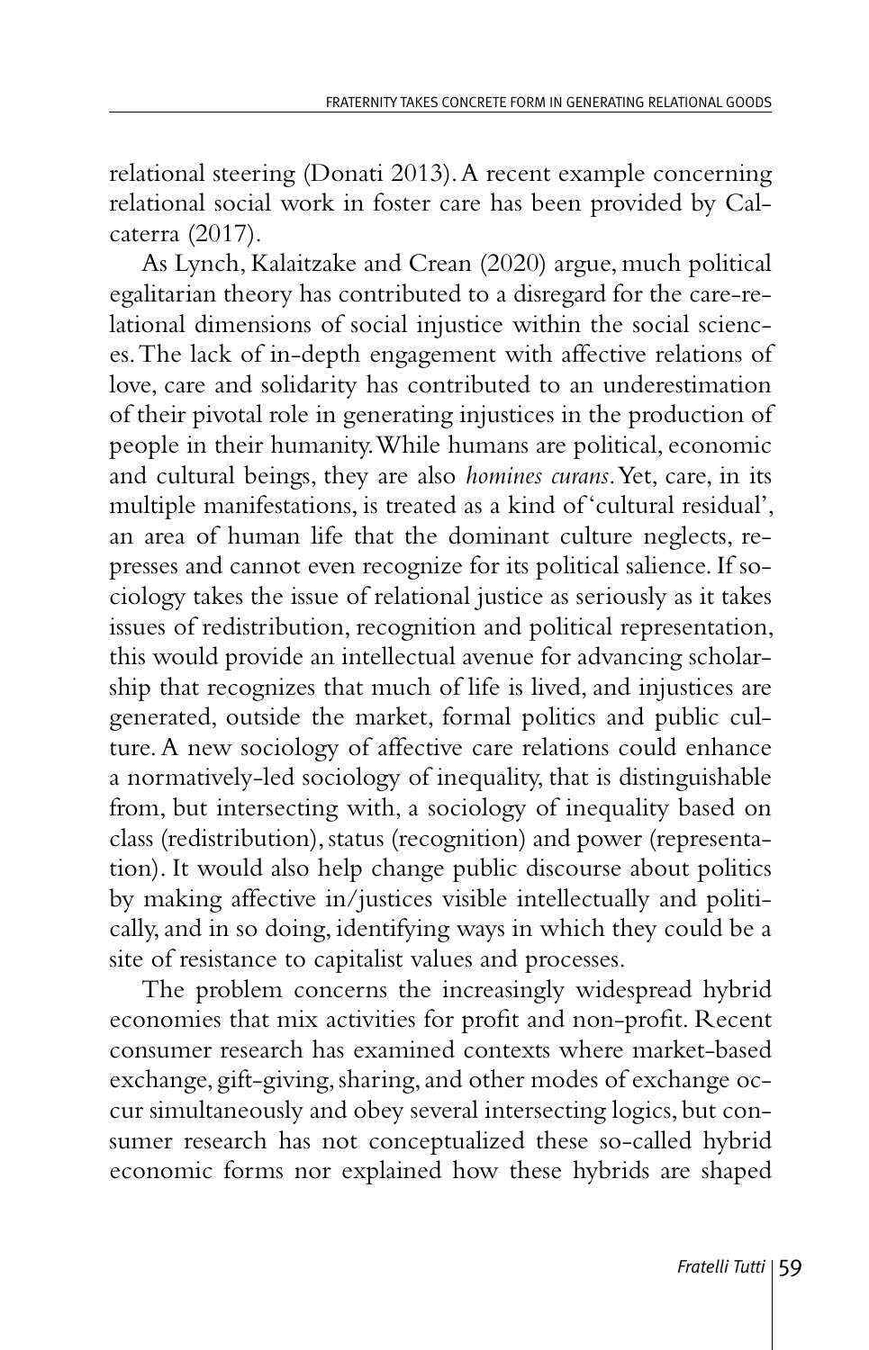relational steering (Donati 2013). A recent example concerning relational social work in foster care has been provided by Calcaterra (2017).

As Lynch, Kalaitzake and Crean (2020) argue, much political egalitarian theory has contributed to a disregard for the care-relational dimensions of social injustice within the social sciences. The lack of in-depth engagement with affective relations of love, care and solidarity has contributed to an underestimation of their pivotal role in generating injustices in the production of people in their humanity. While humans are political, economic and cultural beings, they are also *homines curans*. Yet, care, in its multiple manifestations, is treated as a kind of 'cultural residual', an area of human life that the dominant culture neglects, represses and cannot even recognize for its political salience. If sociology takes the issue of relational justice as seriously as it takes issues of redistribution, recognition and political representation, this would provide an intellectual avenue for advancing scholarship that recognizes that much of life is lived, and injustices are generated, outside the market, formal politics and public culture. A new sociology of affective care relations could enhance a normatively-led sociology of inequality, that is distinguishable from, but intersecting with, a sociology of inequality based on class (redistribution), status (recognition) and power (representation). It would also help change public discourse about politics by making affective in/justices visible intellectually and politically, and in so doing, identifying ways in which they could be a site of resistance to capitalist values and processes.

The problem concerns the increasingly widespread hybrid economies that mix activities for profit and non-profit. Recent consumer research has examined contexts where market-based exchange, gift-giving, sharing, and other modes of exchange occur simultaneously and obey several intersecting logics, but consumer research has not conceptualized these so-called hybrid economic forms nor explained how these hybrids are shaped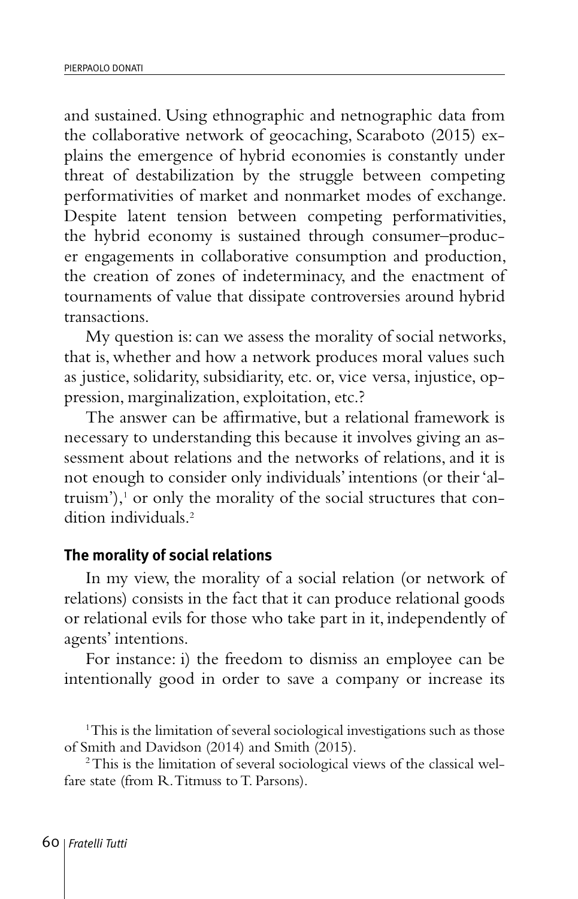and sustained. Using ethnographic and netnographic data from the collaborative network of geocaching, Scaraboto (2015) explains the emergence of hybrid economies is constantly under threat of destabilization by the struggle between competing performativities of market and nonmarket modes of exchange. Despite latent tension between competing performativities, the hybrid economy is sustained through consumer–producer engagements in collaborative consumption and production, the creation of zones of indeterminacy, and the enactment of tournaments of value that dissipate controversies around hybrid transactions.

My question is: can we assess the morality of social networks, that is, whether and how a network produces moral values such as justice, solidarity, subsidiarity, etc. or, vice versa, injustice, oppression, marginalization, exploitation, etc.?

The answer can be affirmative, but a relational framework is necessary to understanding this because it involves giving an assessment about relations and the networks of relations, and it is not enough to consider only individuals' intentions (or their 'altruism'),[1] or only the morality of the social structures that condition individuals.[2]

## The morality of social relations

In my view, the morality of a social relation (or network of relations) consists in the fact that it can produce relational goods or relational evils for those who take part in it, independently of agents' intentions.

For instance: i) the freedom to dismiss an employee can be intentionally good in order to save a company or increase its

[1] This is the limitation of several sociological investigations such as those of Smith and Davidson (2014) and Smith (2015).

[2] This is the limitation of several sociological views of the classical welfare state (from R. Titmuss to T. Parsons).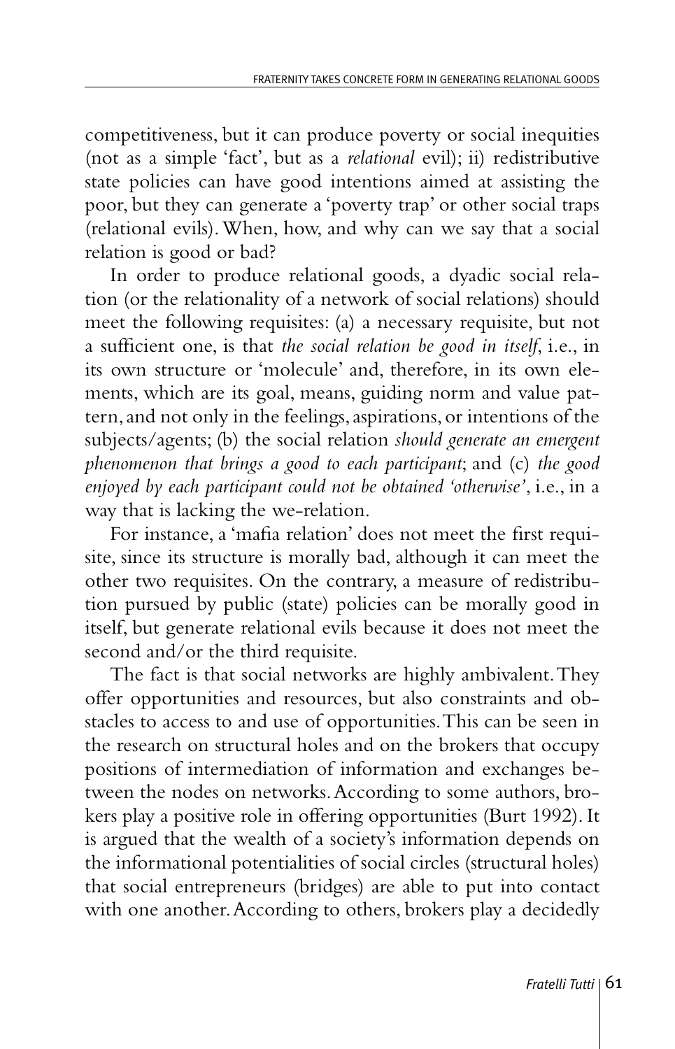competitiveness, but it can produce poverty or social inequities (not as a simple 'fact', but as a *relational* evil); ii) redistributive state policies can have good intentions aimed at assisting the poor, but they can generate a 'poverty trap' or other social traps (relational evils). When, how, and why can we say that a social relation is good or bad?

In order to produce relational goods, a dyadic social relation (or the relationality of a network of social relations) should meet the following requisites: (a) a necessary requisite, but not a sufficient one, is that *the social relation be good in itself*, i.e., in its own structure or 'molecule' and, therefore, in its own elements, which are its goal, means, guiding norm and value pattern, and not only in the feelings, aspirations, or intentions of the subjects/agents; (b) the social relation *should generate an emergent phenomenon that brings a good to each participant*; and (c) *the good enjoyed by each participant could not be obtained 'otherwise'*, i.e., in a way that is lacking the we-relation.

For instance, a 'mafia relation' does not meet the first requisite, since its structure is morally bad, although it can meet the other two requisites. On the contrary, a measure of redistribution pursued by public (state) policies can be morally good in itself, but generate relational evils because it does not meet the second and/or the third requisite.

The fact is that social networks are highly ambivalent. They offer opportunities and resources, but also constraints and obstacles to access to and use of opportunities. This can be seen in the research on structural holes and on the brokers that occupy positions of intermediation of information and exchanges between the nodes on networks. According to some authors, brokers play a positive role in offering opportunities (Burt 1992). It is argued that the wealth of a society's information depends on the informational potentialities of social circles (structural holes) that social entrepreneurs (bridges) are able to put into contact with one another. According to others, brokers play a decidedly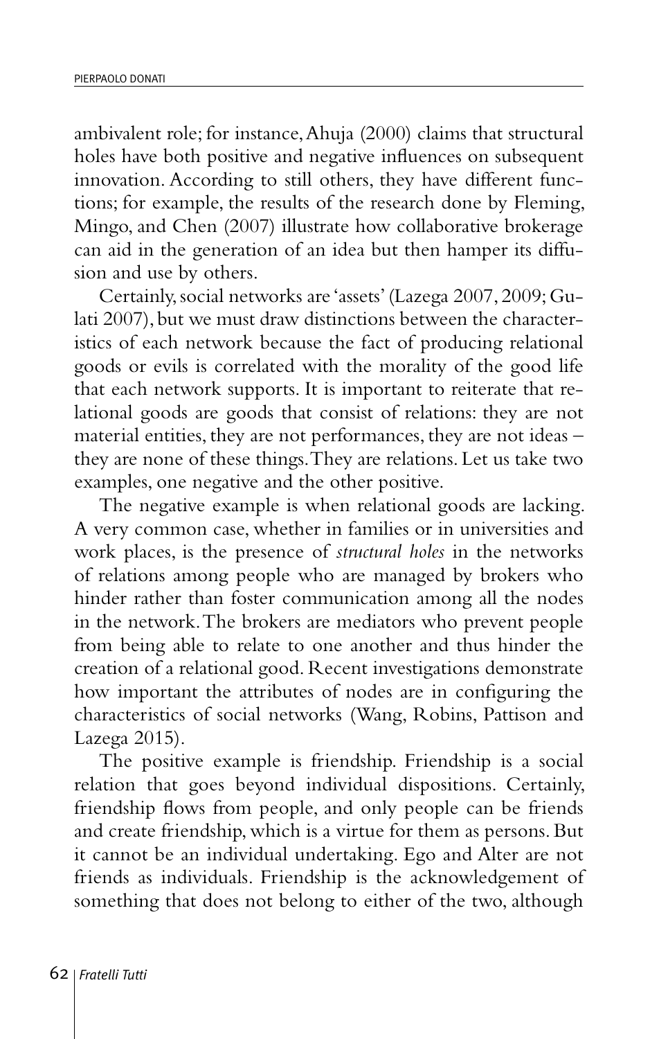ambivalent role; for instance, Ahuja (2000) claims that structural holes have both positive and negative influences on subsequent innovation. According to still others, they have different functions; for example, the results of the research done by Fleming, Mingo, and Chen (2007) illustrate how collaborative brokerage can aid in the generation of an idea but then hamper its diffusion and use by others.

Certainly, social networks are 'assets' (Lazega 2007, 2009; Gulati 2007), but we must draw distinctions between the characteristics of each network because the fact of producing relational goods or evils is correlated with the morality of the good life that each network supports. It is important to reiterate that relational goods are goods that consist of relations: they are not material entities, they are not performances, they are not ideas – they are none of these things. They are relations. Let us take two examples, one negative and the other positive.

The negative example is when relational goods are lacking. A very common case, whether in families or in universities and work places, is the presence of *structural holes* in the networks of relations among people who are managed by brokers who hinder rather than foster communication among all the nodes in the network. The brokers are mediators who prevent people from being able to relate to one another and thus hinder the creation of a relational good. Recent investigations demonstrate how important the attributes of nodes are in configuring the characteristics of social networks (Wang, Robins, Pattison and Lazega 2015).

The positive example is friendship. Friendship is a social relation that goes beyond individual dispositions. Certainly, friendship flows from people, and only people can be friends and create friendship, which is a virtue for them as persons. But it cannot be an individual undertaking. Ego and Alter are not friends as individuals. Friendship is the acknowledgement of something that does not belong to either of the two, although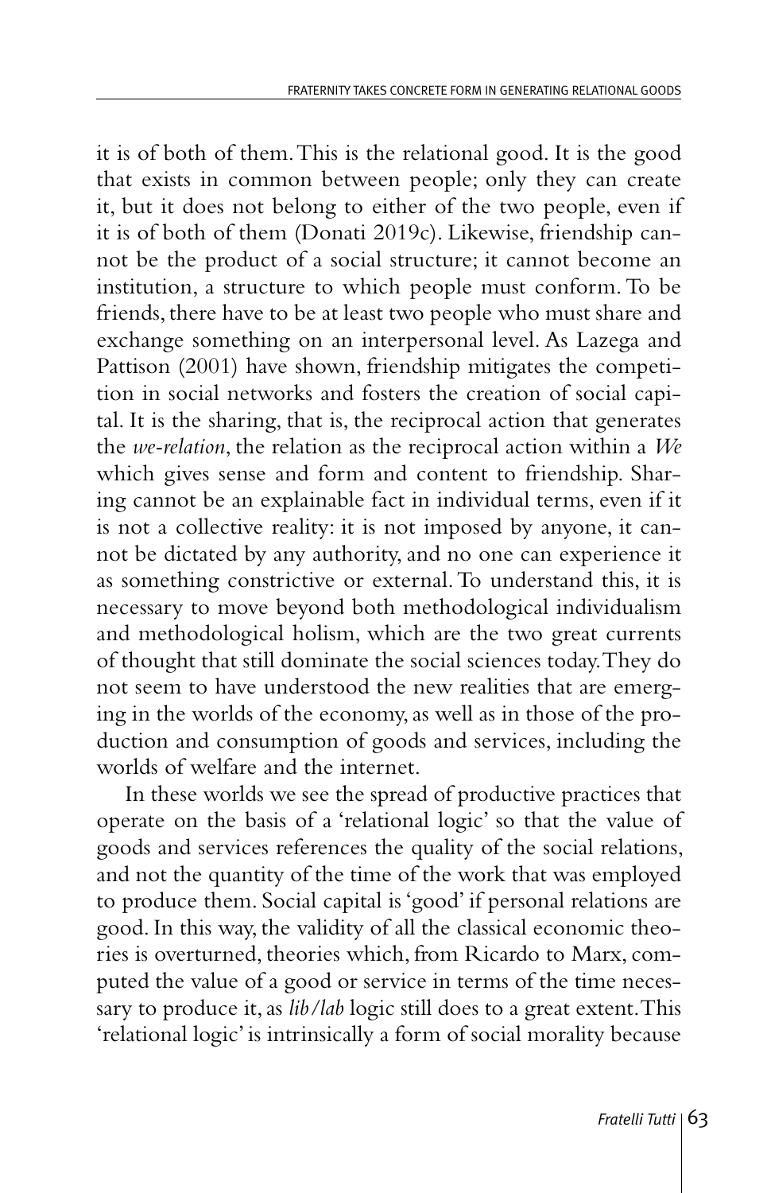it is of both of them. This is the relational good. It is the good that exists in common between people; only they can create it, but it does not belong to either of the two people, even if it is of both of them (Donati 2019c). Likewise, friendship cannot be the product of a social structure; it cannot become an institution, a structure to which people must conform. To be friends, there have to be at least two people who must share and exchange something on an interpersonal level. As Lazega and Pattison (2001) have shown, friendship mitigates the competition in social networks and fosters the creation of social capital. It is the sharing, that is, the reciprocal action that generates the *we-relation*, the relation as the reciprocal action within a *We* which gives sense and form and content to friendship. Sharing cannot be an explainable fact in individual terms, even if it is not a collective reality: it is not imposed by anyone, it cannot be dictated by any authority, and no one can experience it as something constrictive or external. To understand this, it is necessary to move beyond both methodological individualism and methodological holism, which are the two great currents of thought that still dominate the social sciences today. They do not seem to have understood the new realities that are emerging in the worlds of the economy, as well as in those of the production and consumption of goods and services, including the worlds of welfare and the internet.

In these worlds we see the spread of productive practices that operate on the basis of a 'relational logic' so that the value of goods and services references the quality of the social relations, and not the quantity of the time of the work that was employed to produce them. Social capital is 'good' if personal relations are good. In this way, the validity of all the classical economic theories is overturned, theories which, from Ricardo to Marx, computed the value of a good or service in terms of the time necessary to produce it, as *lib/lab* logic still does to a great extent. This 'relational logic' is intrinsically a form of social morality because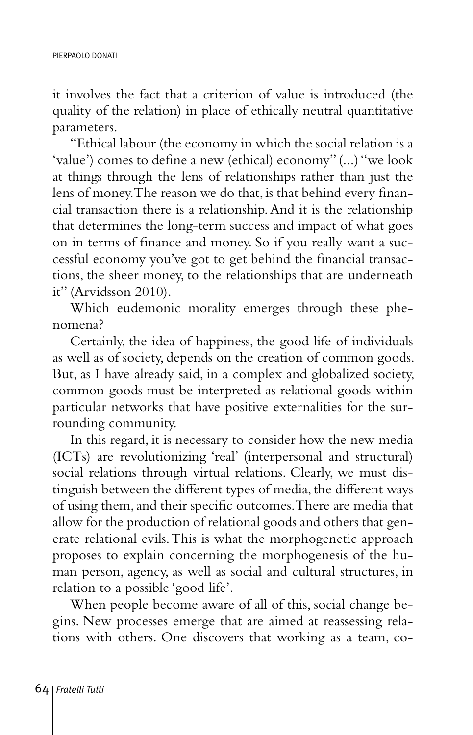it involves the fact that a criterion of value is introduced (the quality of the relation) in place of ethically neutral quantitative parameters.

"Ethical labour (the economy in which the social relation is a 'value') comes to define a new (ethical) economy" (...) "we look at things through the lens of relationships rather than just the lens of money. The reason we do that, is that behind every financial transaction there is a relationship. And it is the relationship that determines the long-term success and impact of what goes on in terms of finance and money. So if you really want a successful economy you've got to get behind the financial transactions, the sheer money, to the relationships that are underneath it" (Arvidsson 2010).

Which eudemonic morality emerges through these phenomena?

Certainly, the idea of happiness, the good life of individuals as well as of society, depends on the creation of common goods. But, as I have already said, in a complex and globalized society, common goods must be interpreted as relational goods within particular networks that have positive externalities for the surrounding community.

In this regard, it is necessary to consider how the new media (ICTs) are revolutionizing 'real' (interpersonal and structural) social relations through virtual relations. Clearly, we must distinguish between the different types of media, the different ways of using them, and their specific outcomes. There are media that allow for the production of relational goods and others that generate relational evils. This is what the morphogenetic approach proposes to explain concerning the morphogenesis of the human person, agency, as well as social and cultural structures, in relation to a possible 'good life'.

When people become aware of all of this, social change begins. New processes emerge that are aimed at reassessing relations with others. One discovers that working as a team, co-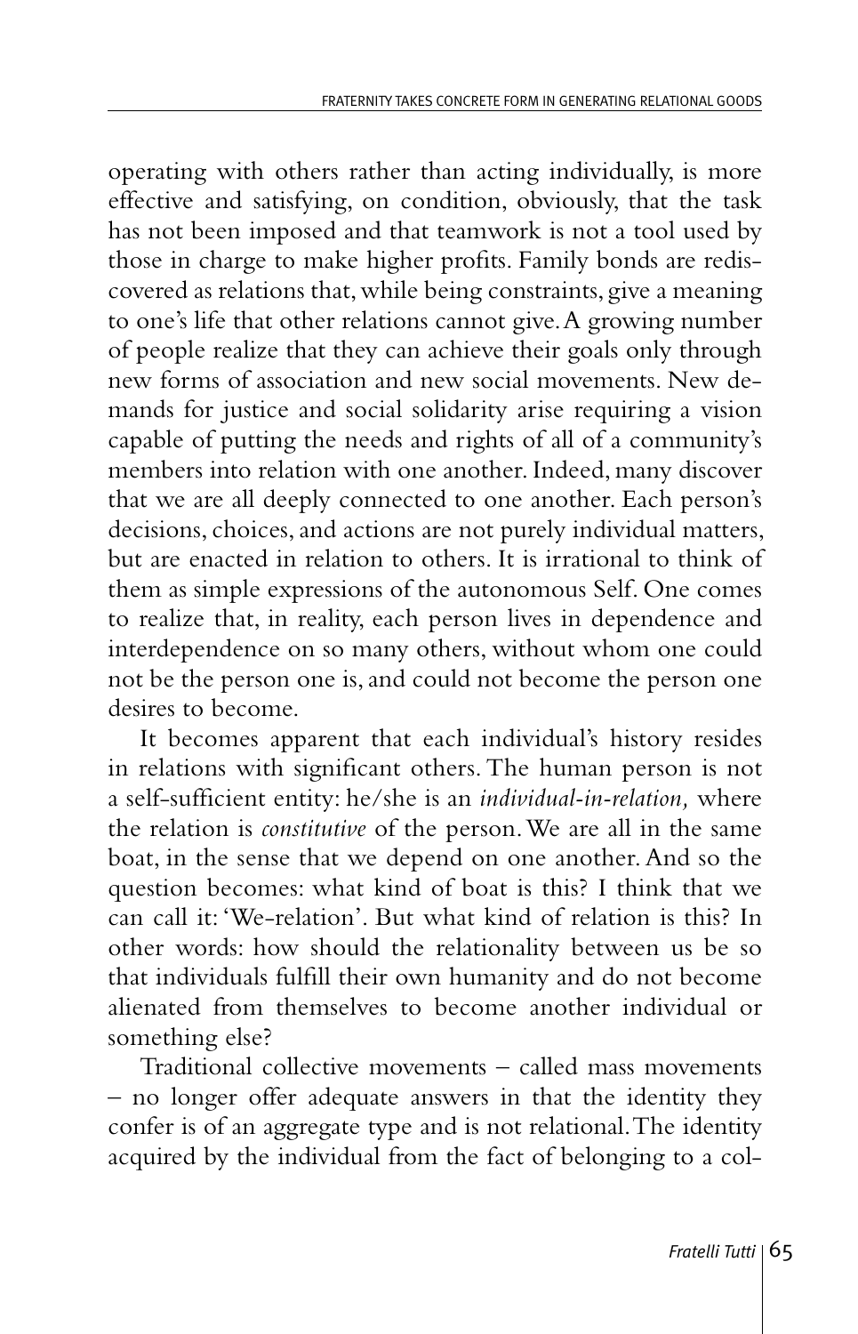operating with others rather than acting individually, is more effective and satisfying, on condition, obviously, that the task has not been imposed and that teamwork is not a tool used by those in charge to make higher profits. Family bonds are rediscovered as relations that, while being constraints, give a meaning to one's life that other relations cannot give. A growing number of people realize that they can achieve their goals only through new forms of association and new social movements. New demands for justice and social solidarity arise requiring a vision capable of putting the needs and rights of all of a community's members into relation with one another. Indeed, many discover that we are all deeply connected to one another. Each person's decisions, choices, and actions are not purely individual matters, but are enacted in relation to others. It is irrational to think of them as simple expressions of the autonomous Self. One comes to realize that, in reality, each person lives in dependence and interdependence on so many others, without whom one could not be the person one is, and could not become the person one desires to become.

It becomes apparent that each individual's history resides in relations with significant others. The human person is not a self-sufficient entity: he/she is an *individual-in-relation,* where the relation is *constitutive* of the person. We are all in the same boat, in the sense that we depend on one another. And so the question becomes: what kind of boat is this? I think that we can call it: 'We-relation'. But what kind of relation is this? In other words: how should the relationality between us be so that individuals fulfill their own humanity and do not become alienated from themselves to become another individual or something else?

Traditional collective movements – called mass movements – no longer offer adequate answers in that the identity they confer is of an aggregate type and is not relational. The identity acquired by the individual from the fact of belonging to a col-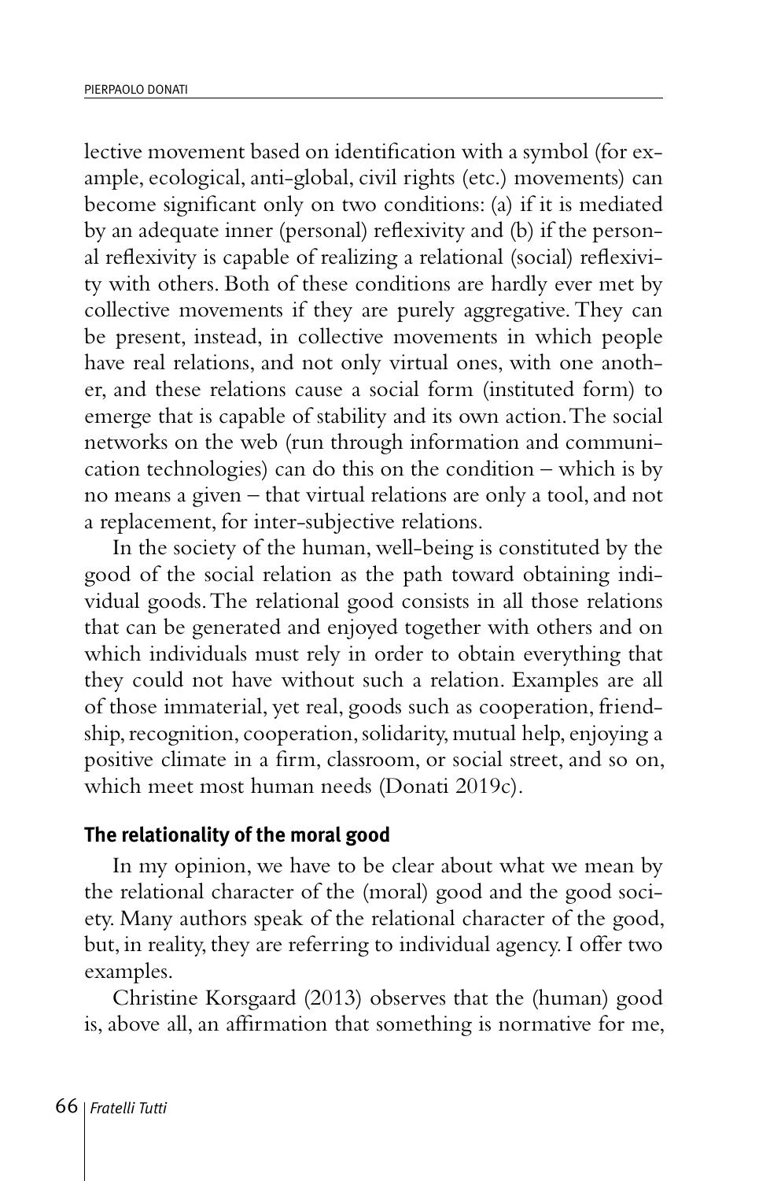lective movement based on identification with a symbol (for example, ecological, anti-global, civil rights (etc.) movements) can become significant only on two conditions: (a) if it is mediated by an adequate inner (personal) reflexivity and (b) if the personal reflexivity is capable of realizing a relational (social) reflexivity with others. Both of these conditions are hardly ever met by collective movements if they are purely aggregative. They can be present, instead, in collective movements in which people have real relations, and not only virtual ones, with one another, and these relations cause a social form (instituted form) to emerge that is capable of stability and its own action. The social networks on the web (run through information and communication technologies) can do this on the condition – which is by no means a given – that virtual relations are only a tool, and not a replacement, for inter-subjective relations.

In the society of the human, well-being is constituted by the good of the social relation as the path toward obtaining individual goods. The relational good consists in all those relations that can be generated and enjoyed together with others and on which individuals must rely in order to obtain everything that they could not have without such a relation. Examples are all of those immaterial, yet real, goods such as cooperation, friendship, recognition, cooperation, solidarity, mutual help, enjoying a positive climate in a firm, classroom, or social street, and so on, which meet most human needs (Donati 2019c).

### The relationality of the moral good

In my opinion, we have to be clear about what we mean by the relational character of the (moral) good and the good society. Many authors speak of the relational character of the good, but, in reality, they are referring to individual agency. I offer two examples.

Christine Korsgaard (2013) observes that the (human) good is, above all, an affirmation that something is normative for me,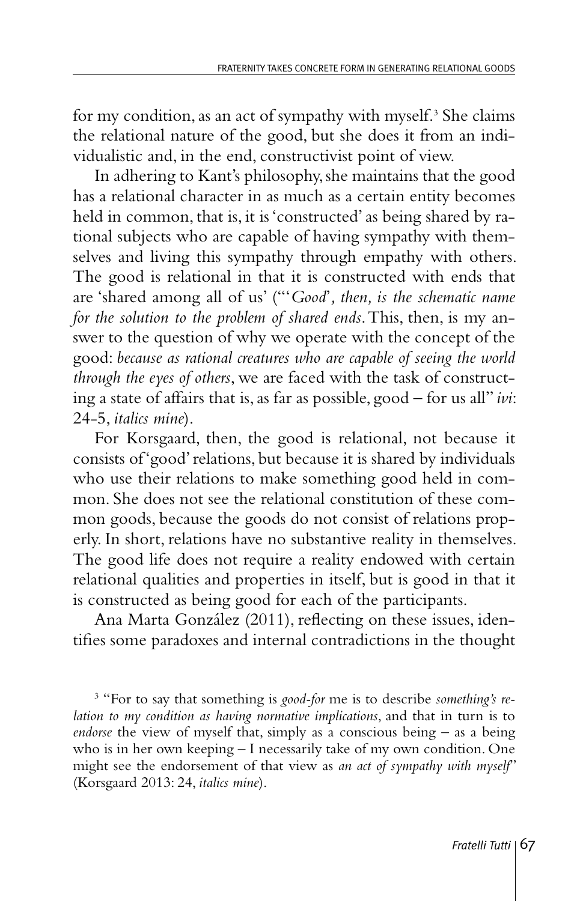for my condition, as an act of sympathy with myself.[3] She claims the relational nature of the good, but she does it from an individualistic and, in the end, constructivist point of view.

In adhering to Kant's philosophy, she maintains that the good has a relational character in as much as a certain entity becomes held in common, that is, it is 'constructed' as being shared by rational subjects who are capable of having sympathy with themselves and living this sympathy through empathy with others. The good is relational in that it is constructed with ends that are 'shared among all of us' ("'*Good', then, is the schematic name for the solution to the problem of shared ends*. This, then, is my answer to the question of why we operate with the concept of the good: *because as rational creatures who are capable of seeing the world through the eyes of others*, we are faced with the task of constructing a state of affairs that is, as far as possible, good – for us all" *ivi*: 24-5, *italics mine*).

For Korsgaard, then, the good is relational, not because it consists of 'good' relations, but because it is shared by individuals who use their relations to make something good held in common. She does not see the relational constitution of these common goods, because the goods do not consist of relations properly. In short, relations have no substantive reality in themselves. The good life does not require a reality endowed with certain relational qualities and properties in itself, but is good in that it is constructed as being good for each of the participants.

Ana Marta González (2011), reflecting on these issues, identifies some paradoxes and internal contradictions in the thought

[3] "For to say that something is *good-for* me is to describe *something's relation to my condition as having normative implications*, and that in turn is to *endorse* the view of myself that, simply as a conscious being – as a being who is in her own keeping – I necessarily take of my own condition. One might see the endorsement of that view as *an act of sympathy with myself*" (Korsgaard 2013: 24, *italics mine*).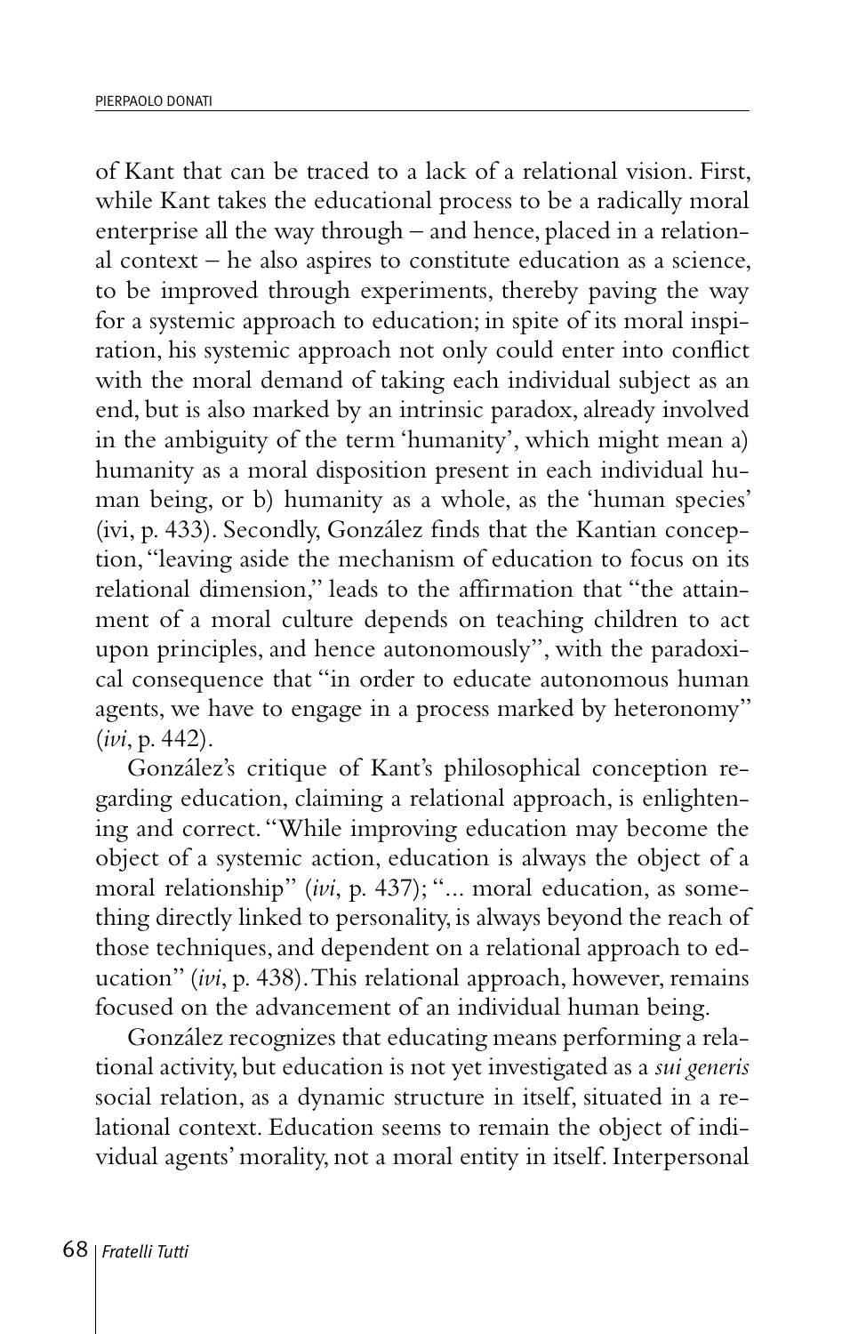of Kant that can be traced to a lack of a relational vision. First, while Kant takes the educational process to be a radically moral enterprise all the way through – and hence, placed in a relational context – he also aspires to constitute education as a science, to be improved through experiments, thereby paving the way for a systemic approach to education; in spite of its moral inspiration, his systemic approach not only could enter into conflict with the moral demand of taking each individual subject as an end, but is also marked by an intrinsic paradox, already involved in the ambiguity of the term 'humanity', which might mean a) humanity as a moral disposition present in each individual human being, or b) humanity as a whole, as the 'human species' (ivi, p. 433). Secondly, González finds that the Kantian conception, "leaving aside the mechanism of education to focus on its relational dimension," leads to the affirmation that "the attainment of a moral culture depends on teaching children to act upon principles, and hence autonomously", with the paradoxical consequence that "in order to educate autonomous human agents, we have to engage in a process marked by heteronomy" (*ivi*, p. 442).

González's critique of Kant's philosophical conception regarding education, claiming a relational approach, is enlightening and correct. "While improving education may become the object of a systemic action, education is always the object of a moral relationship" (*ivi*, p. 437); "... moral education, as something directly linked to personality, is always beyond the reach of those techniques, and dependent on a relational approach to education" (*ivi*, p. 438). This relational approach, however, remains focused on the advancement of an individual human being.

González recognizes that educating means performing a relational activity, but education is not yet investigated as a *sui generis* social relation, as a dynamic structure in itself, situated in a relational context. Education seems to remain the object of individual agents' morality, not a moral entity in itself. Interpersonal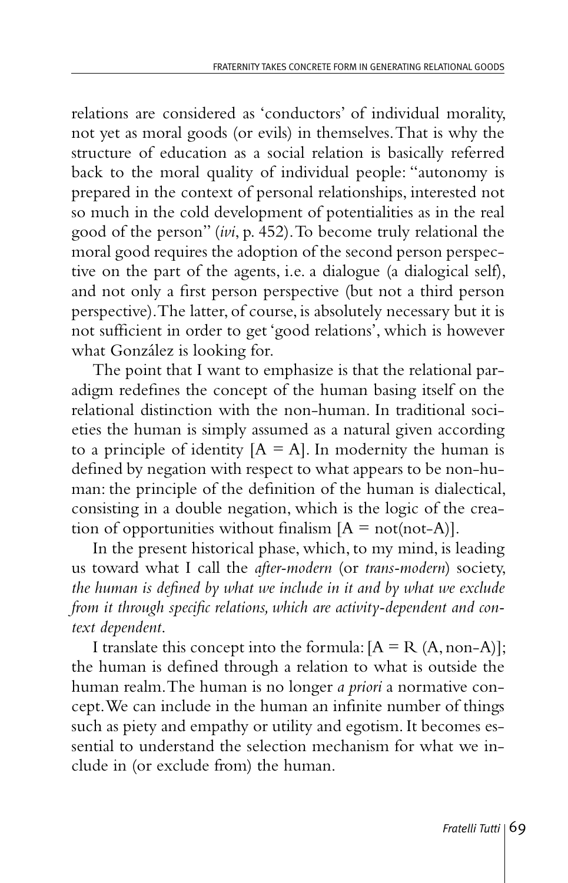relations are considered as 'conductors' of individual morality, not yet as moral goods (or evils) in themselves. That is why the structure of education as a social relation is basically referred back to the moral quality of individual people: "autonomy is prepared in the context of personal relationships, interested not so much in the cold development of potentialities as in the real good of the person" (*ivi*, p. 452). To become truly relational the moral good requires the adoption of the second person perspective on the part of the agents, i.e. a dialogue (a dialogical self), and not only a first person perspective (but not a third person perspective). The latter, of course, is absolutely necessary but it is not sufficient in order to get 'good relations', which is however what González is looking for.

The point that I want to emphasize is that the relational paradigm redefines the concept of the human basing itself on the relational distinction with the non-human. In traditional societies the human is simply assumed as a natural given according to a principle of identity [A = A]. In modernity the human is defined by negation with respect to what appears to be non-human: the principle of the definition of the human is dialectical, consisting in a double negation, which is the logic of the creation of opportunities without finalism [A = not(not-A)].

In the present historical phase, which, to my mind, is leading us toward what I call the *after-modern* (or *trans-modern*) society, *the human is defined by what we include in it and by what we exclude from it through specific relations, which are activity-dependent and context dependent*.

I translate this concept into the formula: [A = R (A, non-A)]; the human is defined through a relation to what is outside the human realm. The human is no longer *a priori* a normative concept. We can include in the human an infinite number of things such as piety and empathy or utility and egotism. It becomes essential to understand the selection mechanism for what we include in (or exclude from) the human.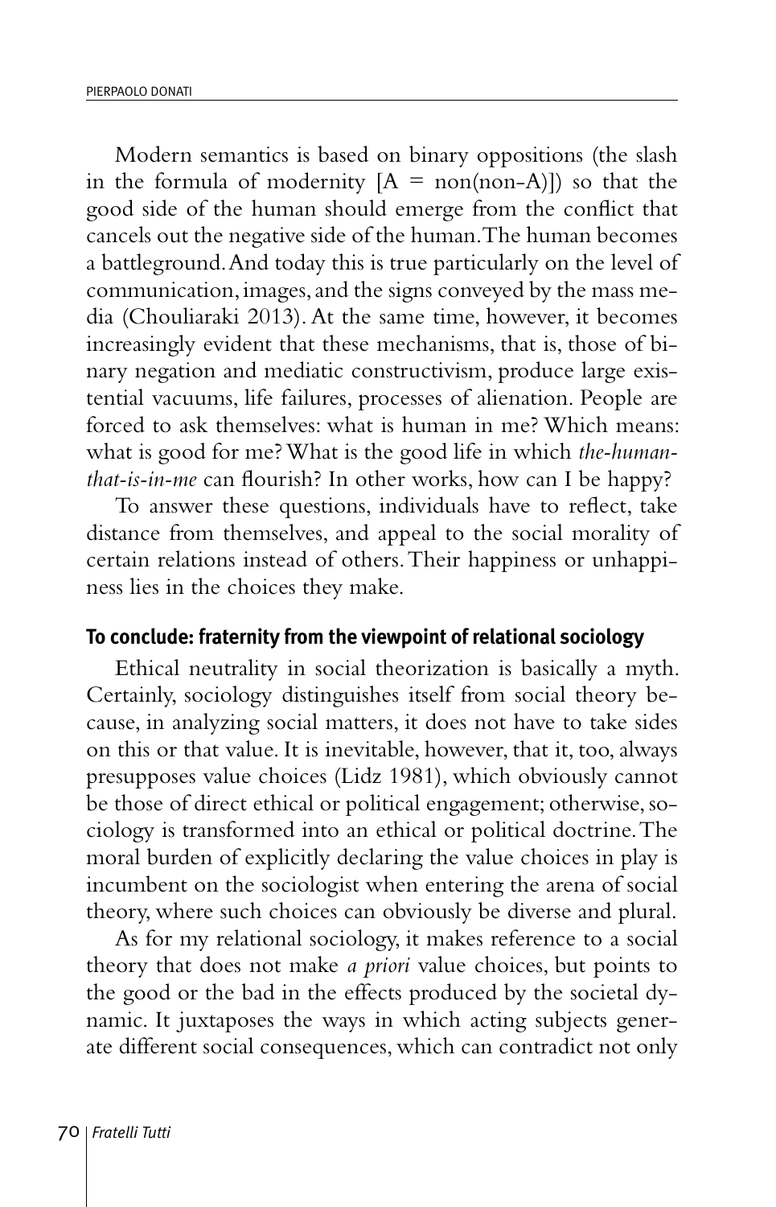Modern semantics is based on binary oppositions (the slash in the formula of modernity [A = non(non-A)]) so that the good side of the human should emerge from the conflict that cancels out the negative side of the human. The human becomes a battleground. And today this is true particularly on the level of communication, images, and the signs conveyed by the mass media (Chouliaraki 2013). At the same time, however, it becomes increasingly evident that these mechanisms, that is, those of binary negation and mediatic constructivism, produce large existential vacuums, life failures, processes of alienation. People are forced to ask themselves: what is human in me? Which means: what is good for me? What is the good life in which *the-human-that-is-in-me* can flourish? In other works, how can I be happy?

To answer these questions, individuals have to reflect, take distance from themselves, and appeal to the social morality of certain relations instead of others. Their happiness or unhappiness lies in the choices they make.

### To conclude: fraternity from the viewpoint of relational sociology

Ethical neutrality in social theorization is basically a myth. Certainly, sociology distinguishes itself from social theory because, in analyzing social matters, it does not have to take sides on this or that value. It is inevitable, however, that it, too, always presupposes value choices (Lidz 1981), which obviously cannot be those of direct ethical or political engagement; otherwise, sociology is transformed into an ethical or political doctrine. The moral burden of explicitly declaring the value choices in play is incumbent on the sociologist when entering the arena of social theory, where such choices can obviously be diverse and plural.

As for my relational sociology, it makes reference to a social theory that does not make *a priori* value choices, but points to the good or the bad in the effects produced by the societal dynamic. It juxtaposes the ways in which acting subjects generate different social consequences, which can contradict not only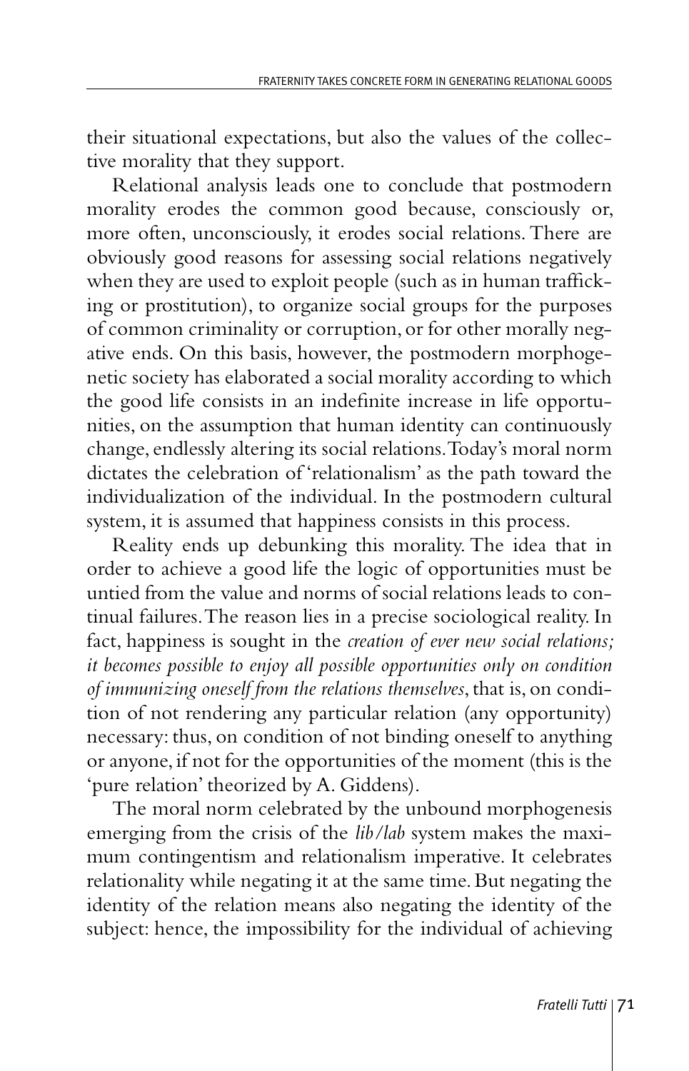their situational expectations, but also the values of the collective morality that they support.

Relational analysis leads one to conclude that postmodern morality erodes the common good because, consciously or, more often, unconsciously, it erodes social relations. There are obviously good reasons for assessing social relations negatively when they are used to exploit people (such as in human trafficking or prostitution), to organize social groups for the purposes of common criminality or corruption, or for other morally negative ends. On this basis, however, the postmodern morphogenetic society has elaborated a social morality according to which the good life consists in an indefinite increase in life opportunities, on the assumption that human identity can continuously change, endlessly altering its social relations. Today's moral norm dictates the celebration of 'relationalism' as the path toward the individualization of the individual. In the postmodern cultural system, it is assumed that happiness consists in this process.

Reality ends up debunking this morality. The idea that in order to achieve a good life the logic of opportunities must be untied from the value and norms of social relations leads to continual failures. The reason lies in a precise sociological reality. In fact, happiness is sought in the *creation of ever new social relations; it becomes possible to enjoy all possible opportunities only on condition of immunizing oneself from the relations themselves*, that is, on condition of not rendering any particular relation (any opportunity) necessary: thus, on condition of not binding oneself to anything or anyone, if not for the opportunities of the moment (this is the 'pure relation' theorized by A. Giddens).

The moral norm celebrated by the unbound morphogenesis emerging from the crisis of the *lib/lab* system makes the maximum contingentism and relationalism imperative. It celebrates relationality while negating it at the same time. But negating the identity of the relation means also negating the identity of the subject: hence, the impossibility for the individual of achieving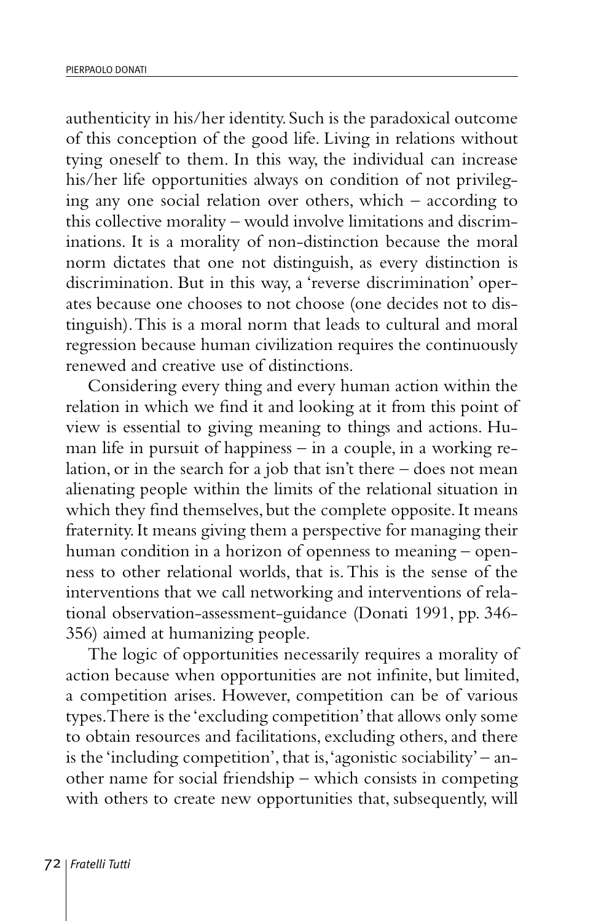authenticity in his/her identity. Such is the paradoxical outcome of this conception of the good life. Living in relations without tying oneself to them. In this way, the individual can increase his/her life opportunities always on condition of not privileging any one social relation over others, which – according to this collective morality – would involve limitations and discriminations. It is a morality of non-distinction because the moral norm dictates that one not distinguish, as every distinction is discrimination. But in this way, a 'reverse discrimination' operates because one chooses to not choose (one decides not to distinguish). This is a moral norm that leads to cultural and moral regression because human civilization requires the continuously renewed and creative use of distinctions.

Considering every thing and every human action within the relation in which we find it and looking at it from this point of view is essential to giving meaning to things and actions. Human life in pursuit of happiness – in a couple, in a working relation, or in the search for a job that isn't there – does not mean alienating people within the limits of the relational situation in which they find themselves, but the complete opposite. It means fraternity. It means giving them a perspective for managing their human condition in a horizon of openness to meaning – openness to other relational worlds, that is. This is the sense of the interventions that we call networking and interventions of relational observation-assessment-guidance (Donati 1991, pp. 346-356) aimed at humanizing people.

The logic of opportunities necessarily requires a morality of action because when opportunities are not infinite, but limited, a competition arises. However, competition can be of various types. There is the 'excluding competition' that allows only some to obtain resources and facilitations, excluding others, and there is the 'including competition', that is, 'agonistic sociability' – another name for social friendship – which consists in competing with others to create new opportunities that, subsequently, will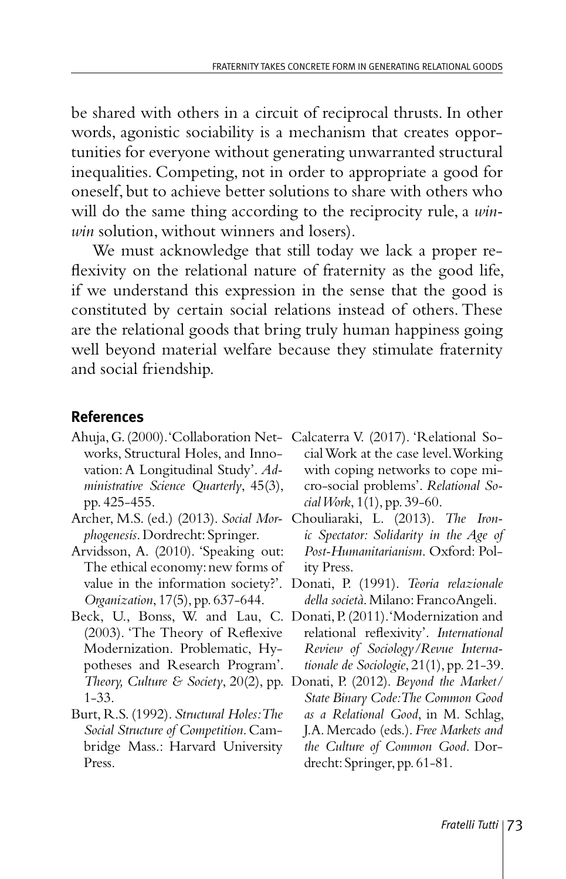be shared with others in a circuit of reciprocal thrusts. In other words, agonistic sociability is a mechanism that creates opportunities for everyone without generating unwarranted structural inequalities. Competing, not in order to appropriate a good for oneself, but to achieve better solutions to share with others who will do the same thing according to the reciprocity rule, a *win-win* solution, without winners and losers).

We must acknowledge that still today we lack a proper reflexivity on the relational nature of fraternity as the good life, if we understand this expression in the sense that the good is constituted by certain social relations instead of others. These are the relational goods that bring truly human happiness going well beyond material welfare because they stimulate fraternity and social friendship.

## References

- Ahuja, G. (2000). 'Collaboration Networks, Structural Holes, and Innovation: A Longitudinal Study'. *Administrative Science Quarterly*, 45(3), pp. 425-455.
- Archer, M.S. (ed.) (2013). *Social Morphogenesis*. Dordrecht: Springer.
- Arvidsson, A. (2010). 'Speaking out: The ethical economy: new forms of value in the information society?'. *Organization*, 17(5), pp. 637-644.
- Beck, U., Bonss, W. and Lau, C. (2003). 'The Theory of Reflexive Modernization. Problematic, Hypotheses and Research Program'. *Theory, Culture & Society*, 20(2), pp. 1-33.
- Burt, R.S. (1992). *Structural Holes: The Social Structure of Competition*. Cambridge Mass.: Harvard University Press.
- Calcaterra V. (2017). 'Relational Social Work at the case level. Working with coping networks to cope micro-social problems'. *Relational Social Work*, 1(1), pp. 39-60.
- Chouliaraki, L. (2013). *The Ironic Spectator: Solidarity in the Age of Post-Humanitarianism*. Oxford: Polity Press.
- Donati, P. (1991). *Teoria relazionale della società*. Milano: FrancoAngeli.
- Donati, P. (2011). 'Modernization and relational reflexivity'. *International Review of Sociology/Revue Internationale de Sociologie*, 21(1), pp. 21-39.
- Donati, P. (2012). *Beyond the Market/State Binary Code: The Common Good as a Relational Good*, in M. Schlag, J.A. Mercado (eds.). *Free Markets and the Culture of Common Good*. Dordrecht: Springer, pp. 61-81.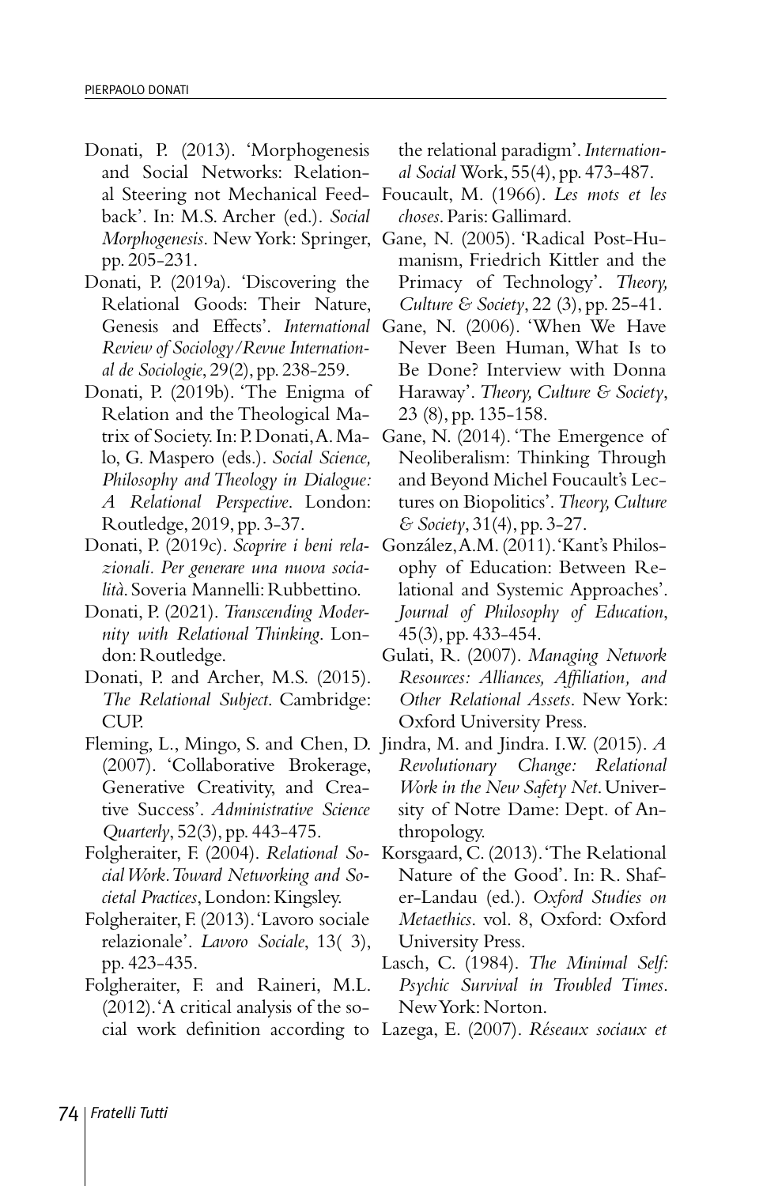Donati, P. (2013). 'Morphogenesis and Social Networks: Relational Steering not Mechanical Feedback'. In: M.S. Archer (ed.). *Social Morphogenesis*. New York: Springer, pp. 205-231.

Donati, P. (2019a). 'Discovering the Relational Goods: Their Nature, Genesis and Effects'. *International Review of Sociology/Revue International de Sociologie*, 29(2), pp. 238-259.

Donati, P. (2019b). 'The Enigma of Relation and the Theological Matrix of Society. In: P. Donati, A. Malo, G. Maspero (eds.). *Social Science, Philosophy and Theology in Dialogue: A Relational Perspective*. London: Routledge, 2019, pp. 3-37.

Donati, P. (2019c). *Scoprire i beni relazionali. Per generare una nuova socialità*. Soveria Mannelli: Rubbettino.

Donati, P. (2021). *Transcending Modernity with Relational Thinking*. London: Routledge.

Donati, P. and Archer, M.S. (2015). *The Relational Subject*. Cambridge: CUP.

Fleming, L., Mingo, S. and Chen, D. (2007). 'Collaborative Brokerage, Generative Creativity, and Creative Success'. *Administrative Science Quarterly*, 52(3), pp. 443-475.

Folgheraiter, F. (2004). *Relational Social Work. Toward Networking and Societal Practices*, London: Kingsley.

Folgheraiter, F. (2013). 'Lavoro sociale relazionale'. *Lavoro Sociale*, 13( 3), pp. 423-435.

Folgheraiter, F. and Raineri, M.L. (2012). 'A critical analysis of the social work definition according to the relational paradigm'. *International Social* Work, 55(4), pp. 473-487.

Foucault, M. (1966). *Les mots et les choses*. Paris: Gallimard.

Gane, N. (2005). 'Radical Post-Humanism, Friedrich Kittler and the Primacy of Technology'. *Theory, Culture & Society*, 22 (3), pp. 25-41.

Gane, N. (2006). 'When We Have Never Been Human, What Is to Be Done? Interview with Donna Haraway'. *Theory, Culture & Society*, 23 (8), pp. 135-158.

Gane, N. (2014). 'The Emergence of Neoliberalism: Thinking Through and Beyond Michel Foucault's Lectures on Biopolitics'. *Theory, Culture & Society*, 31(4), pp. 3-27.

González, A.M. (2011). 'Kant's Philosophy of Education: Between Relational and Systemic Approaches'. *Journal of Philosophy of Education*, 45(3), pp. 433-454.

Gulati, R. (2007). *Managing Network Resources: Alliances, Affiliation, and Other Relational Assets*. New York: Oxford University Press.

Jindra, M. and Jindra. I.W. (2015). *A Revolutionary Change: Relational Work in the New Safety Net*. University of Notre Dame: Dept. of Anthropology.

Korsgaard, C. (2013). 'The Relational Nature of the Good'. In: R. Shafer-Landau (ed.). *Oxford Studies on Metaethics*. vol. 8, Oxford: Oxford University Press.

Lasch, C. (1984). *The Minimal Self: Psychic Survival in Troubled Times*. New York: Norton.

Lazega, E. (2007). *Réseaux sociaux et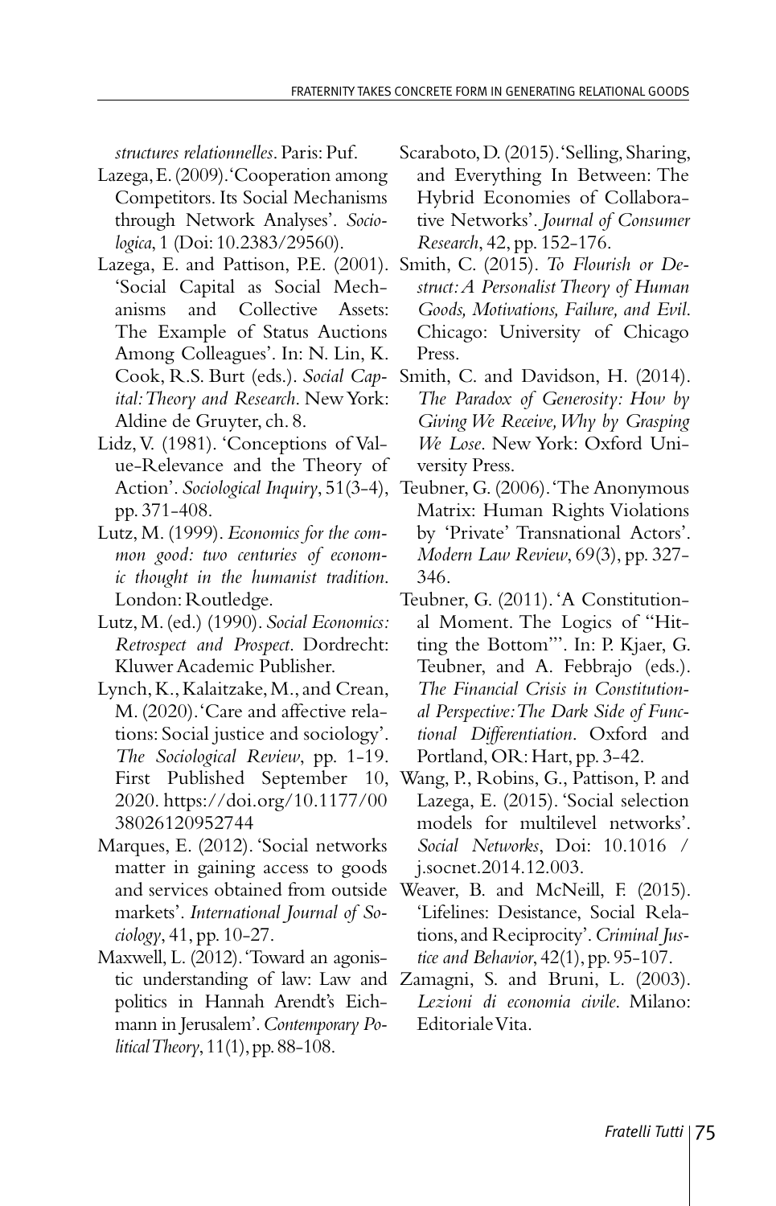*structures relationnelles*. Paris: Puf.

Lazega, E. (2009). 'Cooperation among Competitors. Its Social Mechanisms through Network Analyses'. *Sociologica*, 1 (Doi: 10.2383/29560).

Lazega, E. and Pattison, P.E. (2001). 'Social Capital as Social Mechanisms and Collective Assets: The Example of Status Auctions Among Colleagues'. In: N. Lin, K. Cook, R.S. Burt (eds.). *Social Capital: Theory and Research*. New York: Aldine de Gruyter, ch. 8.

Lidz, V. (1981). 'Conceptions of Value-Relevance and the Theory of Action'. *Sociological Inquiry*, 51(3-4), pp. 371-408.

Lutz, M. (1999). *Economics for the common good: two centuries of economic thought in the humanist tradition*. London: Routledge.

Lutz, M. (ed.) (1990). *Social Economics: Retrospect and Prospect*. Dordrecht: Kluwer Academic Publisher.

Lynch, K., Kalaitzake, M., and Crean, M. (2020). 'Care and affective relations: Social justice and sociology'. *The Sociological Review*, pp. 1-19. First Published September 10, 2020. https://doi.org/10.1177/0038026120952744

Marques, E. (2012). 'Social networks matter in gaining access to goods and services obtained from outside markets'. *International Journal of Sociology*, 41, pp. 10-27.

Maxwell, L. (2012). 'Toward an agonistic understanding of law: Law and politics in Hannah Arendt's Eichmann in Jerusalem'. *Contemporary Political Theory*, 11(1), pp. 88-108.

Scaraboto, D. (2015). 'Selling, Sharing, and Everything In Between: The Hybrid Economies of Collaborative Networks'. *Journal of Consumer Research*, 42, pp. 152-176.

Smith, C. (2015). *To Flourish or Destruct: A Personalist Theory of Human Goods, Motivations, Failure, and Evil*. Chicago: University of Chicago Press.

Smith, C. and Davidson, H. (2014). *The Paradox of Generosity: How by Giving We Receive, Why by Grasping We Lose*. New York: Oxford University Press.

Teubner, G. (2006). 'The Anonymous Matrix: Human Rights Violations by 'Private' Transnational Actors'. *Modern Law Review*, 69(3), pp. 327-346.

Teubner, G. (2011). 'A Constitutional Moment. The Logics of "Hitting the Bottom"'. In: P. Kjaer, G. Teubner, and A. Febbrajo (eds.). *The Financial Crisis in Constitutional Perspective: The Dark Side of Functional Differentiation*. Oxford and Portland, OR: Hart, pp. 3-42.

Wang, P., Robins, G., Pattison, P. and Lazega, E. (2015). 'Social selection models for multilevel networks'. *Social Networks*, Doi: 10.1016 / j.socnet.2014.12.003.

Weaver, B. and McNeill, F. (2015). 'Lifelines: Desistance, Social Relations, and Reciprocity'. *Criminal Justice and Behavior*, 42(1), pp. 95-107.

Zamagni, S. and Bruni, L. (2003). *Lezioni di economia civile*. Milano: Editoriale Vita.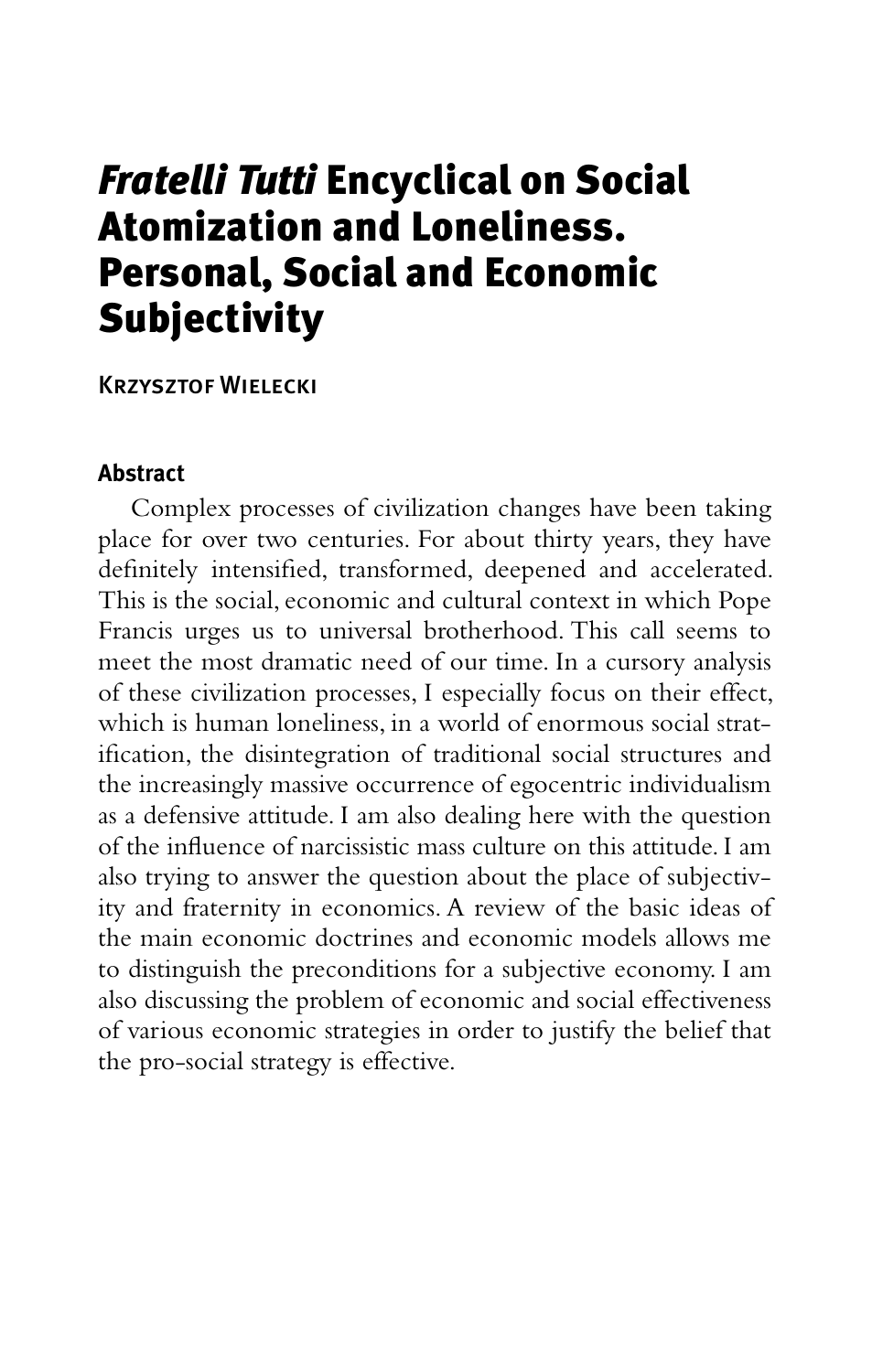# *Fratelli Tutti* Encyclical on Social Atomization and Loneliness. Personal, Social and Economic Subjectivity

Krzysztof Wielecki

## Abstract

Complex processes of civilization changes have been taking place for over two centuries. For about thirty years, they have definitely intensified, transformed, deepened and accelerated. This is the social, economic and cultural context in which Pope Francis urges us to universal brotherhood. This call seems to meet the most dramatic need of our time. In a cursory analysis of these civilization processes, I especially focus on their effect, which is human loneliness, in a world of enormous social stratification, the disintegration of traditional social structures and the increasingly massive occurrence of egocentric individualism as a defensive attitude. I am also dealing here with the question of the influence of narcissistic mass culture on this attitude. I am also trying to answer the question about the place of subjectivity and fraternity in economics. A review of the basic ideas of the main economic doctrines and economic models allows me to distinguish the preconditions for a subjective economy. I am also discussing the problem of economic and social effectiveness of various economic strategies in order to justify the belief that the pro-social strategy is effective.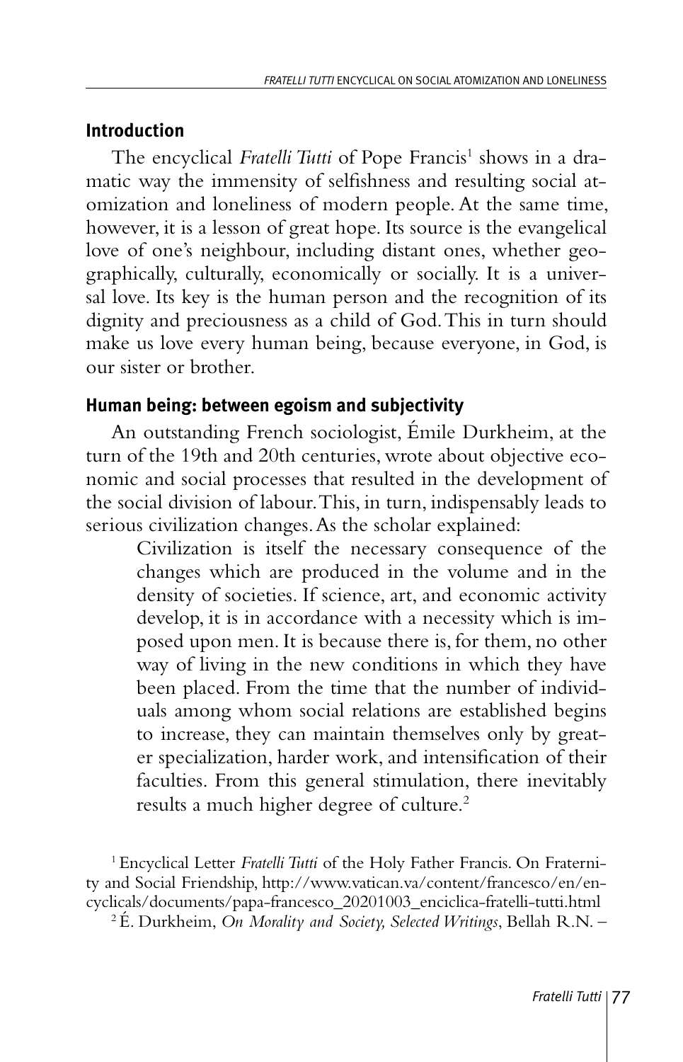## Introduction

The encyclical *Fratelli Tutti* of Pope Francis[1] shows in a dramatic way the immensity of selfishness and resulting social atomization and loneliness of modern people. At the same time, however, it is a lesson of great hope. Its source is the evangelical love of one's neighbour, including distant ones, whether geographically, culturally, economically or socially. It is a universal love. Its key is the human person and the recognition of its dignity and preciousness as a child of God. This in turn should make us love every human being, because everyone, in God, is our sister or brother.

## Human being: between egoism and subjectivity

An outstanding French sociologist, Émile Durkheim, at the turn of the 19th and 20th centuries, wrote about objective economic and social processes that resulted in the development of the social division of labour. This, in turn, indispensably leads to serious civilization changes. As the scholar explained:

> Civilization is itself the necessary consequence of the changes which are produced in the volume and in the density of societies. If science, art, and economic activity develop, it is in accordance with a necessity which is imposed upon men. It is because there is, for them, no other way of living in the new conditions in which they have been placed. From the time that the number of individuals among whom social relations are established begins to increase, they can maintain themselves only by greater specialization, harder work, and intensification of their faculties. From this general stimulation, there inevitably results a much higher degree of culture.[2]

[1] Encyclical Letter *Fratelli Tutti* of the Holy Father Francis. On Fraternity and Social Friendship, http://www.vatican.va/content/francesco/en/encyclicals/documents/papa-francesco_20201003_enciclica-fratelli-tutti.html

[2] É. Durkheim, *On Morality and Society, Selected Writings*, Bellah R.N. –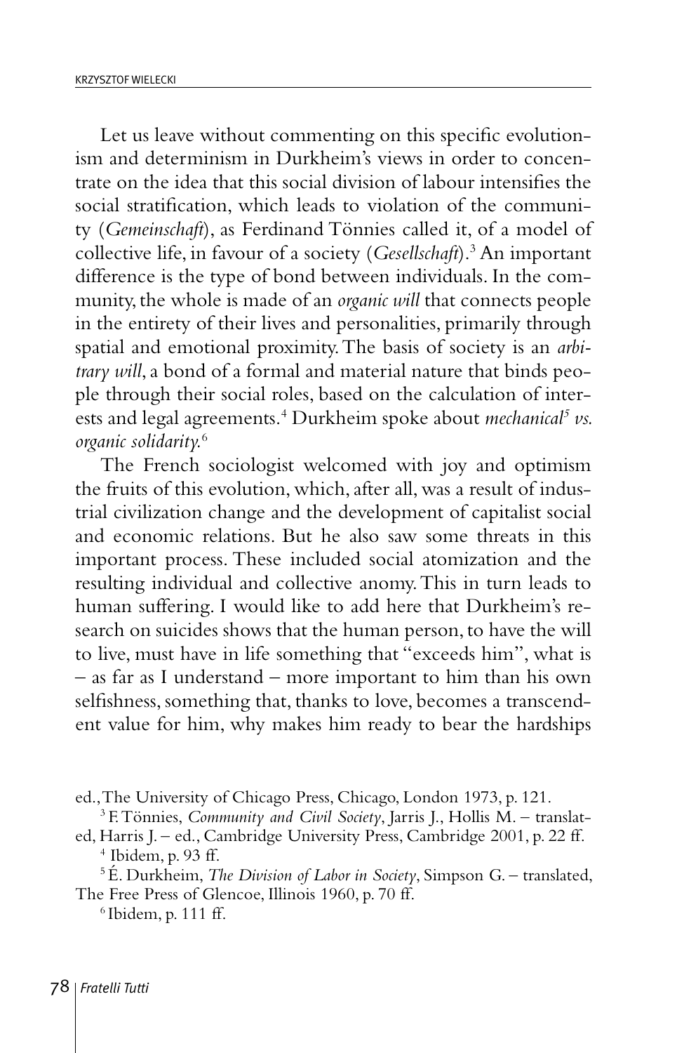Let us leave without commenting on this specific evolutionism and determinism in Durkheim's views in order to concentrate on the idea that this social division of labour intensifies the social stratification, which leads to violation of the community (*Gemeinschaft*), as Ferdinand Tönnies called it, of a model of collective life, in favour of a society (*Gesellschaft*).[3] An important difference is the type of bond between individuals. In the community, the whole is made of an *organic will* that connects people in the entirety of their lives and personalities, primarily through spatial and emotional proximity. The basis of society is an *arbitrary will*, a bond of a formal and material nature that binds people through their social roles, based on the calculation of interests and legal agreements.[4] Durkheim spoke about *mechanical*[5] *vs. organic solidarity*.[6]

The French sociologist welcomed with joy and optimism the fruits of this evolution, which, after all, was a result of industrial civilization change and the development of capitalist social and economic relations. But he also saw some threats in this important process. These included social atomization and the resulting individual and collective anomy. This in turn leads to human suffering. I would like to add here that Durkheim's research on suicides shows that the human person, to have the will to live, must have in life something that "exceeds him", what is – as far as I understand – more important to him than his own selfishness, something that, thanks to love, becomes a transcendent value for him, why makes him ready to bear the hardships

---

ed., The University of Chicago Press, Chicago, London 1973, p. 121.

[3] F. Tönnies, *Community and Civil Society*, Jarris J., Hollis M. – translated, Harris J. – ed., Cambridge University Press, Cambridge 2001, p. 22 ff.

[4] Ibidem, p. 93 ff.

[5] É. Durkheim, *The Division of Labor in Society*, Simpson G. – translated, The Free Press of Glencoe, Illinois 1960, p. 70 ff.

[6] Ibidem, p. 111 ff.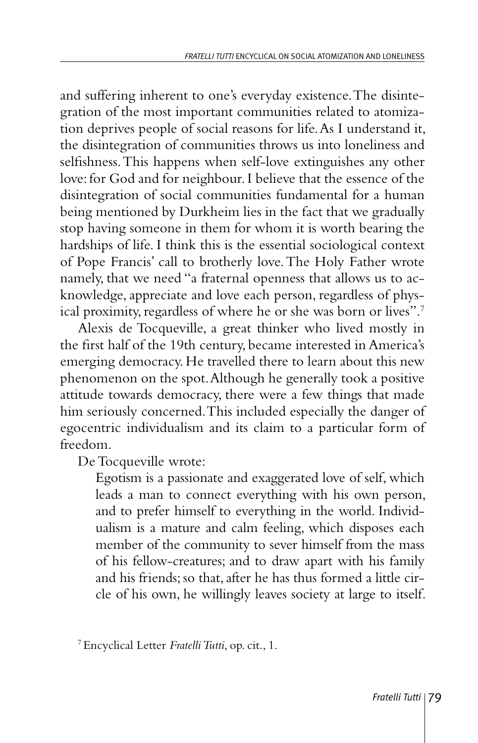and suffering inherent to one's everyday existence. The disintegration of the most important communities related to atomization deprives people of social reasons for life. As I understand it, the disintegration of communities throws us into loneliness and selfishness. This happens when self-love extinguishes any other love: for God and for neighbour. I believe that the essence of the disintegration of social communities fundamental for a human being mentioned by Durkheim lies in the fact that we gradually stop having someone in them for whom it is worth bearing the hardships of life. I think this is the essential sociological context of Pope Francis' call to brotherly love. The Holy Father wrote namely, that we need "a fraternal openness that allows us to acknowledge, appreciate and love each person, regardless of physical proximity, regardless of where he or she was born or lives".[7]

Alexis de Tocqueville, a great thinker who lived mostly in the first half of the 19th century, became interested in America's emerging democracy. He travelled there to learn about this new phenomenon on the spot. Although he generally took a positive attitude towards democracy, there were a few things that made him seriously concerned. This included especially the danger of egocentric individualism and its claim to a particular form of freedom.

De Tocqueville wrote:

> Egotism is a passionate and exaggerated love of self, which leads a man to connect everything with his own person, and to prefer himself to everything in the world. Individualism is a mature and calm feeling, which disposes each member of the community to sever himself from the mass of his fellow-creatures; and to draw apart with his family and his friends; so that, after he has thus formed a little circle of his own, he willingly leaves society at large to itself.

[7] Encyclical Letter *Fratelli Tutti*, op. cit., 1.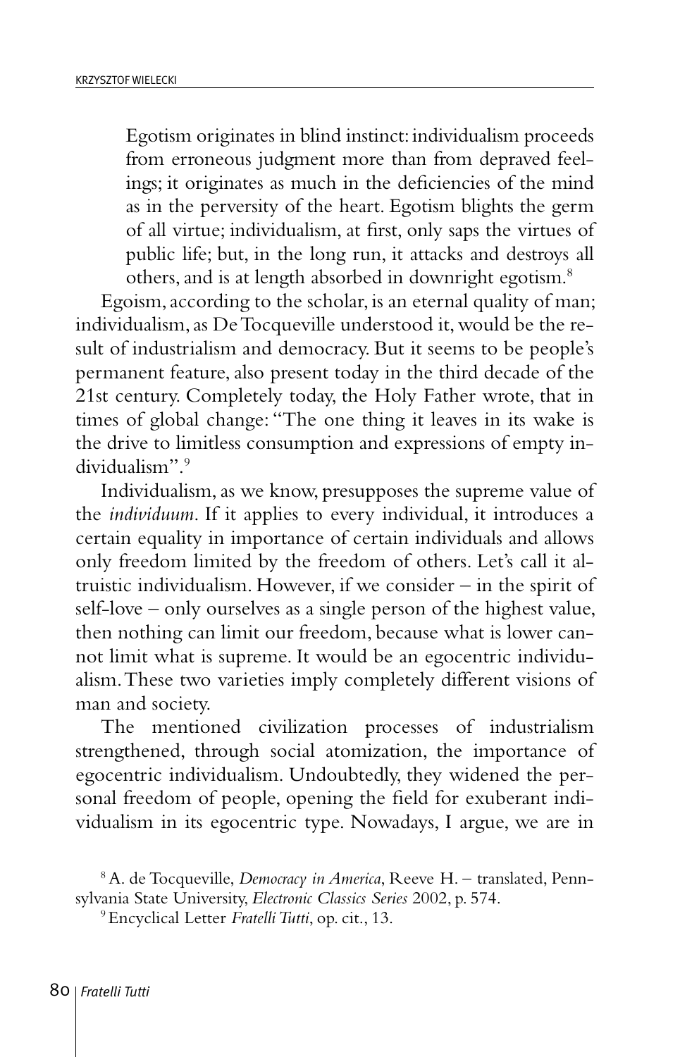> Egotism originates in blind instinct: individualism proceeds from erroneous judgment more than from depraved feelings; it originates as much in the deficiencies of the mind as in the perversity of the heart. Egotism blights the germ of all virtue; individualism, at first, only saps the virtues of public life; but, in the long run, it attacks and destroys all others, and is at length absorbed in downright egotism.[8]

Egoism, according to the scholar, is an eternal quality of man; individualism, as De Tocqueville understood it, would be the result of industrialism and democracy. But it seems to be people's permanent feature, also present today in the third decade of the 21st century. Completely today, the Holy Father wrote, that in times of global change: "The one thing it leaves in its wake is the drive to limitless consumption and expressions of empty individualism".[9]

Individualism, as we know, presupposes the supreme value of the *individuum*. If it applies to every individual, it introduces a certain equality in importance of certain individuals and allows only freedom limited by the freedom of others. Let's call it altruistic individualism. However, if we consider – in the spirit of self-love – only ourselves as a single person of the highest value, then nothing can limit our freedom, because what is lower cannot limit what is supreme. It would be an egocentric individualism. These two varieties imply completely different visions of man and society.

The mentioned civilization processes of industrialism strengthened, through social atomization, the importance of egocentric individualism. Undoubtedly, they widened the personal freedom of people, opening the field for exuberant individualism in its egocentric type. Nowadays, I argue, we are in

[8] A. de Tocqueville, *Democracy in America*, Reeve H. – translated, Pennsylvania State University, *Electronic Classics Series* 2002, p. 574.

[9] Encyclical Letter *Fratelli Tutti*, op. cit., 13.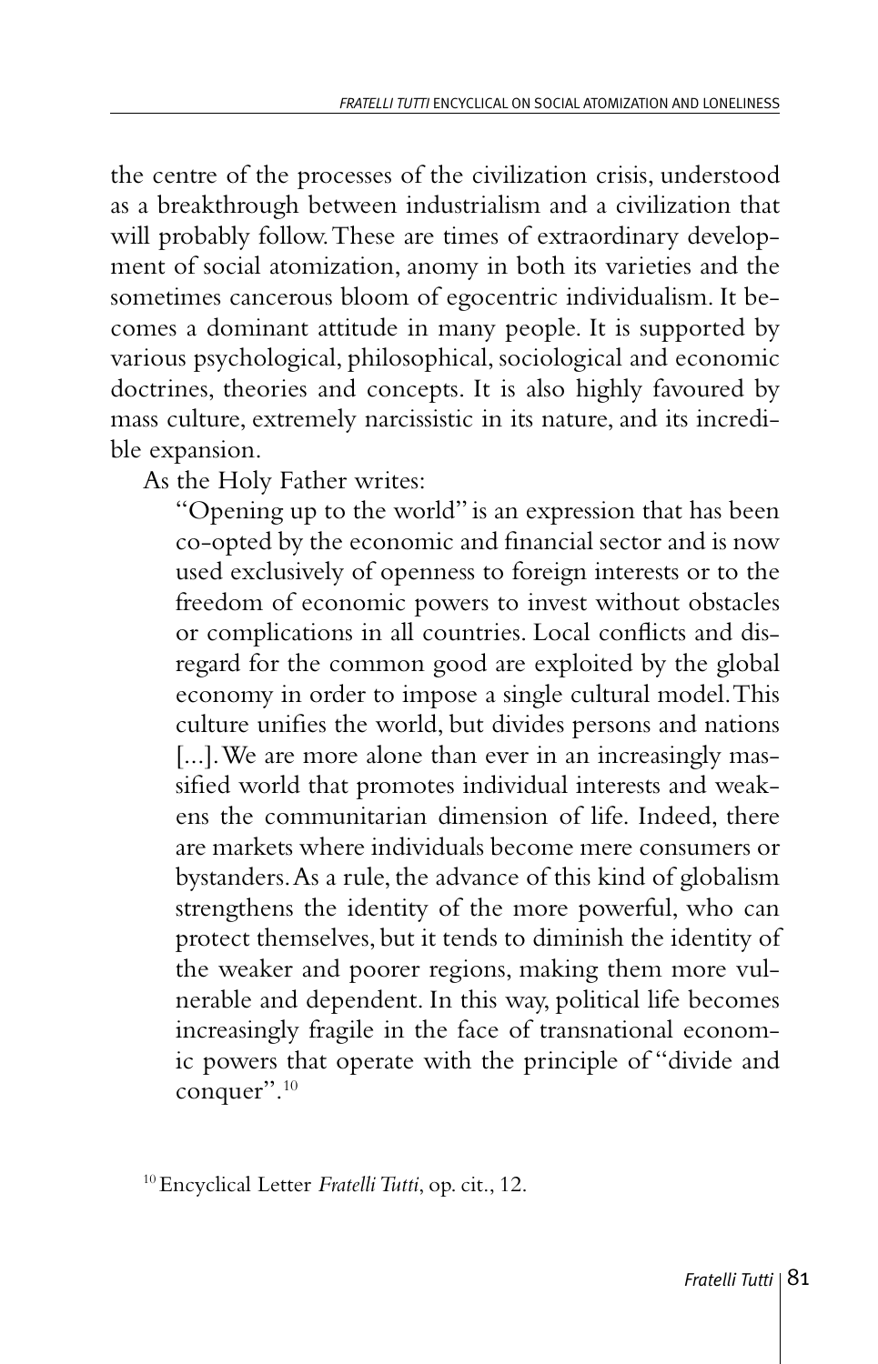the centre of the processes of the civilization crisis, understood as a breakthrough between industrialism and a civilization that will probably follow. These are times of extraordinary development of social atomization, anomy in both its varieties and the sometimes cancerous bloom of egocentric individualism. It becomes a dominant attitude in many people. It is supported by various psychological, philosophical, sociological and economic doctrines, theories and concepts. It is also highly favoured by mass culture, extremely narcissistic in its nature, and its incredible expansion.

As the Holy Father writes:

> "Opening up to the world" is an expression that has been co-opted by the economic and financial sector and is now used exclusively of openness to foreign interests or to the freedom of economic powers to invest without obstacles or complications in all countries. Local conflicts and disregard for the common good are exploited by the global economy in order to impose a single cultural model. This culture unifies the world, but divides persons and nations [...]. We are more alone than ever in an increasingly massified world that promotes individual interests and weakens the communitarian dimension of life. Indeed, there are markets where individuals become mere consumers or bystanders. As a rule, the advance of this kind of globalism strengthens the identity of the more powerful, who can protect themselves, but it tends to diminish the identity of the weaker and poorer regions, making them more vulnerable and dependent. In this way, political life becomes increasingly fragile in the face of transnational economic powers that operate with the principle of "divide and conquer".[10]

[10] Encyclical Letter *Fratelli Tutti*, op. cit., 12.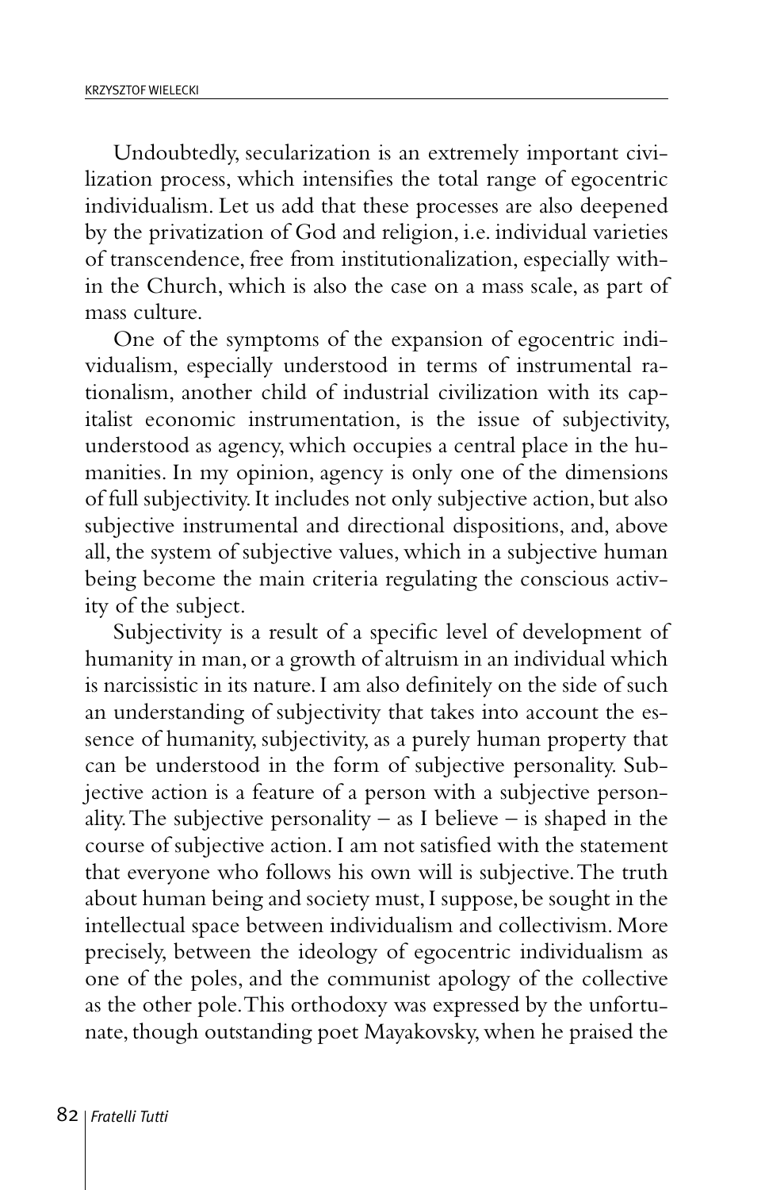Undoubtedly, secularization is an extremely important civilization process, which intensifies the total range of egocentric individualism. Let us add that these processes are also deepened by the privatization of God and religion, i.e. individual varieties of transcendence, free from institutionalization, especially within the Church, which is also the case on a mass scale, as part of mass culture.

One of the symptoms of the expansion of egocentric individualism, especially understood in terms of instrumental rationalism, another child of industrial civilization with its capitalist economic instrumentation, is the issue of subjectivity, understood as agency, which occupies a central place in the humanities. In my opinion, agency is only one of the dimensions of full subjectivity. It includes not only subjective action, but also subjective instrumental and directional dispositions, and, above all, the system of subjective values, which in a subjective human being become the main criteria regulating the conscious activity of the subject.

Subjectivity is a result of a specific level of development of humanity in man, or a growth of altruism in an individual which is narcissistic in its nature. I am also definitely on the side of such an understanding of subjectivity that takes into account the essence of humanity, subjectivity, as a purely human property that can be understood in the form of subjective personality. Subjective action is a feature of a person with a subjective personality. The subjective personality – as I believe – is shaped in the course of subjective action. I am not satisfied with the statement that everyone who follows his own will is subjective. The truth about human being and society must, I suppose, be sought in the intellectual space between individualism and collectivism. More precisely, between the ideology of egocentric individualism as one of the poles, and the communist apology of the collective as the other pole. This orthodoxy was expressed by the unfortunate, though outstanding poet Mayakovsky, when he praised the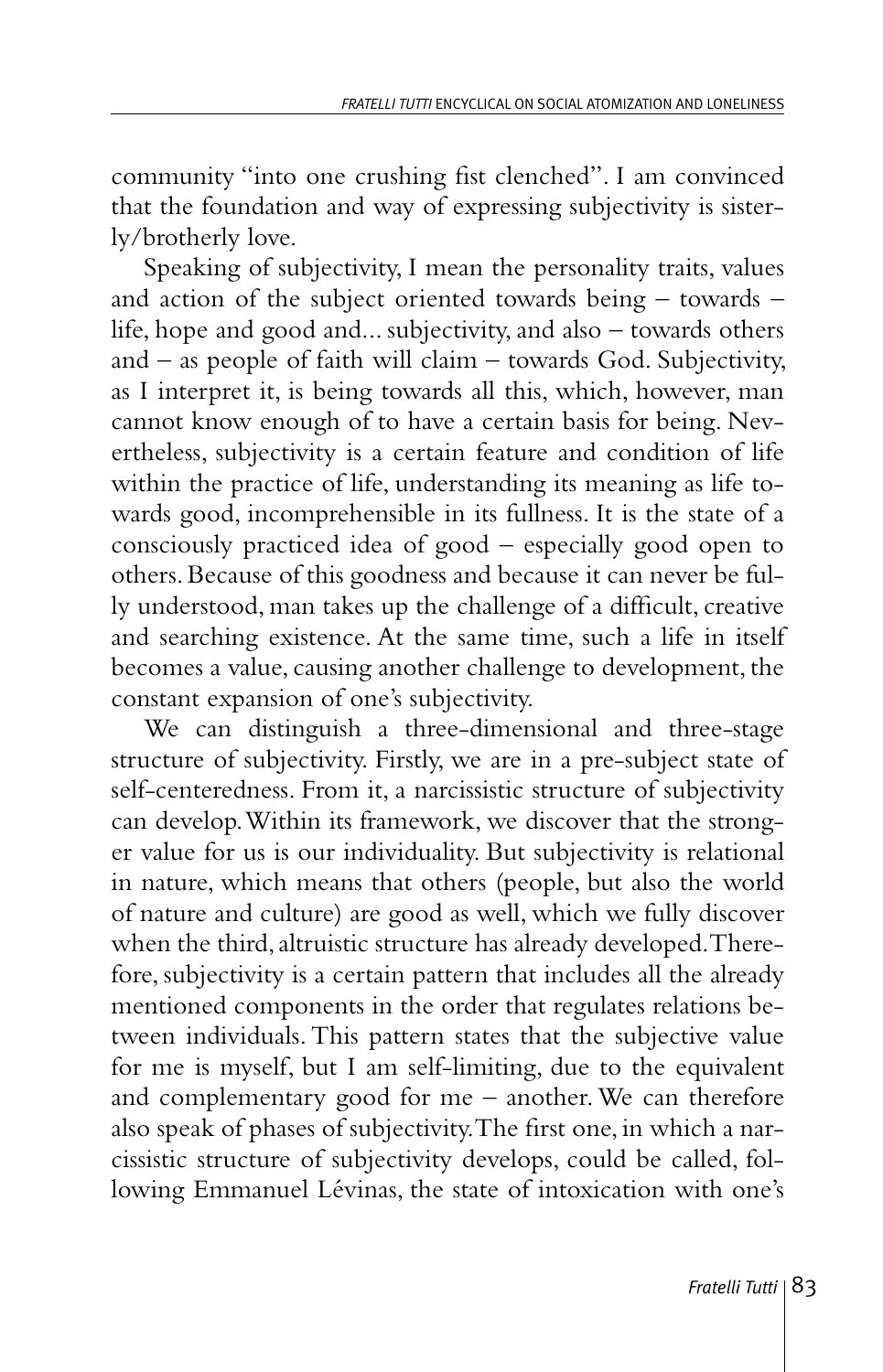community "into one crushing fist clenched". I am convinced that the foundation and way of expressing subjectivity is sisterly/brotherly love.

Speaking of subjectivity, I mean the personality traits, values and action of the subject oriented towards being – towards – life, hope and good and... subjectivity, and also – towards others and – as people of faith will claim – towards God. Subjectivity, as I interpret it, is being towards all this, which, however, man cannot know enough of to have a certain basis for being. Nevertheless, subjectivity is a certain feature and condition of life within the practice of life, understanding its meaning as life towards good, incomprehensible in its fullness. It is the state of a consciously practiced idea of good – especially good open to others. Because of this goodness and because it can never be fully understood, man takes up the challenge of a difficult, creative and searching existence. At the same time, such a life in itself becomes a value, causing another challenge to development, the constant expansion of one's subjectivity.

We can distinguish a three-dimensional and three-stage structure of subjectivity. Firstly, we are in a pre-subject state of self-centeredness. From it, a narcissistic structure of subjectivity can develop. Within its framework, we discover that the stronger value for us is our individuality. But subjectivity is relational in nature, which means that others (people, but also the world of nature and culture) are good as well, which we fully discover when the third, altruistic structure has already developed. Therefore, subjectivity is a certain pattern that includes all the already mentioned components in the order that regulates relations between individuals. This pattern states that the subjective value for me is myself, but I am self-limiting, due to the equivalent and complementary good for me – another. We can therefore also speak of phases of subjectivity. The first one, in which a narcissistic structure of subjectivity develops, could be called, following Emmanuel Lévinas, the state of intoxication with one's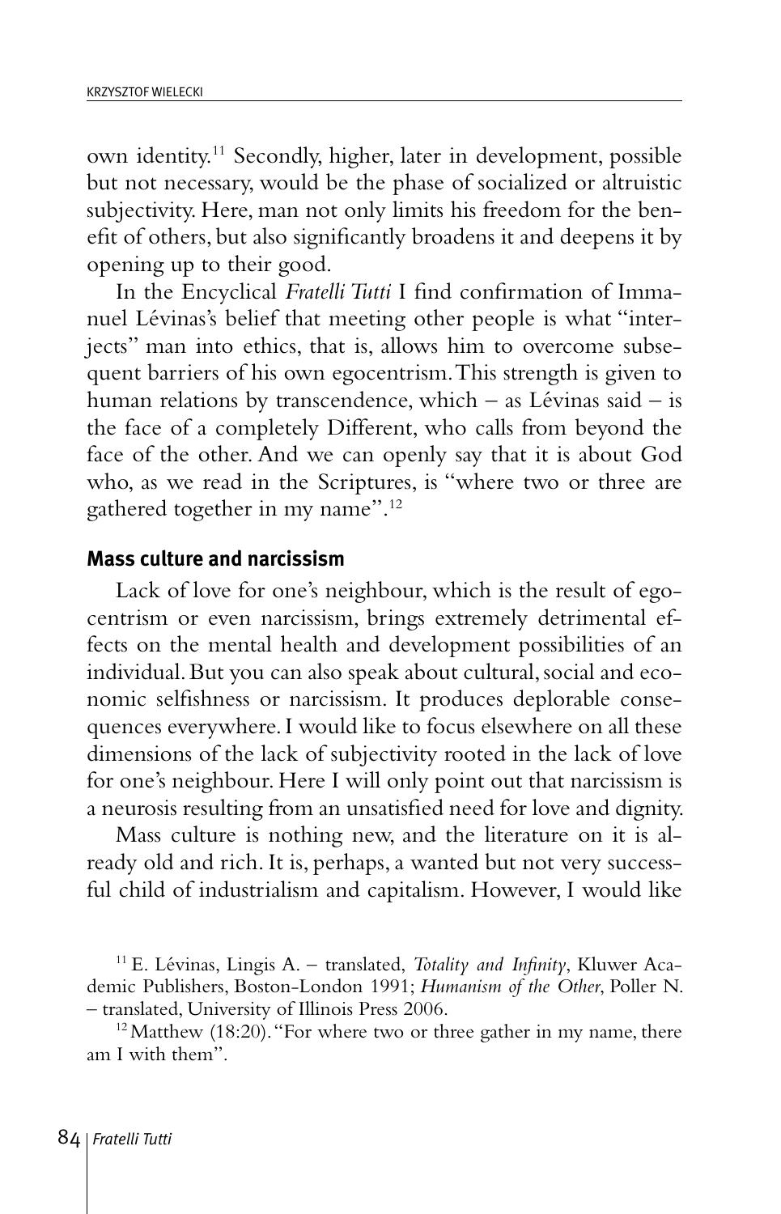own identity.[11] Secondly, higher, later in development, possible but not necessary, would be the phase of socialized or altruistic subjectivity. Here, man not only limits his freedom for the benefit of others, but also significantly broadens it and deepens it by opening up to their good.

In the Encyclical *Fratelli Tutti* I find confirmation of Immanuel Lévinas's belief that meeting other people is what "interjects" man into ethics, that is, allows him to overcome subsequent barriers of his own egocentrism. This strength is given to human relations by transcendence, which – as Lévinas said – is the face of a completely Different, who calls from beyond the face of the other. And we can openly say that it is about God who, as we read in the Scriptures, is "where two or three are gathered together in my name".[12]

## Mass culture and narcissism

Lack of love for one's neighbour, which is the result of egocentrism or even narcissism, brings extremely detrimental effects on the mental health and development possibilities of an individual. But you can also speak about cultural, social and economic selfishness or narcissism. It produces deplorable consequences everywhere. I would like to focus elsewhere on all these dimensions of the lack of subjectivity rooted in the lack of love for one's neighbour. Here I will only point out that narcissism is a neurosis resulting from an unsatisfied need for love and dignity.

Mass culture is nothing new, and the literature on it is already old and rich. It is, perhaps, a wanted but not very successful child of industrialism and capitalism. However, I would like

[11] E. Lévinas, Lingis A. – translated, *Totality and Infinity*, Kluwer Academic Publishers, Boston-London 1991; *Humanism of the Other*, Poller N. – translated, University of Illinois Press 2006.

[12] Matthew (18:20). "For where two or three gather in my name, there am I with them".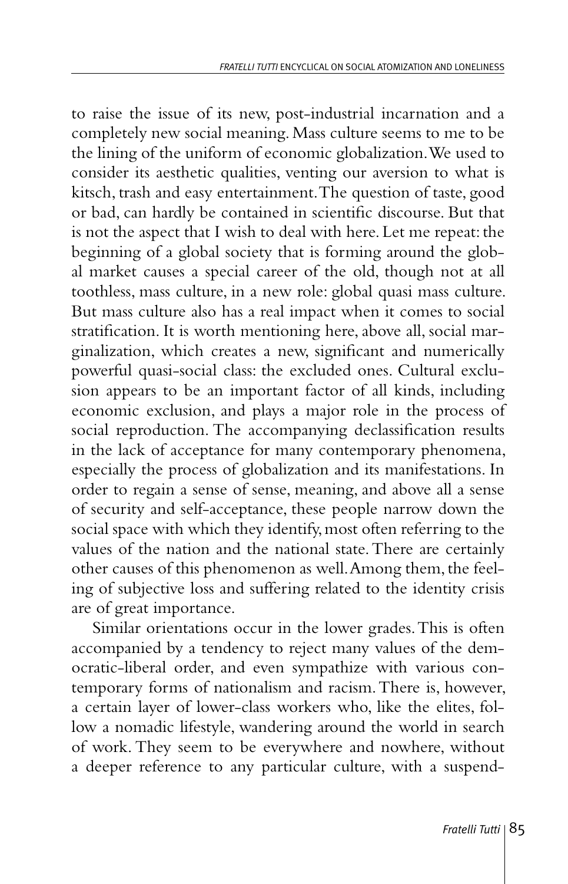to raise the issue of its new, post-industrial incarnation and a completely new social meaning. Mass culture seems to me to be the lining of the uniform of economic globalization. We used to consider its aesthetic qualities, venting our aversion to what is kitsch, trash and easy entertainment. The question of taste, good or bad, can hardly be contained in scientific discourse. But that is not the aspect that I wish to deal with here. Let me repeat: the beginning of a global society that is forming around the global market causes a special career of the old, though not at all toothless, mass culture, in a new role: global quasi mass culture. But mass culture also has a real impact when it comes to social stratification. It is worth mentioning here, above all, social marginalization, which creates a new, significant and numerically powerful quasi-social class: the excluded ones. Cultural exclusion appears to be an important factor of all kinds, including economic exclusion, and plays a major role in the process of social reproduction. The accompanying declassification results in the lack of acceptance for many contemporary phenomena, especially the process of globalization and its manifestations. In order to regain a sense of sense, meaning, and above all a sense of security and self-acceptance, these people narrow down the social space with which they identify, most often referring to the values of the nation and the national state. There are certainly other causes of this phenomenon as well. Among them, the feeling of subjective loss and suffering related to the identity crisis are of great importance.

Similar orientations occur in the lower grades. This is often accompanied by a tendency to reject many values of the democratic-liberal order, and even sympathize with various contemporary forms of nationalism and racism. There is, however, a certain layer of lower-class workers who, like the elites, follow a nomadic lifestyle, wandering around the world in search of work. They seem to be everywhere and nowhere, without a deeper reference to any particular culture, with a suspend-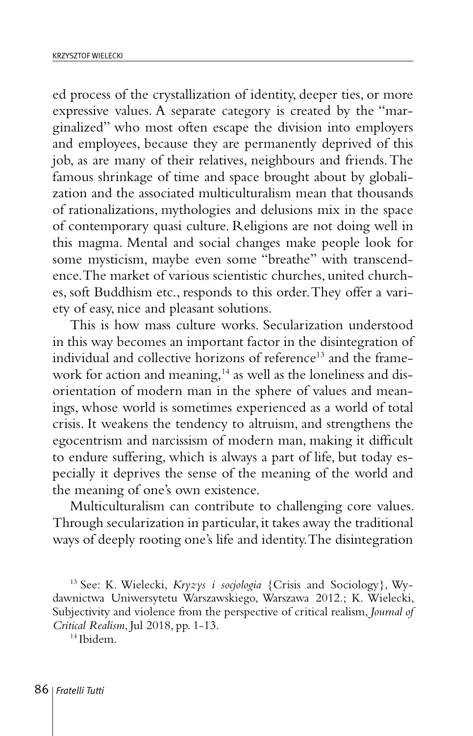ed process of the crystallization of identity, deeper ties, or more expressive values. A separate category is created by the "marginalized" who most often escape the division into employers and employees, because they are permanently deprived of this job, as are many of their relatives, neighbours and friends. The famous shrinkage of time and space brought about by globalization and the associated multiculturalism mean that thousands of rationalizations, mythologies and delusions mix in the space of contemporary quasi culture. Religions are not doing well in this magma. Mental and social changes make people look for some mysticism, maybe even some "breathe" with transcendence. The market of various scientistic churches, united churches, soft Buddhism etc., responds to this order. They offer a variety of easy, nice and pleasant solutions.

This is how mass culture works. Secularization understood in this way becomes an important factor in the disintegration of individual and collective horizons of reference[13] and the framework for action and meaning,[14] as well as the loneliness and disorientation of modern man in the sphere of values and meanings, whose world is sometimes experienced as a world of total crisis. It weakens the tendency to altruism, and strengthens the egocentrism and narcissism of modern man, making it difficult to endure suffering, which is always a part of life, but today especially it deprives the sense of the meaning of the world and the meaning of one's own existence.

Multiculturalism can contribute to challenging core values. Through secularization in particular, it takes away the traditional ways of deeply rooting one's life and identity. The disintegration

[13] See: K. Wielecki, *Kryzys i socjologia* {Crisis and Sociology}, Wydawnictwa Uniwersytetu Warszawskiego, Warszawa 2012.; K. Wielecki, Subjectivity and violence from the perspective of critical realism, *Journal of Critical Realism*, Jul 2018, pp. 1-13.

[14] Ibidem.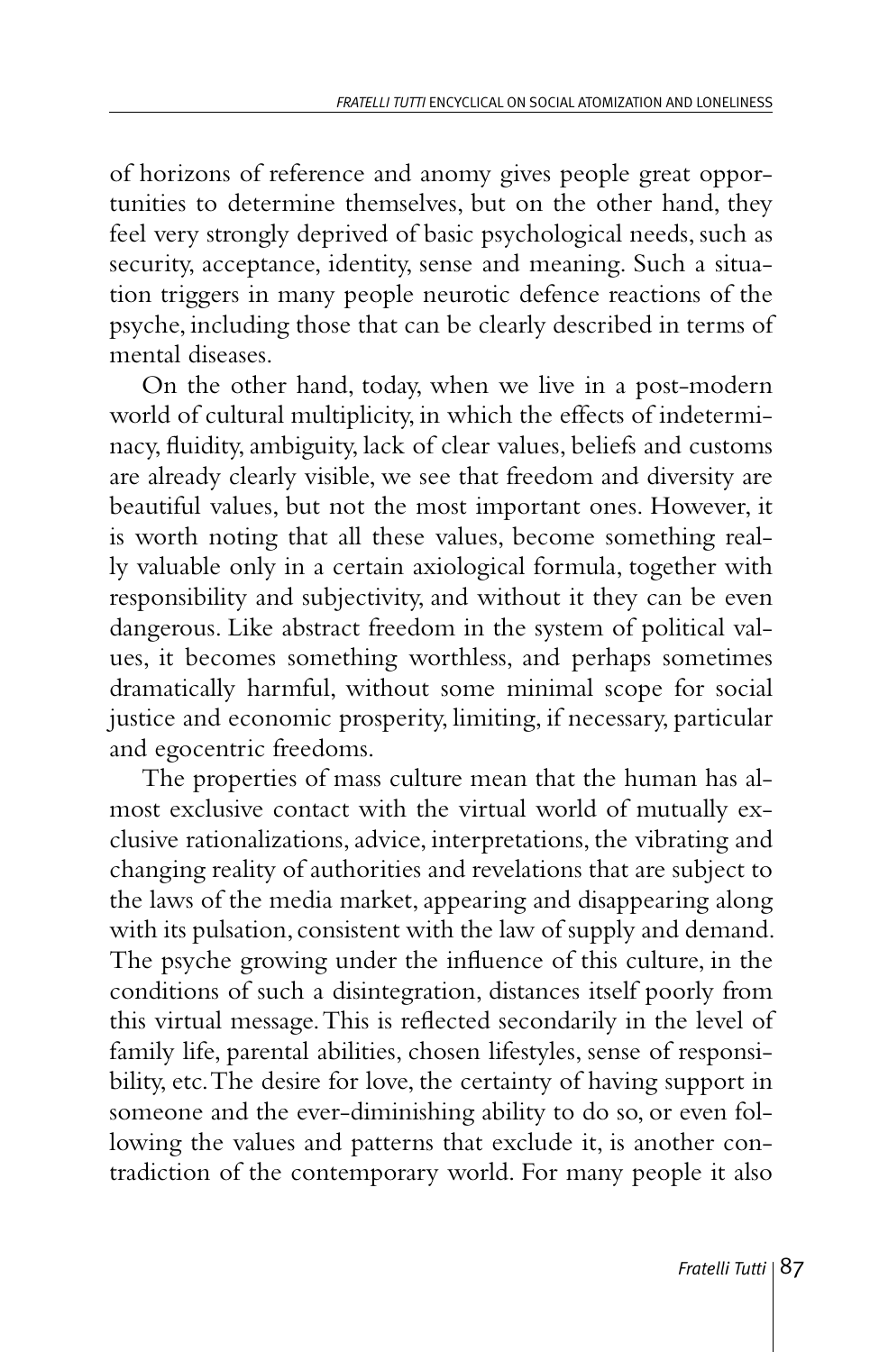of horizons of reference and anomy gives people great opportunities to determine themselves, but on the other hand, they feel very strongly deprived of basic psychological needs, such as security, acceptance, identity, sense and meaning. Such a situation triggers in many people neurotic defence reactions of the psyche, including those that can be clearly described in terms of mental diseases.

On the other hand, today, when we live in a post-modern world of cultural multiplicity, in which the effects of indeterminacy, fluidity, ambiguity, lack of clear values, beliefs and customs are already clearly visible, we see that freedom and diversity are beautiful values, but not the most important ones. However, it is worth noting that all these values, become something really valuable only in a certain axiological formula, together with responsibility and subjectivity, and without it they can be even dangerous. Like abstract freedom in the system of political values, it becomes something worthless, and perhaps sometimes dramatically harmful, without some minimal scope for social justice and economic prosperity, limiting, if necessary, particular and egocentric freedoms.

The properties of mass culture mean that the human has almost exclusive contact with the virtual world of mutually exclusive rationalizations, advice, interpretations, the vibrating and changing reality of authorities and revelations that are subject to the laws of the media market, appearing and disappearing along with its pulsation, consistent with the law of supply and demand. The psyche growing under the influence of this culture, in the conditions of such a disintegration, distances itself poorly from this virtual message. This is reflected secondarily in the level of family life, parental abilities, chosen lifestyles, sense of responsibility, etc. The desire for love, the certainty of having support in someone and the ever-diminishing ability to do so, or even following the values and patterns that exclude it, is another contradiction of the contemporary world. For many people it also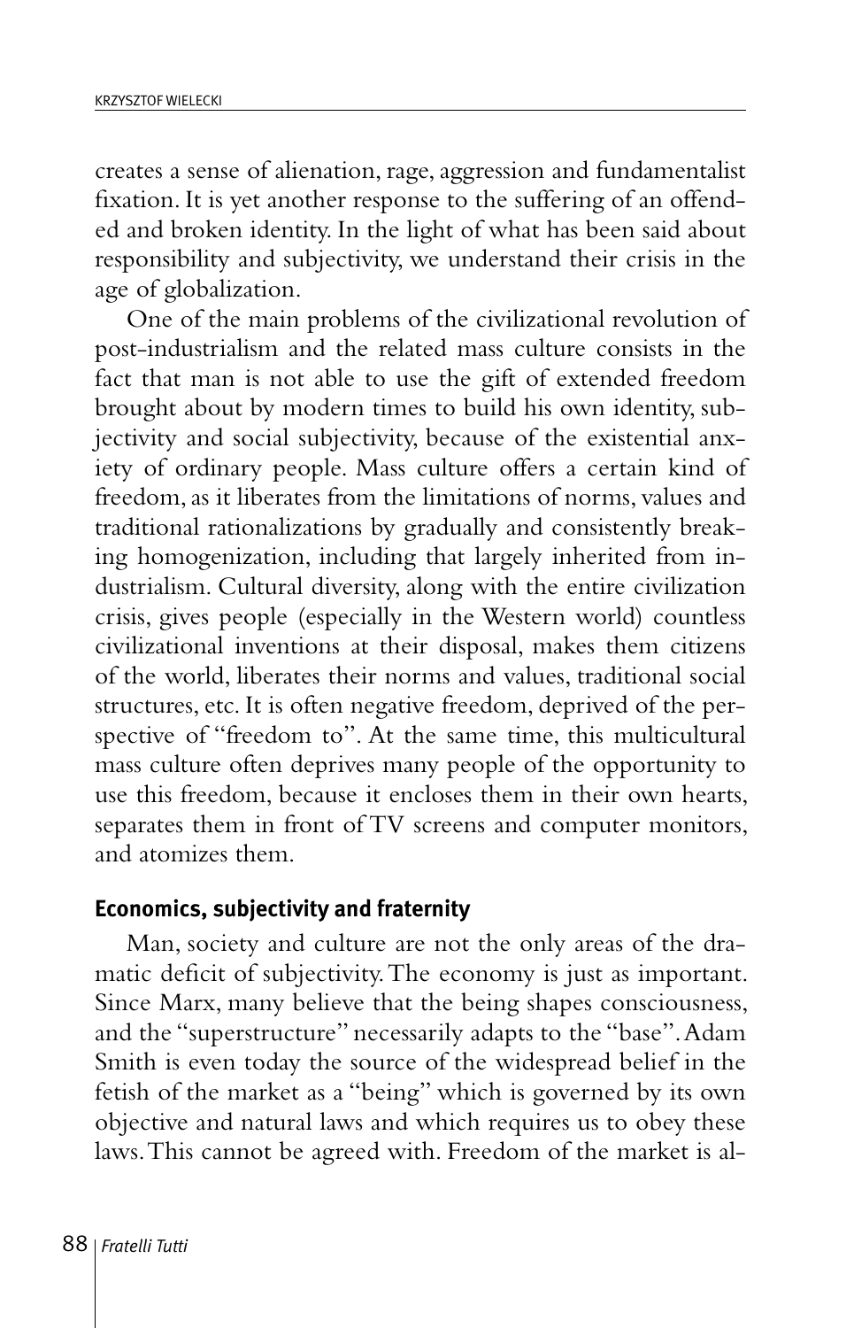creates a sense of alienation, rage, aggression and fundamentalist fixation. It is yet another response to the suffering of an offended and broken identity. In the light of what has been said about responsibility and subjectivity, we understand their crisis in the age of globalization.

One of the main problems of the civilizational revolution of post-industrialism and the related mass culture consists in the fact that man is not able to use the gift of extended freedom brought about by modern times to build his own identity, subjectivity and social subjectivity, because of the existential anxiety of ordinary people. Mass culture offers a certain kind of freedom, as it liberates from the limitations of norms, values and traditional rationalizations by gradually and consistently breaking homogenization, including that largely inherited from industrialism. Cultural diversity, along with the entire civilization crisis, gives people (especially in the Western world) countless civilizational inventions at their disposal, makes them citizens of the world, liberates their norms and values, traditional social structures, etc. It is often negative freedom, deprived of the perspective of "freedom to". At the same time, this multicultural mass culture often deprives many people of the opportunity to use this freedom, because it encloses them in their own hearts, separates them in front of TV screens and computer monitors, and atomizes them.

### Economics, subjectivity and fraternity

Man, society and culture are not the only areas of the dramatic deficit of subjectivity. The economy is just as important. Since Marx, many believe that the being shapes consciousness, and the "superstructure" necessarily adapts to the "base". Adam Smith is even today the source of the widespread belief in the fetish of the market as a "being" which is governed by its own objective and natural laws and which requires us to obey these laws. This cannot be agreed with. Freedom of the market is al-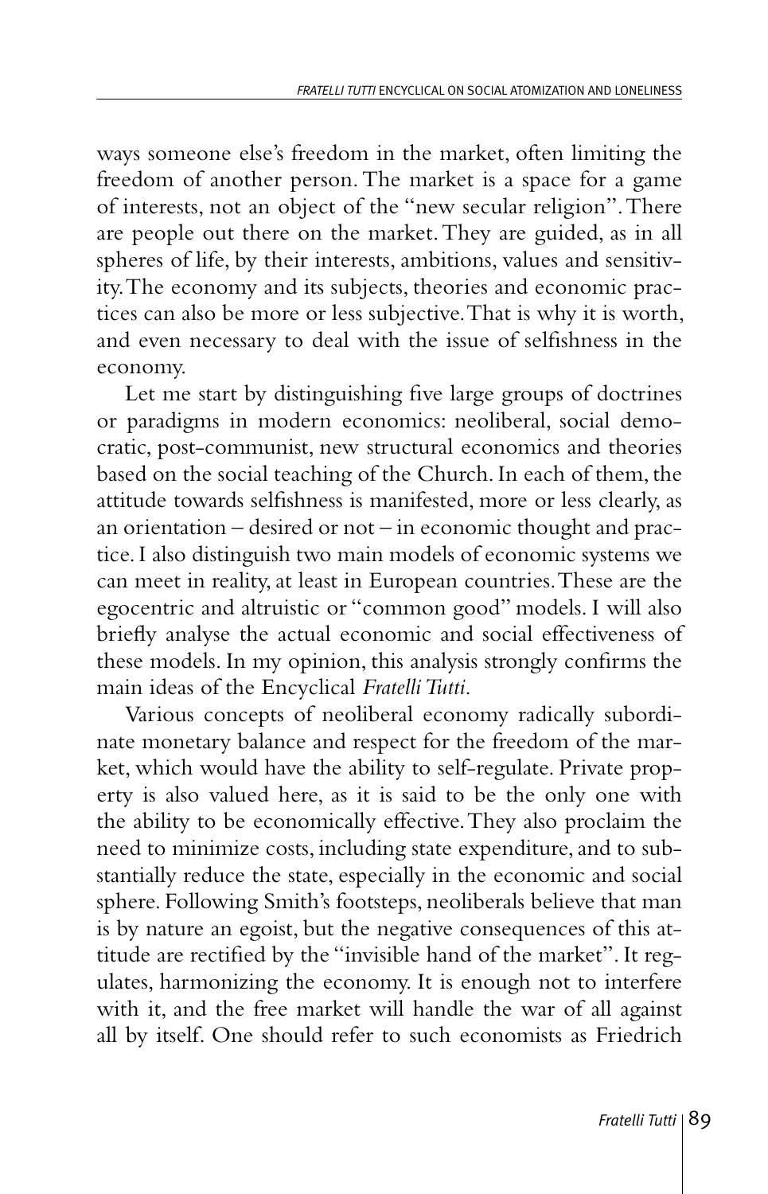ways someone else's freedom in the market, often limiting the freedom of another person. The market is a space for a game of interests, not an object of the "new secular religion". There are people out there on the market. They are guided, as in all spheres of life, by their interests, ambitions, values and sensitivity. The economy and its subjects, theories and economic practices can also be more or less subjective. That is why it is worth, and even necessary to deal with the issue of selfishness in the economy.

Let me start by distinguishing five large groups of doctrines or paradigms in modern economics: neoliberal, social democratic, post-communist, new structural economics and theories based on the social teaching of the Church. In each of them, the attitude towards selfishness is manifested, more or less clearly, as an orientation – desired or not – in economic thought and practice. I also distinguish two main models of economic systems we can meet in reality, at least in European countries. These are the egocentric and altruistic or "common good" models. I will also briefly analyse the actual economic and social effectiveness of these models. In my opinion, this analysis strongly confirms the main ideas of the Encyclical *Fratelli Tutti*.

Various concepts of neoliberal economy radically subordinate monetary balance and respect for the freedom of the market, which would have the ability to self-regulate. Private property is also valued here, as it is said to be the only one with the ability to be economically effective. They also proclaim the need to minimize costs, including state expenditure, and to substantially reduce the state, especially in the economic and social sphere. Following Smith's footsteps, neoliberals believe that man is by nature an egoist, but the negative consequences of this attitude are rectified by the "invisible hand of the market". It regulates, harmonizing the economy. It is enough not to interfere with it, and the free market will handle the war of all against all by itself. One should refer to such economists as Friedrich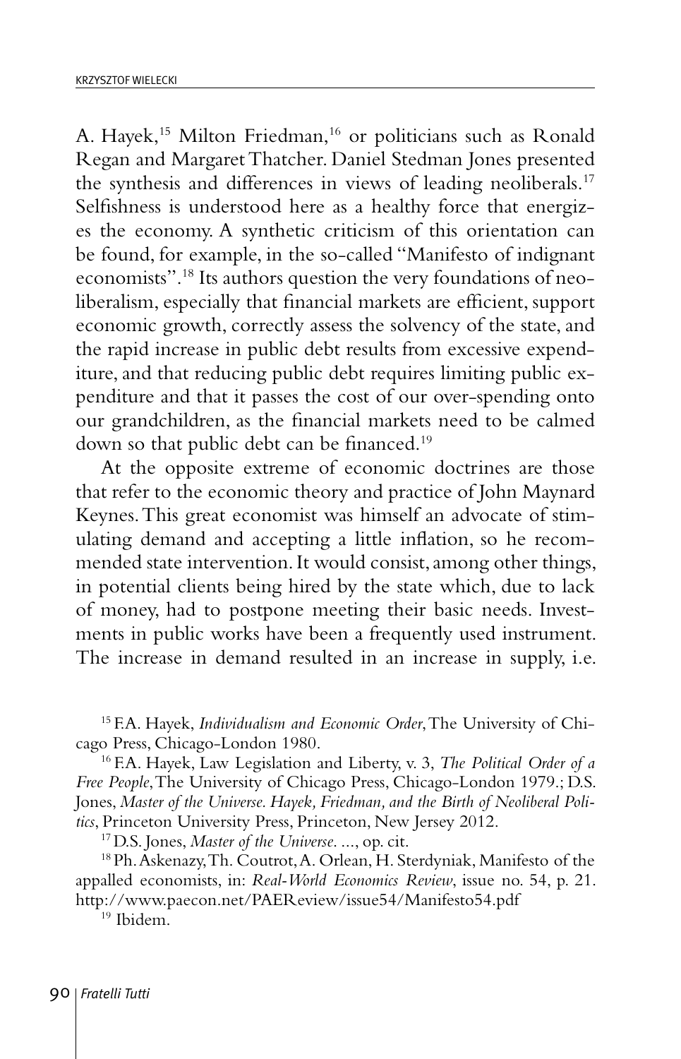A. Hayek,[15] Milton Friedman,[16] or politicians such as Ronald Regan and Margaret Thatcher. Daniel Stedman Jones presented the synthesis and differences in views of leading neoliberals.[17] Selfishness is understood here as a healthy force that energizes the economy. A synthetic criticism of this orientation can be found, for example, in the so-called "Manifesto of indignant economists".[18] Its authors question the very foundations of neoliberalism, especially that financial markets are efficient, support economic growth, correctly assess the solvency of the state, and the rapid increase in public debt results from excessive expenditure, and that reducing public debt requires limiting public expenditure and that it passes the cost of our over-spending onto our grandchildren, as the financial markets need to be calmed down so that public debt can be financed.[19]

At the opposite extreme of economic doctrines are those that refer to the economic theory and practice of John Maynard Keynes. This great economist was himself an advocate of stimulating demand and accepting a little inflation, so he recommended state intervention. It would consist, among other things, in potential clients being hired by the state which, due to lack of money, had to postpone meeting their basic needs. Investments in public works have been a frequently used instrument. The increase in demand resulted in an increase in supply, i.e.

[15] F.A. Hayek, *Individualism and Economic Order*, The University of Chicago Press, Chicago-London 1980.

[16] F.A. Hayek, Law Legislation and Liberty, v. 3, *The Political Order of a Free People*, The University of Chicago Press, Chicago-London 1979.; D.S. Jones, *Master of the Universe. Hayek, Friedman, and the Birth of Neoliberal Politics*, Princeton University Press, Princeton, New Jersey 2012.

[17] D.S. Jones, *Master of the Universe. ...*, op. cit.

[18] Ph. Askenazy, Th. Coutrot, A. Orlean, H. Sterdyniak, Manifesto of the appalled economists, in: *Real-World Economics Review*, issue no. 54, p. 21. http://www.paecon.net/PAEReview/issue54/Manifesto54.pdf

[19] Ibidem.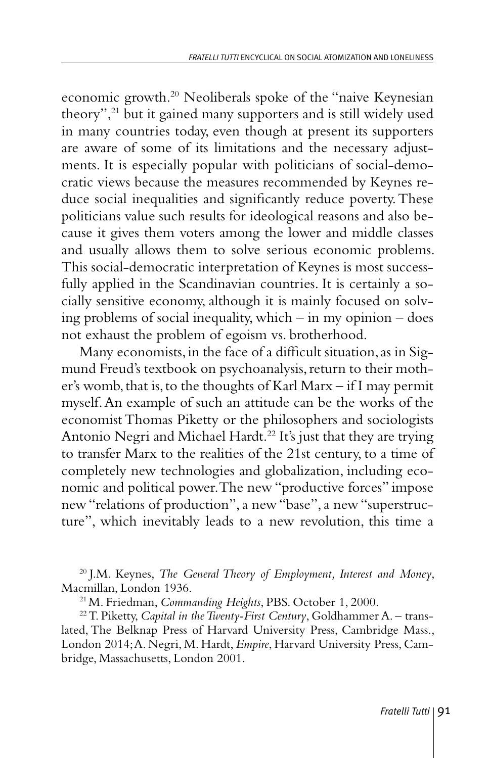economic growth.[20] Neoliberals spoke of the "naive Keynesian theory",[21] but it gained many supporters and is still widely used in many countries today, even though at present its supporters are aware of some of its limitations and the necessary adjustments. It is especially popular with politicians of social-democratic views because the measures recommended by Keynes reduce social inequalities and significantly reduce poverty. These politicians value such results for ideological reasons and also because it gives them voters among the lower and middle classes and usually allows them to solve serious economic problems. This social-democratic interpretation of Keynes is most successfully applied in the Scandinavian countries. It is certainly a socially sensitive economy, although it is mainly focused on solving problems of social inequality, which – in my opinion – does not exhaust the problem of egoism vs. brotherhood.

Many economists, in the face of a difficult situation, as in Sigmund Freud's textbook on psychoanalysis, return to their mother's womb, that is, to the thoughts of Karl Marx – if I may permit myself. An example of such an attitude can be the works of the economist Thomas Piketty or the philosophers and sociologists Antonio Negri and Michael Hardt.[22] It's just that they are trying to transfer Marx to the realities of the 21st century, to a time of completely new technologies and globalization, including economic and political power. The new "productive forces" impose new "relations of production", a new "base", a new "superstructure", which inevitably leads to a new revolution, this time a

[20] J.M. Keynes, *The General Theory of Employment, Interest and Money*, Macmillan, London 1936.

[21] M. Friedman, *Commanding Heights*, PBS. October 1, 2000.

[22] T. Piketty, *Capital in the Twenty-First Century*, Goldhammer A. – translated, The Belknap Press of Harvard University Press, Cambridge Mass., London 2014; A. Negri, M. Hardt, *Empire*, Harvard University Press, Cambridge, Massachusetts, London 2001.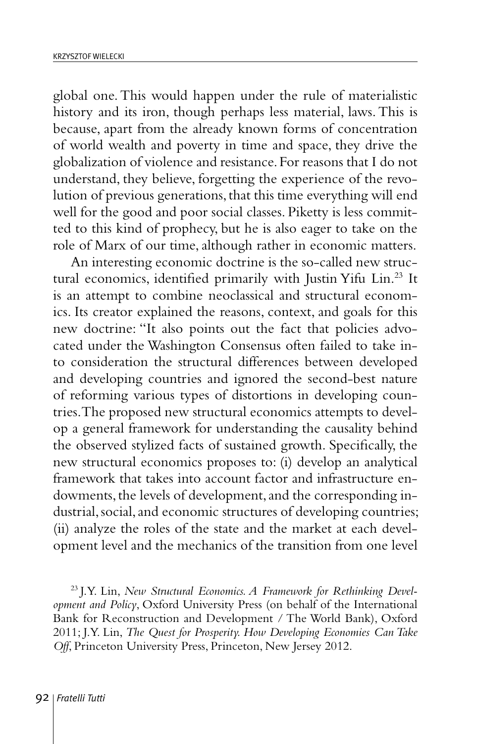global one. This would happen under the rule of materialistic history and its iron, though perhaps less material, laws. This is because, apart from the already known forms of concentration of world wealth and poverty in time and space, they drive the globalization of violence and resistance. For reasons that I do not understand, they believe, forgetting the experience of the revolution of previous generations, that this time everything will end well for the good and poor social classes. Piketty is less committed to this kind of prophecy, but he is also eager to take on the role of Marx of our time, although rather in economic matters.

An interesting economic doctrine is the so-called new structural economics, identified primarily with Justin Yifu Lin.[23] It is an attempt to combine neoclassical and structural economics. Its creator explained the reasons, context, and goals for this new doctrine: "It also points out the fact that policies advocated under the Washington Consensus often failed to take into consideration the structural differences between developed and developing countries and ignored the second-best nature of reforming various types of distortions in developing countries. The proposed new structural economics attempts to develop a general framework for understanding the causality behind the observed stylized facts of sustained growth. Specifically, the new structural economics proposes to: (i) develop an analytical framework that takes into account factor and infrastructure endowments, the levels of development, and the corresponding industrial, social, and economic structures of developing countries; (ii) analyze the roles of the state and the market at each development level and the mechanics of the transition from one level

[23] J.Y. Lin, *New Structural Economics. A Framework for Rethinking Development and Policy*, Oxford University Press (on behalf of the International Bank for Reconstruction and Development / The World Bank), Oxford 2011; J.Y. Lin, *The Quest for Prosperity. How Developing Economies Can Take Off*, Princeton University Press, Princeton, New Jersey 2012.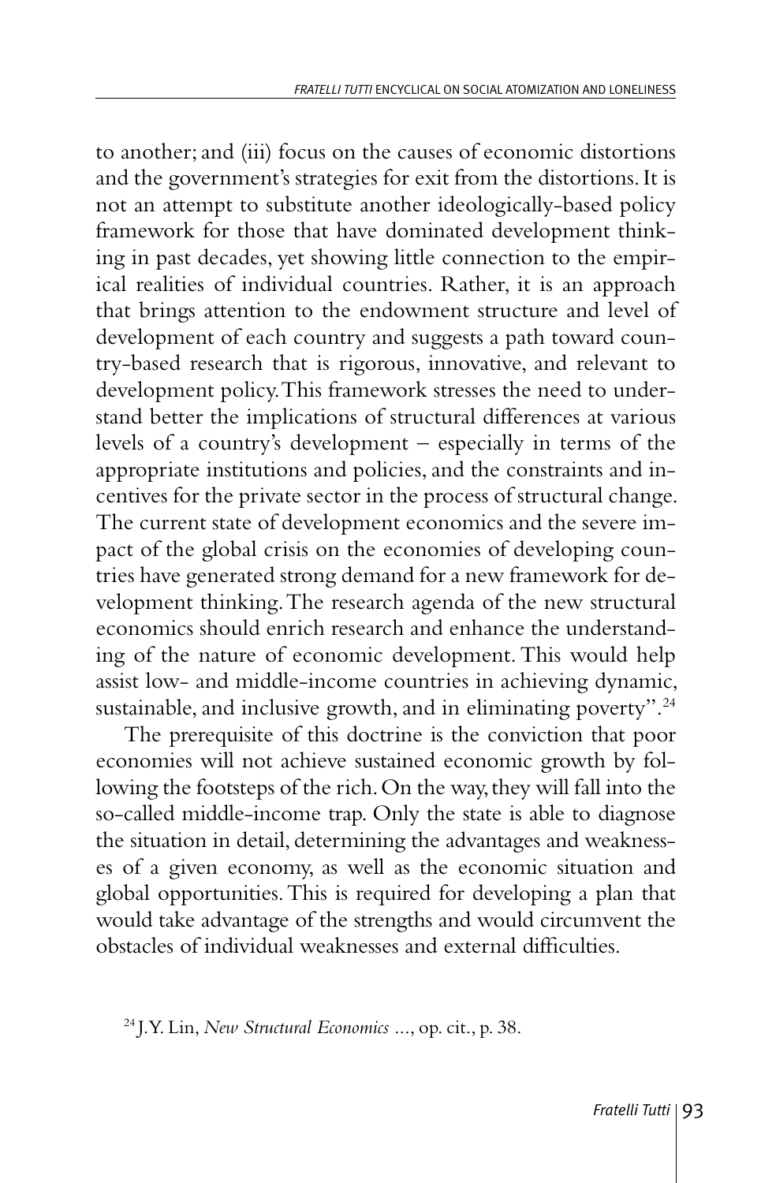to another; and (iii) focus on the causes of economic distortions and the government's strategies for exit from the distortions. It is not an attempt to substitute another ideologically-based policy framework for those that have dominated development thinking in past decades, yet showing little connection to the empirical realities of individual countries. Rather, it is an approach that brings attention to the endowment structure and level of development of each country and suggests a path toward country-based research that is rigorous, innovative, and relevant to development policy. This framework stresses the need to understand better the implications of structural differences at various levels of a country's development – especially in terms of the appropriate institutions and policies, and the constraints and incentives for the private sector in the process of structural change. The current state of development economics and the severe impact of the global crisis on the economies of developing countries have generated strong demand for a new framework for development thinking. The research agenda of the new structural economics should enrich research and enhance the understanding of the nature of economic development. This would help assist low- and middle-income countries in achieving dynamic, sustainable, and inclusive growth, and in eliminating poverty".[24]

The prerequisite of this doctrine is the conviction that poor economies will not achieve sustained economic growth by following the footsteps of the rich. On the way, they will fall into the so-called middle-income trap. Only the state is able to diagnose the situation in detail, determining the advantages and weaknesses of a given economy, as well as the economic situation and global opportunities. This is required for developing a plan that would take advantage of the strengths and would circumvent the obstacles of individual weaknesses and external difficulties.

[24] J.Y. Lin, *New Structural Economics* ..., op. cit., p. 38.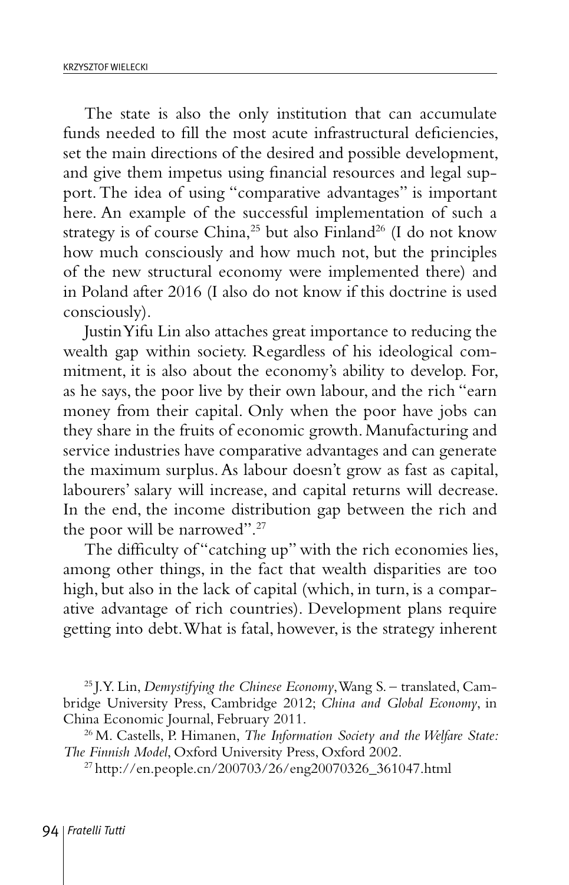The state is also the only institution that can accumulate funds needed to fill the most acute infrastructural deficiencies, set the main directions of the desired and possible development, and give them impetus using financial resources and legal support. The idea of using "comparative advantages" is important here. An example of the successful implementation of such a strategy is of course China,[25] but also Finland[26] (I do not know how much consciously and how much not, but the principles of the new structural economy were implemented there) and in Poland after 2016 (I also do not know if this doctrine is used consciously).

Justin Yifu Lin also attaches great importance to reducing the wealth gap within society. Regardless of his ideological commitment, it is also about the economy's ability to develop. For, as he says, the poor live by their own labour, and the rich "earn money from their capital. Only when the poor have jobs can they share in the fruits of economic growth. Manufacturing and service industries have comparative advantages and can generate the maximum surplus. As labour doesn't grow as fast as capital, labourers' salary will increase, and capital returns will decrease. In the end, the income distribution gap between the rich and the poor will be narrowed".[27]

The difficulty of "catching up" with the rich economies lies, among other things, in the fact that wealth disparities are too high, but also in the lack of capital (which, in turn, is a comparative advantage of rich countries). Development plans require getting into debt. What is fatal, however, is the strategy inherent

[25] J.Y. Lin, *Demystifying the Chinese Economy*, Wang S. – translated, Cambridge University Press, Cambridge 2012; *China and Global Economy*, in China Economic Journal, February 2011.

[26] M. Castells, P. Himanen, *The Information Society and the Welfare State: The Finnish Model*, Oxford University Press, Oxford 2002.

[27] http://en.people.cn/200703/26/eng20070326_361047.html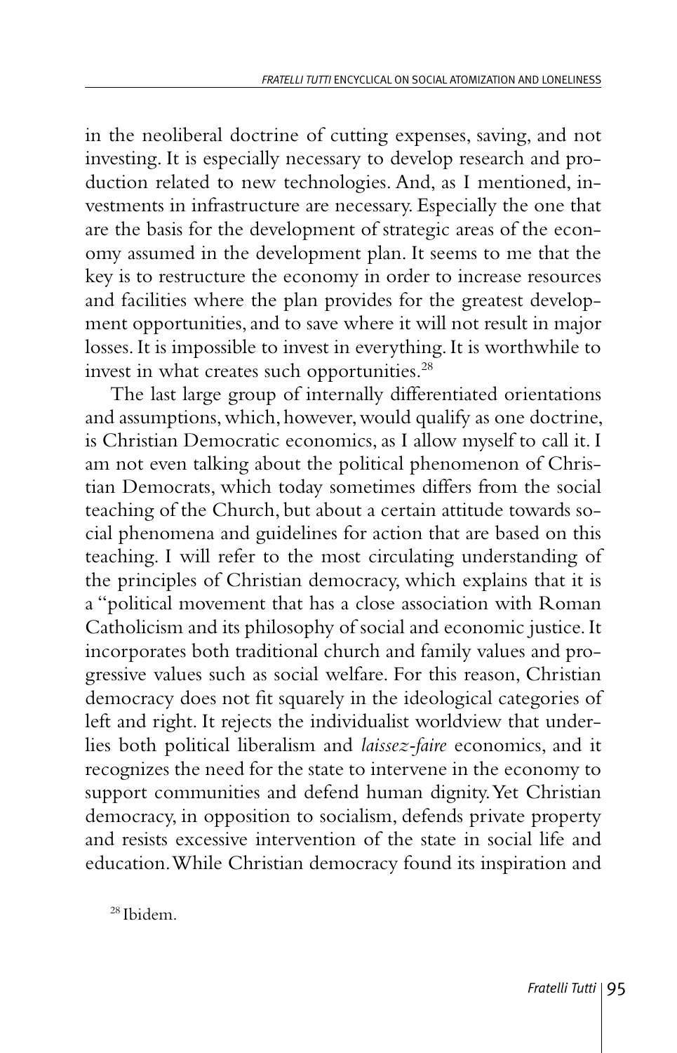in the neoliberal doctrine of cutting expenses, saving, and not investing. It is especially necessary to develop research and production related to new technologies. And, as I mentioned, investments in infrastructure are necessary. Especially the one that are the basis for the development of strategic areas of the economy assumed in the development plan. It seems to me that the key is to restructure the economy in order to increase resources and facilities where the plan provides for the greatest development opportunities, and to save where it will not result in major losses. It is impossible to invest in everything. It is worthwhile to invest in what creates such opportunities.[28]

The last large group of internally differentiated orientations and assumptions, which, however, would qualify as one doctrine, is Christian Democratic economics, as I allow myself to call it. I am not even talking about the political phenomenon of Christian Democrats, which today sometimes differs from the social teaching of the Church, but about a certain attitude towards social phenomena and guidelines for action that are based on this teaching. I will refer to the most circulating understanding of the principles of Christian democracy, which explains that it is a "political movement that has a close association with Roman Catholicism and its philosophy of social and economic justice. It incorporates both traditional church and family values and progressive values such as social welfare. For this reason, Christian democracy does not fit squarely in the ideological categories of left and right. It rejects the individualist worldview that underlies both political liberalism and *laissez-faire* economics, and it recognizes the need for the state to intervene in the economy to support communities and defend human dignity. Yet Christian democracy, in opposition to socialism, defends private property and resists excessive intervention of the state in social life and education. While Christian democracy found its inspiration and

[28] Ibidem.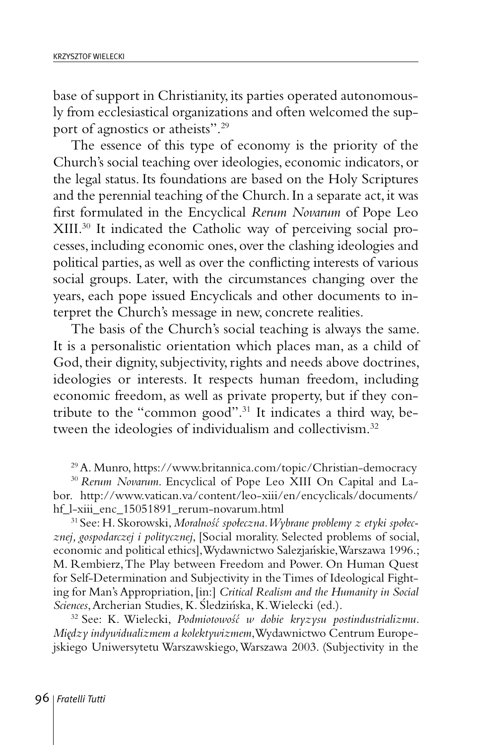base of support in Christianity, its parties operated autonomously from ecclesiastical organizations and often welcomed the support of agnostics or atheists".[29]

The essence of this type of economy is the priority of the Church's social teaching over ideologies, economic indicators, or the legal status. Its foundations are based on the Holy Scriptures and the perennial teaching of the Church. In a separate act, it was first formulated in the Encyclical *Rerum Novarum* of Pope Leo XIII.[30] It indicated the Catholic way of perceiving social processes, including economic ones, over the clashing ideologies and political parties, as well as over the conflicting interests of various social groups. Later, with the circumstances changing over the years, each pope issued Encyclicals and other documents to interpret the Church's message in new, concrete realities.

The basis of the Church's social teaching is always the same. It is a personalistic orientation which places man, as a child of God, their dignity, subjectivity, rights and needs above doctrines, ideologies or interests. It respects human freedom, including economic freedom, as well as private property, but if they contribute to the "common good".[31] It indicates a third way, between the ideologies of individualism and collectivism.[32]

[29] A. Munro, https://www.britannica.com/topic/Christian-democracy

[30] *Rerum Novarum*. Encyclical of Pope Leo XIII On Capital and Labor. http://www.vatican.va/content/leo-xiii/en/encyclicals/documents/hf_l-xiii_enc_15051891_rerum-novarum.html

[31] See: H. Skorowski, *Moralność społeczna. Wybrane problemy z etyki społecznej, gospodarczej i politycznej*, [Social morality. Selected problems of social, economic and political ethics], Wydawnictwo Salezjańskie, Warszawa 1996.; M. Rembierz, The Play between Freedom and Power. On Human Quest for Self-Determination and Subjectivity in the Times of Ideological Fighting for Man's Appropriation, [in:] *Critical Realism and the Humanity in Social Sciences*, Archerian Studies, K. Śledzińska, K. Wielecki (ed.).

[32] See: K. Wielecki, *Podmiotowość w dobie kryzysu postindustrializmu. Między indywidualizmem a kolektywizmem*, Wydawnictwo Centrum Europejskiego Uniwersytetu Warszawskiego, Warszawa 2003. (Subjectivity in the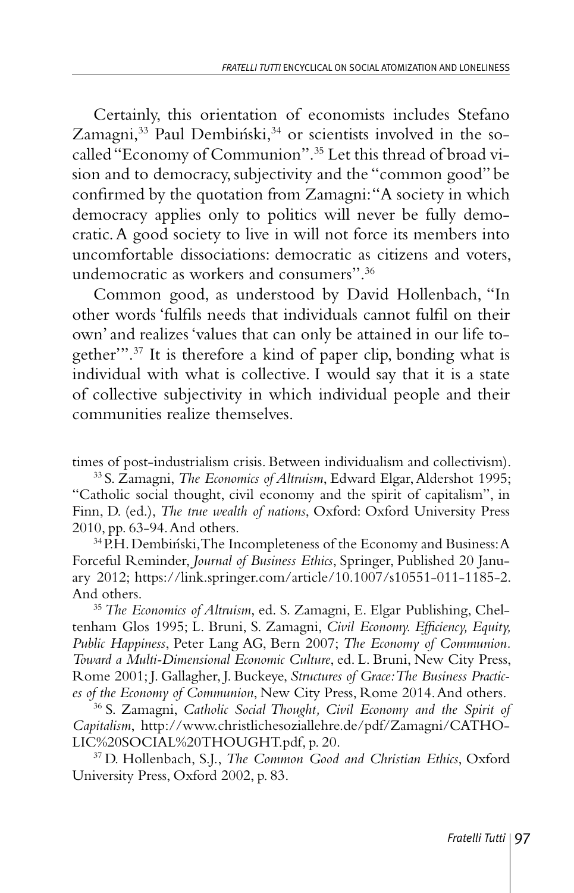Certainly, this orientation of economists includes Stefano Zamagni,[33] Paul Dembiński,[34] or scientists involved in the so-called "Economy of Communion".[35] Let this thread of broad vision and to democracy, subjectivity and the "common good" be confirmed by the quotation from Zamagni: "A society in which democracy applies only to politics will never be fully democratic. A good society to live in will not force its members into uncomfortable dissociations: democratic as citizens and voters, undemocratic as workers and consumers".[36]

Common good, as understood by David Hollenbach, "In other words 'fulfils needs that individuals cannot fulfil on their own' and realizes 'values that can only be attained in our life together'".[37] It is therefore a kind of paper clip, bonding what is individual with what is collective. I would say that it is a state of collective subjectivity in which individual people and their communities realize themselves.

times of post-industrialism crisis. Between individualism and collectivism).

[33] S. Zamagni, *The Economics of Altruism*, Edward Elgar, Aldershot 1995; "Catholic social thought, civil economy and the spirit of capitalism", in Finn, D. (ed.), *The true wealth of nations*, Oxford: Oxford University Press 2010, pp. 63-94. And others.

[34] P.H. Dembiński, The Incompleteness of the Economy and Business: A Forceful Reminder, *Journal of Business Ethics*, Springer, Published 20 January 2012; https://link.springer.com/article/10.1007/s10551-011-1185-2. And others.

[35] *The Economics of Altruism*, ed. S. Zamagni, E. Elgar Publishing, Cheltenham Glos 1995; L. Bruni, S. Zamagni, *Civil Economy. Efficiency, Equity, Public Happiness*, Peter Lang AG, Bern 2007; *The Economy of Communion. Toward a Multi-Dimensional Economic Culture*, ed. L. Bruni, New City Press, Rome 2001; J. Gallagher, J. Buckeye, *Structures of Grace: The Business Practices of the Economy of Communion*, New City Press, Rome 2014. And others.

[36] S. Zamagni, *Catholic Social Thought, Civil Economy and the Spirit of Capitalism*, http://www.christlichesoziallehre.de/pdf/Zamagni/CATHOLIC%20SOCIAL%20THOUGHT.pdf, p. 20.

[37] D. Hollenbach, S.J., *The Common Good and Christian Ethics*, Oxford University Press, Oxford 2002, p. 83.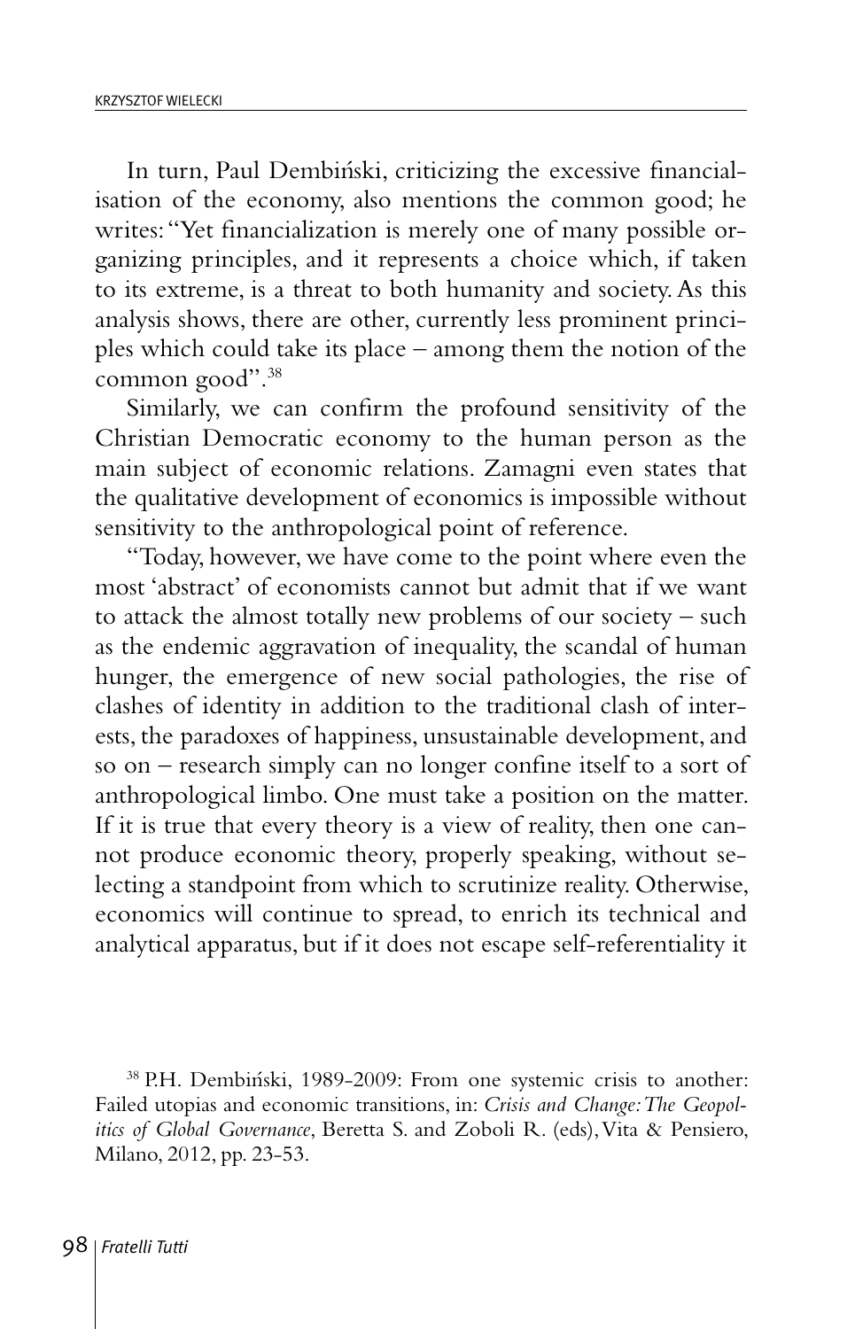In turn, Paul Dembiński, criticizing the excessive financialisation of the economy, also mentions the common good; he writes: "Yet financialization is merely one of many possible organizing principles, and it represents a choice which, if taken to its extreme, is a threat to both humanity and society. As this analysis shows, there are other, currently less prominent principles which could take its place – among them the notion of the common good".[38]

Similarly, we can confirm the profound sensitivity of the Christian Democratic economy to the human person as the main subject of economic relations. Zamagni even states that the qualitative development of economics is impossible without sensitivity to the anthropological point of reference.

"Today, however, we have come to the point where even the most 'abstract' of economists cannot but admit that if we want to attack the almost totally new problems of our society – such as the endemic aggravation of inequality, the scandal of human hunger, the emergence of new social pathologies, the rise of clashes of identity in addition to the traditional clash of interests, the paradoxes of happiness, unsustainable development, and so on – research simply can no longer confine itself to a sort of anthropological limbo. One must take a position on the matter. If it is true that every theory is a view of reality, then one cannot produce economic theory, properly speaking, without selecting a standpoint from which to scrutinize reality. Otherwise, economics will continue to spread, to enrich its technical and analytical apparatus, but if it does not escape self-referentiality it

[38] P.H. Dembiński, 1989-2009: From one systemic crisis to another: Failed utopias and economic transitions, in: *Crisis and Change: The Geopolitics of Global Governance*, Beretta S. and Zoboli R. (eds), Vita & Pensiero, Milano, 2012, pp. 23-53.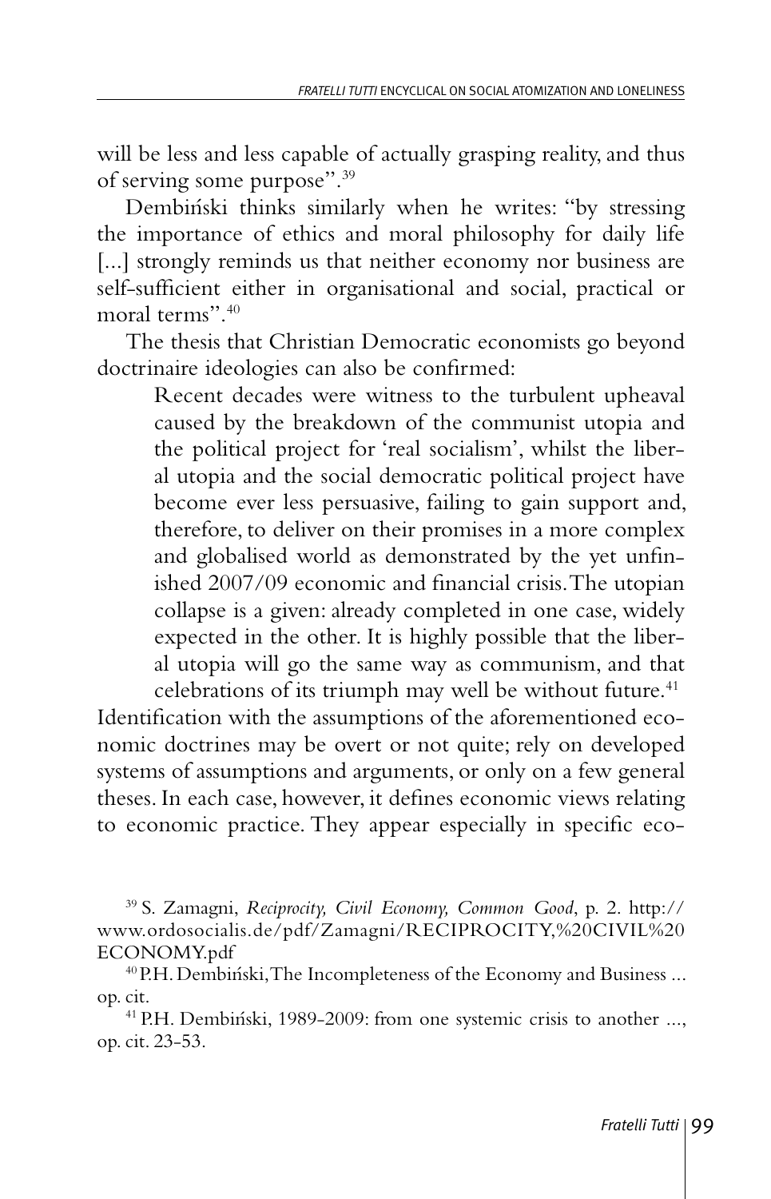will be less and less capable of actually grasping reality, and thus of serving some purpose".[39]

Dembiński thinks similarly when he writes: "by stressing the importance of ethics and moral philosophy for daily life [...] strongly reminds us that neither economy nor business are self-sufficient either in organisational and social, practical or moral terms".[40]

The thesis that Christian Democratic economists go beyond doctrinaire ideologies can also be confirmed:

> Recent decades were witness to the turbulent upheaval caused by the breakdown of the communist utopia and the political project for 'real socialism', whilst the liberal utopia and the social democratic political project have become ever less persuasive, failing to gain support and, therefore, to deliver on their promises in a more complex and globalised world as demonstrated by the yet unfinished 2007/09 economic and financial crisis. The utopian collapse is a given: already completed in one case, widely expected in the other. It is highly possible that the liberal utopia will go the same way as communism, and that celebrations of its triumph may well be without future.[41]

Identification with the assumptions of the aforementioned economic doctrines may be overt or not quite; rely on developed systems of assumptions and arguments, or only on a few general theses. In each case, however, it defines economic views relating to economic practice. They appear especially in specific eco-

[39] S. Zamagni, *Reciprocity, Civil Economy, Common Good*, p. 2. http://www.ordosocialis.de/pdf/Zamagni/RECIPROCITY,%20CIVIL%20ECONOMY.pdf

[40] P.H. Dembiński, The Incompleteness of the Economy and Business ... op. cit.

[41] P.H. Dembiński, 1989-2009: from one systemic crisis to another ..., op. cit. 23-53.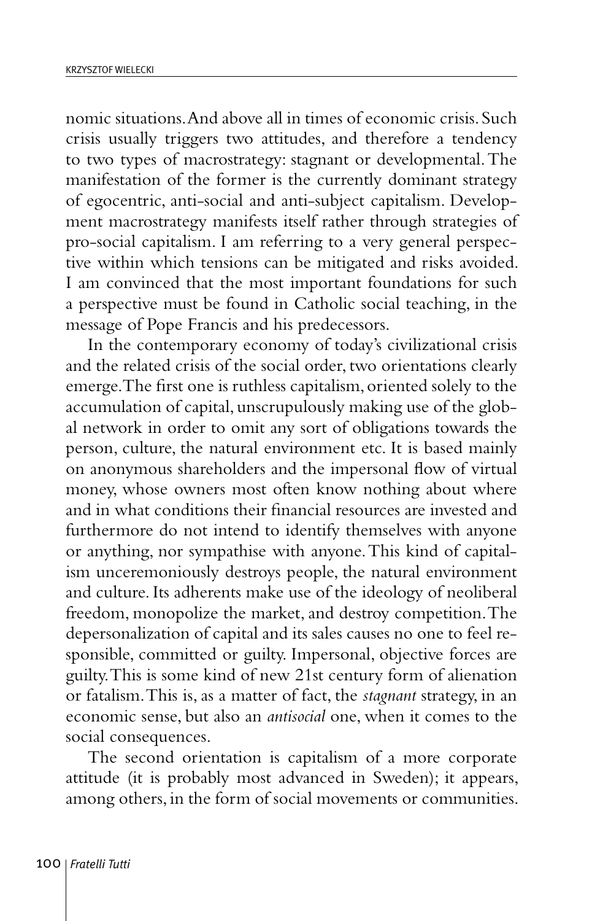nomic situations. And above all in times of economic crisis. Such crisis usually triggers two attitudes, and therefore a tendency to two types of macrostrategy: stagnant or developmental. The manifestation of the former is the currently dominant strategy of egocentric, anti-social and anti-subject capitalism. Development macrostrategy manifests itself rather through strategies of pro-social capitalism. I am referring to a very general perspective within which tensions can be mitigated and risks avoided. I am convinced that the most important foundations for such a perspective must be found in Catholic social teaching, in the message of Pope Francis and his predecessors.

In the contemporary economy of today's civilizational crisis and the related crisis of the social order, two orientations clearly emerge. The first one is ruthless capitalism, oriented solely to the accumulation of capital, unscrupulously making use of the global network in order to omit any sort of obligations towards the person, culture, the natural environment etc. It is based mainly on anonymous shareholders and the impersonal flow of virtual money, whose owners most often know nothing about where and in what conditions their financial resources are invested and furthermore do not intend to identify themselves with anyone or anything, nor sympathise with anyone. This kind of capitalism unceremoniously destroys people, the natural environment and culture. Its adherents make use of the ideology of neoliberal freedom, monopolize the market, and destroy competition. The depersonalization of capital and its sales causes no one to feel responsible, committed or guilty. Impersonal, objective forces are guilty. This is some kind of new 21st century form of alienation or fatalism. This is, as a matter of fact, the *stagnant* strategy, in an economic sense, but also an *antisocial* one, when it comes to the social consequences.

The second orientation is capitalism of a more corporate attitude (it is probably most advanced in Sweden); it appears, among others, in the form of social movements or communities.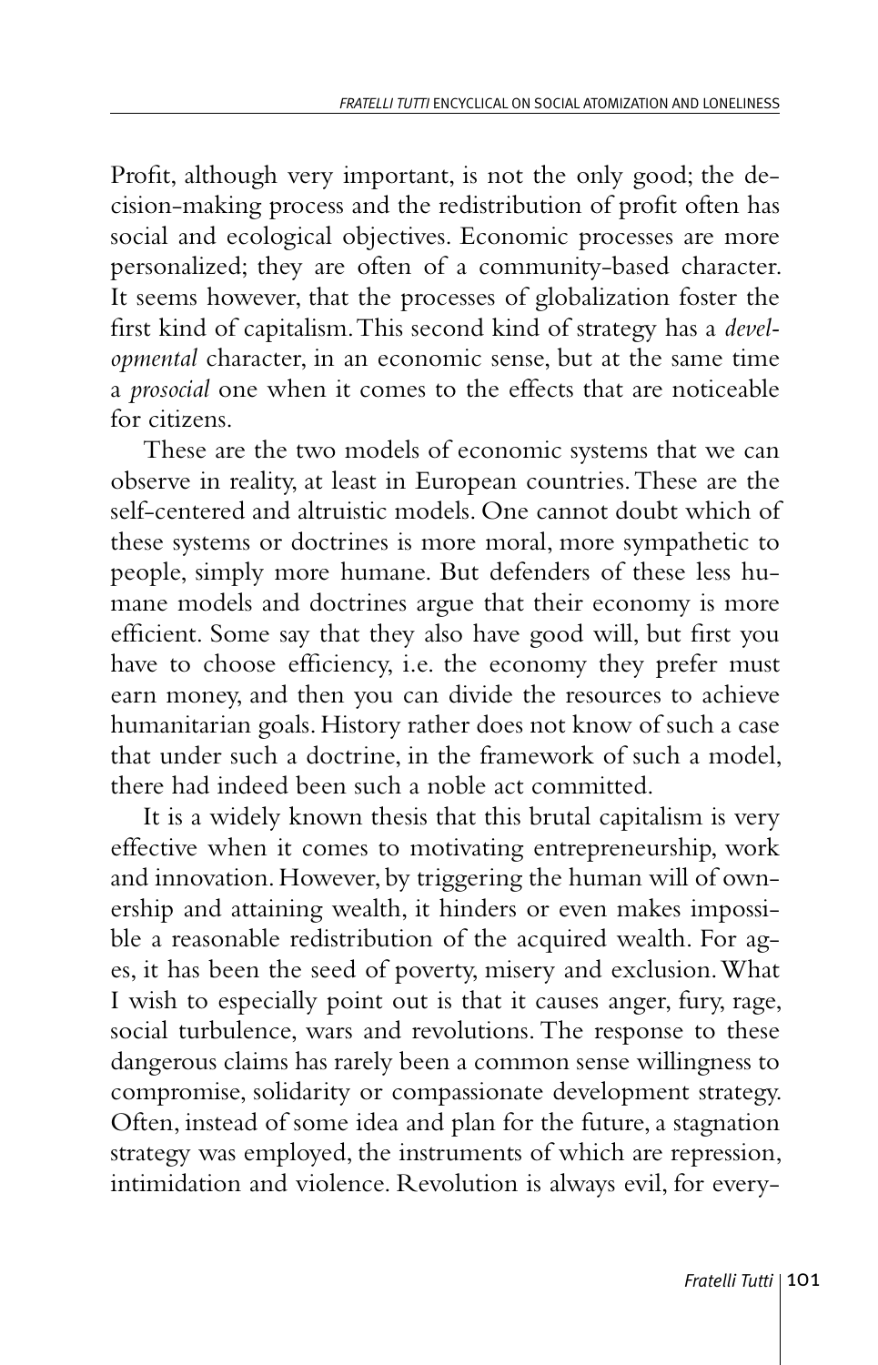Profit, although very important, is not the only good; the decision-making process and the redistribution of profit often has social and ecological objectives. Economic processes are more personalized; they are often of a community-based character. It seems however, that the processes of globalization foster the first kind of capitalism. This second kind of strategy has a *developmental* character, in an economic sense, but at the same time a *prosocial* one when it comes to the effects that are noticeable for citizens.

These are the two models of economic systems that we can observe in reality, at least in European countries. These are the self-centered and altruistic models. One cannot doubt which of these systems or doctrines is more moral, more sympathetic to people, simply more humane. But defenders of these less humane models and doctrines argue that their economy is more efficient. Some say that they also have good will, but first you have to choose efficiency, i.e. the economy they prefer must earn money, and then you can divide the resources to achieve humanitarian goals. History rather does not know of such a case that under such a doctrine, in the framework of such a model, there had indeed been such a noble act committed.

It is a widely known thesis that this brutal capitalism is very effective when it comes to motivating entrepreneurship, work and innovation. However, by triggering the human will of ownership and attaining wealth, it hinders or even makes impossible a reasonable redistribution of the acquired wealth. For ages, it has been the seed of poverty, misery and exclusion. What I wish to especially point out is that it causes anger, fury, rage, social turbulence, wars and revolutions. The response to these dangerous claims has rarely been a common sense willingness to compromise, solidarity or compassionate development strategy. Often, instead of some idea and plan for the future, a stagnation strategy was employed, the instruments of which are repression, intimidation and violence. Revolution is always evil, for every-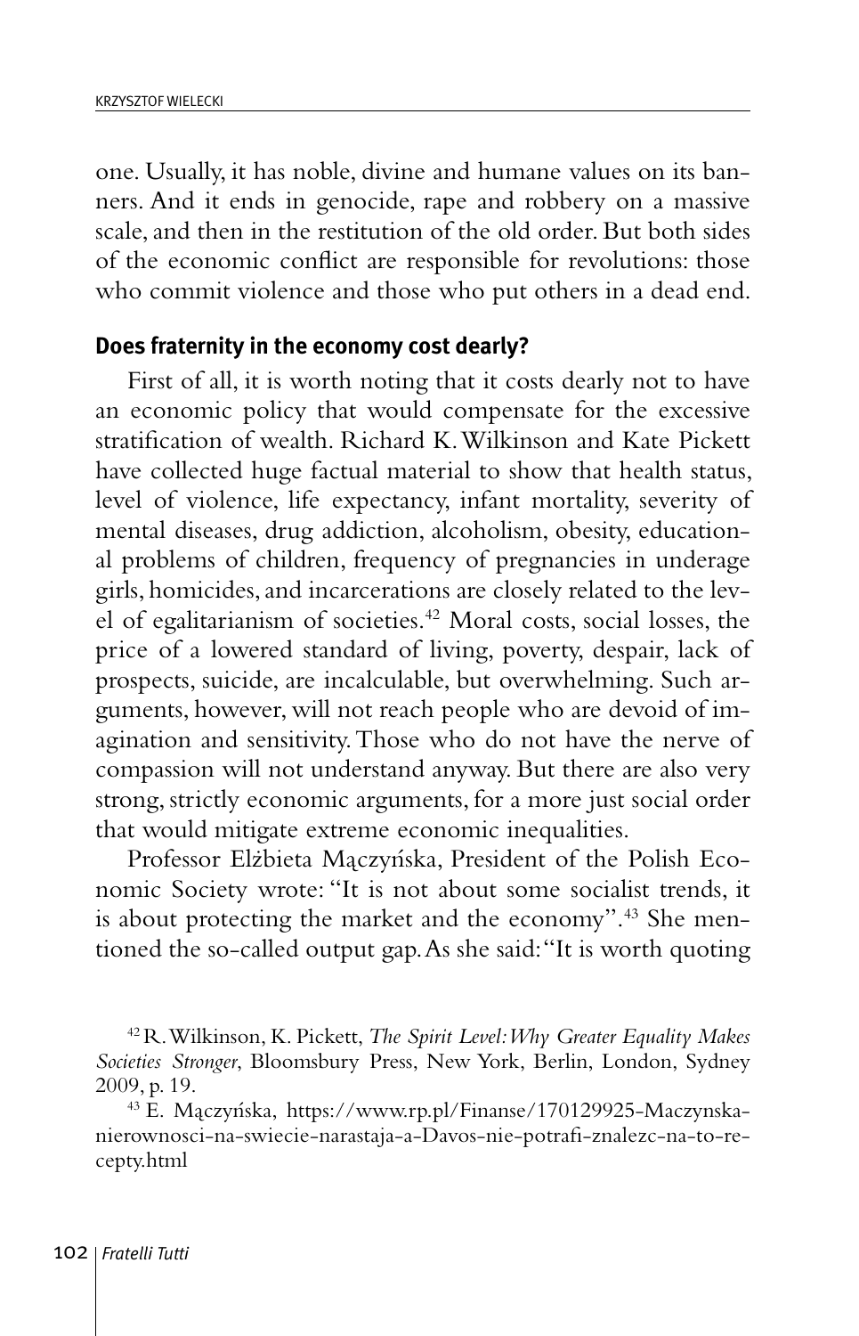one. Usually, it has noble, divine and humane values on its banners. And it ends in genocide, rape and robbery on a massive scale, and then in the restitution of the old order. But both sides of the economic conflict are responsible for revolutions: those who commit violence and those who put others in a dead end.

### Does fraternity in the economy cost dearly?

First of all, it is worth noting that it costs dearly not to have an economic policy that would compensate for the excessive stratification of wealth. Richard K. Wilkinson and Kate Pickett have collected huge factual material to show that health status, level of violence, life expectancy, infant mortality, severity of mental diseases, drug addiction, alcoholism, obesity, educational problems of children, frequency of pregnancies in underage girls, homicides, and incarcerations are closely related to the level of egalitarianism of societies.[42] Moral costs, social losses, the price of a lowered standard of living, poverty, despair, lack of prospects, suicide, are incalculable, but overwhelming. Such arguments, however, will not reach people who are devoid of imagination and sensitivity. Those who do not have the nerve of compassion will not understand anyway. But there are also very strong, strictly economic arguments, for a more just social order that would mitigate extreme economic inequalities.

Professor Elżbieta Mączyńska, President of the Polish Economic Society wrote: "It is not about some socialist trends, it is about protecting the market and the economy".[43] She mentioned the so-called output gap. As she said: "It is worth quoting

[42] R. Wilkinson, K. Pickett, *The Spirit Level: Why Greater Equality Makes Societies Stronger*, Bloomsbury Press, New York, Berlin, London, Sydney 2009, p. 19.

[43] E. Mączyńska, https://www.rp.pl/Finanse/170129925-Maczynska-nierownosci-na-swiecie-narastaja-a-Davos-nie-potrafi-znalezc-na-to-recepty.html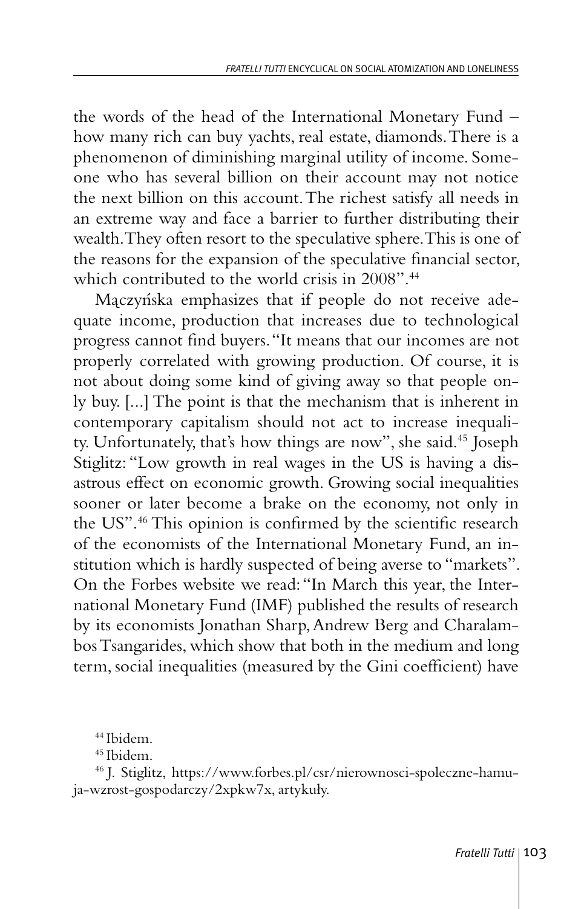the words of the head of the International Monetary Fund – how many rich can buy yachts, real estate, diamonds. There is a phenomenon of diminishing marginal utility of income. Someone who has several billion on their account may not notice the next billion on this account. The richest satisfy all needs in an extreme way and face a barrier to further distributing their wealth. They often resort to the speculative sphere. This is one of the reasons for the expansion of the speculative financial sector, which contributed to the world crisis in 2008".[44]

Mączyńska emphasizes that if people do not receive adequate income, production that increases due to technological progress cannot find buyers. "It means that our incomes are not properly correlated with growing production. Of course, it is not about doing some kind of giving away so that people only buy. [...] The point is that the mechanism that is inherent in contemporary capitalism should not act to increase inequality. Unfortunately, that's how things are now", she said.[45] Joseph Stiglitz: "Low growth in real wages in the US is having a disastrous effect on economic growth. Growing social inequalities sooner or later become a brake on the economy, not only in the US".[46] This opinion is confirmed by the scientific research of the economists of the International Monetary Fund, an institution which is hardly suspected of being averse to "markets". On the Forbes website we read: "In March this year, the International Monetary Fund (IMF) published the results of research by its economists Jonathan Sharp, Andrew Berg and Charalambos Tsangarides, which show that both in the medium and long term, social inequalities (measured by the Gini coefficient) have

[44] Ibidem.

[45] Ibidem.

[46] J. Stiglitz, https://www.forbes.pl/csr/nierownosci-spoleczne-hamuja-wzrost-gospodarczy/2xpkw7x, artykuły.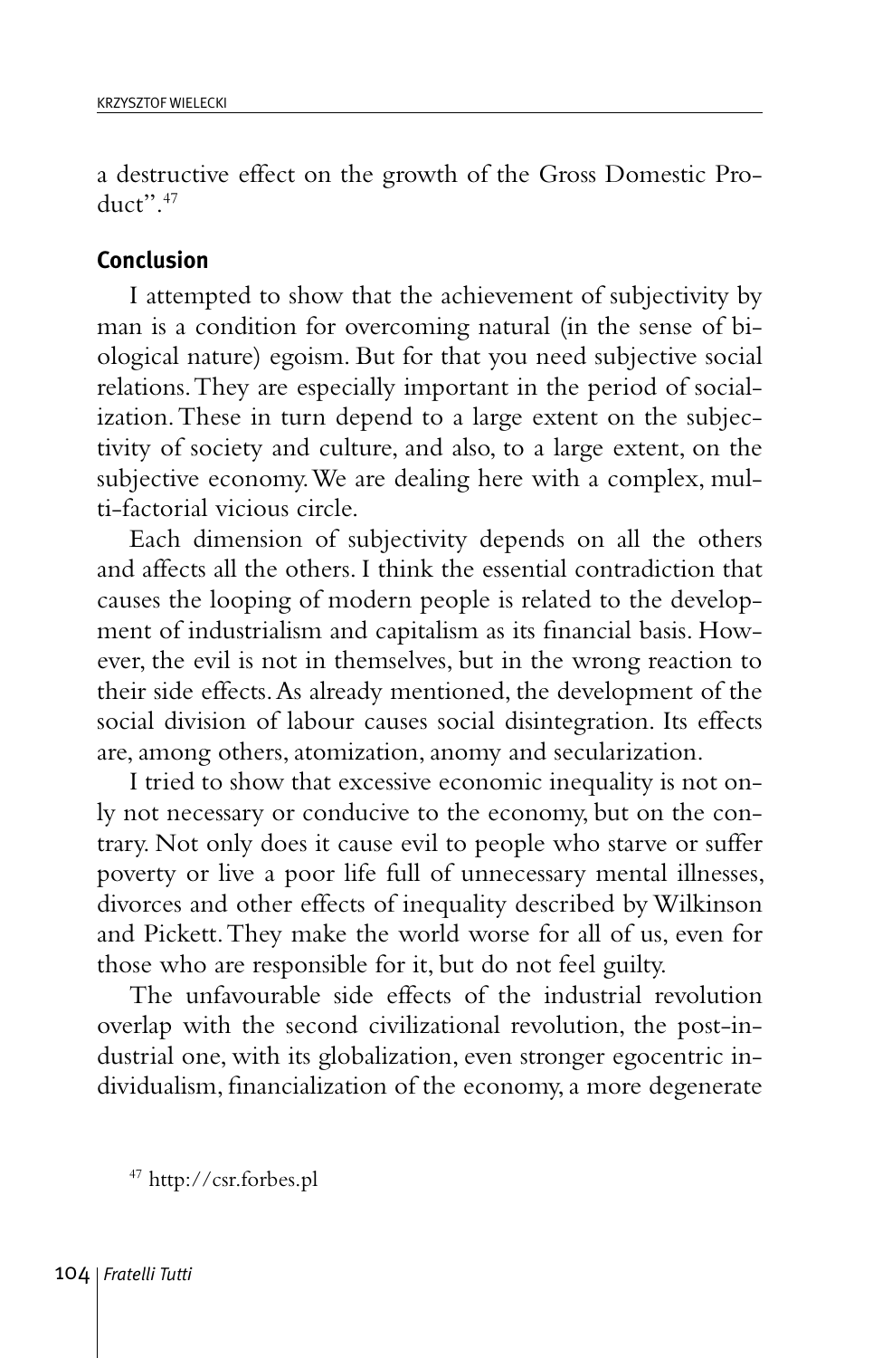a destructive effect on the growth of the Gross Domestic Product".[47]

## Conclusion

I attempted to show that the achievement of subjectivity by man is a condition for overcoming natural (in the sense of biological nature) egoism. But for that you need subjective social relations. They are especially important in the period of socialization. These in turn depend to a large extent on the subjectivity of society and culture, and also, to a large extent, on the subjective economy. We are dealing here with a complex, multi-factorial vicious circle.

Each dimension of subjectivity depends on all the others and affects all the others. I think the essential contradiction that causes the looping of modern people is related to the development of industrialism and capitalism as its financial basis. However, the evil is not in themselves, but in the wrong reaction to their side effects. As already mentioned, the development of the social division of labour causes social disintegration. Its effects are, among others, atomization, anomy and secularization.

I tried to show that excessive economic inequality is not only not necessary or conducive to the economy, but on the contrary. Not only does it cause evil to people who starve or suffer poverty or live a poor life full of unnecessary mental illnesses, divorces and other effects of inequality described by Wilkinson and Pickett. They make the world worse for all of us, even for those who are responsible for it, but do not feel guilty.

The unfavourable side effects of the industrial revolution overlap with the second civilizational revolution, the post-industrial one, with its globalization, even stronger egocentric individualism, financialization of the economy, a more degenerate

[47] http://csr.forbes.pl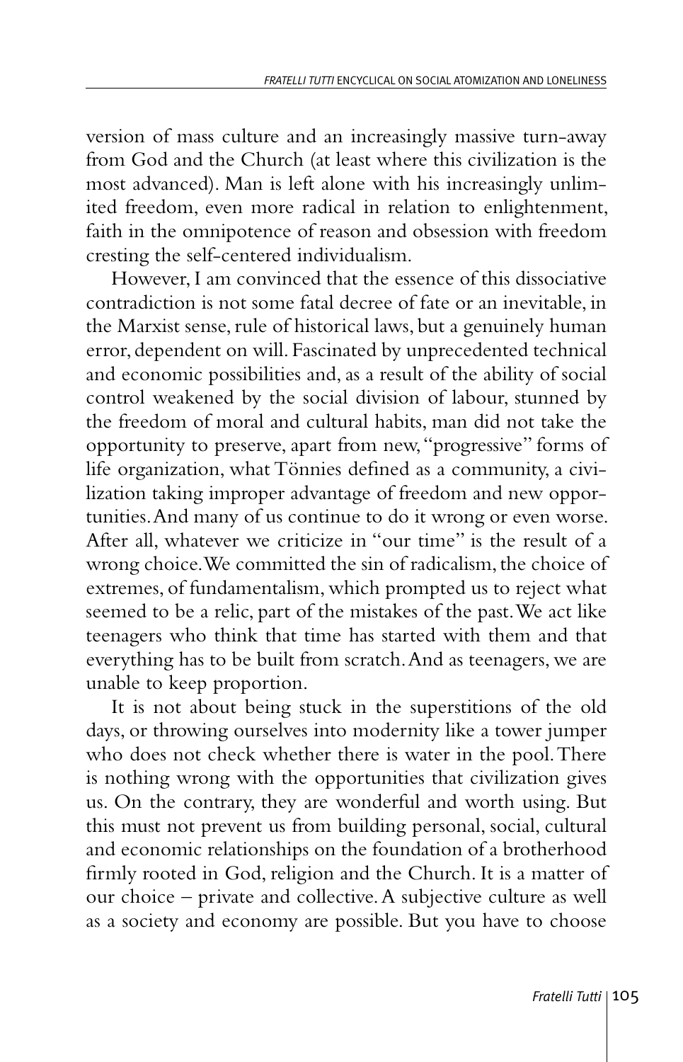version of mass culture and an increasingly massive turn-away from God and the Church (at least where this civilization is the most advanced). Man is left alone with his increasingly unlimited freedom, even more radical in relation to enlightenment, faith in the omnipotence of reason and obsession with freedom cresting the self-centered individualism.

However, I am convinced that the essence of this dissociative contradiction is not some fatal decree of fate or an inevitable, in the Marxist sense, rule of historical laws, but a genuinely human error, dependent on will. Fascinated by unprecedented technical and economic possibilities and, as a result of the ability of social control weakened by the social division of labour, stunned by the freedom of moral and cultural habits, man did not take the opportunity to preserve, apart from new, "progressive" forms of life organization, what Tönnies defined as a community, a civilization taking improper advantage of freedom and new opportunities. And many of us continue to do it wrong or even worse. After all, whatever we criticize in "our time" is the result of a wrong choice. We committed the sin of radicalism, the choice of extremes, of fundamentalism, which prompted us to reject what seemed to be a relic, part of the mistakes of the past. We act like teenagers who think that time has started with them and that everything has to be built from scratch. And as teenagers, we are unable to keep proportion.

It is not about being stuck in the superstitions of the old days, or throwing ourselves into modernity like a tower jumper who does not check whether there is water in the pool. There is nothing wrong with the opportunities that civilization gives us. On the contrary, they are wonderful and worth using. But this must not prevent us from building personal, social, cultural and economic relationships on the foundation of a brotherhood firmly rooted in God, religion and the Church. It is a matter of our choice – private and collective. A subjective culture as well as a society and economy are possible. But you have to choose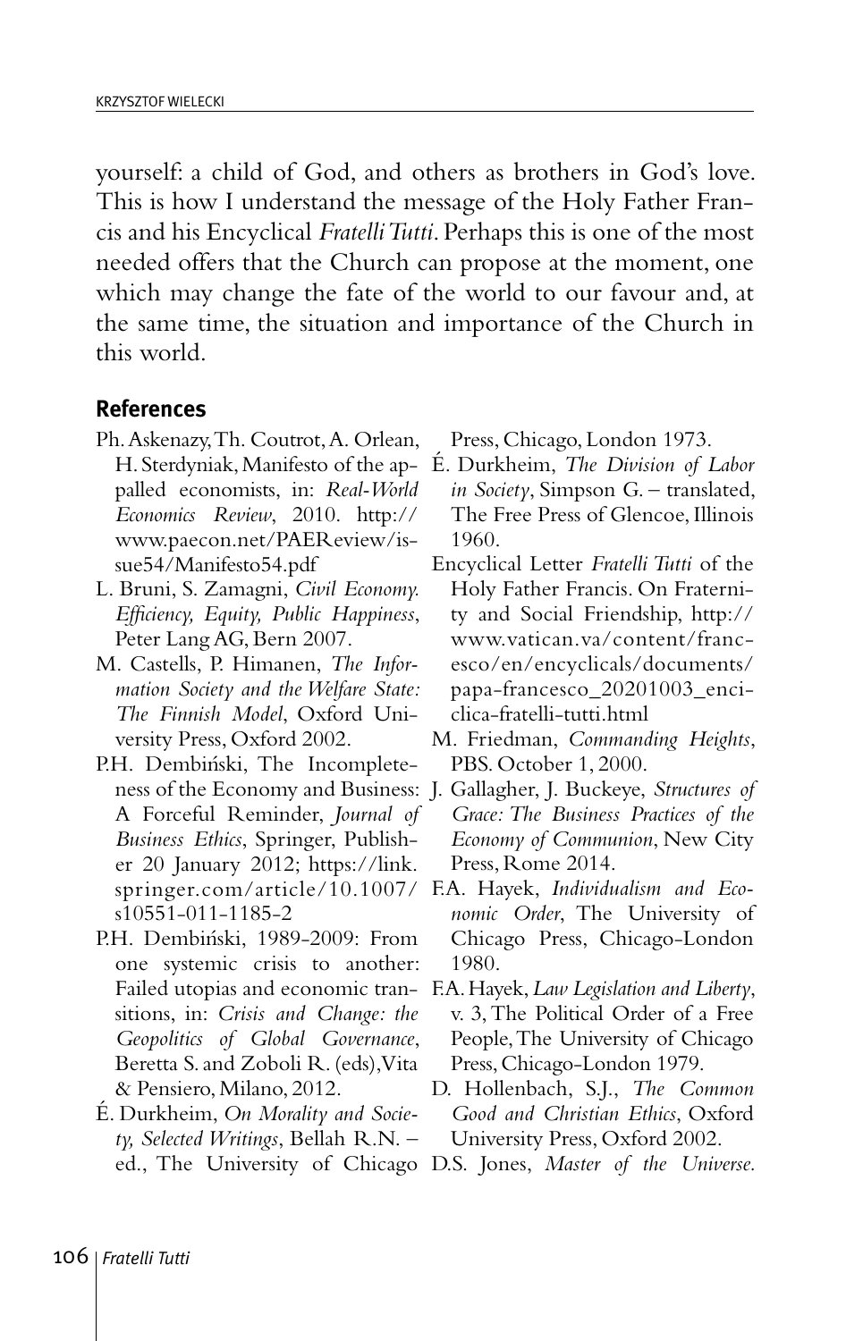yourself: a child of God, and others as brothers in God's love. This is how I understand the message of the Holy Father Francis and his Encyclical *Fratelli Tutti*. Perhaps this is one of the most needed offers that the Church can propose at the moment, one which may change the fate of the world to our favour and, at the same time, the situation and importance of the Church in this world.

## References

Ph. Askenazy, Th. Coutrot, A. Orlean, H. Sterdyniak, Manifesto of the appalled economists, in: *Real-World Economics Review*, 2010. http://www.paecon.net/PAEReview/issue54/Manifesto54.pdf

L. Bruni, S. Zamagni, *Civil Economy. Efficiency, Equity, Public Happiness*, Peter Lang AG, Bern 2007.

M. Castells, P. Himanen, *The Information Society and the Welfare State: The Finnish Model*, Oxford University Press, Oxford 2002.

P.H. Dembiński, The Incompleteness of the Economy and Business: A Forceful Reminder, *Journal of Business Ethics*, Springer, Publisher 20 January 2012; https://link.springer.com/article/10.1007/s10551-011-1185-2

P.H. Dembiński, 1989-2009: From one systemic crisis to another: Failed utopias and economic transitions, in: *Crisis and Change: the Geopolitics of Global Governance*, Beretta S. and Zoboli R. (eds), Vita & Pensiero, Milano, 2012.

É. Durkheim, *On Morality and Society, Selected Writings*, Bellah R.N. – ed., The University of Chicago Press, Chicago, London 1973.

É. Durkheim, *The Division of Labor in Society*, Simpson G. – translated, The Free Press of Glencoe, Illinois 1960.

Encyclical Letter *Fratelli Tutti* of the Holy Father Francis. On Fraternity and Social Friendship, http://www.vatican.va/content/francesco/en/encyclicals/documents/papa-francesco_20201003_enciclica-fratelli-tutti.html

M. Friedman, *Commanding Heights*, PBS. October 1, 2000.

J. Gallagher, J. Buckeye, *Structures of Grace: The Business Practices of the Economy of Communion*, New City Press, Rome 2014.

F.A. Hayek, *Individualism and Economic Order*, The University of Chicago Press, Chicago-London 1980.

F.A. Hayek, *Law Legislation and Liberty*, v. 3, The Political Order of a Free People, The University of Chicago Press, Chicago-London 1979.

D. Hollenbach, S.J., *The Common Good and Christian Ethics*, Oxford University Press, Oxford 2002.

D.S. Jones, *Master of the Universe.*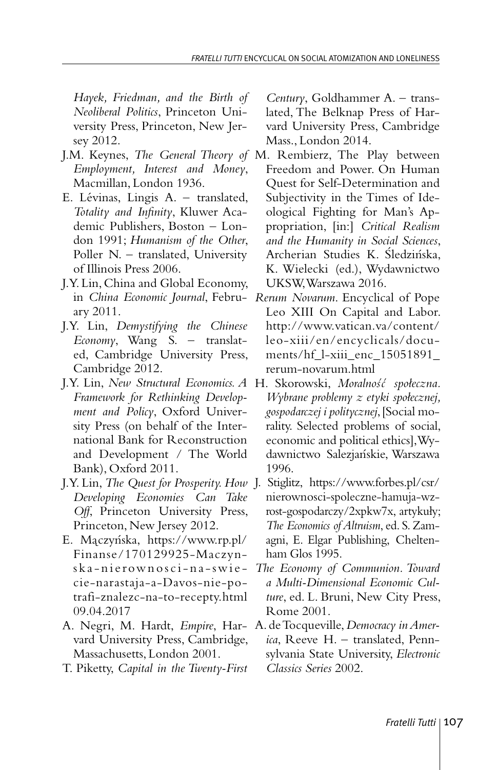*Hayek, Friedman, and the Birth of Neoliberal Politics*, Princeton University Press, Princeton, New Jersey 2012.

J.M. Keynes, *The General Theory of Employment, Interest and Money*, Macmillan, London 1936.

E. Lévinas, Lingis A. – translated, *Totality and Infinity*, Kluwer Academic Publishers, Boston – London 1991; *Humanism of the Other*, Poller N. – translated, University of Illinois Press 2006.

J.Y. Lin, China and Global Economy, in *China Economic Journal*, February 2011.

J.Y. Lin, *Demystifying the Chinese Economy*, Wang S. – translated, Cambridge University Press, Cambridge 2012.

J.Y. Lin, *New Structural Economics. A Framework for Rethinking Development and Policy*, Oxford University Press (on behalf of the International Bank for Reconstruction and Development / The World Bank), Oxford 2011.

J.Y. Lin, *The Quest for Prosperity. How Developing Economies Can Take Off*, Princeton University Press, Princeton, New Jersey 2012.

E. Mączyńska, https://www.rp.pl/Finanse/170129925-Maczynska-nierownosci-na-swiecie-narastaja-a-Davos-nie-potrafi-znalezc-na-to-recepty.html 09.04.2017

A. Negri, M. Hardt, *Empire*, Harvard University Press, Cambridge, Massachusetts, London 2001.

T. Piketty, *Capital in the Twenty-First Century*, Goldhammer A. – translated, The Belknap Press of Harvard University Press, Cambridge Mass., London 2014.

M. Rembierz, The Play between Freedom and Power. On Human Quest for Self-Determination and Subjectivity in the Times of Ideological Fighting for Man's Appropriation, [in:] *Critical Realism and the Humanity in Social Sciences*, Archerian Studies K. Śledzińska, K. Wielecki (ed.), Wydawnictwo UKSW, Warszawa 2016.

*Rerum Novarum*. Encyclical of Pope Leo XIII On Capital and Labor. http://www.vatican.va/content/leo-xiii/en/encyclicals/documents/hf_l-xiii_enc_15051891_rerum-novarum.html

H. Skorowski, *Moralność społeczna. Wybrane problemy z etyki społecznej, gospodarczej i politycznej*, [Social morality. Selected problems of social, economic and political ethics], Wydawnictwo Salezjańskie, Warszawa 1996.

J. Stiglitz, https://www.forbes.pl/csr/nierownosci-spoleczne-hamuja-wzrost-gospodarczy/2xpkw7x, artykuły; *The Economics of Altruism*, ed. S. Zamagni, E. Elgar Publishing, Cheltenham Glos 1995.

*The Economy of Communion. Toward a Multi-Dimensional Economic Culture*, ed. L. Bruni, New City Press, Rome 2001.

A. de Tocqueville, *Democracy in America*, Reeve H. – translated, Pennsylvania State University, *Electronic Classics Series* 2002.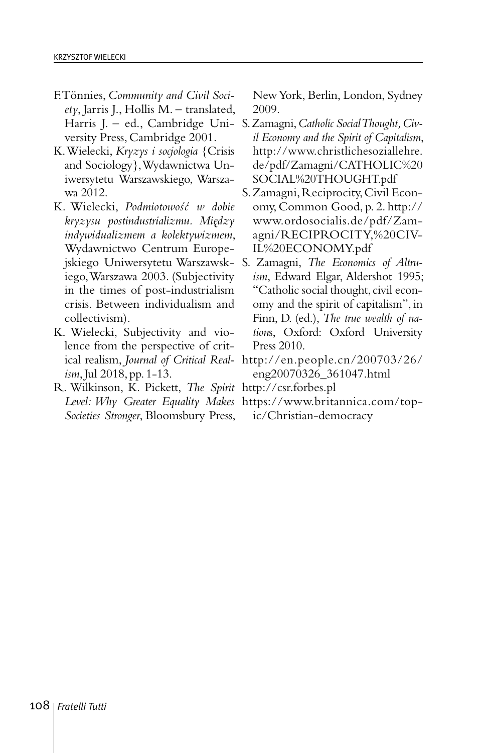F. Tönnies, *Community and Civil Society*, Jarris J., Hollis M. – translated, Harris J. – ed., Cambridge University Press, Cambridge 2001.

K. Wielecki, *Kryzys i socjologia* {Crisis and Sociology}, Wydawnictwa Uniwersytetu Warszawskiego, Warszawa 2012.

K. Wielecki, *Podmiotowość w dobie kryzysu postindustrializmu. Między indywidualizmem a kolektywizmem*, Wydawnictwo Centrum Europejskiego Uniwersytetu Warszawskiego, Warszawa 2003. (Subjectivity in the times of post-industrialism crisis. Between individualism and collectivism).

K. Wielecki, Subjectivity and violence from the perspective of critical realism, *Journal of Critical Realism*, Jul 2018, pp. 1-13.

R. Wilkinson, K. Pickett, *The Spirit Level: Why Greater Equality Makes Societies Stronger*, Bloomsbury Press, New York, Berlin, London, Sydney 2009.

S. Zamagni, *Catholic Social Thought, Civil Economy and the Spirit of Capitalism*, http://www.christlichesoziallehre.de/pdf/Zamagni/CATHOLIC%20SOCIAL%20THOUGHT.pdf

S. Zamagni, Reciprocity, Civil Economy, Common Good, p. 2. http://www.ordosocialis.de/pdf/Zamagni/RECIPROCITY,%20CIVIL%20ECONOMY.pdf

S. Zamagni, *The Economics of Altruism*, Edward Elgar, Aldershot 1995; "Catholic social thought, civil economy and the spirit of capitalism", in Finn, D. (ed.), *The true wealth of nations*, Oxford: Oxford University Press 2010.

http://en.people.cn/200703/26/eng20070326_361047.html

http://csr.forbes.pl

https://www.britannica.com/topic/Christian-democracy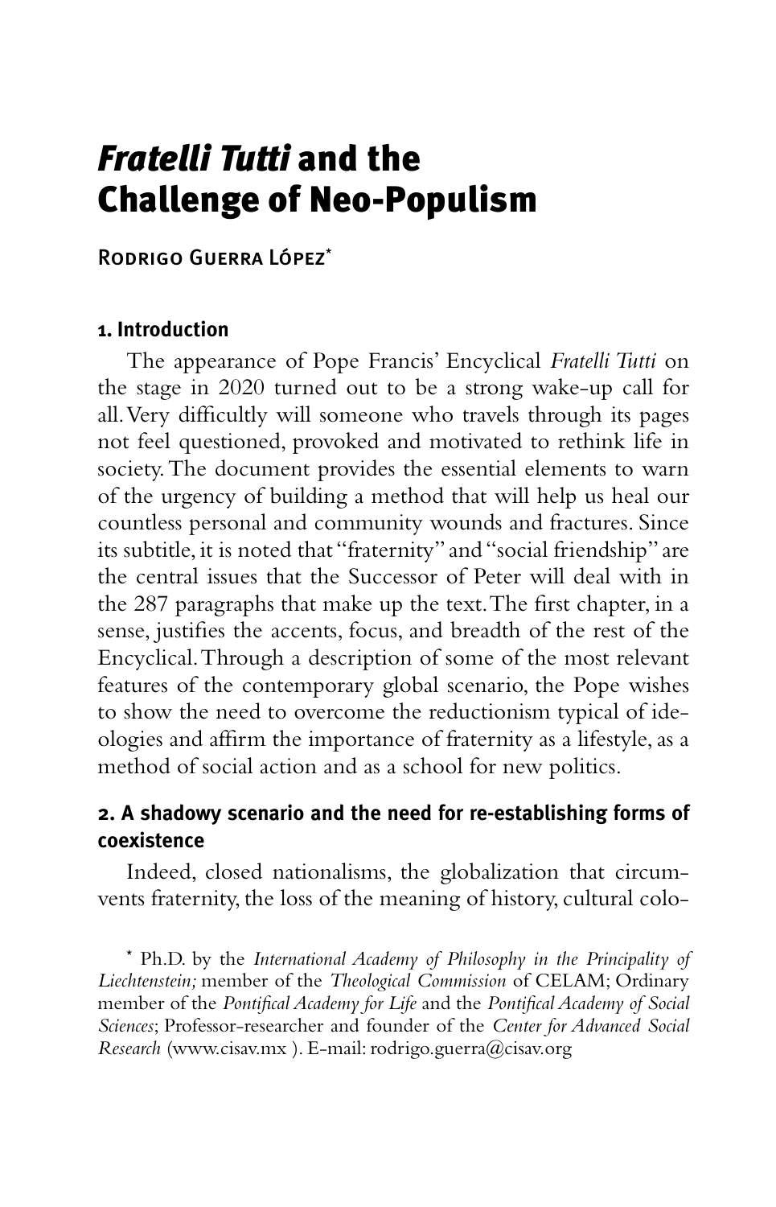# *Fratelli Tutti* and the Challenge of Neo-Populism

Rodrigo Guerra López*

## 1. Introduction

The appearance of Pope Francis' Encyclical *Fratelli Tutti* on the stage in 2020 turned out to be a strong wake-up call for all. Very difficultly will someone who travels through its pages not feel questioned, provoked and motivated to rethink life in society. The document provides the essential elements to warn of the urgency of building a method that will help us heal our countless personal and community wounds and fractures. Since its subtitle, it is noted that "fraternity" and "social friendship" are the central issues that the Successor of Peter will deal with in the 287 paragraphs that make up the text. The first chapter, in a sense, justifies the accents, focus, and breadth of the rest of the Encyclical. Through a description of some of the most relevant features of the contemporary global scenario, the Pope wishes to show the need to overcome the reductionism typical of ideologies and affirm the importance of fraternity as a lifestyle, as a method of social action and as a school for new politics.

## 2. A shadowy scenario and the need for re-establishing forms of coexistence

Indeed, closed nationalisms, the globalization that circumvents fraternity, the loss of the meaning of history, cultural colo-

\* Ph.D. by the *International Academy of Philosophy in the Principality of Liechtenstein;* member of the *Theological Commission* of CELAM; Ordinary member of the *Pontifical Academy for Life* and the *Pontifical Academy of Social Sciences*; Professor-researcher and founder of the *Center for Advanced Social Research* (www.cisav.mx ). E-mail: rodrigo.guerra@cisav.org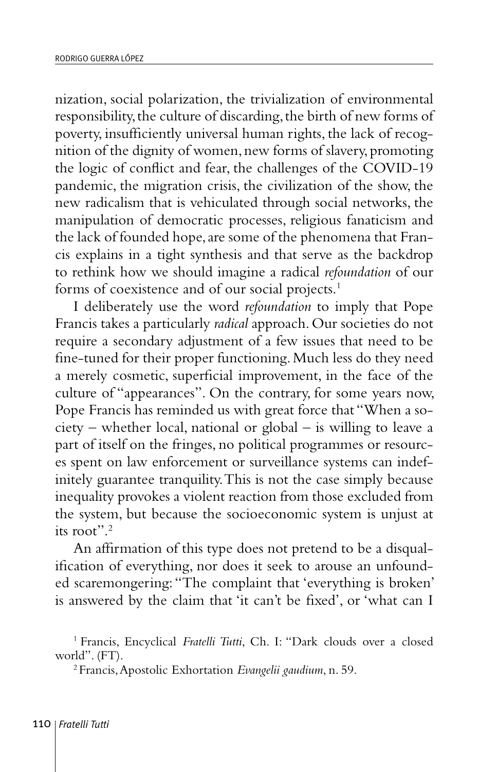nization, social polarization, the trivialization of environmental responsibility, the culture of discarding, the birth of new forms of poverty, insufficiently universal human rights, the lack of recognition of the dignity of women, new forms of slavery, promoting the logic of conflict and fear, the challenges of the COVID-19 pandemic, the migration crisis, the civilization of the show, the new radicalism that is vehiculated through social networks, the manipulation of democratic processes, religious fanaticism and the lack of founded hope, are some of the phenomena that Francis explains in a tight synthesis and that serve as the backdrop to rethink how we should imagine a radical *refoundation* of our forms of coexistence and of our social projects.[1]

I deliberately use the word *refoundation* to imply that Pope Francis takes a particularly *radical* approach. Our societies do not require a secondary adjustment of a few issues that need to be fine-tuned for their proper functioning. Much less do they need a merely cosmetic, superficial improvement, in the face of the culture of "appearances". On the contrary, for some years now, Pope Francis has reminded us with great force that "When a society – whether local, national or global – is willing to leave a part of itself on the fringes, no political programmes or resources spent on law enforcement or surveillance systems can indefinitely guarantee tranquility. This is not the case simply because inequality provokes a violent reaction from those excluded from the system, but because the socioeconomic system is unjust at its root".[2]

An affirmation of this type does not pretend to be a disqualification of everything, nor does it seek to arouse an unfounded scaremongering: "The complaint that 'everything is broken' is answered by the claim that 'it can't be fixed', or 'what can I

[1] Francis, Encyclical *Fratelli Tutti*, Ch. I: "Dark clouds over a closed world". (FT).

[2] Francis, Apostolic Exhortation *Evangelii gaudium*, n. 59.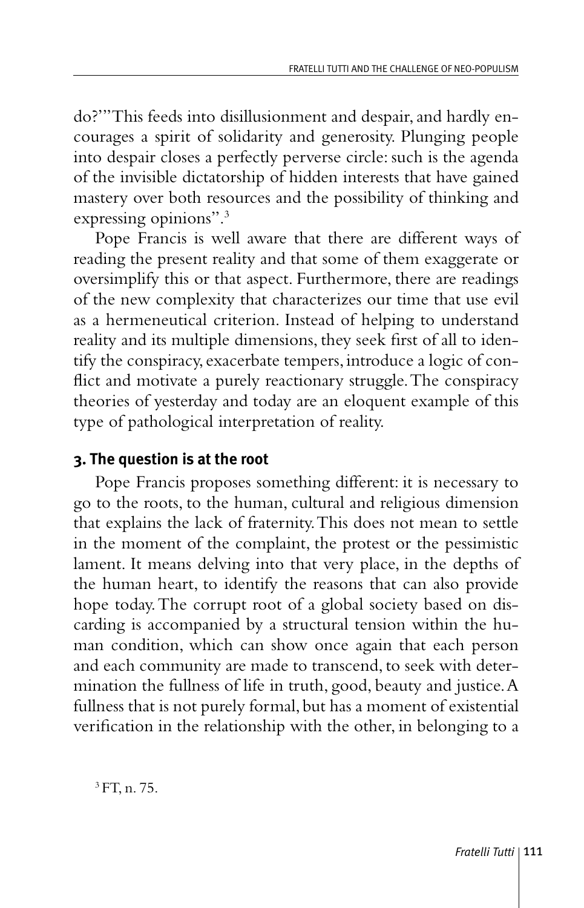do?'"This feeds into disillusionment and despair, and hardly encourages a spirit of solidarity and generosity. Plunging people into despair closes a perfectly perverse circle: such is the agenda of the invisible dictatorship of hidden interests that have gained mastery over both resources and the possibility of thinking and expressing opinions".[3]

Pope Francis is well aware that there are different ways of reading the present reality and that some of them exaggerate or oversimplify this or that aspect. Furthermore, there are readings of the new complexity that characterizes our time that use evil as a hermeneutical criterion. Instead of helping to understand reality and its multiple dimensions, they seek first of all to identify the conspiracy, exacerbate tempers, introduce a logic of conflict and motivate a purely reactionary struggle. The conspiracy theories of yesterday and today are an eloquent example of this type of pathological interpretation of reality.

### 3. The question is at the root

Pope Francis proposes something different: it is necessary to go to the roots, to the human, cultural and religious dimension that explains the lack of fraternity. This does not mean to settle in the moment of the complaint, the protest or the pessimistic lament. It means delving into that very place, in the depths of the human heart, to identify the reasons that can also provide hope today. The corrupt root of a global society based on discarding is accompanied by a structural tension within the human condition, which can show once again that each person and each community are made to transcend, to seek with determination the fullness of life in truth, good, beauty and justice. A fullness that is not purely formal, but has a moment of existential verification in the relationship with the other, in belonging to a

[3] FT, n. 75.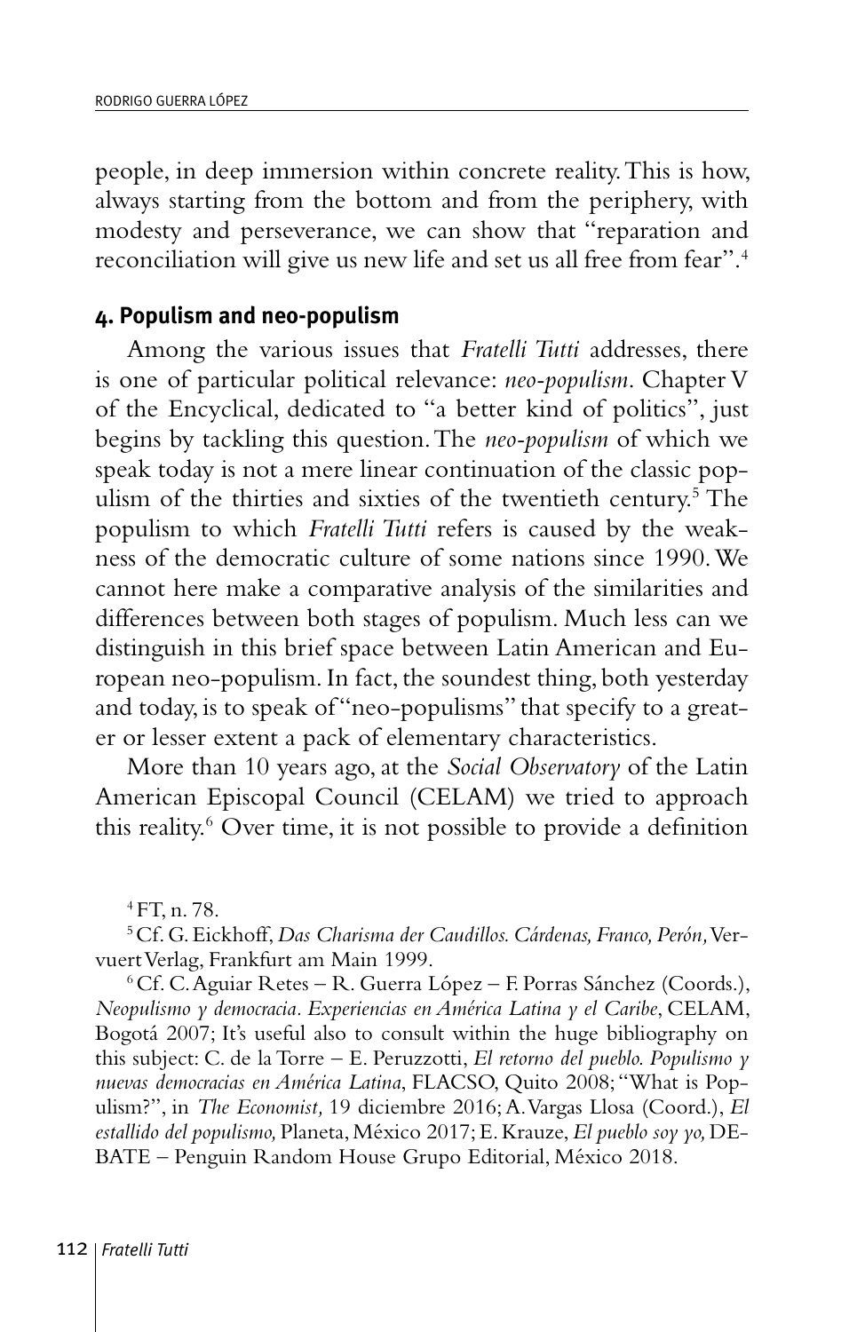people, in deep immersion within concrete reality. This is how, always starting from the bottom and from the periphery, with modesty and perseverance, we can show that "reparation and reconciliation will give us new life and set us all free from fear".[4]

## 4. Populism and neo-populism

Among the various issues that *Fratelli Tutti* addresses, there is one of particular political relevance: *neo-populism*. Chapter V of the Encyclical, dedicated to "a better kind of politics", just begins by tackling this question. The *neo-populism* of which we speak today is not a mere linear continuation of the classic populism of the thirties and sixties of the twentieth century.[5] The populism to which *Fratelli Tutti* refers is caused by the weakness of the democratic culture of some nations since 1990. We cannot here make a comparative analysis of the similarities and differences between both stages of populism. Much less can we distinguish in this brief space between Latin American and European neo-populism. In fact, the soundest thing, both yesterday and today, is to speak of "neo-populisms" that specify to a greater or lesser extent a pack of elementary characteristics.

More than 10 years ago, at the *Social Observatory* of the Latin American Episcopal Council (CELAM) we tried to approach this reality.[6] Over time, it is not possible to provide a definition

---

[4] FT, n. 78.

[5] Cf. G. Eickhoff, *Das Charisma der Caudillos. Cárdenas, Franco, Perón*, Vervuert Verlag, Frankfurt am Main 1999.

[6] Cf. C. Aguiar Retes – R. Guerra López – F. Porras Sánchez (Coords.), *Neopulismo y democracia. Experiencias en América Latina y el Caribe*, CELAM, Bogotá 2007; It's useful also to consult within the huge bibliography on this subject: C. de la Torre – E. Peruzzotti, *El retorno del pueblo. Populismo y nuevas democracias en América Latina*, FLACSO, Quito 2008; "What is Populism?", in *The Economist*, 19 diciembre 2016; A. Vargas Llosa (Coord.), *El estallido del populismo*, Planeta, México 2017; E. Krauze, *El pueblo soy yo*, DEBATE – Penguin Random House Grupo Editorial, México 2018.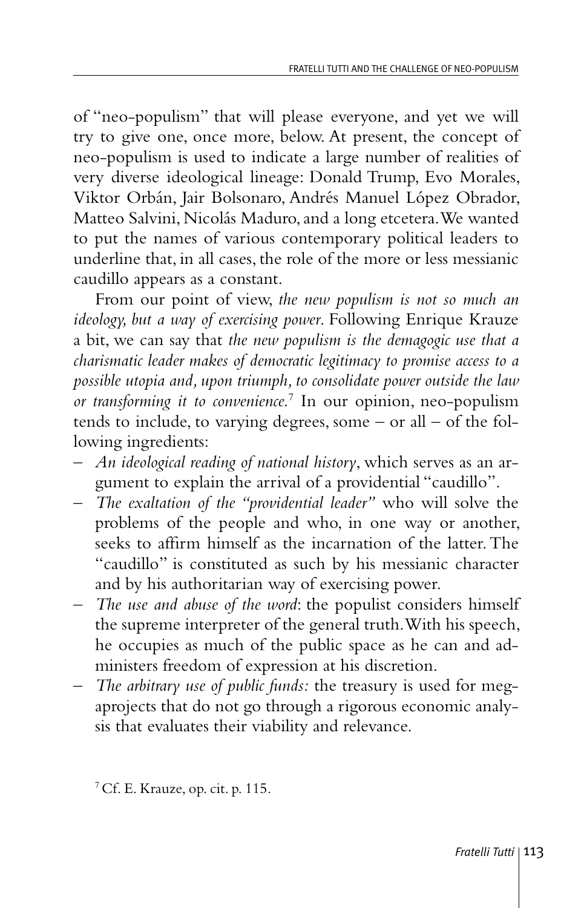of "neo-populism" that will please everyone, and yet we will try to give one, once more, below. At present, the concept of neo-populism is used to indicate a large number of realities of very diverse ideological lineage: Donald Trump, Evo Morales, Viktor Orbán, Jair Bolsonaro, Andrés Manuel López Obrador, Matteo Salvini, Nicolás Maduro, and a long etcetera. We wanted to put the names of various contemporary political leaders to underline that, in all cases, the role of the more or less messianic caudillo appears as a constant.

From our point of view, *the new populism is not so much an ideology, but a way of exercising power*. Following Enrique Krauze a bit, we can say that *the new populism is the demagogic use that a charismatic leader makes of democratic legitimacy to promise access to a possible utopia and, upon triumph, to consolidate power outside the law or transforming it to convenience.*[7] In our opinion, neo-populism tends to include, to varying degrees, some – or all – of the following ingredients:

– *An ideological reading of national history*, which serves as an argument to explain the arrival of a providential "caudillo".
– *The exaltation of the "providential leader"* who will solve the problems of the people and who, in one way or another, seeks to affirm himself as the incarnation of the latter. The "caudillo" is constituted as such by his messianic character and by his authoritarian way of exercising power.
– *The use and abuse of the word*: the populist considers himself the supreme interpreter of the general truth. With his speech, he occupies as much of the public space as he can and administers freedom of expression at his discretion.
– *The arbitrary use of public funds:* the treasury is used for megaprojects that do not go through a rigorous economic analysis that evaluates their viability and relevance.

[7] Cf. E. Krauze, op. cit. p. 115.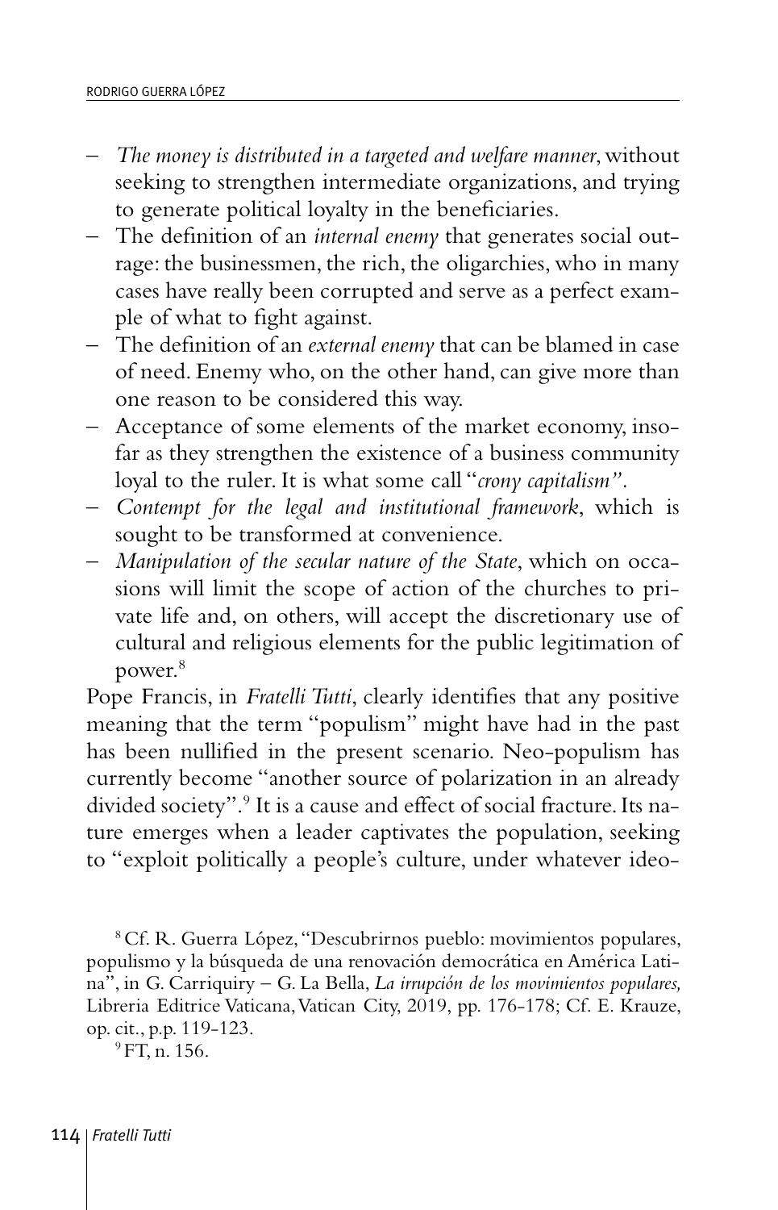- *The money is distributed in a targeted and welfare manner*, without seeking to strengthen intermediate organizations, and trying to generate political loyalty in the beneficiaries.
- The definition of an *internal enemy* that generates social outrage: the businessmen, the rich, the oligarchies, who in many cases have really been corrupted and serve as a perfect example of what to fight against.
- The definition of an *external enemy* that can be blamed in case of need. Enemy who, on the other hand, can give more than one reason to be considered this way.
- Acceptance of some elements of the market economy, insofar as they strengthen the existence of a business community loyal to the ruler. It is what some call "*crony capitalism*".
- *Contempt for the legal and institutional framework*, which is sought to be transformed at convenience.
- *Manipulation of the secular nature of the State*, which on occasions will limit the scope of action of the churches to private life and, on others, will accept the discretionary use of cultural and religious elements for the public legitimation of power.[8]

Pope Francis, in *Fratelli Tutti*, clearly identifies that any positive meaning that the term "populism" might have had in the past has been nullified in the present scenario. Neo-populism has currently become "another source of polarization in an already divided society".[9] It is a cause and effect of social fracture. Its nature emerges when a leader captivates the population, seeking to "exploit politically a people's culture, under whatever ideo-

[8] Cf. R. Guerra López, "Descubrirnos pueblo: movimientos populares, populismo y la búsqueda de una renovación democrática en América Latina", in G. Carriquiry – G. La Bella, *La irrupción de los movimientos populares,* Libreria Editrice Vaticana, Vatican City, 2019, pp. 176-178; Cf. E. Krauze, op. cit., p.p. 119-123.

[9] FT, n. 156.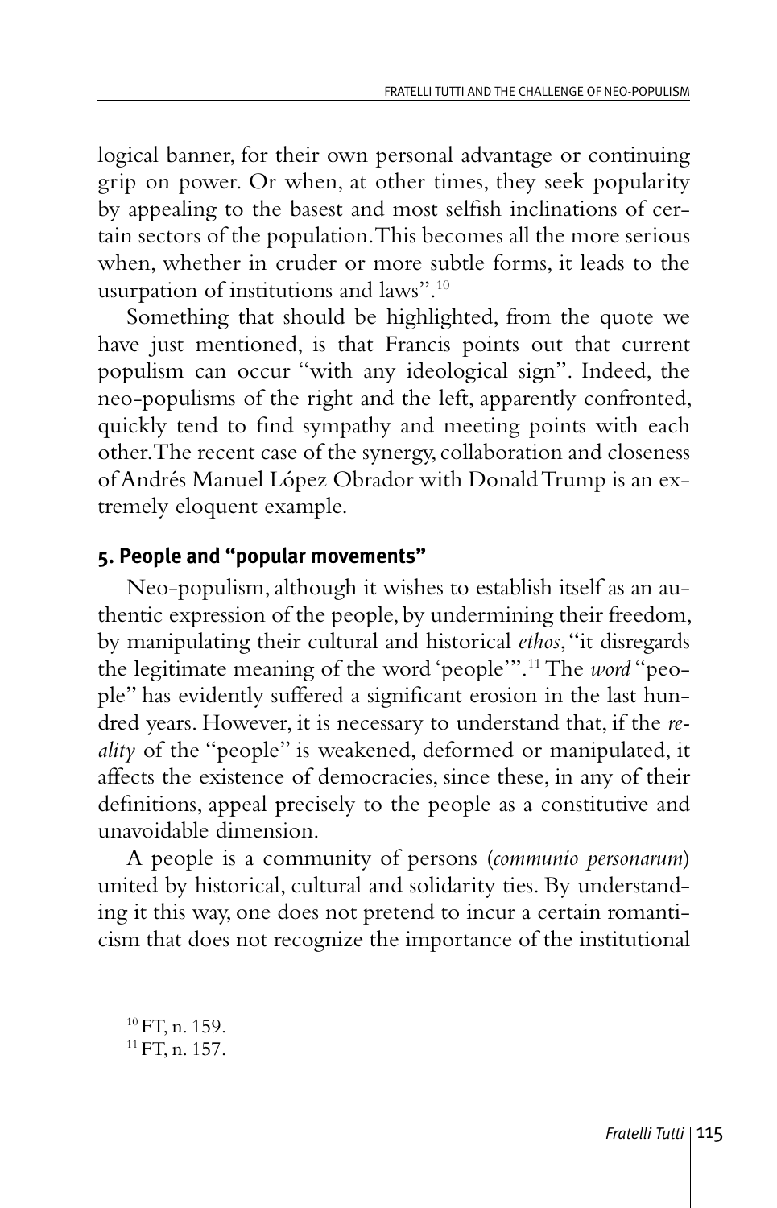logical banner, for their own personal advantage or continuing grip on power. Or when, at other times, they seek popularity by appealing to the basest and most selfish inclinations of certain sectors of the population. This becomes all the more serious when, whether in cruder or more subtle forms, it leads to the usurpation of institutions and laws".[10]

Something that should be highlighted, from the quote we have just mentioned, is that Francis points out that current populism can occur "with any ideological sign". Indeed, the neo-populisms of the right and the left, apparently confronted, quickly tend to find sympathy and meeting points with each other. The recent case of the synergy, collaboration and closeness of Andrés Manuel López Obrador with Donald Trump is an extremely eloquent example.

## 5. People and "popular movements"

Neo-populism, although it wishes to establish itself as an authentic expression of the people, by undermining their freedom, by manipulating their cultural and historical *ethos*, "it disregards the legitimate meaning of the word 'people'".[11] The *word* "people" has evidently suffered a significant erosion in the last hundred years. However, it is necessary to understand that, if the *reality* of the "people" is weakened, deformed or manipulated, it affects the existence of democracies, since these, in any of their definitions, appeal precisely to the people as a constitutive and unavoidable dimension.

A people is a community of persons (*communio personarum*) united by historical, cultural and solidarity ties. By understanding it this way, one does not pretend to incur a certain romanticism that does not recognize the importance of the institutional

[10] FT, n. 159.
[11] FT, n. 157.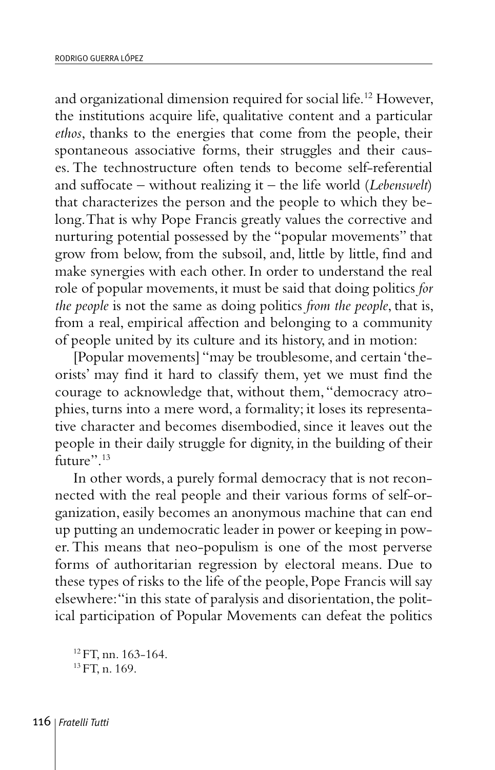and organizational dimension required for social life.[12] However, the institutions acquire life, qualitative content and a particular *ethos*, thanks to the energies that come from the people, their spontaneous associative forms, their struggles and their causes. The technostructure often tends to become self-referential and suffocate – without realizing it – the life world (*Lebenswelt*) that characterizes the person and the people to which they belong. That is why Pope Francis greatly values the corrective and nurturing potential possessed by the "popular movements" that grow from below, from the subsoil, and, little by little, find and make synergies with each other. In order to understand the real role of popular movements, it must be said that doing politics *for the people* is not the same as doing politics *from the people*, that is, from a real, empirical affection and belonging to a community of people united by its culture and its history, and in motion:

[Popular movements] "may be troublesome, and certain 'theorists' may find it hard to classify them, yet we must find the courage to acknowledge that, without them, "democracy atrophies, turns into a mere word, a formality; it loses its representative character and becomes disembodied, since it leaves out the people in their daily struggle for dignity, in the building of their future".[13]

In other words, a purely formal democracy that is not reconnected with the real people and their various forms of self-organization, easily becomes an anonymous machine that can end up putting an undemocratic leader in power or keeping in power. This means that neo-populism is one of the most perverse forms of authoritarian regression by electoral means. Due to these types of risks to the life of the people, Pope Francis will say elsewhere: "in this state of paralysis and disorientation, the political participation of Popular Movements can defeat the politics

[12] FT, nn. 163-164.
[13] FT, n. 169.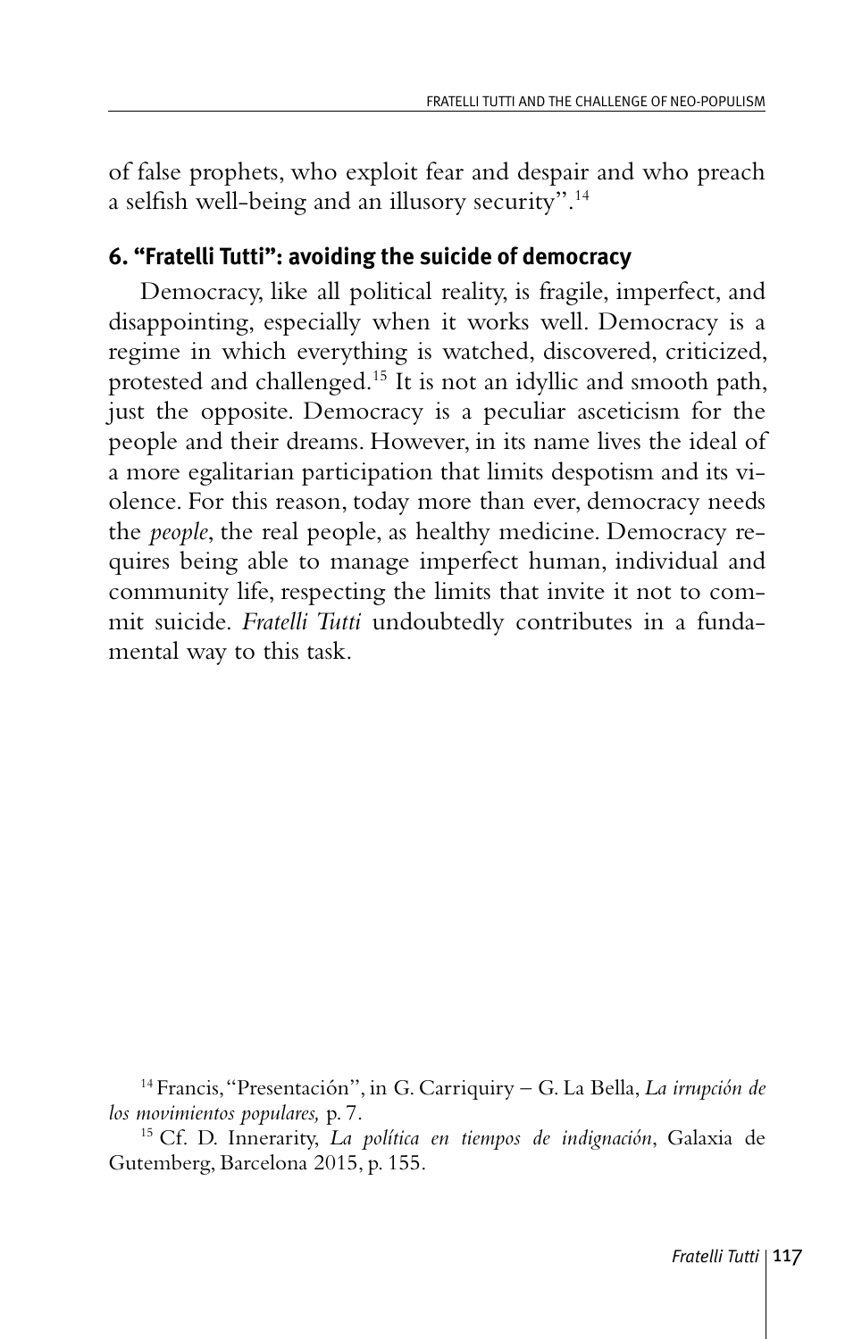of false prophets, who exploit fear and despair and who preach a selfish well-being and an illusory security".[14]

## 6. "Fratelli Tutti": avoiding the suicide of democracy

Democracy, like all political reality, is fragile, imperfect, and disappointing, especially when it works well. Democracy is a regime in which everything is watched, discovered, criticized, protested and challenged.[15] It is not an idyllic and smooth path, just the opposite. Democracy is a peculiar asceticism for the people and their dreams. However, in its name lives the ideal of a more egalitarian participation that limits despotism and its violence. For this reason, today more than ever, democracy needs the *people*, the real people, as healthy medicine. Democracy requires being able to manage imperfect human, individual and community life, respecting the limits that invite it not to commit suicide. *Fratelli Tutti* undoubtedly contributes in a fundamental way to this task.

[14] Francis, "Presentación", in G. Carriquiry – G. La Bella, *La irrupción de los movimientos populares,* p. 7.

[15] Cf. D. Innerarity, *La política en tiempos de indignación*, Galaxia de Gutemberg, Barcelona 2015, p. 155.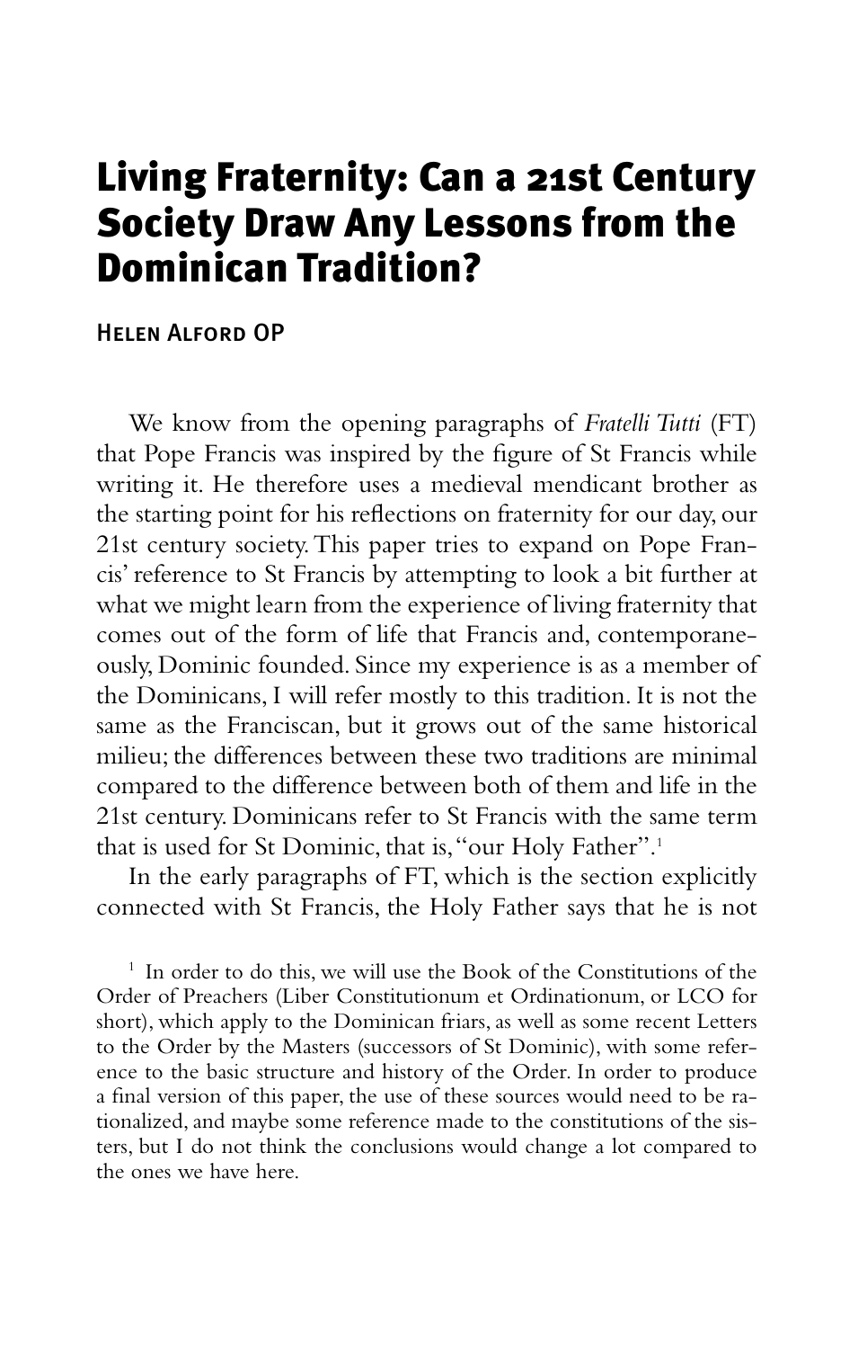# Living Fraternity: Can a 21st Century Society Draw Any Lessons from the Dominican Tradition?

**Helen Alford OP**

We know from the opening paragraphs of *Fratelli Tutti* (FT) that Pope Francis was inspired by the figure of St Francis while writing it. He therefore uses a medieval mendicant brother as the starting point for his reflections on fraternity for our day, our 21st century society. This paper tries to expand on Pope Francis' reference to St Francis by attempting to look a bit further at what we might learn from the experience of living fraternity that comes out of the form of life that Francis and, contemporaneously, Dominic founded. Since my experience is as a member of the Dominicans, I will refer mostly to this tradition. It is not the same as the Franciscan, but it grows out of the same historical milieu; the differences between these two traditions are minimal compared to the difference between both of them and life in the 21st century. Dominicans refer to St Francis with the same term that is used for St Dominic, that is, "our Holy Father".[1]

In the early paragraphs of FT, which is the section explicitly connected with St Francis, the Holy Father says that he is not

[1] In order to do this, we will use the Book of the Constitutions of the Order of Preachers (Liber Constitutionum et Ordinationum, or LCO for short), which apply to the Dominican friars, as well as some recent Letters to the Order by the Masters (successors of St Dominic), with some reference to the basic structure and history of the Order. In order to produce a final version of this paper, the use of these sources would need to be rationalized, and maybe some reference made to the constitutions of the sisters, but I do not think the conclusions would change a lot compared to the ones we have here.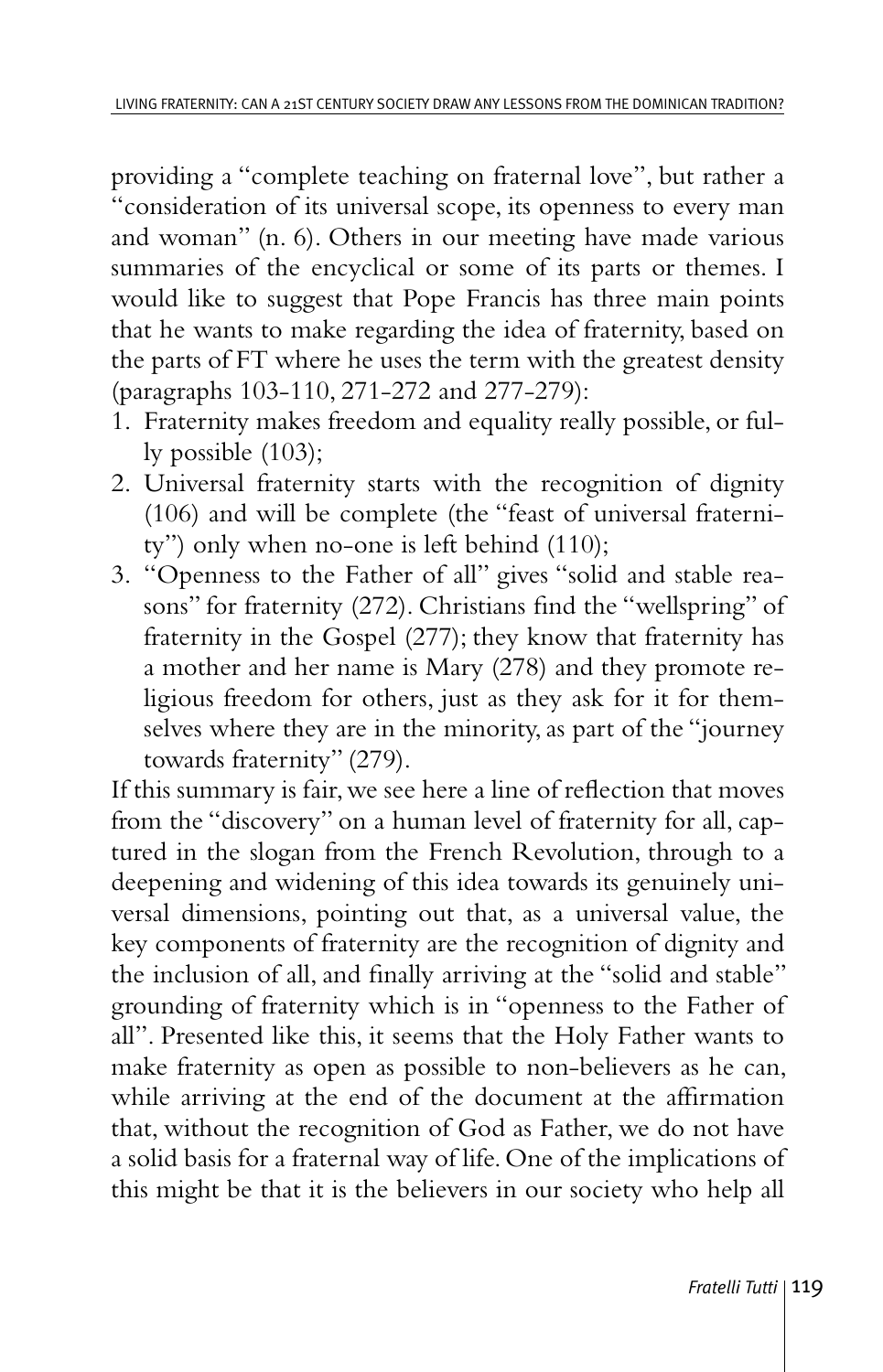providing a "complete teaching on fraternal love", but rather a "consideration of its universal scope, its openness to every man and woman" (n. 6). Others in our meeting have made various summaries of the encyclical or some of its parts or themes. I would like to suggest that Pope Francis has three main points that he wants to make regarding the idea of fraternity, based on the parts of FT where he uses the term with the greatest density (paragraphs 103-110, 271-272 and 277-279):

1. Fraternity makes freedom and equality really possible, or fully possible (103);
2. Universal fraternity starts with the recognition of dignity (106) and will be complete (the "feast of universal fraternity") only when no-one is left behind (110);
3. "Openness to the Father of all" gives "solid and stable reasons" for fraternity (272). Christians find the "wellspring" of fraternity in the Gospel (277); they know that fraternity has a mother and her name is Mary (278) and they promote religious freedom for others, just as they ask for it for themselves where they are in the minority, as part of the "journey towards fraternity" (279).

If this summary is fair, we see here a line of reflection that moves from the "discovery" on a human level of fraternity for all, captured in the slogan from the French Revolution, through to a deepening and widening of this idea towards its genuinely universal dimensions, pointing out that, as a universal value, the key components of fraternity are the recognition of dignity and the inclusion of all, and finally arriving at the "solid and stable" grounding of fraternity which is in "openness to the Father of all". Presented like this, it seems that the Holy Father wants to make fraternity as open as possible to non-believers as he can, while arriving at the end of the document at the affirmation that, without the recognition of God as Father, we do not have a solid basis for a fraternal way of life. One of the implications of this might be that it is the believers in our society who help all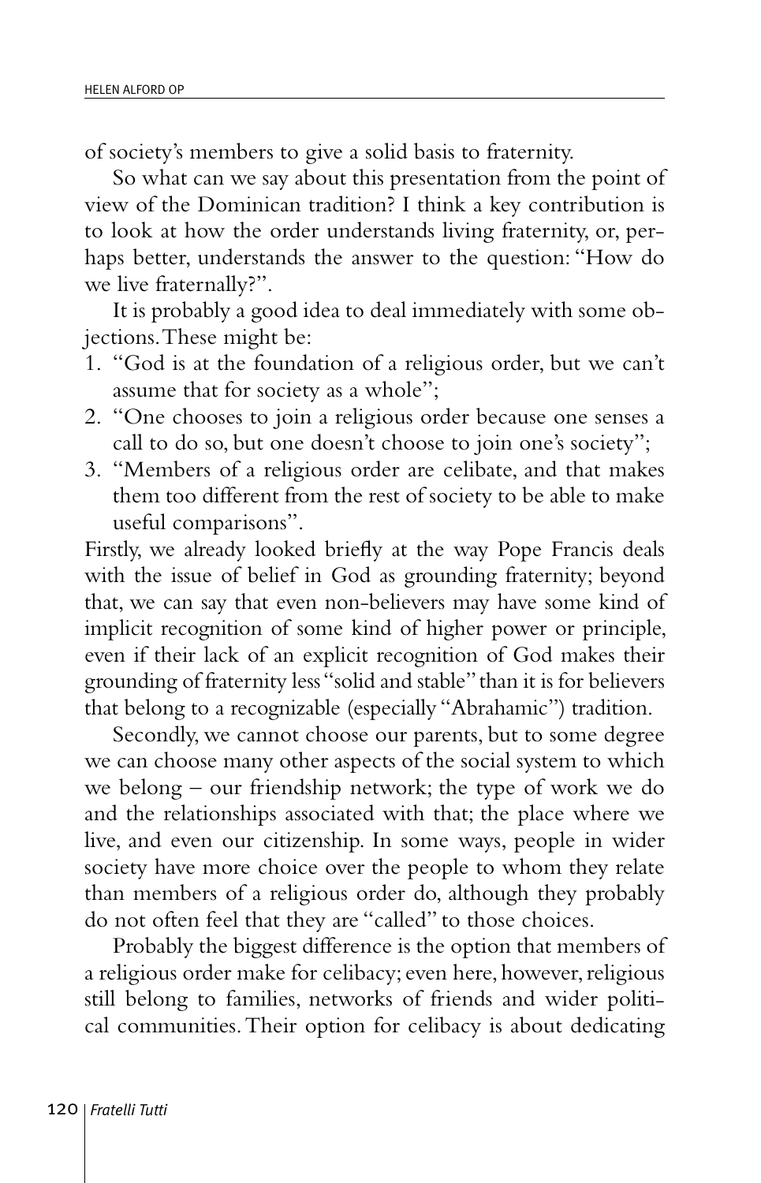of society's members to give a solid basis to fraternity.

So what can we say about this presentation from the point of view of the Dominican tradition? I think a key contribution is to look at how the order understands living fraternity, or, perhaps better, understands the answer to the question: "How do we live fraternally?".

It is probably a good idea to deal immediately with some objections. These might be:

1. "God is at the foundation of a religious order, but we can't assume that for society as a whole";
2. "One chooses to join a religious order because one senses a call to do so, but one doesn't choose to join one's society";
3. "Members of a religious order are celibate, and that makes them too different from the rest of society to be able to make useful comparisons".

Firstly, we already looked briefly at the way Pope Francis deals with the issue of belief in God as grounding fraternity; beyond that, we can say that even non-believers may have some kind of implicit recognition of some kind of higher power or principle, even if their lack of an explicit recognition of God makes their grounding of fraternity less "solid and stable" than it is for believers that belong to a recognizable (especially "Abrahamic") tradition.

Secondly, we cannot choose our parents, but to some degree we can choose many other aspects of the social system to which we belong – our friendship network; the type of work we do and the relationships associated with that; the place where we live, and even our citizenship. In some ways, people in wider society have more choice over the people to whom they relate than members of a religious order do, although they probably do not often feel that they are "called" to those choices.

Probably the biggest difference is the option that members of a religious order make for celibacy; even here, however, religious still belong to families, networks of friends and wider political communities. Their option for celibacy is about dedicating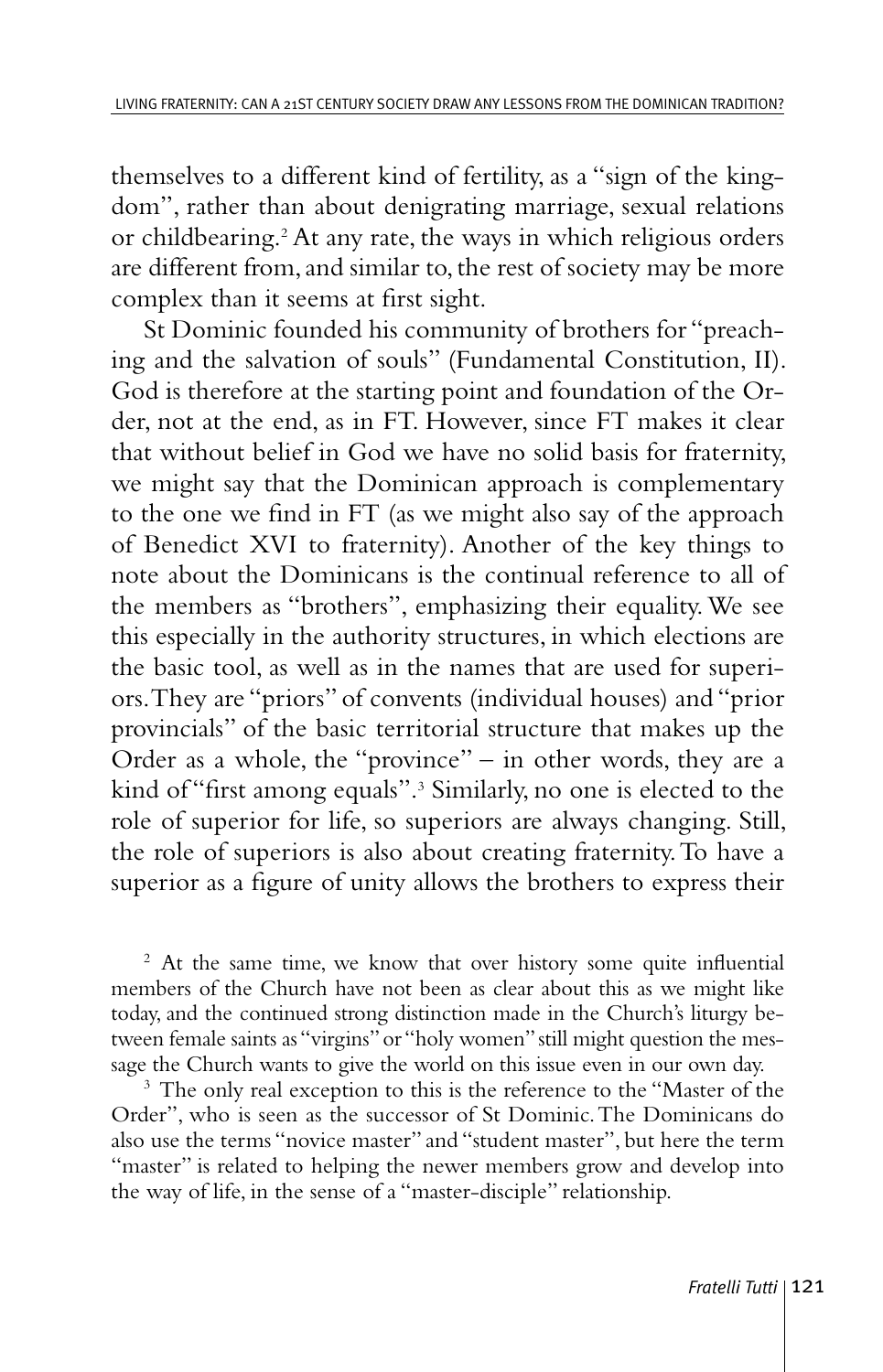themselves to a different kind of fertility, as a "sign of the kingdom", rather than about denigrating marriage, sexual relations or childbearing.[2] At any rate, the ways in which religious orders are different from, and similar to, the rest of society may be more complex than it seems at first sight.

St Dominic founded his community of brothers for "preaching and the salvation of souls" (Fundamental Constitution, II). God is therefore at the starting point and foundation of the Order, not at the end, as in FT. However, since FT makes it clear that without belief in God we have no solid basis for fraternity, we might say that the Dominican approach is complementary to the one we find in FT (as we might also say of the approach of Benedict XVI to fraternity). Another of the key things to note about the Dominicans is the continual reference to all of the members as "brothers", emphasizing their equality. We see this especially in the authority structures, in which elections are the basic tool, as well as in the names that are used for superiors. They are "priors" of convents (individual houses) and "prior provincials" of the basic territorial structure that makes up the Order as a whole, the "province" – in other words, they are a kind of "first among equals".[3] Similarly, no one is elected to the role of superior for life, so superiors are always changing. Still, the role of superiors is also about creating fraternity. To have a superior as a figure of unity allows the brothers to express their

[2] At the same time, we know that over history some quite influential members of the Church have not been as clear about this as we might like today, and the continued strong distinction made in the Church's liturgy between female saints as "virgins" or "holy women" still might question the message the Church wants to give the world on this issue even in our own day.

[3] The only real exception to this is the reference to the "Master of the Order", who is seen as the successor of St Dominic. The Dominicans do also use the terms "novice master" and "student master", but here the term "master" is related to helping the newer members grow and develop into the way of life, in the sense of a "master-disciple" relationship.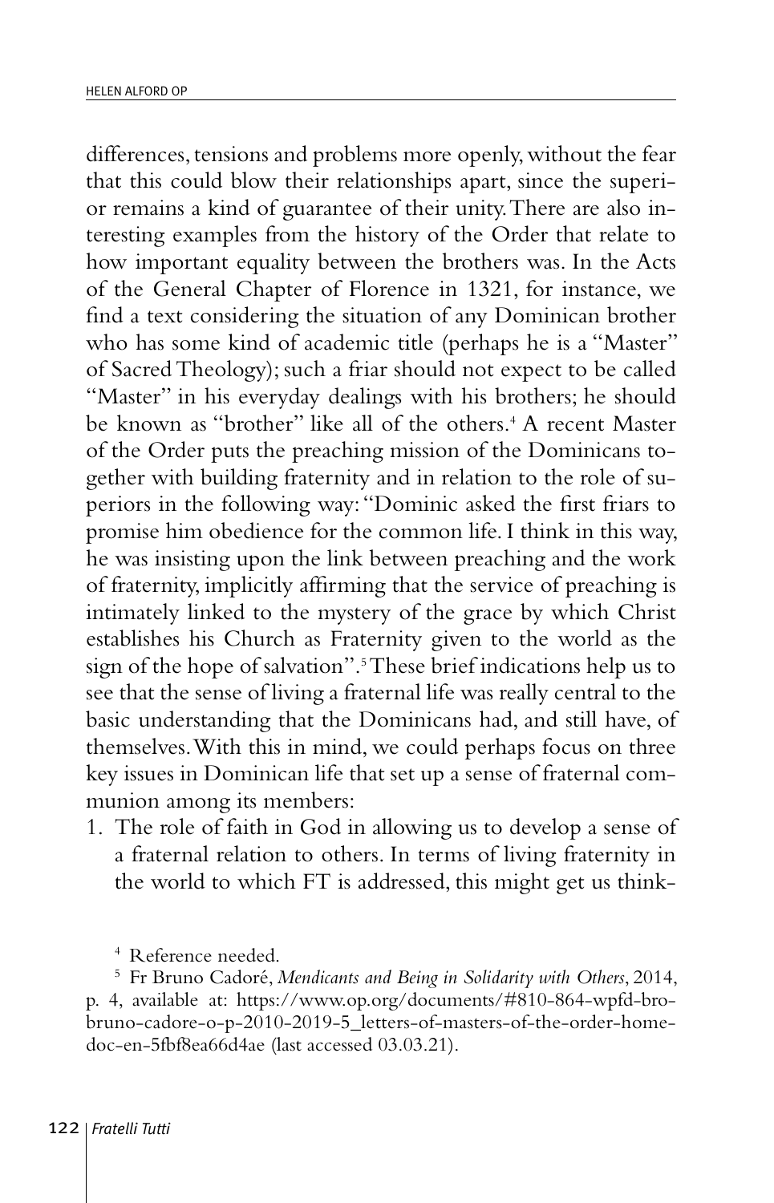differences, tensions and problems more openly, without the fear that this could blow their relationships apart, since the superior remains a kind of guarantee of their unity. There are also interesting examples from the history of the Order that relate to how important equality between the brothers was. In the Acts of the General Chapter of Florence in 1321, for instance, we find a text considering the situation of any Dominican brother who has some kind of academic title (perhaps he is a "Master" of Sacred Theology); such a friar should not expect to be called "Master" in his everyday dealings with his brothers; he should be known as "brother" like all of the others.[4] A recent Master of the Order puts the preaching mission of the Dominicans together with building fraternity and in relation to the role of superiors in the following way: "Dominic asked the first friars to promise him obedience for the common life. I think in this way, he was insisting upon the link between preaching and the work of fraternity, implicitly affirming that the service of preaching is intimately linked to the mystery of the grace by which Christ establishes his Church as Fraternity given to the world as the sign of the hope of salvation".[5] These brief indications help us to see that the sense of living a fraternal life was really central to the basic understanding that the Dominicans had, and still have, of themselves. With this in mind, we could perhaps focus on three key issues in Dominican life that set up a sense of fraternal communion among its members:

1. The role of faith in God in allowing us to develop a sense of a fraternal relation to others. In terms of living fraternity in the world to which FT is addressed, this might get us think-

[4] Reference needed.

[5] Fr Bruno Cadoré, *Mendicants and Being in Solidarity with Others*, 2014, p. 4, available at: https://www.op.org/documents/#810-864-wpfd-bro-bruno-cadore-o-p-2010-2019-5_letters-of-masters-of-the-order-home-doc-en-5fbf8ea66d4ae (last accessed 03.03.21).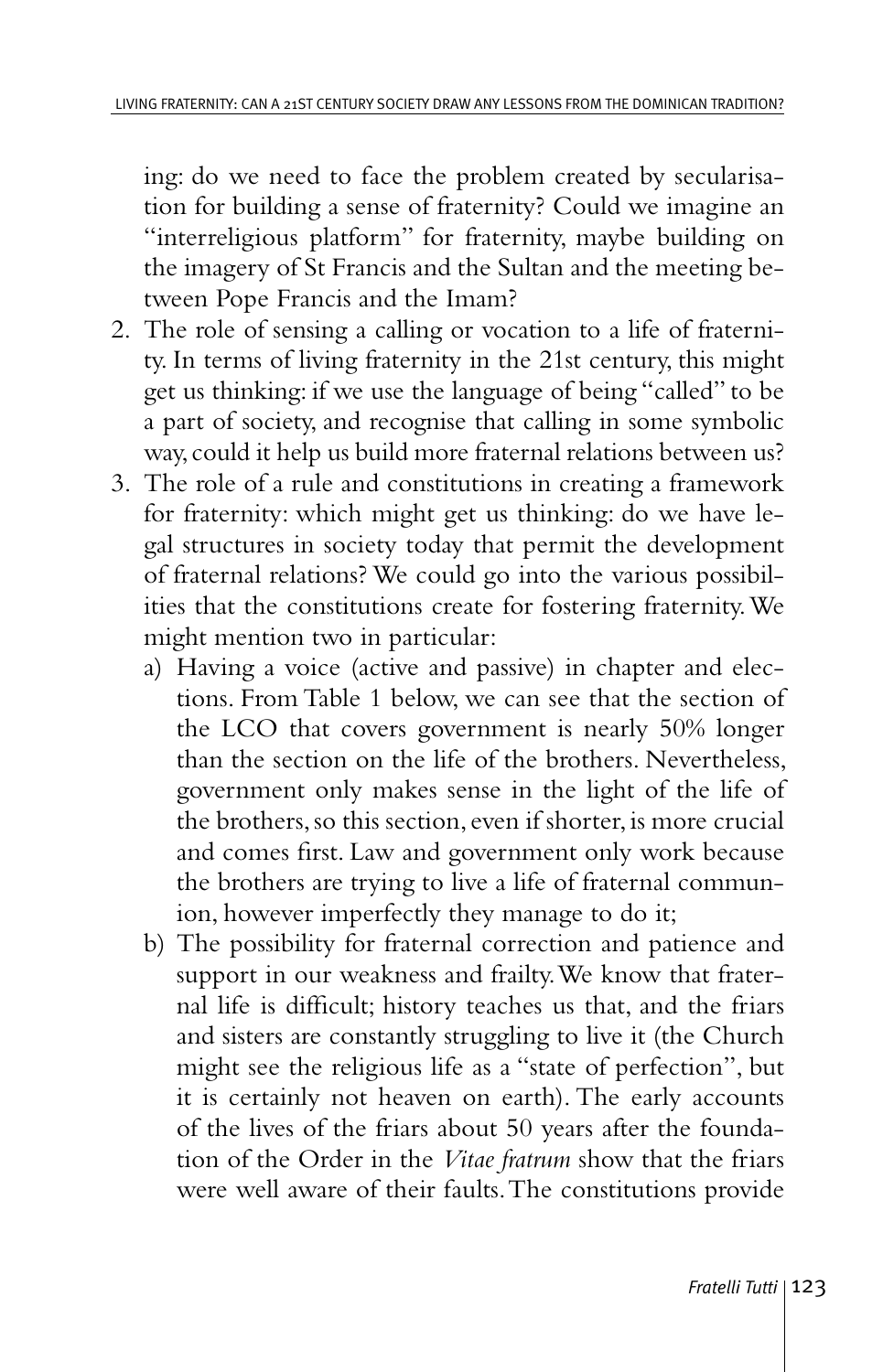ing: do we need to face the problem created by secularisation for building a sense of fraternity? Could we imagine an "interreligious platform" for fraternity, maybe building on the imagery of St Francis and the Sultan and the meeting between Pope Francis and the Imam?

2. The role of sensing a calling or vocation to a life of fraternity. In terms of living fraternity in the 21st century, this might get us thinking: if we use the language of being "called" to be a part of society, and recognise that calling in some symbolic way, could it help us build more fraternal relations between us?
3. The role of a rule and constitutions in creating a framework for fraternity: which might get us thinking: do we have legal structures in society today that permit the development of fraternal relations? We could go into the various possibilities that the constitutions create for fostering fraternity. We might mention two in particular:
   a) Having a voice (active and passive) in chapter and elections. From Table 1 below, we can see that the section of the LCO that covers government is nearly 50% longer than the section on the life of the brothers. Nevertheless, government only makes sense in the light of the life of the brothers, so this section, even if shorter, is more crucial and comes first. Law and government only work because the brothers are trying to live a life of fraternal communion, however imperfectly they manage to do it;
   b) The possibility for fraternal correction and patience and support in our weakness and frailty. We know that fraternal life is difficult; history teaches us that, and the friars and sisters are constantly struggling to live it (the Church might see the religious life as a "state of perfection", but it is certainly not heaven on earth). The early accounts of the lives of the friars about 50 years after the foundation of the Order in the *Vitae fratrum* show that the friars were well aware of their faults. The constitutions provide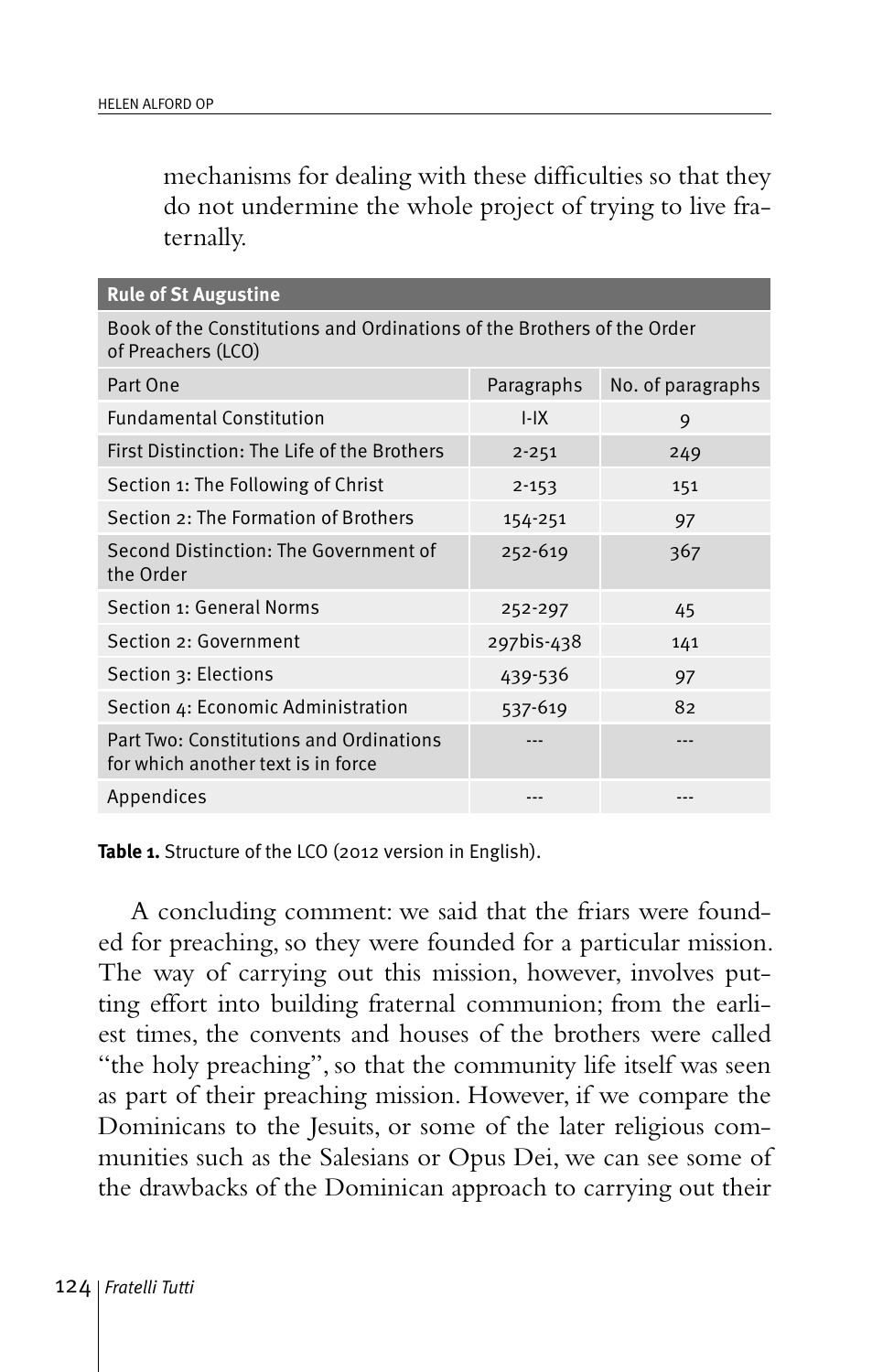mechanisms for dealing with these difficulties so that they do not undermine the whole project of trying to live fraternally.

| Rule of St Augustine | | |
|---|---|---|
| Book of the Constitutions and Ordinations of the Brothers of the Order of Preachers (LCO) | | |
| Part One | Paragraphs | No. of paragraphs |
| Fundamental Constitution | I-IX | 9 |
| First Distinction: The Life of the Brothers | 2-251 | 249 |
| Section 1: The Following of Christ | 2-153 | 151 |
| Section 2: The Formation of Brothers | 154-251 | 97 |
| Second Distinction: The Government of the Order | 252-619 | 367 |
| Section 1: General Norms | 252-297 | 45 |
| Section 2: Government | 297bis-438 | 141 |
| Section 3: Elections | 439-536 | 97 |
| Section 4: Economic Administration | 537-619 | 82 |
| Part Two: Constitutions and Ordinations for which another text is in force | --- | --- |
| Appendices | --- | --- |

**Table 1.** Structure of the LCO (2012 version in English).

A concluding comment: we said that the friars were founded for preaching, so they were founded for a particular mission. The way of carrying out this mission, however, involves putting effort into building fraternal communion; from the earliest times, the convents and houses of the brothers were called "the holy preaching", so that the community life itself was seen as part of their preaching mission. However, if we compare the Dominicans to the Jesuits, or some of the later religious communities such as the Salesians or Opus Dei, we can see some of the drawbacks of the Dominican approach to carrying out their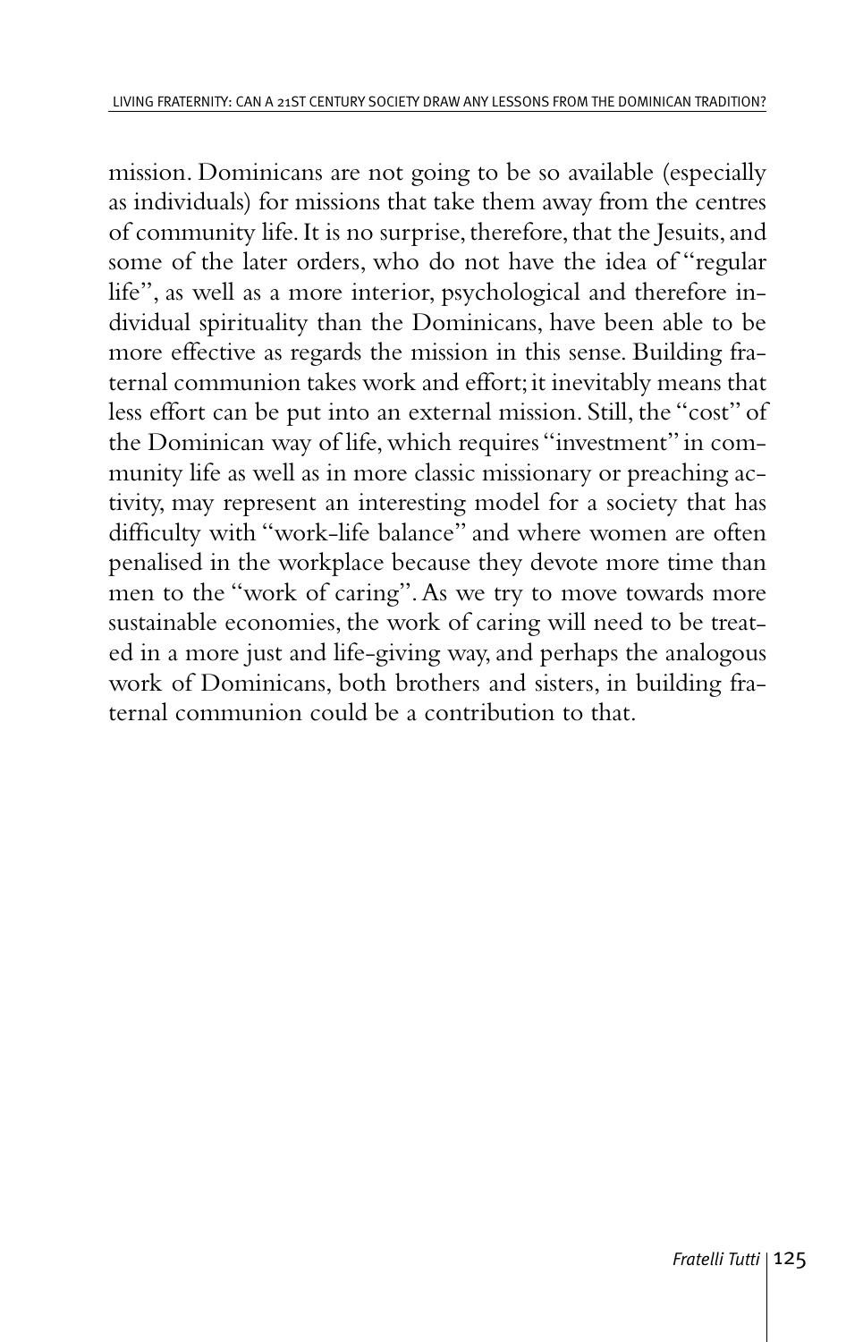mission. Dominicans are not going to be so available (especially as individuals) for missions that take them away from the centres of community life. It is no surprise, therefore, that the Jesuits, and some of the later orders, who do not have the idea of "regular life", as well as a more interior, psychological and therefore individual spirituality than the Dominicans, have been able to be more effective as regards the mission in this sense. Building fraternal communion takes work and effort; it inevitably means that less effort can be put into an external mission. Still, the "cost" of the Dominican way of life, which requires "investment" in community life as well as in more classic missionary or preaching activity, may represent an interesting model for a society that has difficulty with "work-life balance" and where women are often penalised in the workplace because they devote more time than men to the "work of caring". As we try to move towards more sustainable economies, the work of caring will need to be treated in a more just and life-giving way, and perhaps the analogous work of Dominicans, both brothers and sisters, in building fraternal communion could be a contribution to that.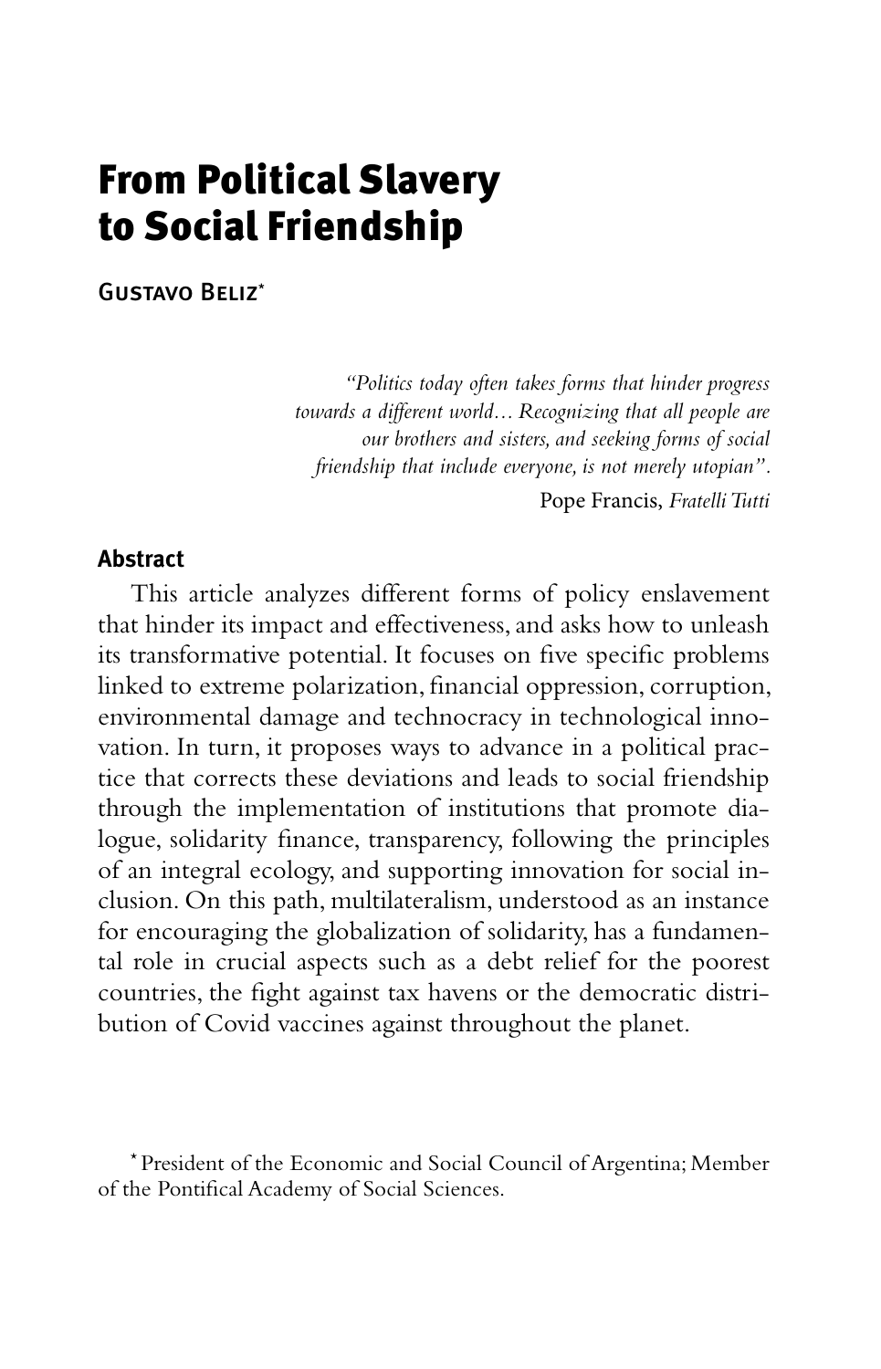# From Political Slavery to Social Friendship

Gustavo Beliz*

> *"Politics today often takes forms that hinder progress towards a different world... Recognizing that all people are our brothers and sisters, and seeking forms of social friendship that include everyone, is not merely utopian".*
>
> Pope Francis, *Fratelli Tutti*

## Abstract

This article analyzes different forms of policy enslavement that hinder its impact and effectiveness, and asks how to unleash its transformative potential. It focuses on five specific problems linked to extreme polarization, financial oppression, corruption, environmental damage and technocracy in technological innovation. In turn, it proposes ways to advance in a political practice that corrects these deviations and leads to social friendship through the implementation of institutions that promote dialogue, solidarity finance, transparency, following the principles of an integral ecology, and supporting innovation for social inclusion. On this path, multilateralism, understood as an instance for encouraging the globalization of solidarity, has a fundamental role in crucial aspects such as a debt relief for the poorest countries, the fight against tax havens or the democratic distribution of Covid vaccines against throughout the planet.

\* President of the Economic and Social Council of Argentina; Member of the Pontifical Academy of Social Sciences.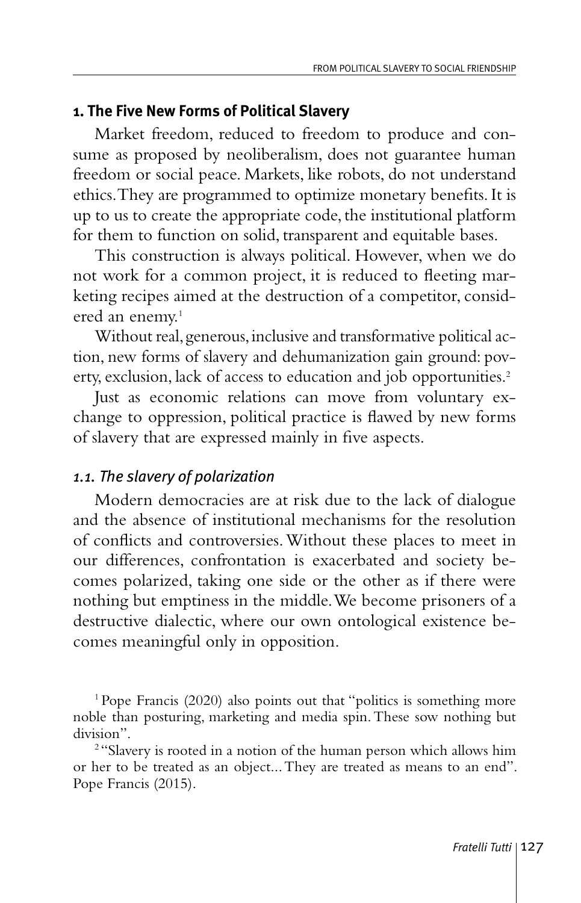## 1. The Five New Forms of Political Slavery

Market freedom, reduced to freedom to produce and consume as proposed by neoliberalism, does not guarantee human freedom or social peace. Markets, like robots, do not understand ethics. They are programmed to optimize monetary benefits. It is up to us to create the appropriate code, the institutional platform for them to function on solid, transparent and equitable bases.

This construction is always political. However, when we do not work for a common project, it is reduced to fleeting marketing recipes aimed at the destruction of a competitor, considered an enemy.[1]

Without real, generous, inclusive and transformative political action, new forms of slavery and dehumanization gain ground: poverty, exclusion, lack of access to education and job opportunities.[2]

Just as economic relations can move from voluntary exchange to oppression, political practice is flawed by new forms of slavery that are expressed mainly in five aspects.

### *1.1. The slavery of polarization*

Modern democracies are at risk due to the lack of dialogue and the absence of institutional mechanisms for the resolution of conflicts and controversies. Without these places to meet in our differences, confrontation is exacerbated and society becomes polarized, taking one side or the other as if there were nothing but emptiness in the middle. We become prisoners of a destructive dialectic, where our own ontological existence becomes meaningful only in opposition.

[1] Pope Francis (2020) also points out that "politics is something more noble than posturing, marketing and media spin. These sow nothing but division".

[2] "Slavery is rooted in a notion of the human person which allows him or her to be treated as an object... They are treated as means to an end". Pope Francis (2015).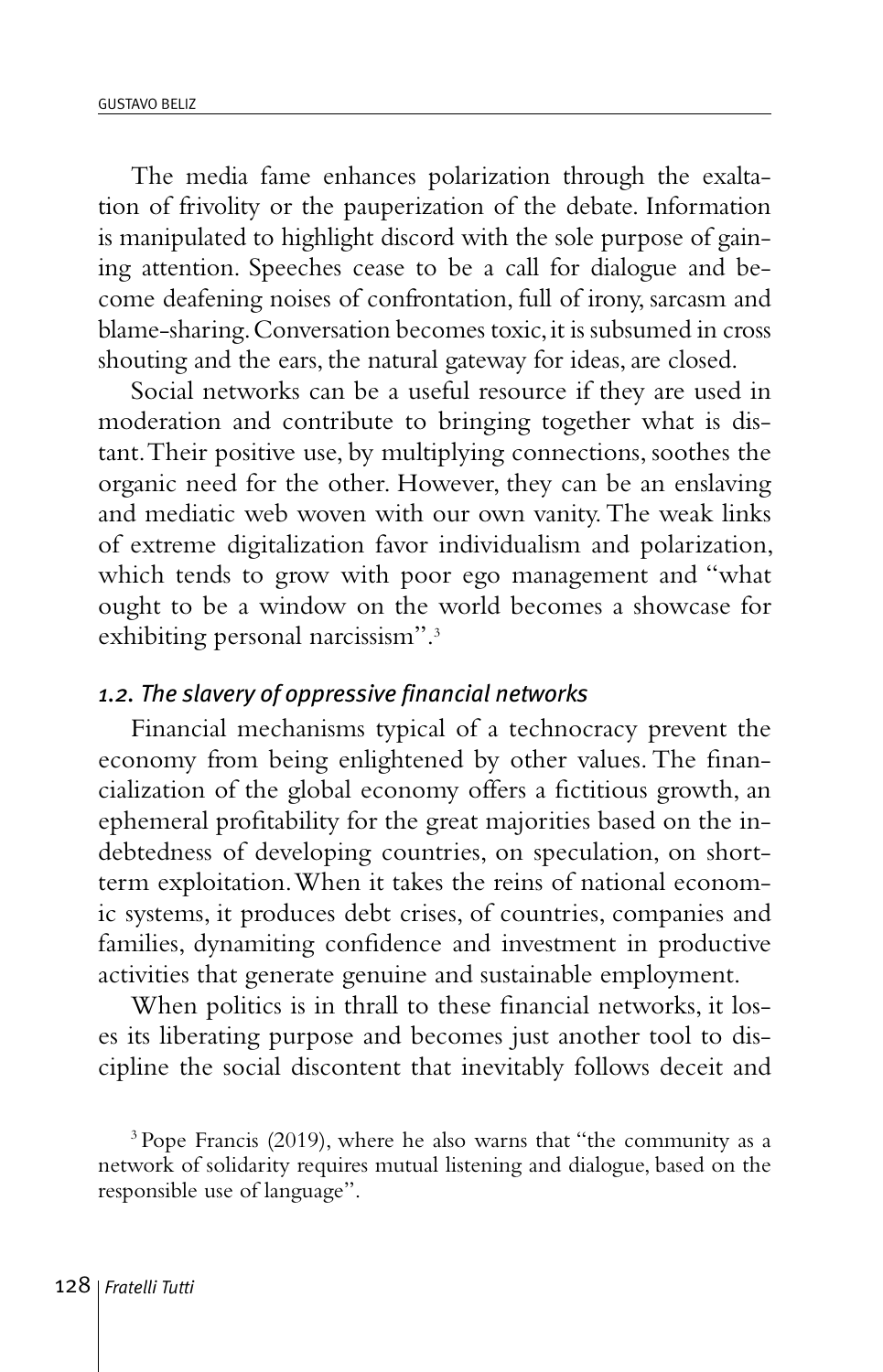The media fame enhances polarization through the exaltation of frivolity or the pauperization of the debate. Information is manipulated to highlight discord with the sole purpose of gaining attention. Speeches cease to be a call for dialogue and become deafening noises of confrontation, full of irony, sarcasm and blame-sharing. Conversation becomes toxic, it is subsumed in cross shouting and the ears, the natural gateway for ideas, are closed.

Social networks can be a useful resource if they are used in moderation and contribute to bringing together what is distant. Their positive use, by multiplying connections, soothes the organic need for the other. However, they can be an enslaving and mediatic web woven with our own vanity. The weak links of extreme digitalization favor individualism and polarization, which tends to grow with poor ego management and "what ought to be a window on the world becomes a showcase for exhibiting personal narcissism".[3]

### *1.2. The slavery of oppressive financial networks*

Financial mechanisms typical of a technocracy prevent the economy from being enlightened by other values. The financialization of the global economy offers a fictitious growth, an ephemeral profitability for the great majorities based on the indebtedness of developing countries, on speculation, on short-term exploitation. When it takes the reins of national economic systems, it produces debt crises, of countries, companies and families, dynamiting confidence and investment in productive activities that generate genuine and sustainable employment.

When politics is in thrall to these financial networks, it loses its liberating purpose and becomes just another tool to discipline the social discontent that inevitably follows deceit and

[3] Pope Francis (2019), where he also warns that "the community as a network of solidarity requires mutual listening and dialogue, based on the responsible use of language".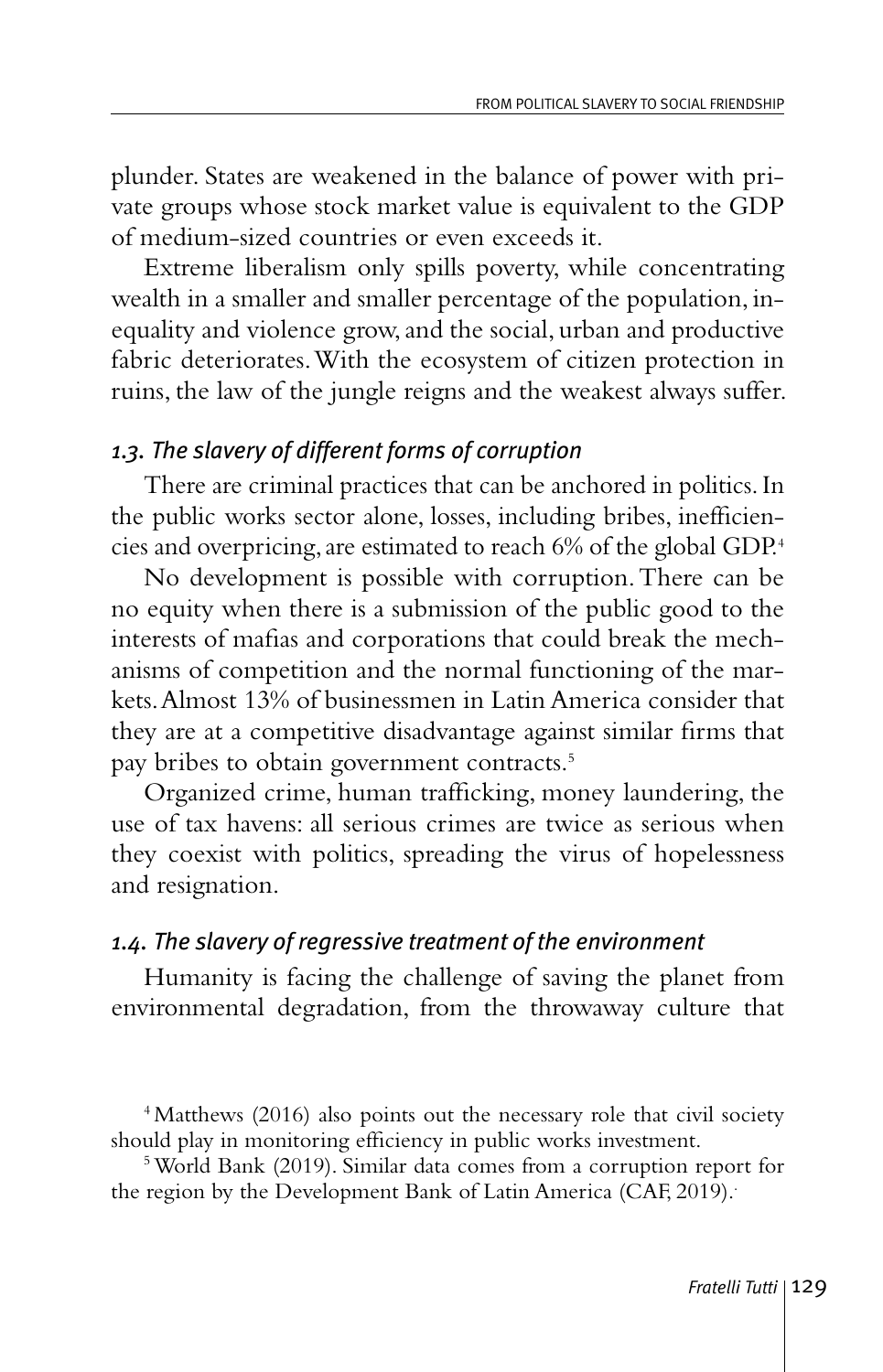plunder. States are weakened in the balance of power with private groups whose stock market value is equivalent to the GDP of medium-sized countries or even exceeds it.

Extreme liberalism only spills poverty, while concentrating wealth in a smaller and smaller percentage of the population, inequality and violence grow, and the social, urban and productive fabric deteriorates. With the ecosystem of citizen protection in ruins, the law of the jungle reigns and the weakest always suffer.

### *1.3. The slavery of different forms of corruption*

There are criminal practices that can be anchored in politics. In the public works sector alone, losses, including bribes, inefficiencies and overpricing, are estimated to reach 6% of the global GDP.[4]

No development is possible with corruption. There can be no equity when there is a submission of the public good to the interests of mafias and corporations that could break the mechanisms of competition and the normal functioning of the markets. Almost 13% of businessmen in Latin America consider that they are at a competitive disadvantage against similar firms that pay bribes to obtain government contracts.[5]

Organized crime, human trafficking, money laundering, the use of tax havens: all serious crimes are twice as serious when they coexist with politics, spreading the virus of hopelessness and resignation.

### *1.4. The slavery of regressive treatment of the environment*

Humanity is facing the challenge of saving the planet from environmental degradation, from the throwaway culture that

[4] Matthews (2016) also points out the necessary role that civil society should play in monitoring efficiency in public works investment.

[5] World Bank (2019). Similar data comes from a corruption report for the region by the Development Bank of Latin America (CAF, 2019).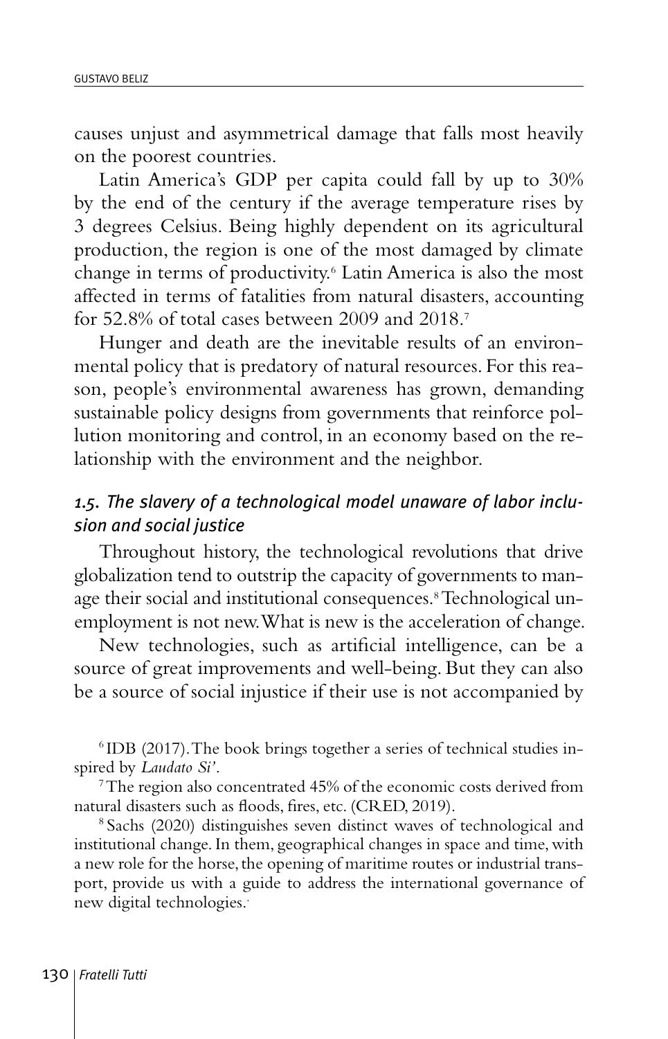causes unjust and asymmetrical damage that falls most heavily on the poorest countries.

Latin America's GDP per capita could fall by up to 30% by the end of the century if the average temperature rises by 3 degrees Celsius. Being highly dependent on its agricultural production, the region is one of the most damaged by climate change in terms of productivity.[6] Latin America is also the most affected in terms of fatalities from natural disasters, accounting for 52.8% of total cases between 2009 and 2018.[7]

Hunger and death are the inevitable results of an environmental policy that is predatory of natural resources. For this reason, people's environmental awareness has grown, demanding sustainable policy designs from governments that reinforce pollution monitoring and control, in an economy based on the relationship with the environment and the neighbor.

### *1.5. The slavery of a technological model unaware of labor inclusion and social justice*

Throughout history, the technological revolutions that drive globalization tend to outstrip the capacity of governments to manage their social and institutional consequences.[8] Technological unemployment is not new. What is new is the acceleration of change.

New technologies, such as artificial intelligence, can be a source of great improvements and well-being. But they can also be a source of social injustice if their use is not accompanied by

---

[6] IDB (2017). The book brings together a series of technical studies inspired by *Laudato Si'*.

[7] The region also concentrated 45% of the economic costs derived from natural disasters such as floods, fires, etc. (CRED, 2019).

[8] Sachs (2020) distinguishes seven distinct waves of technological and institutional change. In them, geographical changes in space and time, with a new role for the horse, the opening of maritime routes or industrial transport, provide us with a guide to address the international governance of new digital technologies.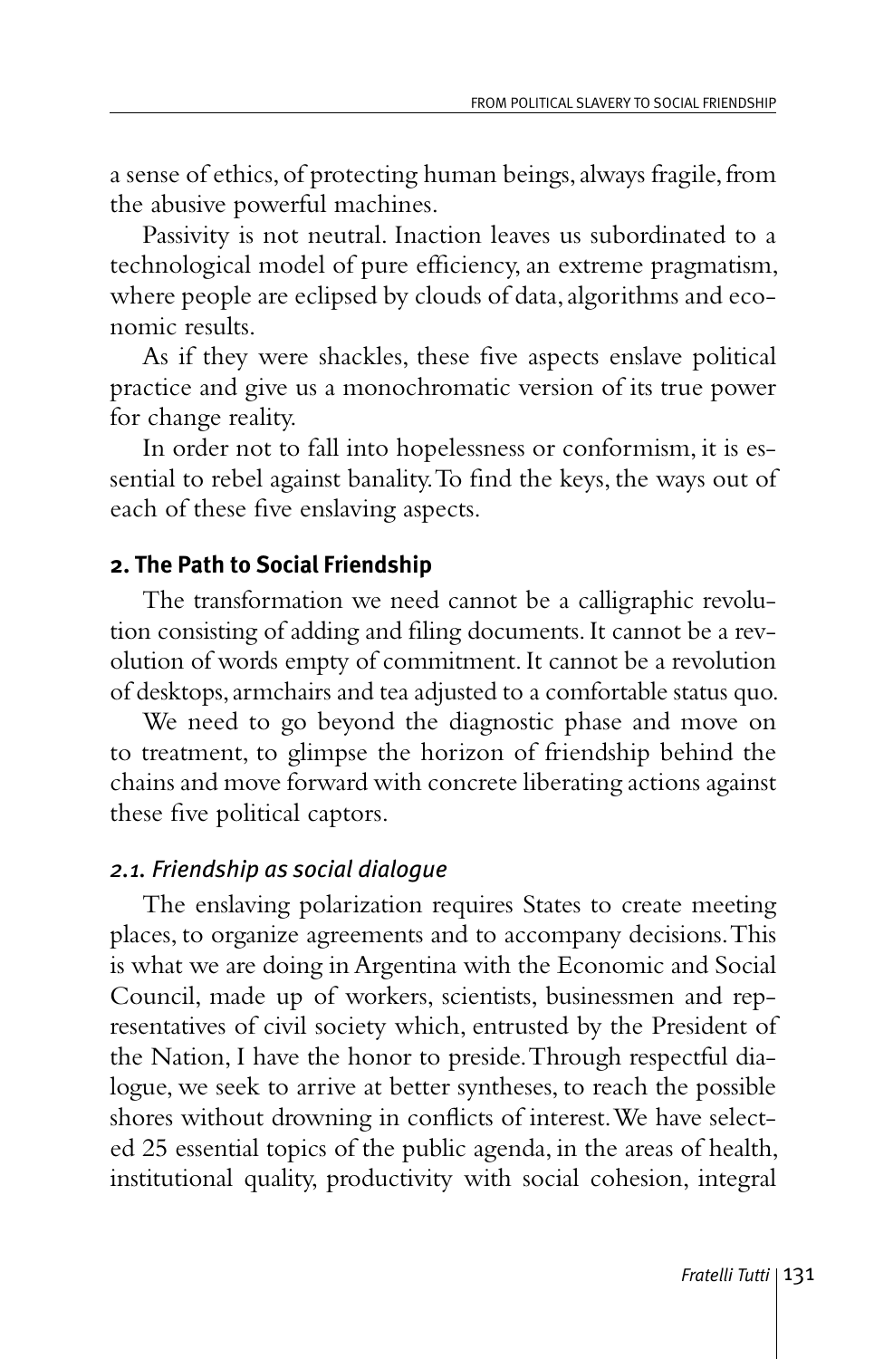a sense of ethics, of protecting human beings, always fragile, from the abusive powerful machines.

Passivity is not neutral. Inaction leaves us subordinated to a technological model of pure efficiency, an extreme pragmatism, where people are eclipsed by clouds of data, algorithms and economic results.

As if they were shackles, these five aspects enslave political practice and give us a monochromatic version of its true power for change reality.

In order not to fall into hopelessness or conformism, it is essential to rebel against banality. To find the keys, the ways out of each of these five enslaving aspects.

## 2. The Path to Social Friendship

The transformation we need cannot be a calligraphic revolution consisting of adding and filing documents. It cannot be a revolution of words empty of commitment. It cannot be a revolution of desktops, armchairs and tea adjusted to a comfortable status quo.

We need to go beyond the diagnostic phase and move on to treatment, to glimpse the horizon of friendship behind the chains and move forward with concrete liberating actions against these five political captors.

### *2.1. Friendship as social dialogue*

The enslaving polarization requires States to create meeting places, to organize agreements and to accompany decisions. This is what we are doing in Argentina with the Economic and Social Council, made up of workers, scientists, businessmen and representatives of civil society which, entrusted by the President of the Nation, I have the honor to preside. Through respectful dialogue, we seek to arrive at better syntheses, to reach the possible shores without drowning in conflicts of interest. We have selected 25 essential topics of the public agenda, in the areas of health, institutional quality, productivity with social cohesion, integral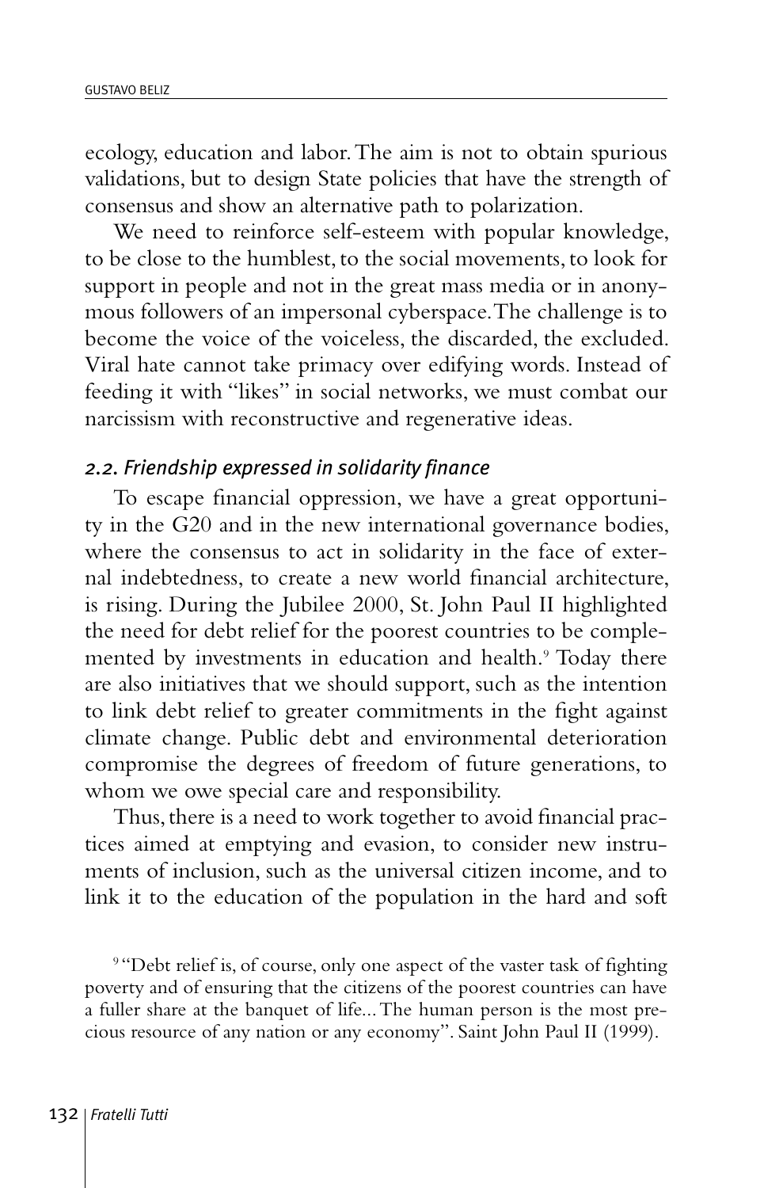ecology, education and labor. The aim is not to obtain spurious validations, but to design State policies that have the strength of consensus and show an alternative path to polarization.

We need to reinforce self-esteem with popular knowledge, to be close to the humblest, to the social movements, to look for support in people and not in the great mass media or in anonymous followers of an impersonal cyberspace. The challenge is to become the voice of the voiceless, the discarded, the excluded. Viral hate cannot take primacy over edifying words. Instead of feeding it with "likes" in social networks, we must combat our narcissism with reconstructive and regenerative ideas.

### *2.2. Friendship expressed in solidarity finance*

To escape financial oppression, we have a great opportunity in the G20 and in the new international governance bodies, where the consensus to act in solidarity in the face of external indebtedness, to create a new world financial architecture, is rising. During the Jubilee 2000, St. John Paul II highlighted the need for debt relief for the poorest countries to be complemented by investments in education and health.[9] Today there are also initiatives that we should support, such as the intention to link debt relief to greater commitments in the fight against climate change. Public debt and environmental deterioration compromise the degrees of freedom of future generations, to whom we owe special care and responsibility.

Thus, there is a need to work together to avoid financial practices aimed at emptying and evasion, to consider new instruments of inclusion, such as the universal citizen income, and to link it to the education of the population in the hard and soft

[9] "Debt relief is, of course, only one aspect of the vaster task of fighting poverty and of ensuring that the citizens of the poorest countries can have a fuller share at the banquet of life... The human person is the most precious resource of any nation or any economy". Saint John Paul II (1999).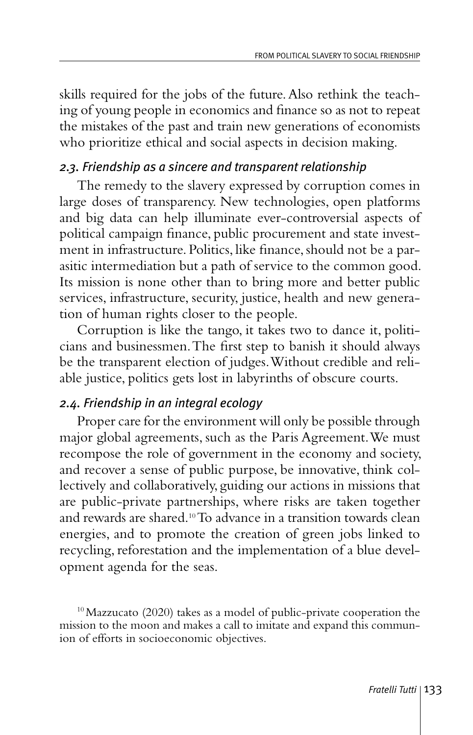skills required for the jobs of the future. Also rethink the teaching of young people in economics and finance so as not to repeat the mistakes of the past and train new generations of economists who prioritize ethical and social aspects in decision making.

### *2.3. Friendship as a sincere and transparent relationship*

The remedy to the slavery expressed by corruption comes in large doses of transparency. New technologies, open platforms and big data can help illuminate ever-controversial aspects of political campaign finance, public procurement and state investment in infrastructure. Politics, like finance, should not be a parasitic intermediation but a path of service to the common good. Its mission is none other than to bring more and better public services, infrastructure, security, justice, health and new generation of human rights closer to the people.

Corruption is like the tango, it takes two to dance it, politicians and businessmen. The first step to banish it should always be the transparent election of judges. Without credible and reliable justice, politics gets lost in labyrinths of obscure courts.

### *2.4. Friendship in an integral ecology*

Proper care for the environment will only be possible through major global agreements, such as the Paris Agreement. We must recompose the role of government in the economy and society, and recover a sense of public purpose, be innovative, think collectively and collaboratively, guiding our actions in missions that are public-private partnerships, where risks are taken together and rewards are shared.[10] To advance in a transition towards clean energies, and to promote the creation of green jobs linked to recycling, reforestation and the implementation of a blue development agenda for the seas.

[10] Mazzucato (2020) takes as a model of public-private cooperation the mission to the moon and makes a call to imitate and expand this communion of efforts in socioeconomic objectives.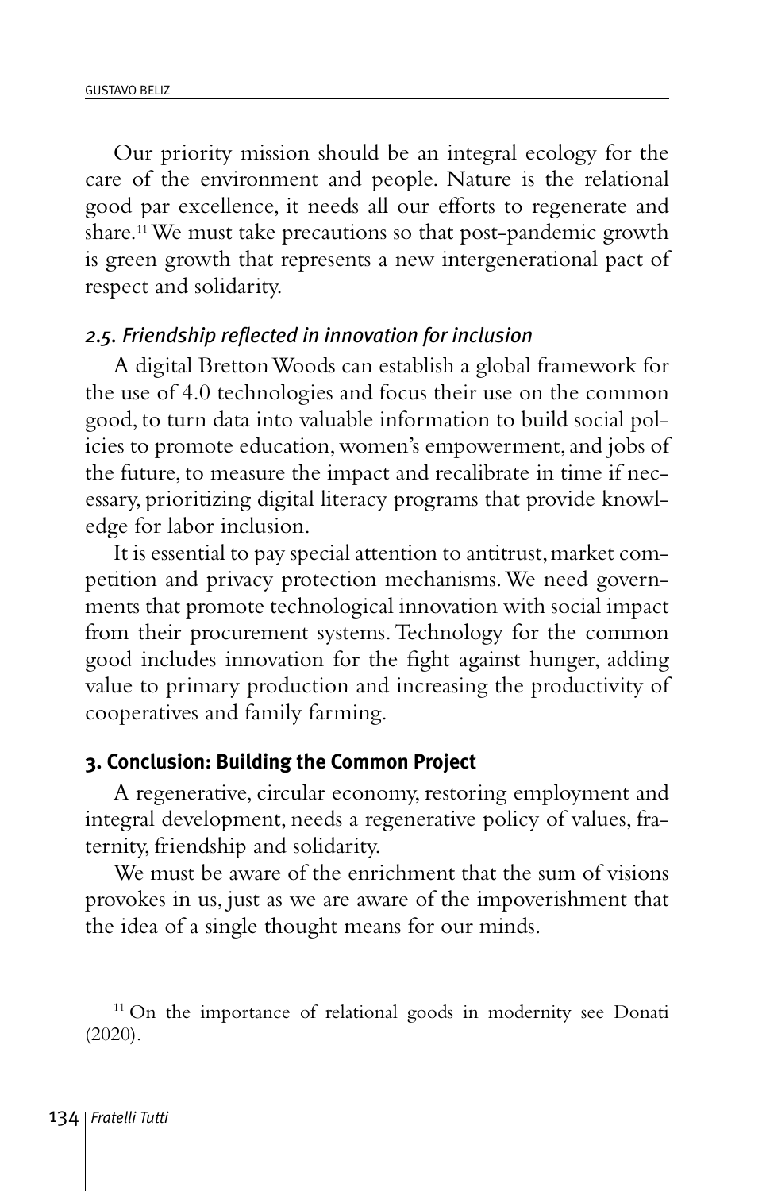Our priority mission should be an integral ecology for the care of the environment and people. Nature is the relational good par excellence, it needs all our efforts to regenerate and share.[11] We must take precautions so that post-pandemic growth is green growth that represents a new intergenerational pact of respect and solidarity.

### *2.5. Friendship reflected in innovation for inclusion*

A digital Bretton Woods can establish a global framework for the use of 4.0 technologies and focus their use on the common good, to turn data into valuable information to build social policies to promote education, women's empowerment, and jobs of the future, to measure the impact and recalibrate in time if necessary, prioritizing digital literacy programs that provide knowledge for labor inclusion.

It is essential to pay special attention to antitrust, market competition and privacy protection mechanisms. We need governments that promote technological innovation with social impact from their procurement systems. Technology for the common good includes innovation for the fight against hunger, adding value to primary production and increasing the productivity of cooperatives and family farming.

## 3. Conclusion: Building the Common Project

A regenerative, circular economy, restoring employment and integral development, needs a regenerative policy of values, fraternity, friendship and solidarity.

We must be aware of the enrichment that the sum of visions provokes in us, just as we are aware of the impoverishment that the idea of a single thought means for our minds.

---

[11] On the importance of relational goods in modernity see Donati (2020).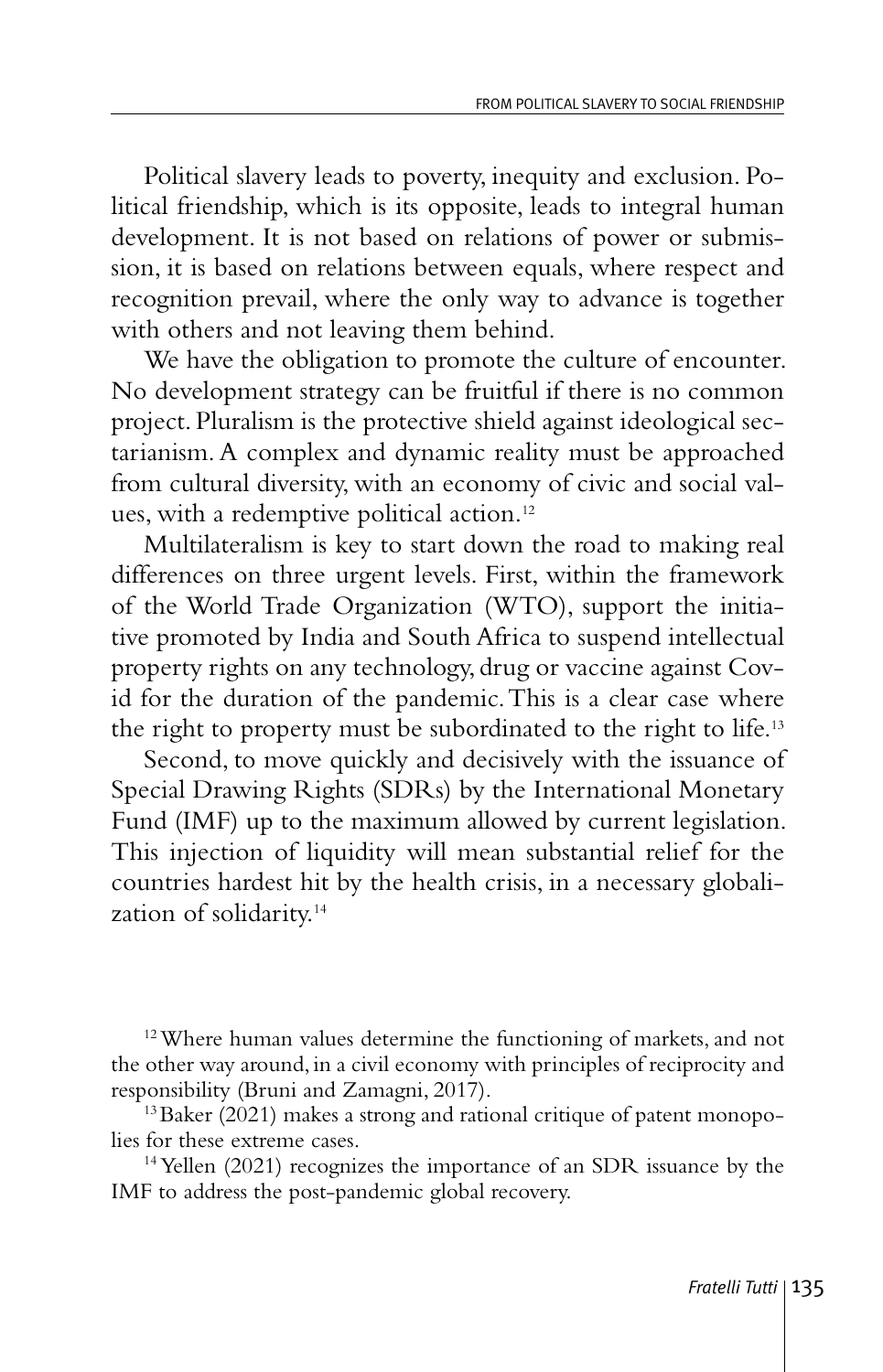Political slavery leads to poverty, inequity and exclusion. Political friendship, which is its opposite, leads to integral human development. It is not based on relations of power or submission, it is based on relations between equals, where respect and recognition prevail, where the only way to advance is together with others and not leaving them behind.

We have the obligation to promote the culture of encounter. No development strategy can be fruitful if there is no common project. Pluralism is the protective shield against ideological sectarianism. A complex and dynamic reality must be approached from cultural diversity, with an economy of civic and social values, with a redemptive political action.[12]

Multilateralism is key to start down the road to making real differences on three urgent levels. First, within the framework of the World Trade Organization (WTO), support the initiative promoted by India and South Africa to suspend intellectual property rights on any technology, drug or vaccine against Covid for the duration of the pandemic. This is a clear case where the right to property must be subordinated to the right to life.[13]

Second, to move quickly and decisively with the issuance of Special Drawing Rights (SDRs) by the International Monetary Fund (IMF) up to the maximum allowed by current legislation. This injection of liquidity will mean substantial relief for the countries hardest hit by the health crisis, in a necessary globalization of solidarity.[14]

---

[12] Where human values determine the functioning of markets, and not the other way around, in a civil economy with principles of reciprocity and responsibility (Bruni and Zamagni, 2017).

[13] Baker (2021) makes a strong and rational critique of patent monopolies for these extreme cases.

[14] Yellen (2021) recognizes the importance of an SDR issuance by the IMF to address the post-pandemic global recovery.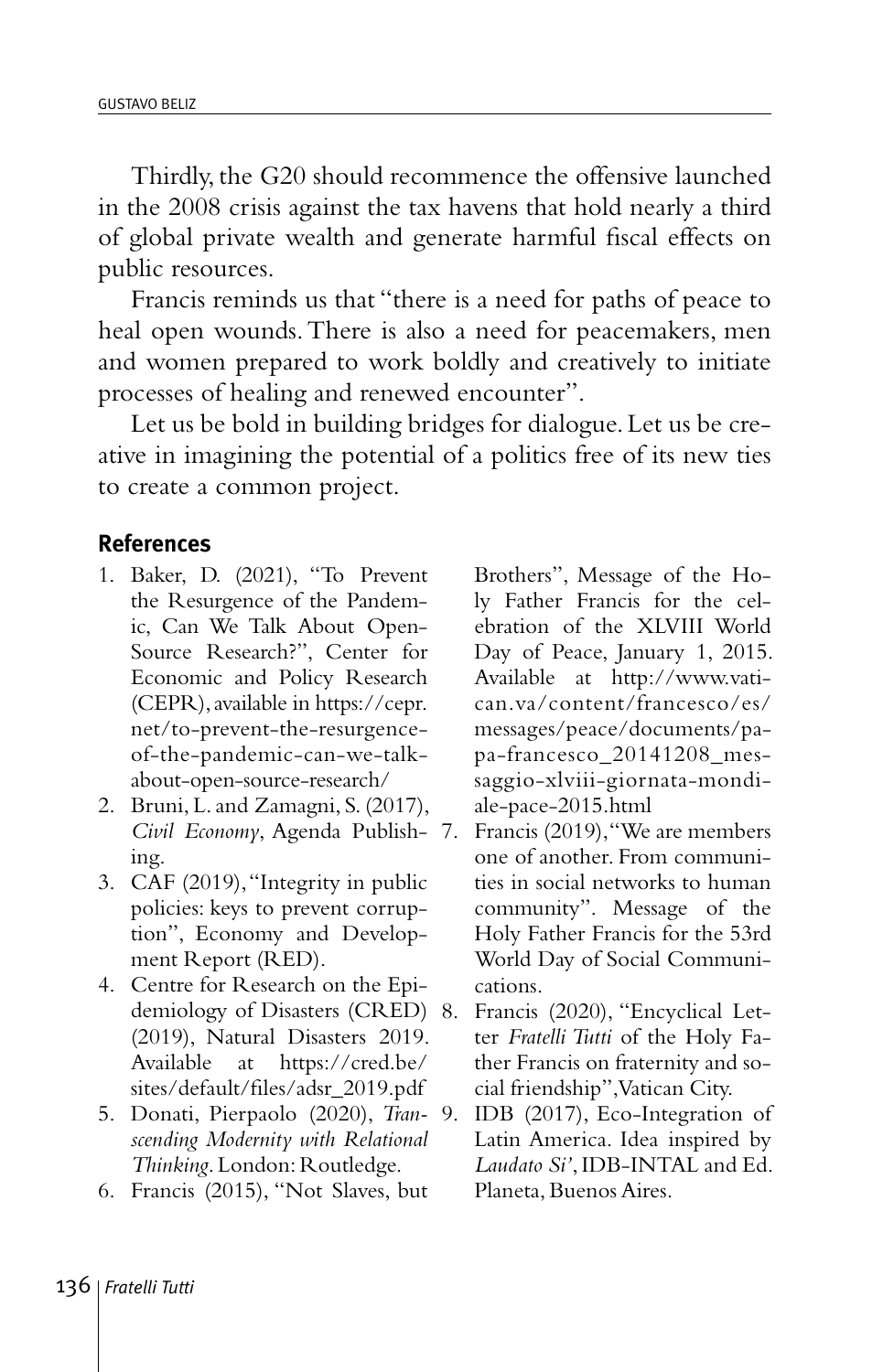Thirdly, the G20 should recommence the offensive launched in the 2008 crisis against the tax havens that hold nearly a third of global private wealth and generate harmful fiscal effects on public resources.

Francis reminds us that "there is a need for paths of peace to heal open wounds. There is also a need for peacemakers, men and women prepared to work boldly and creatively to initiate processes of healing and renewed encounter".

Let us be bold in building bridges for dialogue. Let us be creative in imagining the potential of a politics free of its new ties to create a common project.

## References

1. Baker, D. (2021), "To Prevent the Resurgence of the Pandemic, Can We Talk About Open-Source Research?", Center for Economic and Policy Research (CEPR), available in https://cepr.net/to-prevent-the-resurgence-of-the-pandemic-can-we-talk-about-open-source-research/
2. Bruni, L. and Zamagni, S. (2017), *Civil Economy*, Agenda Publishing.
3. CAF (2019), "Integrity in public policies: keys to prevent corruption", Economy and Development Report (RED).
4. Centre for Research on the Epidemiology of Disasters (CRED) (2019), Natural Disasters 2019. Available at https://cred.be/sites/default/files/adsr_2019.pdf
5. Donati, Pierpaolo (2020), *Transcending Modernity with Relational Thinking*. London: Routledge.
6. Francis (2015), "Not Slaves, but Brothers", Message of the Holy Father Francis for the celebration of the XLVIII World Day of Peace, January 1, 2015. Available at http://www.vatican.va/content/francesco/es/messages/peace/documents/papa-francesco_20141208_messaggio-xlviii-giornata-mondiale-pace-2015.html
7. Francis (2019), "We are members one of another. From communities in social networks to human community". Message of the Holy Father Francis for the 53rd World Day of Social Communications.
8. Francis (2020), "Encyclical Letter *Fratelli Tutti* of the Holy Father Francis on fraternity and social friendship", Vatican City.
9. IDB (2017), Eco-Integration of Latin America. Idea inspired by *Laudato Si'*, IDB-INTAL and Ed. Planeta, Buenos Aires.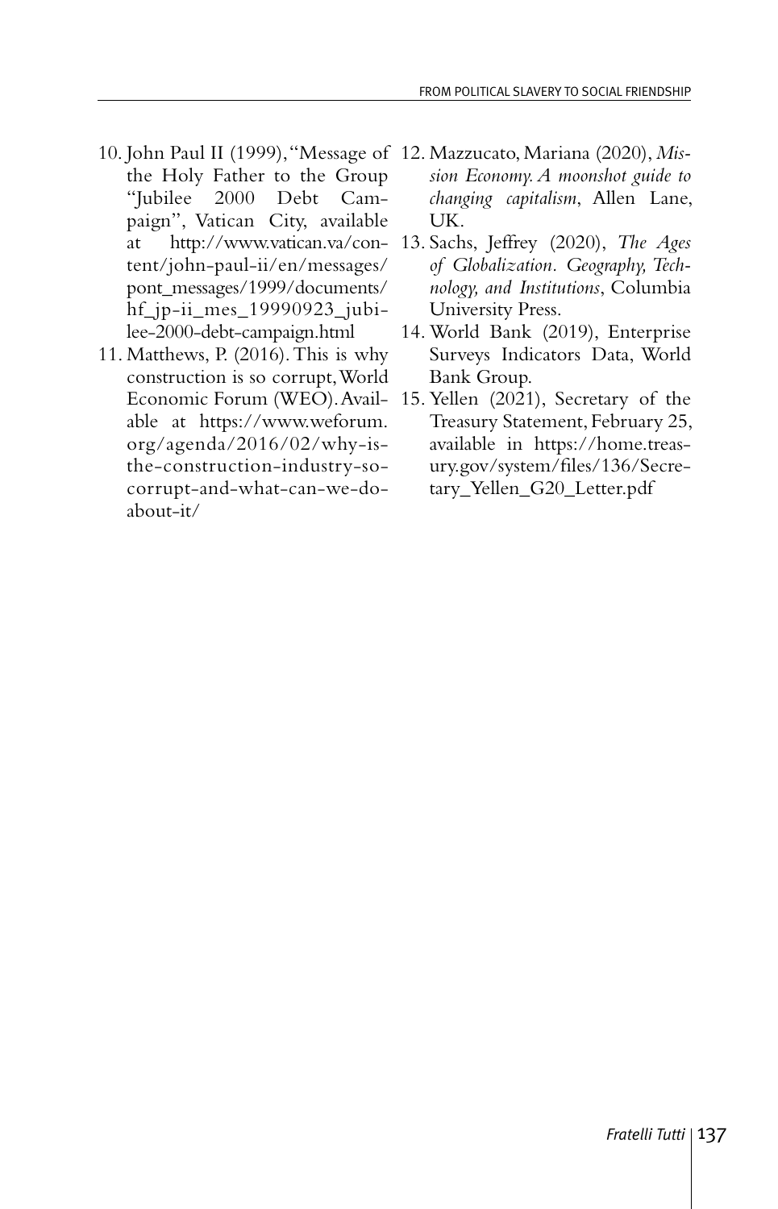10. John Paul II (1999), "Message of the Holy Father to the Group "Jubilee 2000 Debt Campaign", Vatican City, available at http://www.vatican.va/content/john-paul-ii/en/messages/pont_messages/1999/documents/hf_jp-ii_mes_19990923_jubilee-2000-debt-campaign.html
11. Matthews, P. (2016). This is why construction is so corrupt, World Economic Forum (WEO). Available at https://www.weforum.org/agenda/2016/02/why-is-the-construction-industry-so-corrupt-and-what-can-we-do-about-it/
12. Mazzucato, Mariana (2020), *Mission Economy. A moonshot guide to changing capitalism*, Allen Lane, UK.
13. Sachs, Jeffrey (2020), *The Ages of Globalization. Geography, Technology, and Institutions*, Columbia University Press.
14. World Bank (2019), Enterprise Surveys Indicators Data, World Bank Group.
15. Yellen (2021), Secretary of the Treasury Statement, February 25, available in https://home.treasury.gov/system/files/136/Secretary_Yellen_G20_Letter.pdf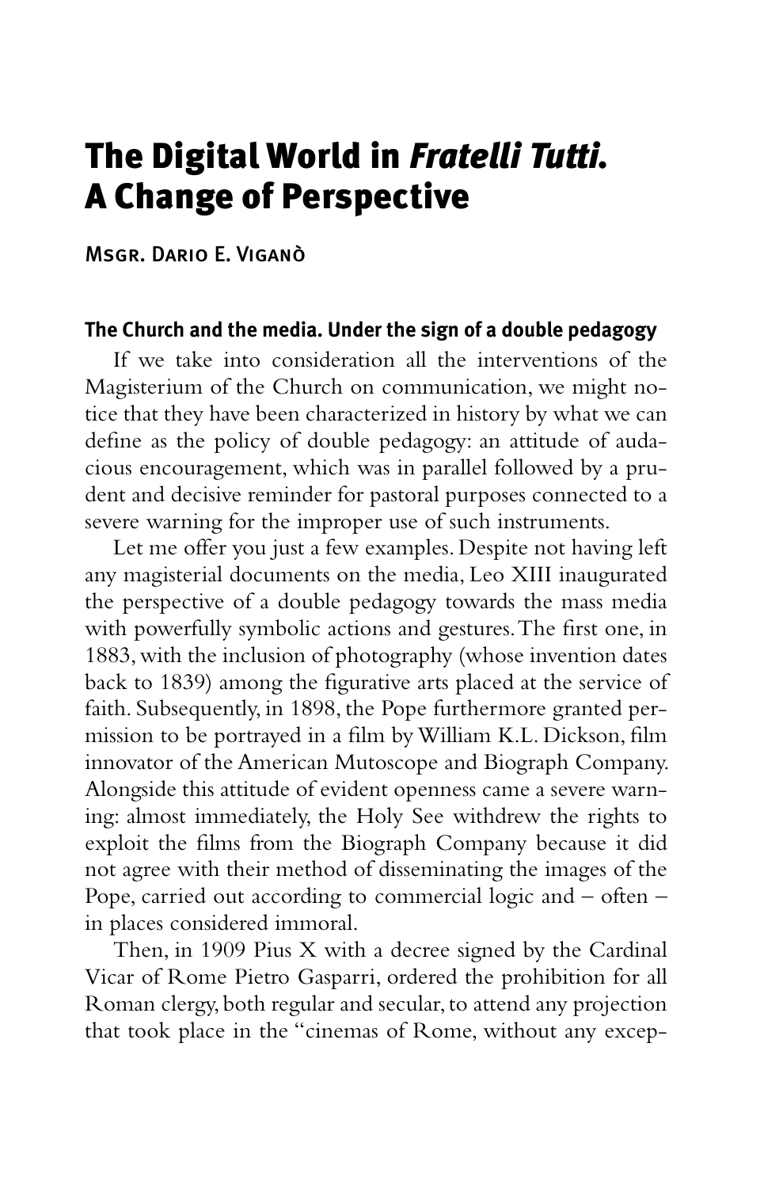# The Digital World in *Fratelli Tutti*. A Change of Perspective

MSGR. DARIO E. VIGANÒ

### The Church and the media. Under the sign of a double pedagogy

If we take into consideration all the interventions of the Magisterium of the Church on communication, we might notice that they have been characterized in history by what we can define as the policy of double pedagogy: an attitude of audacious encouragement, which was in parallel followed by a prudent and decisive reminder for pastoral purposes connected to a severe warning for the improper use of such instruments.

Let me offer you just a few examples. Despite not having left any magisterial documents on the media, Leo XIII inaugurated the perspective of a double pedagogy towards the mass media with powerfully symbolic actions and gestures. The first one, in 1883, with the inclusion of photography (whose invention dates back to 1839) among the figurative arts placed at the service of faith. Subsequently, in 1898, the Pope furthermore granted permission to be portrayed in a film by William K.L. Dickson, film innovator of the American Mutoscope and Biograph Company. Alongside this attitude of evident openness came a severe warning: almost immediately, the Holy See withdrew the rights to exploit the films from the Biograph Company because it did not agree with their method of disseminating the images of the Pope, carried out according to commercial logic and – often – in places considered immoral.

Then, in 1909 Pius X with a decree signed by the Cardinal Vicar of Rome Pietro Gasparri, ordered the prohibition for all Roman clergy, both regular and secular, to attend any projection that took place in the "cinemas of Rome, without any excep-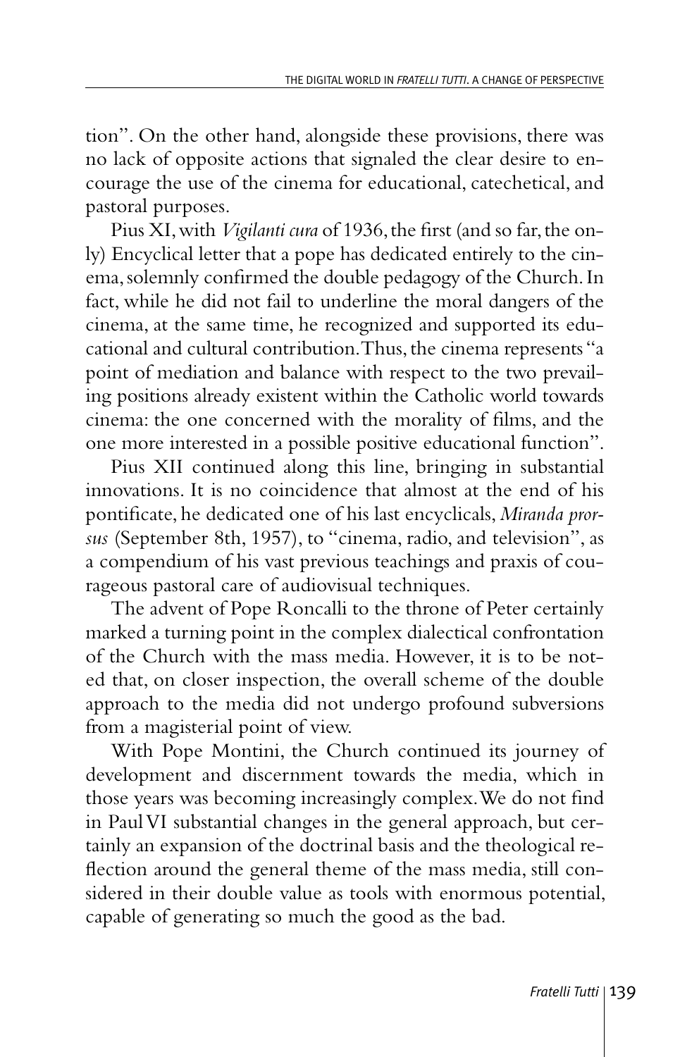tion". On the other hand, alongside these provisions, there was no lack of opposite actions that signaled the clear desire to encourage the use of the cinema for educational, catechetical, and pastoral purposes.

Pius XI, with *Vigilanti cura* of 1936, the first (and so far, the only) Encyclical letter that a pope has dedicated entirely to the cinema, solemnly confirmed the double pedagogy of the Church. In fact, while he did not fail to underline the moral dangers of the cinema, at the same time, he recognized and supported its educational and cultural contribution. Thus, the cinema represents "a point of mediation and balance with respect to the two prevailing positions already existent within the Catholic world towards cinema: the one concerned with the morality of films, and the one more interested in a possible positive educational function".

Pius XII continued along this line, bringing in substantial innovations. It is no coincidence that almost at the end of his pontificate, he dedicated one of his last encyclicals, *Miranda prorsus* (September 8th, 1957), to "cinema, radio, and television", as a compendium of his vast previous teachings and praxis of courageous pastoral care of audiovisual techniques.

The advent of Pope Roncalli to the throne of Peter certainly marked a turning point in the complex dialectical confrontation of the Church with the mass media. However, it is to be noted that, on closer inspection, the overall scheme of the double approach to the media did not undergo profound subversions from a magisterial point of view.

With Pope Montini, the Church continued its journey of development and discernment towards the media, which in those years was becoming increasingly complex. We do not find in Paul VI substantial changes in the general approach, but certainly an expansion of the doctrinal basis and the theological reflection around the general theme of the mass media, still considered in their double value as tools with enormous potential, capable of generating so much the good as the bad.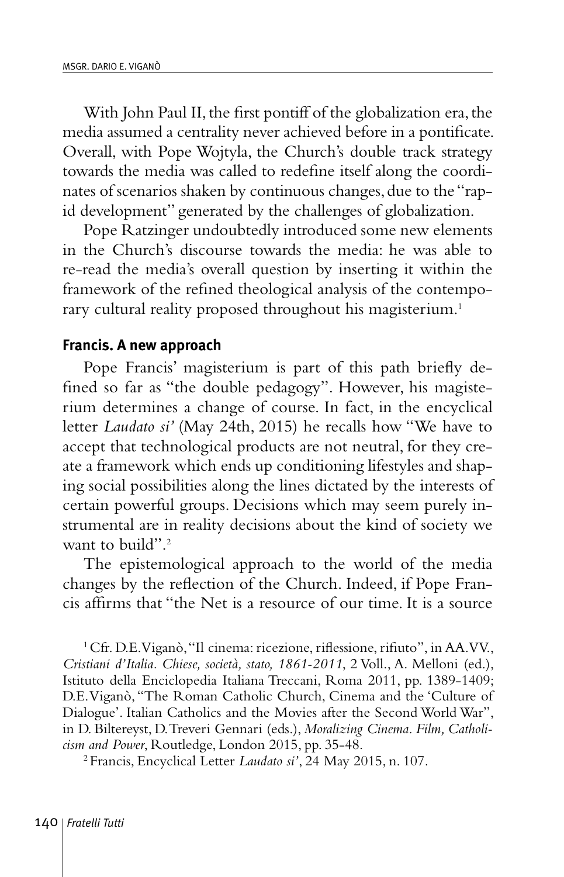With John Paul II, the first pontiff of the globalization era, the media assumed a centrality never achieved before in a pontificate. Overall, with Pope Wojtyla, the Church's double track strategy towards the media was called to redefine itself along the coordinates of scenarios shaken by continuous changes, due to the "rapid development" generated by the challenges of globalization.

Pope Ratzinger undoubtedly introduced some new elements in the Church's discourse towards the media: he was able to re-read the media's overall question by inserting it within the framework of the refined theological analysis of the contemporary cultural reality proposed throughout his magisterium.[1]

## Francis. A new approach

Pope Francis' magisterium is part of this path briefly defined so far as "the double pedagogy". However, his magisterium determines a change of course. In fact, in the encyclical letter *Laudato si'* (May 24th, 2015) he recalls how "We have to accept that technological products are not neutral, for they create a framework which ends up conditioning lifestyles and shaping social possibilities along the lines dictated by the interests of certain powerful groups. Decisions which may seem purely instrumental are in reality decisions about the kind of society we want to build".[2]

The epistemological approach to the world of the media changes by the reflection of the Church. Indeed, if Pope Francis affirms that "the Net is a resource of our time. It is a source

[1] Cfr. D.E. Viganò, "Il cinema: ricezione, riflessione, rifiuto", in AA.VV., *Cristiani d'Italia. Chiese, società, stato, 1861-2011*, 2 Voll., A. Melloni (ed.), Istituto della Enciclopedia Italiana Treccani, Roma 2011, pp. 1389-1409; D.E. Viganò, "The Roman Catholic Church, Cinema and the 'Culture of Dialogue'. Italian Catholics and the Movies after the Second World War", in D. Biltereyst, D. Treveri Gennari (eds.), *Moralizing Cinema. Film, Catholicism and Power*, Routledge, London 2015, pp. 35-48.

[2] Francis, Encyclical Letter *Laudato si'*, 24 May 2015, n. 107.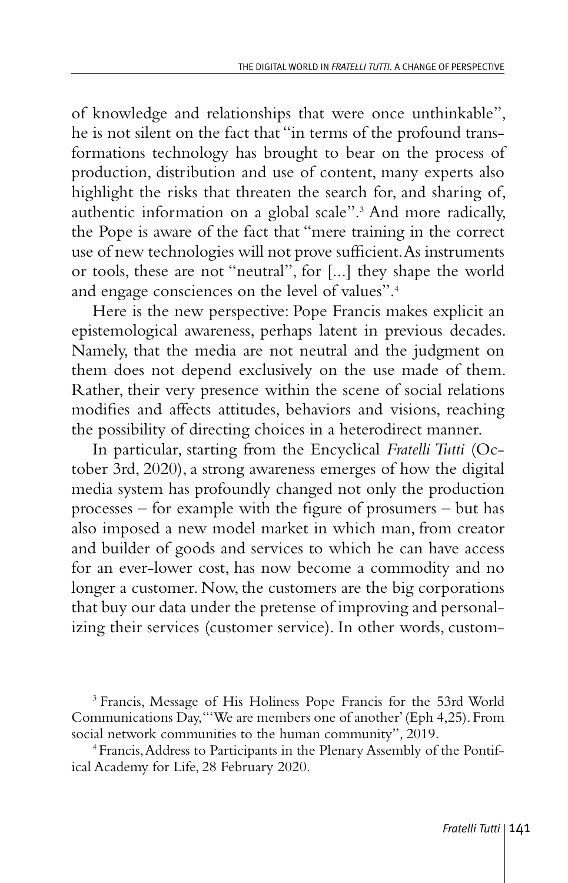of knowledge and relationships that were once unthinkable", he is not silent on the fact that "in terms of the profound transformations technology has brought to bear on the process of production, distribution and use of content, many experts also highlight the risks that threaten the search for, and sharing of, authentic information on a global scale".[3] And more radically, the Pope is aware of the fact that "mere training in the correct use of new technologies will not prove sufficient. As instruments or tools, these are not "neutral", for [...] they shape the world and engage consciences on the level of values".[4]

Here is the new perspective: Pope Francis makes explicit an epistemological awareness, perhaps latent in previous decades. Namely, that the media are not neutral and the judgment on them does not depend exclusively on the use made of them. Rather, their very presence within the scene of social relations modifies and affects attitudes, behaviors and visions, reaching the possibility of directing choices in a heterodirect manner.

In particular, starting from the Encyclical *Fratelli Tutti* (October 3rd, 2020), a strong awareness emerges of how the digital media system has profoundly changed not only the production processes – for example with the figure of prosumers – but has also imposed a new model market in which man, from creator and builder of goods and services to which he can have access for an ever-lower cost, has now become a commodity and no longer a customer. Now, the customers are the big corporations that buy our data under the pretense of improving and personalizing their services (customer service). In other words, custom-

[3] Francis, Message of His Holiness Pope Francis for the 53rd World Communications Day, "'We are members one of another' (Eph 4,25). From social network communities to the human community", 2019.

[4] Francis, Address to Participants in the Plenary Assembly of the Pontifical Academy for Life, 28 February 2020.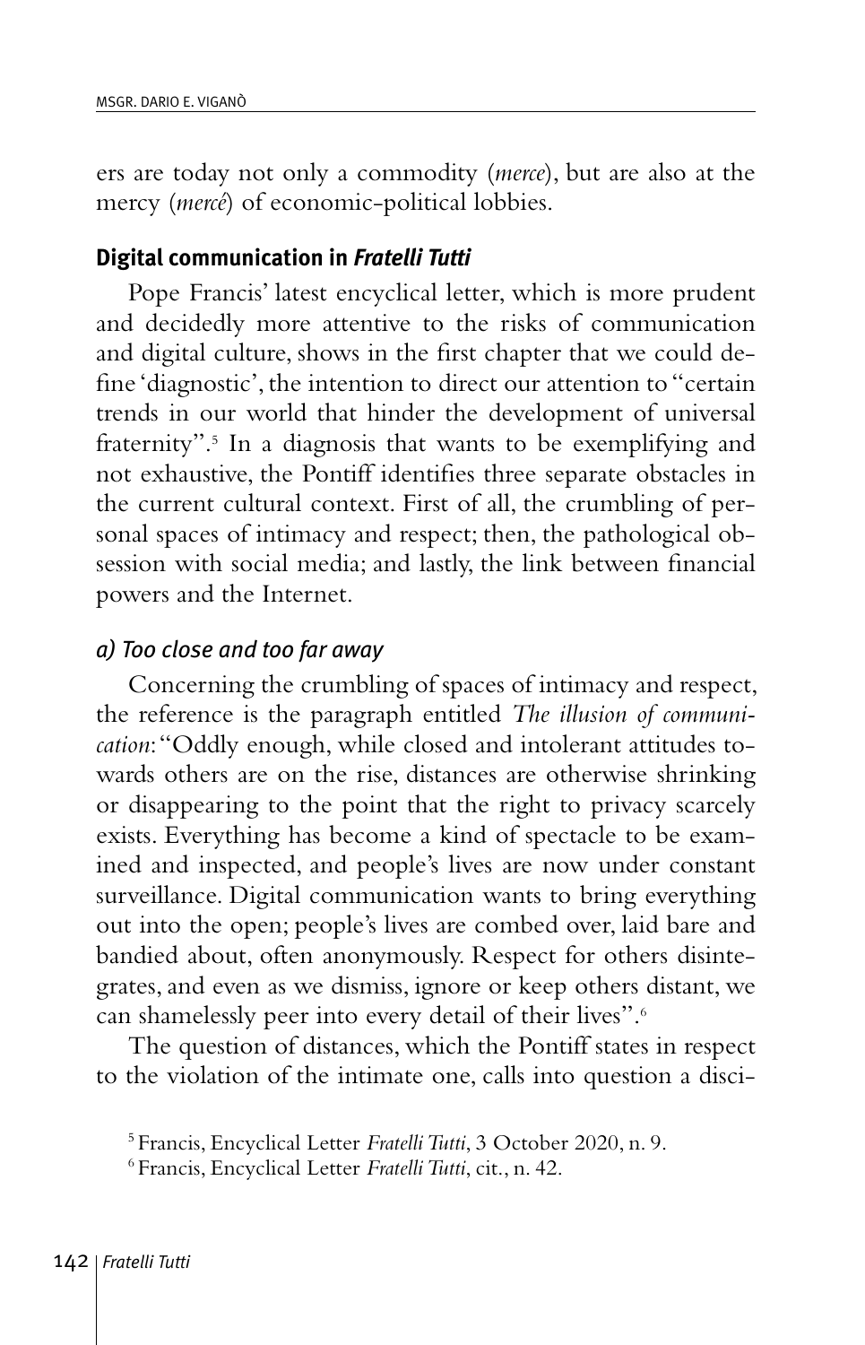ers are today not only a commodity (*merce*), but are also at the mercy (*mercé*) of economic-political lobbies.

### Digital communication in *Fratelli Tutti*

Pope Francis' latest encyclical letter, which is more prudent and decidedly more attentive to the risks of communication and digital culture, shows in the first chapter that we could define 'diagnostic', the intention to direct our attention to "certain trends in our world that hinder the development of universal fraternity".[5] In a diagnosis that wants to be exemplifying and not exhaustive, the Pontiff identifies three separate obstacles in the current cultural context. First of all, the crumbling of personal spaces of intimacy and respect; then, the pathological obsession with social media; and lastly, the link between financial powers and the Internet.

#### *a) Too close and too far away*

Concerning the crumbling of spaces of intimacy and respect, the reference is the paragraph entitled *The illusion of communication*: "Oddly enough, while closed and intolerant attitudes towards others are on the rise, distances are otherwise shrinking or disappearing to the point that the right to privacy scarcely exists. Everything has become a kind of spectacle to be examined and inspected, and people's lives are now under constant surveillance. Digital communication wants to bring everything out into the open; people's lives are combed over, laid bare and bandied about, often anonymously. Respect for others disintegrates, and even as we dismiss, ignore or keep others distant, we can shamelessly peer into every detail of their lives".[6]

The question of distances, which the Pontiff states in respect to the violation of the intimate one, calls into question a disci-

[5] Francis, Encyclical Letter *Fratelli Tutti*, 3 October 2020, n. 9.

[6] Francis, Encyclical Letter *Fratelli Tutti*, cit., n. 42.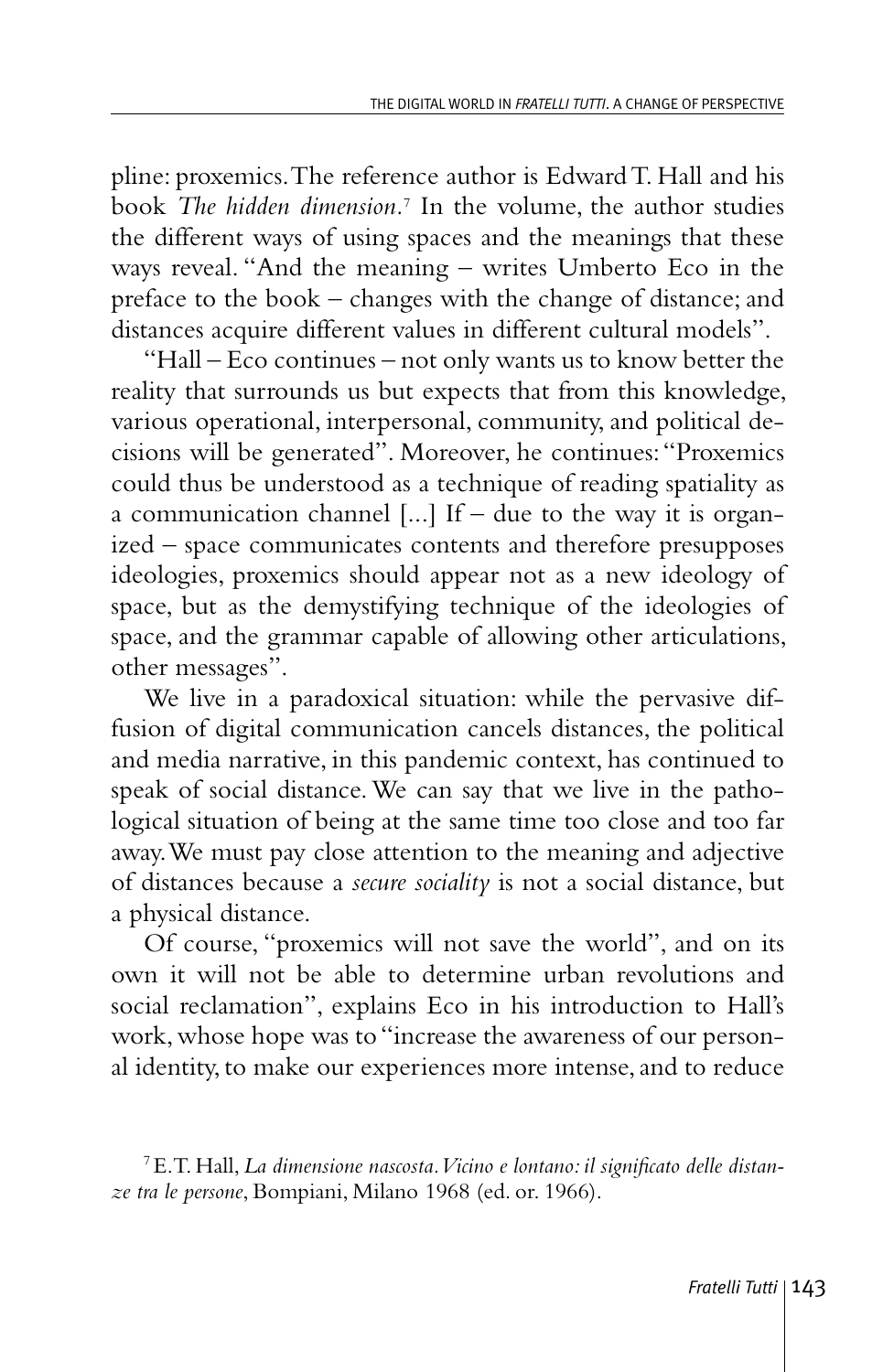pline: proxemics. The reference author is Edward T. Hall and his book *The hidden dimension*.[7] In the volume, the author studies the different ways of using spaces and the meanings that these ways reveal. "And the meaning – writes Umberto Eco in the preface to the book – changes with the change of distance; and distances acquire different values in different cultural models".

"Hall – Eco continues – not only wants us to know better the reality that surrounds us but expects that from this knowledge, various operational, interpersonal, community, and political decisions will be generated". Moreover, he continues: "Proxemics could thus be understood as a technique of reading spatiality as a communication channel [...] If – due to the way it is organized – space communicates contents and therefore presupposes ideologies, proxemics should appear not as a new ideology of space, but as the demystifying technique of the ideologies of space, and the grammar capable of allowing other articulations, other messages".

We live in a paradoxical situation: while the pervasive diffusion of digital communication cancels distances, the political and media narrative, in this pandemic context, has continued to speak of social distance. We can say that we live in the pathological situation of being at the same time too close and too far away. We must pay close attention to the meaning and adjective of distances because a *secure sociality* is not a social distance, but a physical distance.

Of course, "proxemics will not save the world", and on its own it will not be able to determine urban revolutions and social reclamation", explains Eco in his introduction to Hall's work, whose hope was to "increase the awareness of our personal identity, to make our experiences more intense, and to reduce

[7] E.T. Hall, *La dimensione nascosta. Vicino e lontano: il significato delle distanze tra le persone*, Bompiani, Milano 1968 (ed. or. 1966).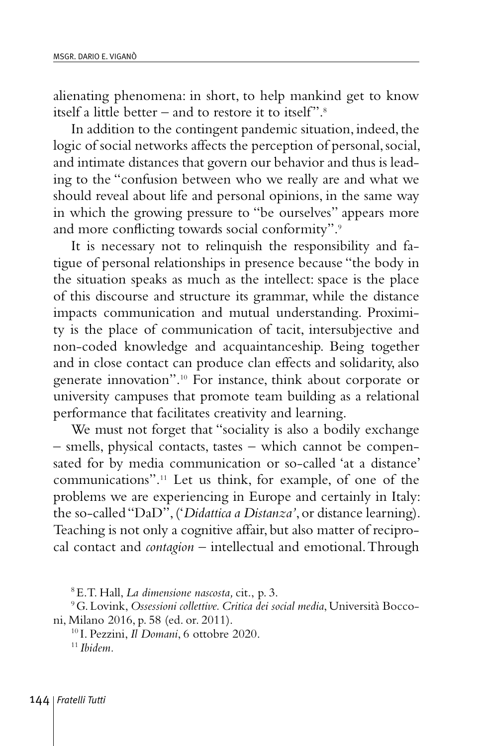alienating phenomena: in short, to help mankind get to know itself a little better – and to restore it to itself".[8]

In addition to the contingent pandemic situation, indeed, the logic of social networks affects the perception of personal, social, and intimate distances that govern our behavior and thus is leading to the "confusion between who we really are and what we should reveal about life and personal opinions, in the same way in which the growing pressure to "be ourselves" appears more and more conflicting towards social conformity".[9]

It is necessary not to relinquish the responsibility and fatigue of personal relationships in presence because "the body in the situation speaks as much as the intellect: space is the place of this discourse and structure its grammar, while the distance impacts communication and mutual understanding. Proximity is the place of communication of tacit, intersubjective and non-coded knowledge and acquaintanceship. Being together and in close contact can produce clan effects and solidarity, also generate innovation".[10] For instance, think about corporate or university campuses that promote team building as a relational performance that facilitates creativity and learning.

We must not forget that "sociality is also a bodily exchange – smells, physical contacts, tastes – which cannot be compensated for by media communication or so-called 'at a distance' communications".[11] Let us think, for example, of one of the problems we are experiencing in Europe and certainly in Italy: the so-called "DaD", ('*Didattica a Distanza*', or distance learning). Teaching is not only a cognitive affair, but also matter of reciprocal contact and *contagion* – intellectual and emotional. Through

[8] E.T. Hall, *La dimensione nascosta,* cit., p. 3.

[9] G. Lovink, *Ossessioni collettive. Critica dei social media*, Università Bocconi, Milano 2016, p. 58 (ed. or. 2011).

[10] I. Pezzini, *Il Domani*, 6 ottobre 2020.

[11] *Ibidem*.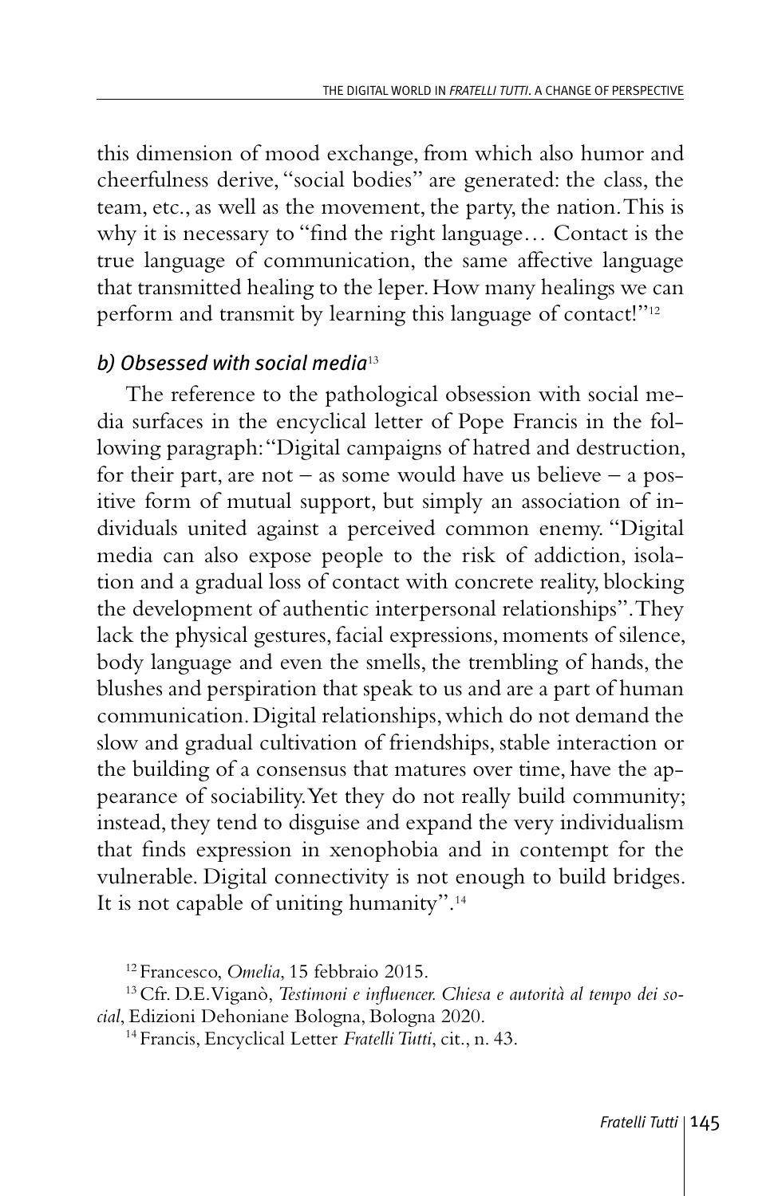this dimension of mood exchange, from which also humor and cheerfulness derive, "social bodies" are generated: the class, the team, etc., as well as the movement, the party, the nation. This is why it is necessary to "find the right language… Contact is the true language of communication, the same affective language that transmitted healing to the leper. How many healings we can perform and transmit by learning this language of contact!"[12]

### *b) Obsessed with social media*[13]

The reference to the pathological obsession with social media surfaces in the encyclical letter of Pope Francis in the following paragraph: "Digital campaigns of hatred and destruction, for their part, are not – as some would have us believe – a positive form of mutual support, but simply an association of individuals united against a perceived common enemy. "Digital media can also expose people to the risk of addiction, isolation and a gradual loss of contact with concrete reality, blocking the development of authentic interpersonal relationships". They lack the physical gestures, facial expressions, moments of silence, body language and even the smells, the trembling of hands, the blushes and perspiration that speak to us and are a part of human communication. Digital relationships, which do not demand the slow and gradual cultivation of friendships, stable interaction or the building of a consensus that matures over time, have the appearance of sociability. Yet they do not really build community; instead, they tend to disguise and expand the very individualism that finds expression in xenophobia and in contempt for the vulnerable. Digital connectivity is not enough to build bridges. It is not capable of uniting humanity".[14]

[12] Francesco, *Omelia*, 15 febbraio 2015.

[13] Cfr. D.E. Viganò, *Testimoni e influencer. Chiesa e autorità al tempo dei social*, Edizioni Dehoniane Bologna, Bologna 2020.

[14] Francis, Encyclical Letter *Fratelli Tutti*, cit., n. 43.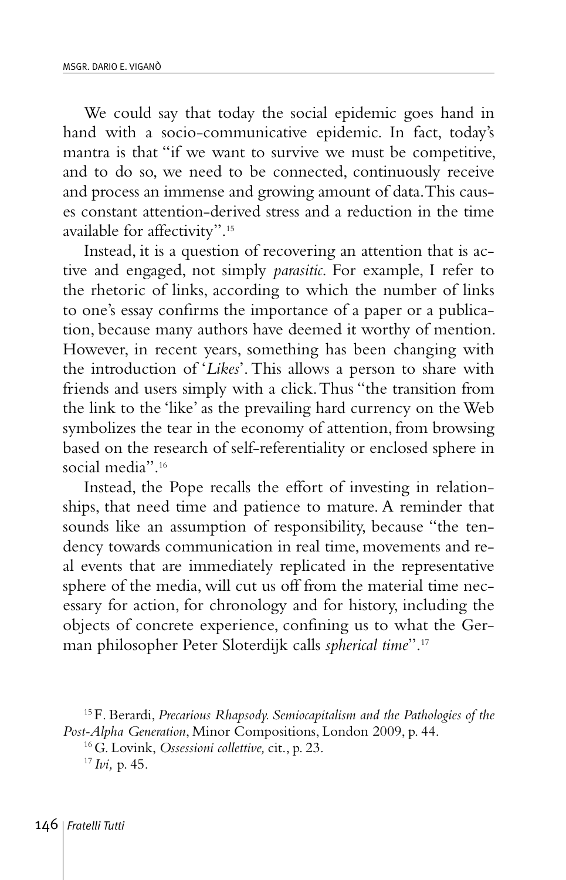We could say that today the social epidemic goes hand in hand with a socio-communicative epidemic. In fact, today's mantra is that "if we want to survive we must be competitive, and to do so, we need to be connected, continuously receive and process an immense and growing amount of data. This causes constant attention-derived stress and a reduction in the time available for affectivity".[15]

Instead, it is a question of recovering an attention that is active and engaged, not simply *parasitic*. For example, I refer to the rhetoric of links, according to which the number of links to one's essay confirms the importance of a paper or a publication, because many authors have deemed it worthy of mention. However, in recent years, something has been changing with the introduction of '*Likes*'. This allows a person to share with friends and users simply with a click. Thus "the transition from the link to the 'like' as the prevailing hard currency on the Web symbolizes the tear in the economy of attention, from browsing based on the research of self-referentiality or enclosed sphere in social media".[16]

Instead, the Pope recalls the effort of investing in relationships, that need time and patience to mature. A reminder that sounds like an assumption of responsibility, because "the tendency towards communication in real time, movements and real events that are immediately replicated in the representative sphere of the media, will cut us off from the material time necessary for action, for chronology and for history, including the objects of concrete experience, confining us to what the German philosopher Peter Sloterdijk calls *spherical time*".[17]

---

[15] F. Berardi, *Precarious Rhapsody. Semiocapitalism and the Pathologies of the Post-Alpha Generation*, Minor Compositions, London 2009, p. 44.

[16] G. Lovink, *Ossessioni collettive,* cit., p. 23.

[17] *Ivi,* p. 45.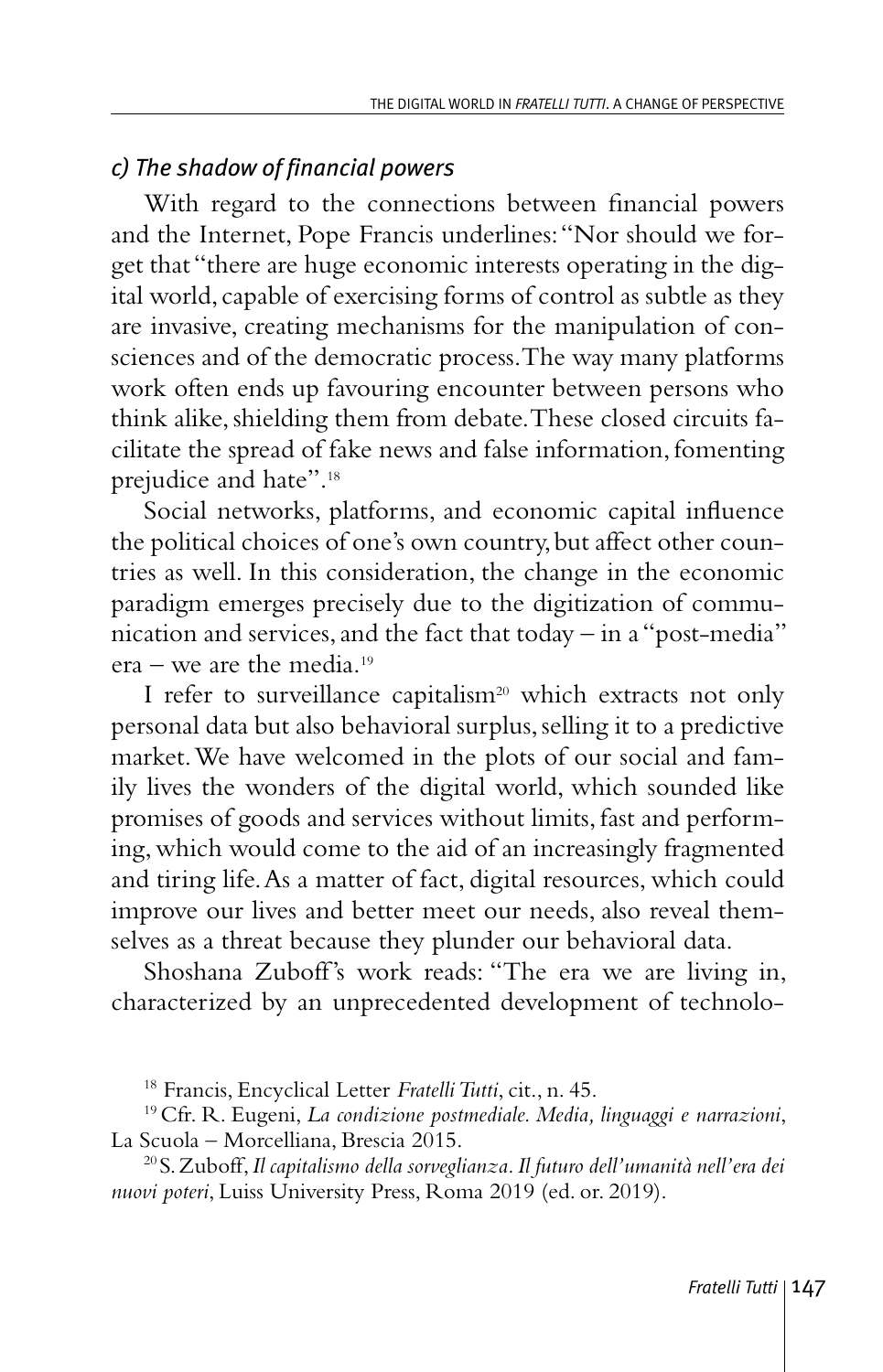### c) The shadow of financial powers

With regard to the connections between financial powers and the Internet, Pope Francis underlines: "Nor should we forget that "there are huge economic interests operating in the digital world, capable of exercising forms of control as subtle as they are invasive, creating mechanisms for the manipulation of consciences and of the democratic process. The way many platforms work often ends up favouring encounter between persons who think alike, shielding them from debate. These closed circuits facilitate the spread of fake news and false information, fomenting prejudice and hate".[18]

Social networks, platforms, and economic capital influence the political choices of one's own country, but affect other countries as well. In this consideration, the change in the economic paradigm emerges precisely due to the digitization of communication and services, and the fact that today – in a "post-media" era – we are the media.[19]

I refer to surveillance capitalism[20] which extracts not only personal data but also behavioral surplus, selling it to a predictive market. We have welcomed in the plots of our social and family lives the wonders of the digital world, which sounded like promises of goods and services without limits, fast and performing, which would come to the aid of an increasingly fragmented and tiring life. As a matter of fact, digital resources, which could improve our lives and better meet our needs, also reveal themselves as a threat because they plunder our behavioral data.

Shoshana Zuboff's work reads: "The era we are living in, characterized by an unprecedented development of technolo-

---

[18] Francis, Encyclical Letter *Fratelli Tutti*, cit., n. 45.

[19] Cfr. R. Eugeni, *La condizione postmediale. Media, linguaggi e narrazioni*, La Scuola – Morcelliana, Brescia 2015.

[20] S. Zuboff, *Il capitalismo della sorveglianza. Il futuro dell'umanità nell'era dei nuovi poteri*, Luiss University Press, Roma 2019 (ed. or. 2019).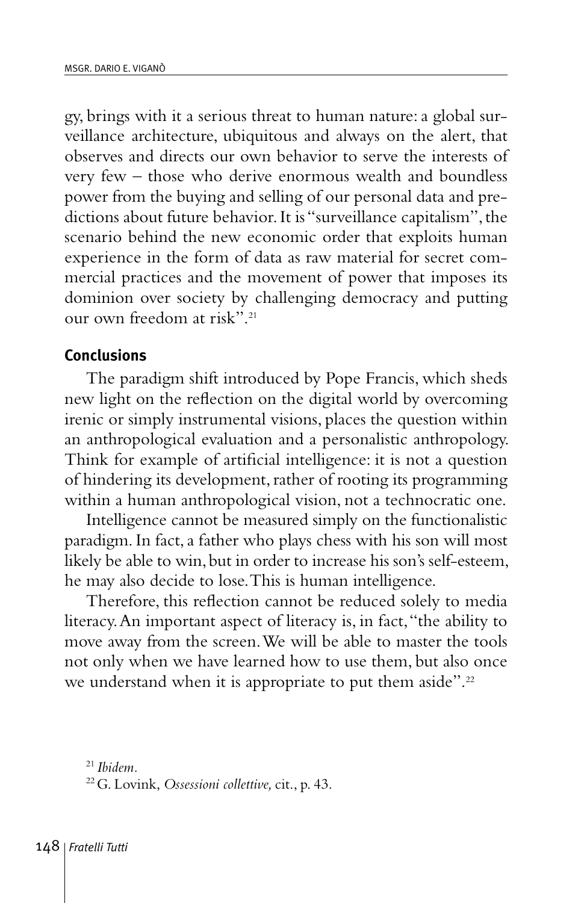gy, brings with it a serious threat to human nature: a global surveillance architecture, ubiquitous and always on the alert, that observes and directs our own behavior to serve the interests of very few – those who derive enormous wealth and boundless power from the buying and selling of our personal data and predictions about future behavior. It is "surveillance capitalism", the scenario behind the new economic order that exploits human experience in the form of data as raw material for secret commercial practices and the movement of power that imposes its dominion over society by challenging democracy and putting our own freedom at risk".[21]

## Conclusions

The paradigm shift introduced by Pope Francis, which sheds new light on the reflection on the digital world by overcoming irenic or simply instrumental visions, places the question within an anthropological evaluation and a personalistic anthropology. Think for example of artificial intelligence: it is not a question of hindering its development, rather of rooting its programming within a human anthropological vision, not a technocratic one.

Intelligence cannot be measured simply on the functionalistic paradigm. In fact, a father who plays chess with his son will most likely be able to win, but in order to increase his son's self-esteem, he may also decide to lose. This is human intelligence.

Therefore, this reflection cannot be reduced solely to media literacy. An important aspect of literacy is, in fact, "the ability to move away from the screen. We will be able to master the tools not only when we have learned how to use them, but also once we understand when it is appropriate to put them aside".[22]

[21] *Ibidem*.

[22] G. Lovink, *Ossessioni collettive,* cit., p. 43.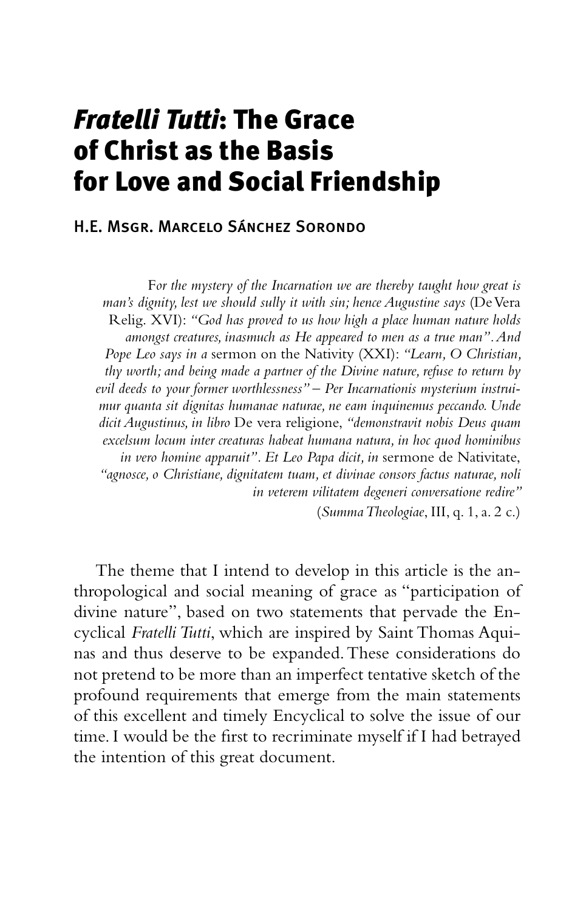# *Fratelli Tutti*: The Grace of Christ as the Basis for Love and Social Friendship

H.E. Msgr. Marcelo Sánchez Sorondo

> *For the mystery of the Incarnation we are thereby taught how great is man's dignity, lest we should sully it with sin; hence Augustine says* (De Vera Relig. XVI): *"God has proved to us how high a place human nature holds amongst creatures, inasmuch as He appeared to men as a true man". And Pope Leo says in a* sermon on the Nativity (XXI): *"Learn, O Christian, thy worth; and being made a partner of the Divine nature, refuse to return by evil deeds to your former worthlessness" – Per Incarnationis mysterium instruimur quanta sit dignitas humanae naturae, ne eam inquinemus peccando. Unde dicit Augustinus, in libro* De vera religione, *"demonstravit nobis Deus quam excelsum locum inter creaturas habeat humana natura, in hoc quod hominibus in vero homine apparuit". Et Leo Papa dicit, in* sermone de Nativitate, *"agnosce, o Christiane, dignitatem tuam, et divinae consors factus naturae, noli in veterem vilitatem degeneri conversatione redire"*
>
> (*Summa Theologiae*, III, q. 1, a. 2 c.)

The theme that I intend to develop in this article is the anthropological and social meaning of grace as "participation of divine nature", based on two statements that pervade the Encyclical *Fratelli Tutti*, which are inspired by Saint Thomas Aquinas and thus deserve to be expanded. These considerations do not pretend to be more than an imperfect tentative sketch of the profound requirements that emerge from the main statements of this excellent and timely Encyclical to solve the issue of our time. I would be the first to recriminate myself if I had betrayed the intention of this great document.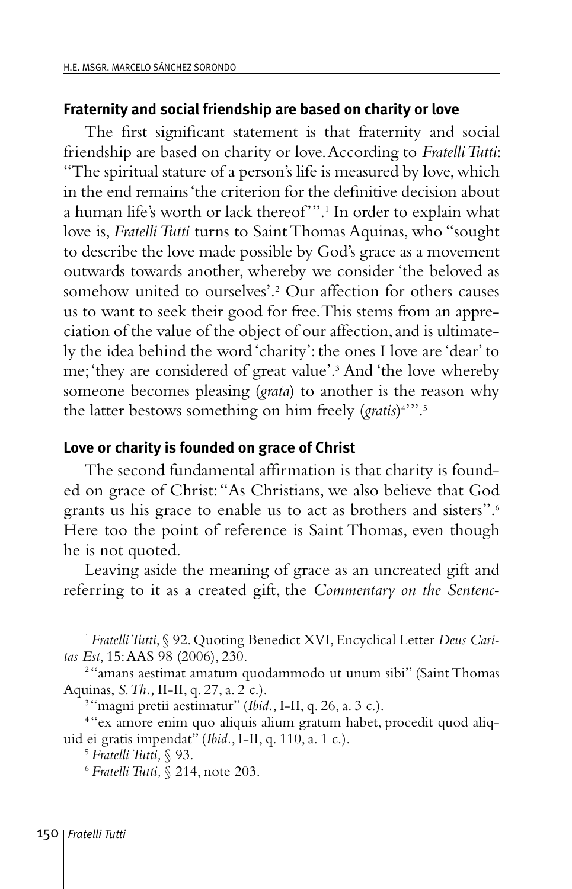## Fraternity and social friendship are based on charity or love

The first significant statement is that fraternity and social friendship are based on charity or love. According to *Fratelli Tutti*: "The spiritual stature of a person's life is measured by love, which in the end remains 'the criterion for the definitive decision about a human life's worth or lack thereof'".[1] In order to explain what love is, *Fratelli Tutti* turns to Saint Thomas Aquinas, who "sought to describe the love made possible by God's grace as a movement outwards towards another, whereby we consider 'the beloved as somehow united to ourselves'.[2] Our affection for others causes us to want to seek their good for free. This stems from an appreciation of the value of the object of our affection, and is ultimately the idea behind the word 'charity': the ones I love are 'dear' to me; 'they are considered of great value'.[3] And 'the love whereby someone becomes pleasing (*grata*) to another is the reason why the latter bestows something on him freely (*gratis*)[4]'".[5]

## Love or charity is founded on grace of Christ

The second fundamental affirmation is that charity is founded on grace of Christ: "As Christians, we also believe that God grants us his grace to enable us to act as brothers and sisters".[6] Here too the point of reference is Saint Thomas, even though he is not quoted.

Leaving aside the meaning of grace as an uncreated gift and referring to it as a created gift, the *Commentary on the Sentenc-*

---

[1] *Fratelli Tutti*, § 92. Quoting Benedict XVI, Encyclical Letter *Deus Caritas Est*, 15: AAS 98 (2006), 230.

[2] "amans aestimat amatum quodammodo ut unum sibi" (Saint Thomas Aquinas, *S. Th.,* II-II, q. 27, a. 2 c.).

[3] "magni pretii aestimatur" (*Ibid.*, I-II, q. 26, a. 3 c.).

[4] "ex amore enim quo aliquis alium gratum habet, procedit quod aliquid ei gratis impendat" (*Ibid.*, I-II, q. 110, a. 1 c.).

[5] *Fratelli Tutti,* § 93.

[6] *Fratelli Tutti,* § 214, note 203.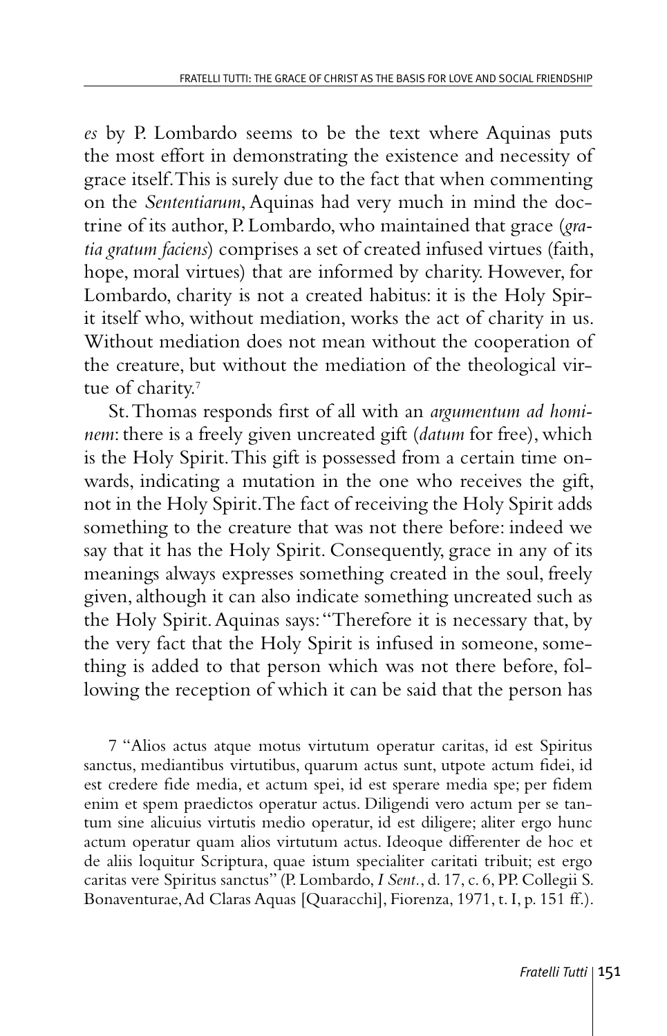*es* by P. Lombardo seems to be the text where Aquinas puts the most effort in demonstrating the existence and necessity of grace itself. This is surely due to the fact that when commenting on the *Sententiarum*, Aquinas had very much in mind the doctrine of its author, P. Lombardo, who maintained that grace (*gratia gratum faciens*) comprises a set of created infused virtues (faith, hope, moral virtues) that are informed by charity. However, for Lombardo, charity is not a created habitus: it is the Holy Spirit itself who, without mediation, works the act of charity in us. Without mediation does not mean without the cooperation of the creature, but without the mediation of the theological virtue of charity.[7]

St. Thomas responds first of all with an *argumentum ad hominem*: there is a freely given uncreated gift (*datum* for free), which is the Holy Spirit. This gift is possessed from a certain time onwards, indicating a mutation in the one who receives the gift, not in the Holy Spirit. The fact of receiving the Holy Spirit adds something to the creature that was not there before: indeed we say that it has the Holy Spirit. Consequently, grace in any of its meanings always expresses something created in the soul, freely given, although it can also indicate something uncreated such as the Holy Spirit. Aquinas says: "Therefore it is necessary that, by the very fact that the Holy Spirit is infused in someone, something is added to that person which was not there before, following the reception of which it can be said that the person has

7 "Alios actus atque motus virtutum operatur caritas, id est Spiritus sanctus, mediantibus virtutibus, quarum actus sunt, utpote actum fidei, id est credere fide media, et actum spei, id est sperare media spe; per fidem enim et spem praedictos operatur actus. Diligendi vero actum per se tantum sine alicuius virtutis medio operatur, id est diligere; aliter ergo hunc actum operatur quam alios virtutum actus. Ideoque differenter de hoc et de aliis loquitur Scriptura, quae istum specialiter caritati tribuit; est ergo caritas vere Spiritus sanctus" (P. Lombardo, *I Sent.*, d. 17, c. 6, PP. Collegii S. Bonaventurae, Ad Claras Aquas [Quaracchi], Fiorenza, 1971, t. I, p. 151 ff.).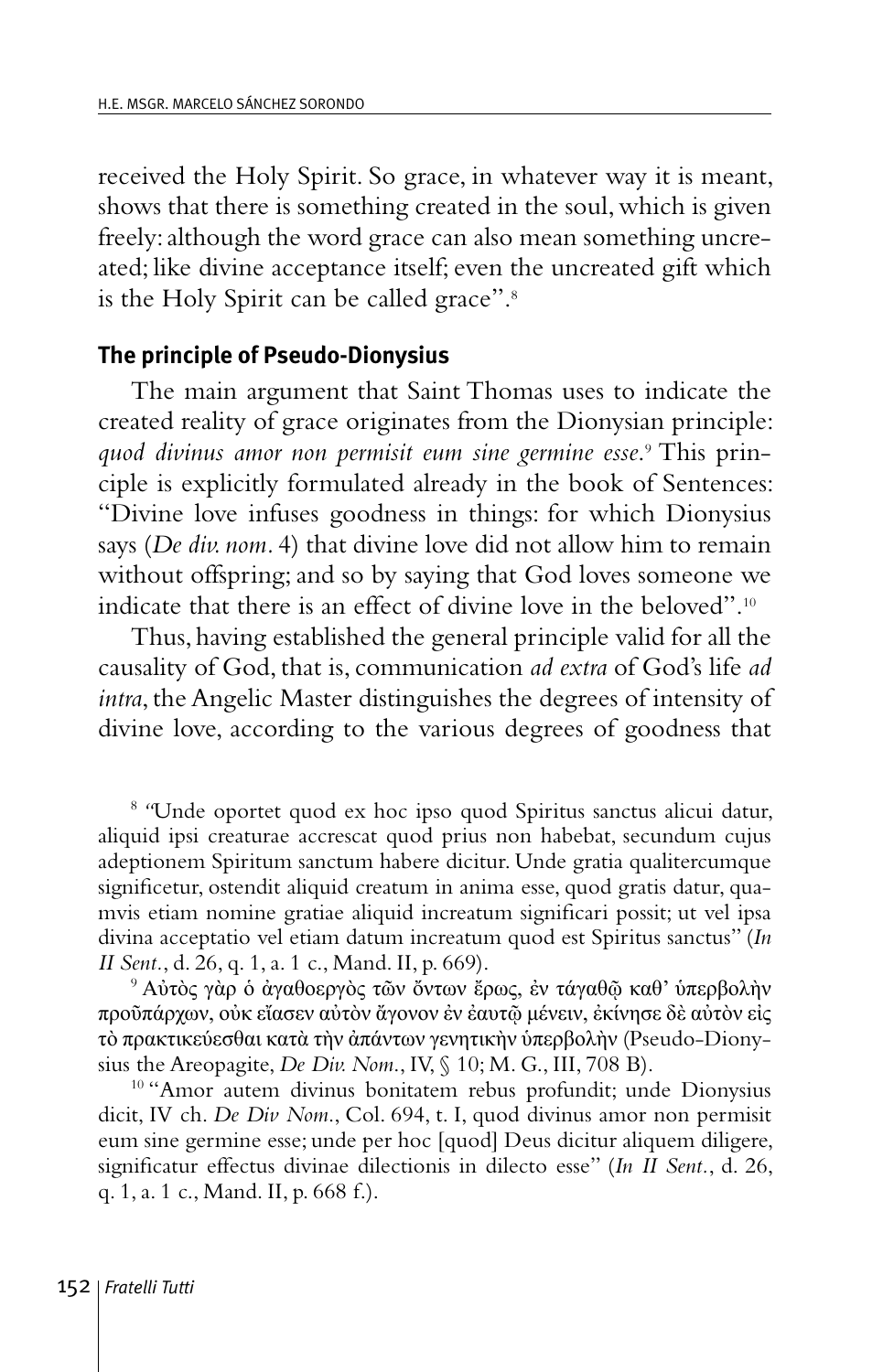received the Holy Spirit. So grace, in whatever way it is meant, shows that there is something created in the soul, which is given freely: although the word grace can also mean something uncreated; like divine acceptance itself; even the uncreated gift which is the Holy Spirit can be called grace".[8]

### The principle of Pseudo-Dionysius

The main argument that Saint Thomas uses to indicate the created reality of grace originates from the Dionysian principle: *quod divinus amor non permisit eum sine germine esse*.[9] This principle is explicitly formulated already in the book of Sentences: "Divine love infuses goodness in things: for which Dionysius says (*De div. nom*. 4) that divine love did not allow him to remain without offspring; and so by saying that God loves someone we indicate that there is an effect of divine love in the beloved".[10]

Thus, having established the general principle valid for all the causality of God, that is, communication *ad extra* of God's life *ad intra*, the Angelic Master distinguishes the degrees of intensity of divine love, according to the various degrees of goodness that

---

[8] "Unde oportet quod ex hoc ipso quod Spiritus sanctus alicui datur, aliquid ipsi creaturae accrescat quod prius non habebat, secundum cujus adeptionem Spiritum sanctum habere dicitur. Unde gratia qualitercumque significetur, ostendit aliquid creatum in anima esse, quod gratis datur, quamvis etiam nomine gratiae aliquid increatum significari possit; ut vel ipsa divina acceptatio vel etiam datum increatum quod est Spiritus sanctus" (*In II Sent.*, d. 26, q. 1, a. 1 c., Mand. II, p. 669).

[9] Αὐτὸς γὰρ ὁ ἀγαθοεργὸς τῶν ὄντων ἔρως, ἐν τἀγαθῷ καθ' ὑπερβολὴν προϋπάρχων, οὐκ εἴασεν αὐτὸν ἄγονον ἐν ἑαυτῷ μένειν, ἐκίνησε δὲ αὐτὸν εἰς τὸ πρακτικεύεσθαι κατὰ τὴν ἀπάντων γενητικὴν ὑπερβολὴν (Pseudo-Dionysius the Areopagite, *De Div. Nom.*, IV, § 10; M. G., III, 708 B).

[10] "Amor autem divinus bonitatem rebus profundit; unde Dionysius dicit, IV ch. *De Div Nom.*, Col. 694, t. I, quod divinus amor non permisit eum sine germine esse; unde per hoc [quod] Deus dicitur aliquem diligere, significatur effectus divinae dilectionis in dilecto esse" (*In II Sent.*, d. 26, q. 1, a. 1 c., Mand. II, p. 668 f.).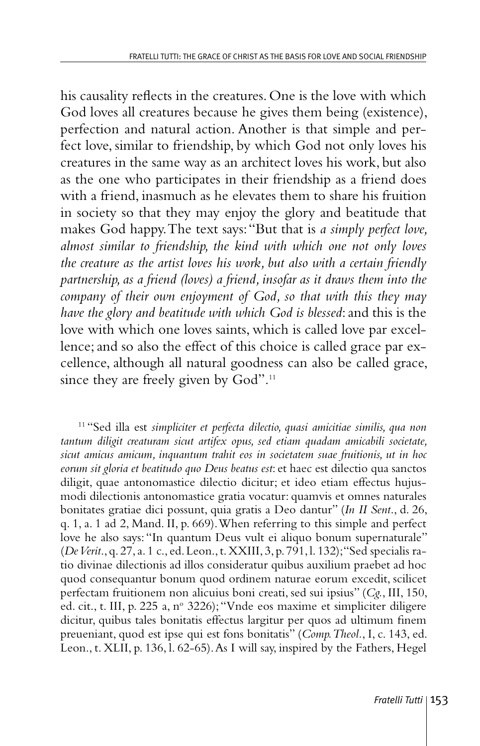his causality reflects in the creatures. One is the love with which God loves all creatures because he gives them being (existence), perfection and natural action. Another is that simple and perfect love, similar to friendship, by which God not only loves his creatures in the same way as an architect loves his work, but also as the one who participates in their friendship as a friend does with a friend, inasmuch as he elevates them to share his fruition in society so that they may enjoy the glory and beatitude that makes God happy. The text says: "But that is *a simply perfect love, almost similar to friendship, the kind with which one not only loves the creature as the artist loves his work, but also with a certain friendly partnership, as a friend (loves) a friend, insofar as it draws them into the company of their own enjoyment of God, so that with this they may have the glory and beatitude with which God is blessed*: and this is the love with which one loves saints, which is called love par excellence; and so also the effect of this choice is called grace par excellence, although all natural goodness can also be called grace, since they are freely given by God".[11]

[11] "Sed illa est *simpliciter et perfecta dilectio, quasi amicitiae similis, qua non tantum diligit creaturam sicut artifex opus, sed etiam quadam amicabili societate, sicut amicus amicum, inquantum trahit eos in societatem suae fruitionis, ut in hoc eorum sit gloria et beatitudo quo Deus beatus est*: et haec est dilectio qua sanctos diligit, quae antonomastice dilectio dicitur; et ideo etiam effectus hujusmodi dilectionis antonomastice gratia vocatur: quamvis et omnes naturales bonitates gratiae dici possunt, quia gratis a Deo dantur" (*In II Sent.*, d. 26, q. 1, a. 1 ad 2, Mand. II, p. 669). When referring to this simple and perfect love he also says: "In quantum Deus vult ei aliquo bonum supernaturale" (*De Verit.*, q. 27, a. 1 c., ed. Leon., t. XXIII, 3, p. 791, l. 132); "Sed specialis ratio divinae dilectionis ad illos consideratur quibus auxilium praebet ad hoc quod consequantur bonum quod ordinem naturae eorum excedit, scilicet perfectam fruitionem non alicuius boni creati, sed sui ipsius" (*Cg.*, III, 150, ed. cit., t. III, p. 225 a, nº 3226); "Vnde eos maxime et simpliciter diligere dicitur, quibus tales bonitatis effectus largitur per quos ad ultimum finem preueniant, quod est ipse qui est fons bonitatis" (*Comp. Theol.*, I, c. 143, ed. Leon., t. XLII, p. 136, l. 62-65). As I will say, inspired by the Fathers, Hegel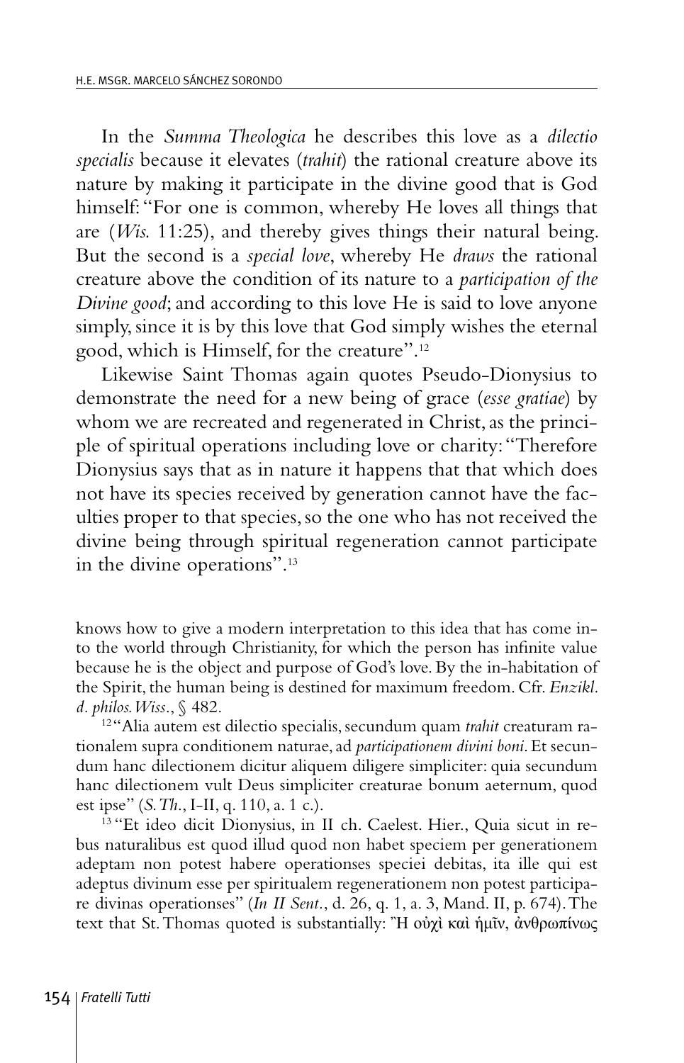In the *Summa Theologica* he describes this love as a *dilectio specialis* because it elevates (*trahit*) the rational creature above its nature by making it participate in the divine good that is God himself: "For one is common, whereby He loves all things that are (*Wis.* 11:25), and thereby gives things their natural being. But the second is a *special love*, whereby He *draws* the rational creature above the condition of its nature to a *participation of the Divine good*; and according to this love He is said to love anyone simply, since it is by this love that God simply wishes the eternal good, which is Himself, for the creature".[12]

Likewise Saint Thomas again quotes Pseudo-Dionysius to demonstrate the need for a new being of grace (*esse gratiae*) by whom we are recreated and regenerated in Christ, as the principle of spiritual operations including love or charity: "Therefore Dionysius says that as in nature it happens that that which does not have its species received by generation cannot have the faculties proper to that species, so the one who has not received the divine being through spiritual regeneration cannot participate in the divine operations".[13]

knows how to give a modern interpretation to this idea that has come into the world through Christianity, for which the person has infinite value because he is the object and purpose of God's love. By the in-habitation of the Spirit, the human being is destined for maximum freedom. Cfr. *Enzikl. d. philos. Wiss.*, § 482.

[12] "Alia autem est dilectio specialis, secundum quam *trahit* creaturam rationalem supra conditionem naturae, ad *participationem divini boni*. Et secundum hanc dilectionem dicitur aliquem diligere simpliciter: quia secundum hanc dilectionem vult Deus simpliciter creaturae bonum aeternum, quod est ipse" (*S. Th.*, I-II, q. 110, a. 1 c.).

[13] "Et ideo dicit Dionysius, in II ch. Caelest. Hier., Quia sicut in rebus naturalibus est quod illud quod non habet speciem per generationem adeptam non potest habere operationses speciei debitas, ita ille qui est adeptus divinum esse per spiritualem regenerationem non potest participare divinas operationses" (*In II Sent.*, d. 26, q. 1, a. 3, Mand. II, p. 674). The text that St. Thomas quoted is substantially: Ἢ οὐχὶ καὶ ἡμῖν, ἀνθρωπίνως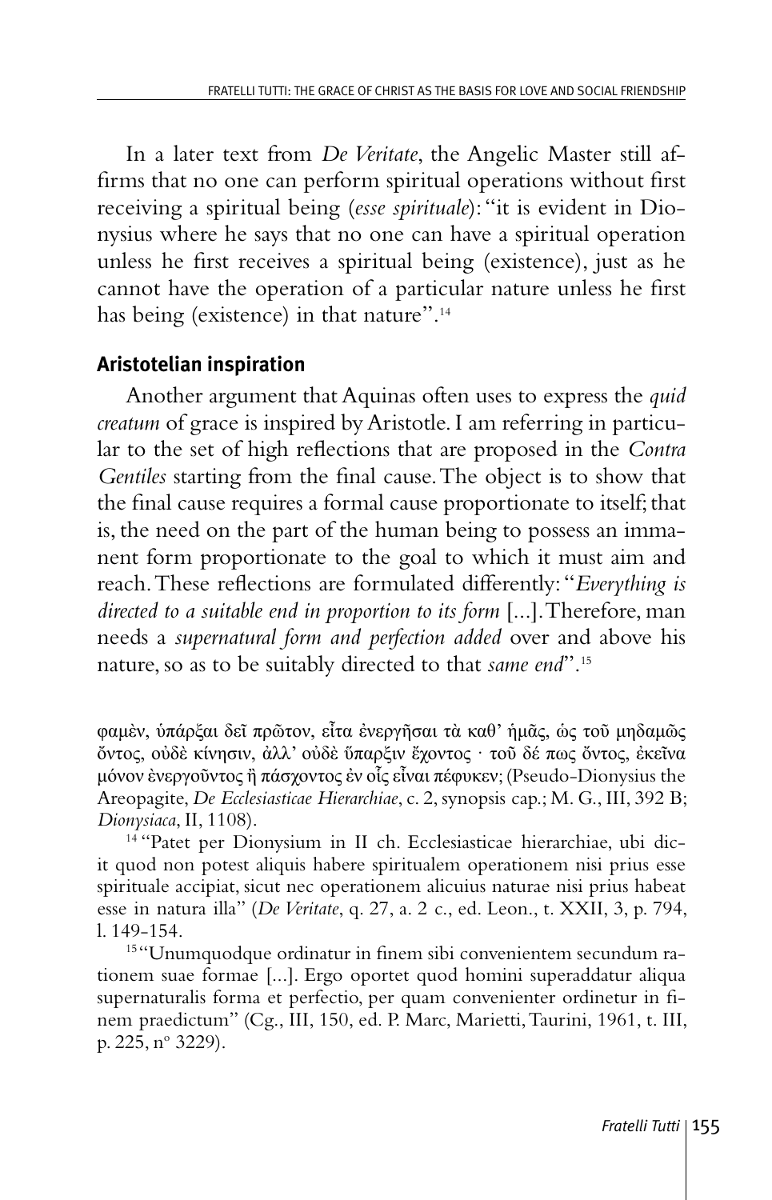In a later text from *De Veritate*, the Angelic Master still affirms that no one can perform spiritual operations without first receiving a spiritual being (*esse spirituale*): "it is evident in Dionysius where he says that no one can have a spiritual operation unless he first receives a spiritual being (existence), just as he cannot have the operation of a particular nature unless he first has being (existence) in that nature".[14]

## Aristotelian inspiration

Another argument that Aquinas often uses to express the *quid creatum* of grace is inspired by Aristotle. I am referring in particular to the set of high reflections that are proposed in the *Contra Gentiles* starting from the final cause. The object is to show that the final cause requires a formal cause proportionate to itself; that is, the need on the part of the human being to possess an immanent form proportionate to the goal to which it must aim and reach. These reflections are formulated differently: "*Everything is directed to a suitable end in proportion to its form* [...]. Therefore, man needs a *supernatural form and perfection added* over and above his nature, so as to be suitably directed to that *same end*".[15]

φαμὲν, ὑπάρξαι δεῖ πρῶτον, εἶτα ἐνεργῆσαι τὰ καθ' ἡμᾶς, ὡς τοῦ μηδαμῶς ὄντος, οὐδὲ κίνησιν, ἀλλ' οὐδὲ ὕπαρξιν ἔχοντος · τοῦ δέ πως ὄντος, ἐκεῖνα μόνον ἐνεργοῦντος ἢ πάσχοντος ἐν οἷς εἶναι πέφυκεν; (Pseudo-Dionysius the Areopagite, *De Ecclesiasticae Hierarchiae*, c. 2, synopsis cap.; M. G., III, 392 B; *Dionysiaca*, II, 1108).

[14] "Patet per Dionysium in II ch. Ecclesiasticae hierarchiae, ubi dicit quod non potest aliquis habere spiritualem operationem nisi prius esse spirituale accipiat, sicut nec operationem alicuius naturae nisi prius habeat esse in natura illa" (*De Veritate*, q. 27, a. 2 c., ed. Leon., t. XXII, 3, p. 794, l. 149-154.

[15] "Unumquodque ordinatur in finem sibi convenientem secundum rationem suae formae [...]. Ergo oportet quod homini superaddatur aliqua supernaturalis forma et perfectio, per quam convenienter ordinetur in finem praedictum" (Cg., III, 150, ed. P. Marc, Marietti, Taurini, 1961, t. III, p. 225, nº 3229).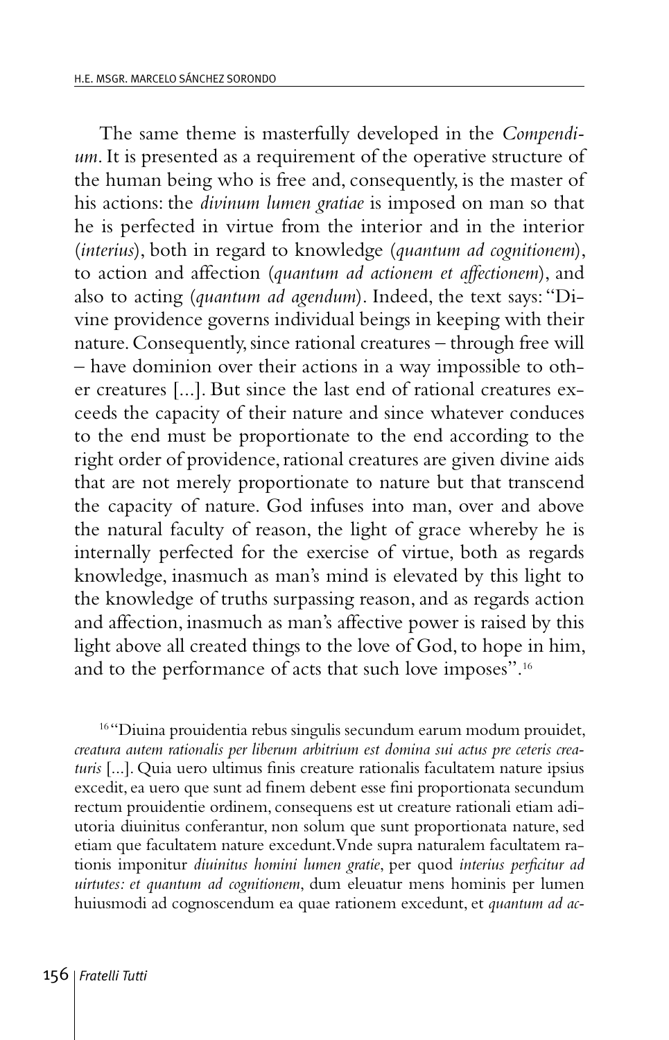The same theme is masterfully developed in the *Compendium*. It is presented as a requirement of the operative structure of the human being who is free and, consequently, is the master of his actions: the *divinum lumen gratiae* is imposed on man so that he is perfected in virtue from the interior and in the interior (*interius*), both in regard to knowledge (*quantum ad cognitionem*), to action and affection (*quantum ad actionem et affectionem*), and also to acting (*quantum ad agendum*). Indeed, the text says: "Divine providence governs individual beings in keeping with their nature. Consequently, since rational creatures – through free will – have dominion over their actions in a way impossible to other creatures [...]. But since the last end of rational creatures exceeds the capacity of their nature and since whatever conduces to the end must be proportionate to the end according to the right order of providence, rational creatures are given divine aids that are not merely proportionate to nature but that transcend the capacity of nature. God infuses into man, over and above the natural faculty of reason, the light of grace whereby he is internally perfected for the exercise of virtue, both as regards knowledge, inasmuch as man's mind is elevated by this light to the knowledge of truths surpassing reason, and as regards action and affection, inasmuch as man's affective power is raised by this light above all created things to the love of God, to hope in him, and to the performance of acts that such love imposes".[16]

[16] "Diuina prouidentia rebus singulis secundum earum modum prouidet, *creatura autem rationalis per liberum arbitrium est domina sui actus pre ceteris creaturis* [...]. Quia uero ultimus finis creature rationalis facultatem nature ipsius excedit, ea uero que sunt ad finem debent esse fini proportionata secundum rectum prouidentie ordinem, consequens est ut creature rationali etiam adiutoria diuinitus conferantur, non solum que sunt proportionata nature, sed etiam que facultatem nature excedunt. Vnde supra naturalem facultatem rationis imponitur *diuinitus homini lumen gratie*, per quod *interius perficitur ad uirtutes: et quantum ad cognitionem*, dum eleuatur mens hominis per lumen huiusmodi ad cognoscendum ea quae rationem excedunt, et *quantum ad ac-*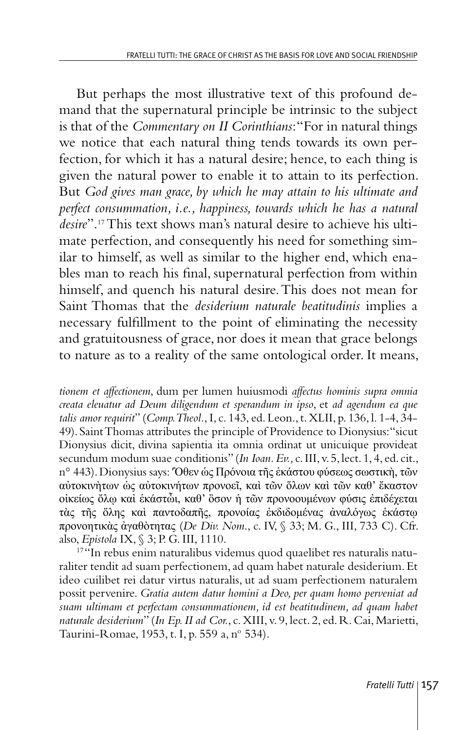But perhaps the most illustrative text of this profound demand that the supernatural principle be intrinsic to the subject is that of the *Commentary on II Corinthians*: "For in natural things we notice that each natural thing tends towards its own perfection, for which it has a natural desire; hence, to each thing is given the natural power to enable it to attain to its perfection. But *God gives man grace, by which he may attain to his ultimate and perfect consummation, i.e., happiness, towards which he has a natural desire*".[17] This text shows man's natural desire to achieve his ultimate perfection, and consequently his need for something similar to himself, as well as similar to the higher end, which enables man to reach his final, supernatural perfection from within himself, and quench his natural desire. This does not mean for Saint Thomas that the *desiderium naturale beatitudinis* implies a necessary fulfillment to the point of eliminating the necessity and gratuitousness of grace, nor does it mean that grace belongs to nature as to a reality of the same ontological order. It means,

*tionem et affectionem*, dum per lumen huiusmodi *affectus hominis supra omnia creata eleuatur ad Deum diligendum et sperandum in ipso*, et *ad agendum ea que talis amor requirit*" (*Comp. Theol.*, I, c. 143, ed. Leon., t. XLII, p. 136, l. 1-4, 34-49). Saint Thomas attributes the principle of Providence to Dionysius: "sicut Dionysius dicit, divina sapientia ita omnia ordinat ut unicuique provideat secundum modum suae conditionis" (*In Ioan. Ev.,* c. III, v. 5, lect. 1, 4, ed. cit., n° 443). Dionysius says: Ὅθεν ὡς Πρόνοια τῆς ἑκάστου φύσεως σωστικὴ, τῶν αὐτοκινὴτων ὡς αὐτοκινήτων προνοεῖ, καὶ τῶν ὅλων καὶ τῶν καθ' ἕκαστον οἰκείως ὅλῳ καὶ ἑκάστῷι, καθ' ὅσον ἡ τῶν προνοουμένων φύσις ἐπιδέχεται τὰς τῆς ὅλης καὶ παντοδαπῆς, προνοίας ἐκδιδομένας ἀναλόγως ἑκάστῳ προνοητικὰς ἀγαθὸτητας (*De Div. Nom.*, c. IV, § 33; M. G., III, 733 C). Cfr. also, *Epistola* IX, § 3; P. G. III, 1110.

[17] "In rebus enim naturalibus videmus quod quaelibet res naturalis naturaliter tendit ad suam perfectionem, ad quam habet naturale desiderium. Et ideo cuilibet rei datur virtus naturalis, ut ad suam perfectionem naturalem possit pervenire. *Gratia autem datur homini a Deo, per quam homo perveniat ad suam ultimam et perfectam consummationem, id est beatitudinem, ad quam habet naturale desiderium*" (*In Ep. II ad Cor.*, c. XIII, v. 9, lect. 2, ed. R. Cai, Marietti, Taurini-Romae, 1953, t. I, p. 559 a, nº 534).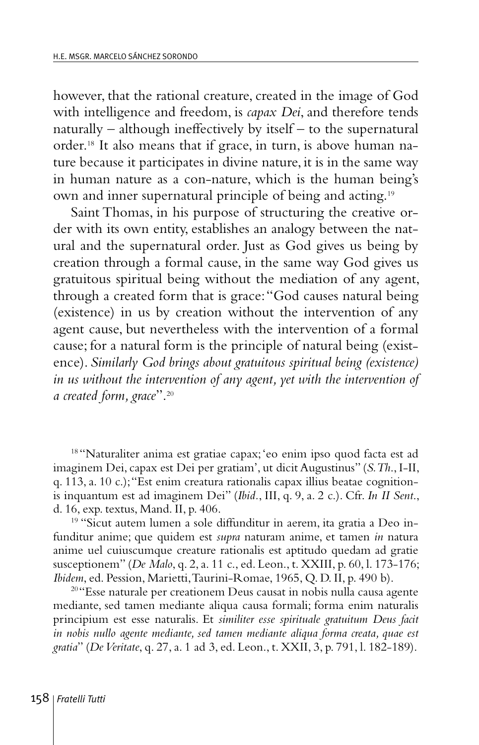however, that the rational creature, created in the image of God with intelligence and freedom, is *capax Dei*, and therefore tends naturally – although ineffectively by itself – to the supernatural order.[18] It also means that if grace, in turn, is above human nature because it participates in divine nature, it is in the same way in human nature as a con-nature, which is the human being's own and inner supernatural principle of being and acting.[19]

Saint Thomas, in his purpose of structuring the creative order with its own entity, establishes an analogy between the natural and the supernatural order. Just as God gives us being by creation through a formal cause, in the same way God gives us gratuitous spiritual being without the mediation of any agent, through a created form that is grace: "God causes natural being (existence) in us by creation without the intervention of any agent cause, but nevertheless with the intervention of a formal cause; for a natural form is the principle of natural being (existence). *Similarly God brings about gratuitous spiritual being (existence) in us without the intervention of any agent, yet with the intervention of a created form, grace*".[20]

---

[18] "Naturaliter anima est gratiae capax; 'eo enim ipso quod facta est ad imaginem Dei, capax est Dei per gratiam', ut dicit Augustinus" (*S. Th.*, I-II, q. 113, a. 10 c.); "Est enim creatura rationalis capax illius beatae cognitionis inquantum est ad imaginem Dei" (*Ibid.*, III, q. 9, a. 2 c.). Cfr. *In II Sent.*, d. 16, exp. textus, Mand. II, p. 406.

[19] "Sicut autem lumen a sole diffunditur in aerem, ita gratia a Deo infunditur anime; que quidem est *supra* naturam anime, et tamen *in* natura anime uel cuiuscumque creature rationalis est aptitudo quedam ad gratie susceptionem" (*De Malo*, q. 2, a. 11 c., ed. Leon., t. XXIII, p. 60, l. 173-176; *Ibidem*, ed. Pession, Marietti, Taurini-Romae, 1965, Q. D. II, p. 490 b).

[20] "Esse naturale per creationem Deus causat in nobis nulla causa agente mediante, sed tamen mediante aliqua causa formali; forma enim naturalis principium est esse naturalis. Et *similiter esse spirituale gratuitum Deus facit in nobis nullo agente mediante, sed tamen mediante aliqua forma creata, quae est gratia*" (*De Veritate*, q. 27, a. 1 ad 3, ed. Leon., t. XXII, 3, p. 791, l. 182-189).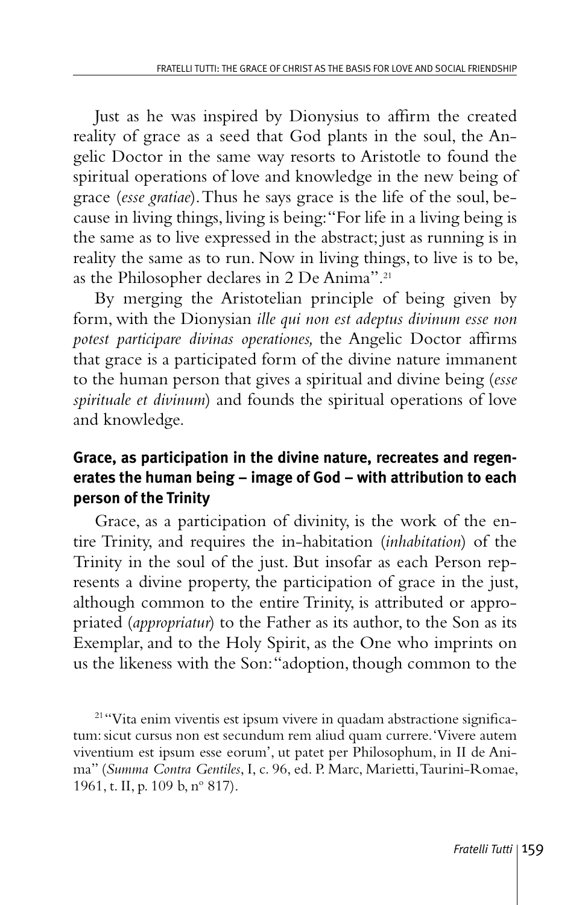Just as he was inspired by Dionysius to affirm the created reality of grace as a seed that God plants in the soul, the Angelic Doctor in the same way resorts to Aristotle to found the spiritual operations of love and knowledge in the new being of grace (*esse gratiae*). Thus he says grace is the life of the soul, because in living things, living is being: "For life in a living being is the same as to live expressed in the abstract; just as running is in reality the same as to run. Now in living things, to live is to be, as the Philosopher declares in 2 De Anima".[21]

By merging the Aristotelian principle of being given by form, with the Dionysian *ille qui non est adeptus divinum esse non potest participare divinas operationes,* the Angelic Doctor affirms that grace is a participated form of the divine nature immanent to the human person that gives a spiritual and divine being (*esse spirituale et divinum*) and founds the spiritual operations of love and knowledge.

## Grace, as participation in the divine nature, recreates and regenerates the human being – image of God – with attribution to each person of the Trinity

Grace, as a participation of divinity, is the work of the entire Trinity, and requires the in-habitation (*inhabitation*) of the Trinity in the soul of the just. But insofar as each Person represents a divine property, the participation of grace in the just, although common to the entire Trinity, is attributed or appropriated (*appropriatur*) to the Father as its author, to the Son as its Exemplar, and to the Holy Spirit, as the One who imprints on us the likeness with the Son: "adoption, though common to the

[21] "Vita enim viventis est ipsum vivere in quadam abstractione significatum: sicut cursus non est secundum rem aliud quam currere. 'Vivere autem viventium est ipsum esse eorum', ut patet per Philosophum, in II de Anima" (*Summa Contra Gentiles*, I, c. 96, ed. P. Marc, Marietti, Taurini-Romae, 1961, t. II, p. 109 b, nº 817).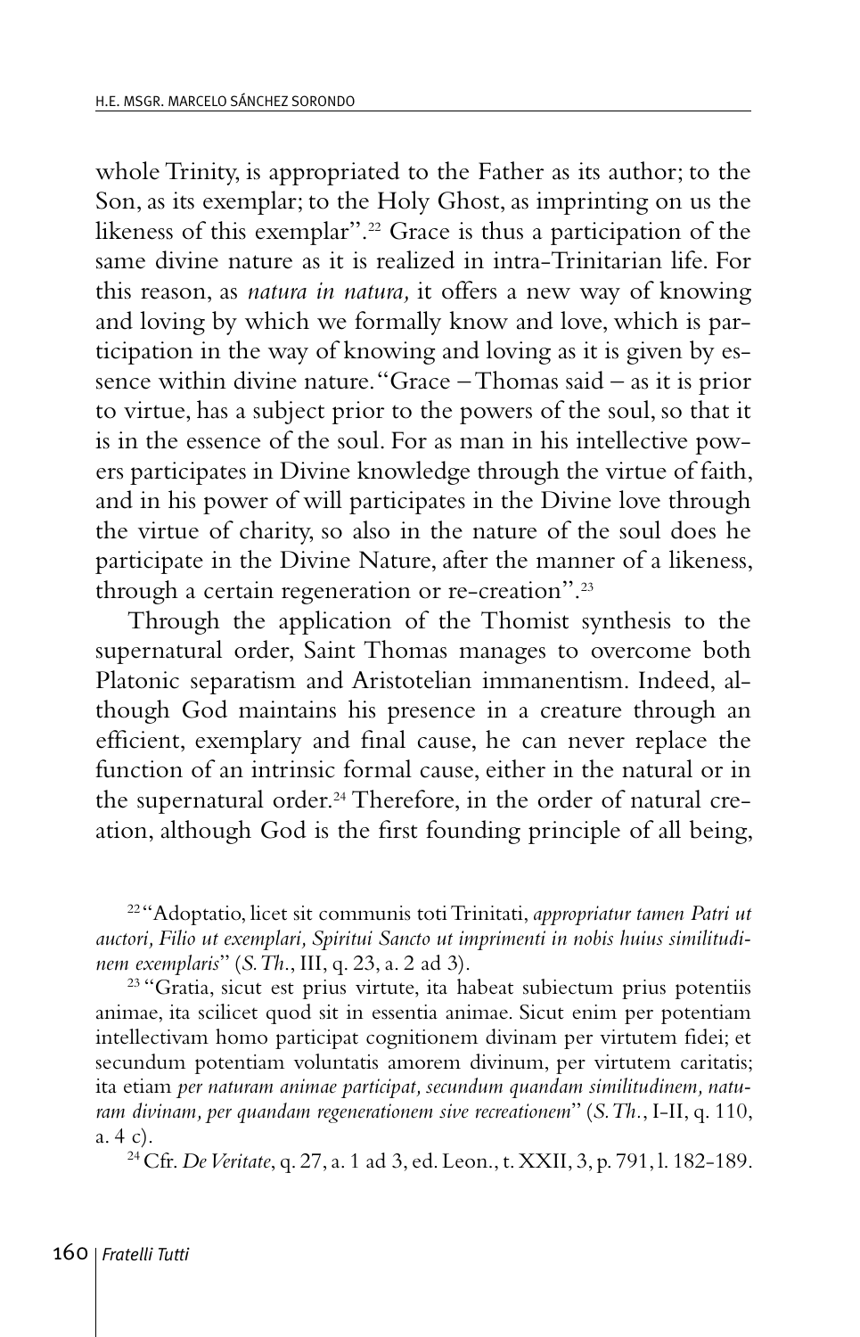whole Trinity, is appropriated to the Father as its author; to the Son, as its exemplar; to the Holy Ghost, as imprinting on us the likeness of this exemplar".[22] Grace is thus a participation of the same divine nature as it is realized in intra-Trinitarian life. For this reason, as *natura in natura,* it offers a new way of knowing and loving by which we formally know and love, which is participation in the way of knowing and loving as it is given by essence within divine nature. "Grace – Thomas said – as it is prior to virtue, has a subject prior to the powers of the soul, so that it is in the essence of the soul. For as man in his intellective powers participates in Divine knowledge through the virtue of faith, and in his power of will participates in the Divine love through the virtue of charity, so also in the nature of the soul does he participate in the Divine Nature, after the manner of a likeness, through a certain regeneration or re-creation".[23]

Through the application of the Thomist synthesis to the supernatural order, Saint Thomas manages to overcome both Platonic separatism and Aristotelian immanentism. Indeed, although God maintains his presence in a creature through an efficient, exemplary and final cause, he can never replace the function of an intrinsic formal cause, either in the natural or in the supernatural order.[24] Therefore, in the order of natural creation, although God is the first founding principle of all being,

---

[22] "Adoptatio, licet sit communis toti Trinitati, *appropriatur tamen Patri ut auctori, Filio ut exemplari, Spiritui Sancto ut imprimenti in nobis huius similitudinem exemplaris*" (*S. Th.*, III, q. 23, a. 2 ad 3).

[23] "Gratia, sicut est prius virtute, ita habeat subiectum prius potentiis animae, ita scilicet quod sit in essentia animae. Sicut enim per potentiam intellectivam homo participat cognitionem divinam per virtutem fidei; et secundum potentiam voluntatis amorem divinum, per virtutem caritatis; ita etiam *per naturam animae participat, secundum quandam similitudinem, naturam divinam, per quandam regenerationem sive recreationem*" (*S. Th.*, I-II, q. 110, a. 4 c).

[24] Cfr. *De Veritate*, q. 27, a. 1 ad 3, ed. Leon., t. XXII, 3, p. 791, l. 182-189.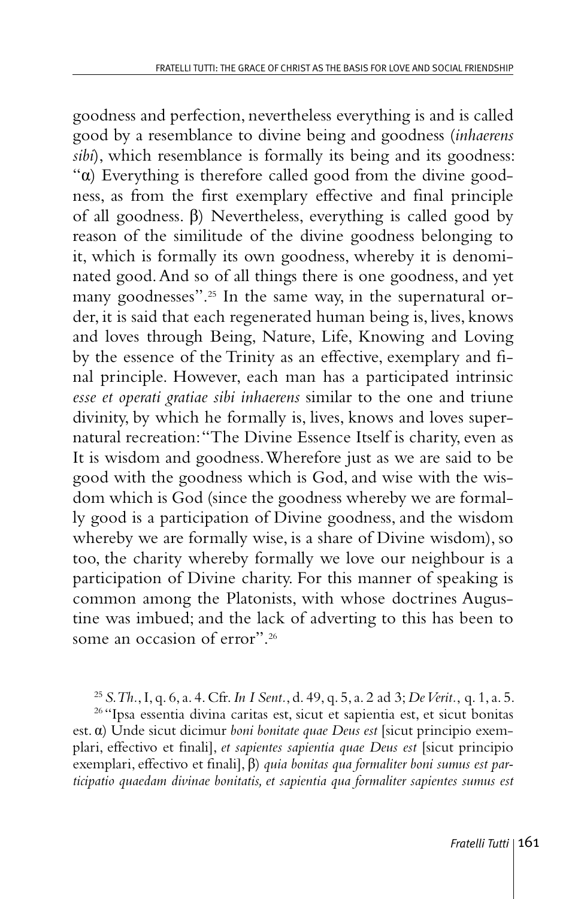goodness and perfection, nevertheless everything is and is called good by a resemblance to divine being and goodness (*inhaerens sibi*), which resemblance is formally its being and its goodness: "α) Everything is therefore called good from the divine goodness, as from the first exemplary effective and final principle of all goodness. β) Nevertheless, everything is called good by reason of the similitude of the divine goodness belonging to it, which is formally its own goodness, whereby it is denominated good. And so of all things there is one goodness, and yet many goodnesses".[25] In the same way, in the supernatural order, it is said that each regenerated human being is, lives, knows and loves through Being, Nature, Life, Knowing and Loving by the essence of the Trinity as an effective, exemplary and final principle. However, each man has a participated intrinsic *esse et operati gratiae sibi inhaerens* similar to the one and triune divinity, by which he formally is, lives, knows and loves supernatural recreation: "The Divine Essence Itself is charity, even as It is wisdom and goodness. Wherefore just as we are said to be good with the goodness which is God, and wise with the wisdom which is God (since the goodness whereby we are formally good is a participation of Divine goodness, and the wisdom whereby we are formally wise, is a share of Divine wisdom), so too, the charity whereby formally we love our neighbour is a participation of Divine charity. For this manner of speaking is common among the Platonists, with whose doctrines Augustine was imbued; and the lack of adverting to this has been to some an occasion of error".[26]

---

[25] *S. Th.*, I, q. 6, a. 4. Cfr. *In I Sent.*, d. 49, q. 5, a. 2 ad 3; *De Verit.*, q. 1, a. 5.

[26] "Ipsa essentia divina caritas est, sicut et sapientia est, et sicut bonitas est. α) Unde sicut dicimur *boni bonitate quae Deus est* [sicut principio exemplari, effectivo et finali], *et sapientes sapientia quae Deus est* [sicut principio exemplari, effectivo et finali], β) *quia bonitas qua formaliter boni sumus est participatio quaedam divinae bonitatis, et sapientia qua formaliter sapientes sumus est*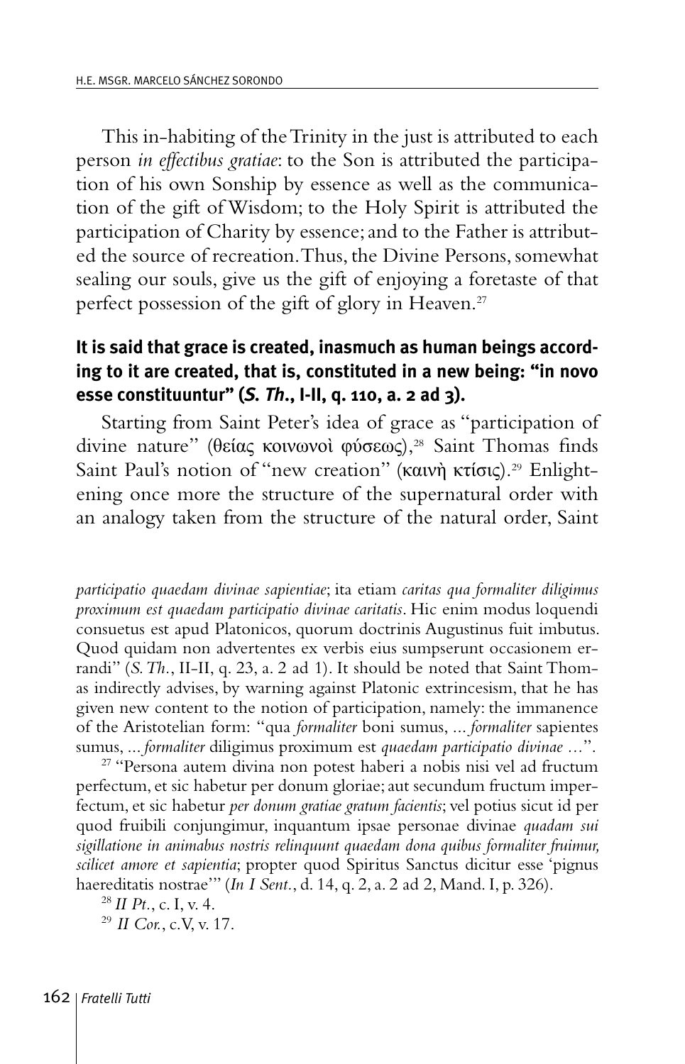This in-habiting of the Trinity in the just is attributed to each person *in effectibus gratiae*: to the Son is attributed the participation of his own Sonship by essence as well as the communication of the gift of Wisdom; to the Holy Spirit is attributed the participation of Charity by essence; and to the Father is attributed the source of recreation. Thus, the Divine Persons, somewhat sealing our souls, give us the gift of enjoying a foretaste of that perfect possession of the gift of glory in Heaven.[27]

### It is said that grace is created, inasmuch as human beings according to it are created, that is, constituted in a new being: "in novo esse constituuntur" (*S. Th.*, I-II, q. 110, a. 2 ad 3).

Starting from Saint Peter's idea of grace as "participation of divine nature" (θείας κοινωνοὶ φύσεως),[28] Saint Thomas finds Saint Paul's notion of "new creation" (καινὴ κτίσις).[29] Enlightening once more the structure of the supernatural order with an analogy taken from the structure of the natural order, Saint

---

*participatio quaedam divinae sapientiae*; ita etiam *caritas qua formaliter diligimus proximum est quaedam participatio divinae caritatis*. Hic enim modus loquendi consuetus est apud Platonicos, quorum doctrinis Augustinus fuit imbutus. Quod quidam non advertentes ex verbis eius sumpserunt occasionem errandi" (*S. Th.*, II-II, q. 23, a. 2 ad 1). It should be noted that Saint Thomas indirectly advises, by warning against Platonic extrincesism, that he has given new content to the notion of participation, namely: the immanence of the Aristotelian form: "qua *formaliter* boni sumus, ... *formaliter* sapientes sumus, ... *formaliter* diligimus proximum est *quaedam participatio divinae* ...".

[27] "Persona autem divina non potest haberi a nobis nisi vel ad fructum perfectum, et sic habetur per donum gloriae; aut secundum fructum imperfectum, et sic habetur *per donum gratiae gratum facientis*; vel potius sicut id per quod fruibili conjungimur, inquantum ipsae personae divinae *quadam sui sigillatione in animabus nostris relinquunt quaedam dona quibus formaliter fruimur, scilicet amore et sapientia*; propter quod Spiritus Sanctus dicitur esse 'pignus haereditatis nostrae'" (*In I Sent.*, d. 14, q. 2, a. 2 ad 2, Mand. I, p. 326).

[28] *II Pt.*, c. I, v. 4.

[29] *II Cor.*, c.V, v. 17.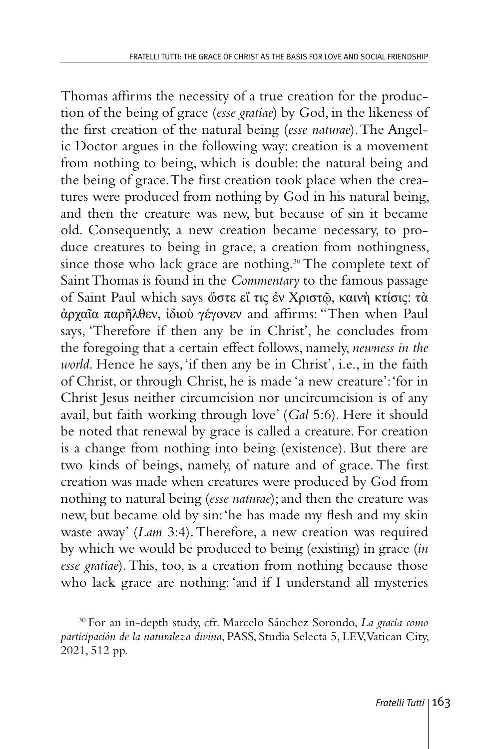Thomas affirms the necessity of a true creation for the production of the being of grace (*esse gratiae*) by God, in the likeness of the first creation of the natural being (*esse naturae*). The Angelic Doctor argues in the following way: creation is a movement from nothing to being, which is double: the natural being and the being of grace. The first creation took place when the creatures were produced from nothing by God in his natural being, and then the creature was new, but because of sin it became old. Consequently, a new creation became necessary, to produce creatures to being in grace, a creation from nothingness, since those who lack grace are nothing.[30] The complete text of Saint Thomas is found in the *Commentary* to the famous passage of Saint Paul which says ὥστε εἴ τις ἐν Χριστῷ, καινὴ κτίσις: τὰ ἀρχαῖα παρῆλθεν, ἰδιοὺ γέγονεν and affirms: "Then when Paul says, 'Therefore if then any be in Christ', he concludes from the foregoing that a certain effect follows, namely, *newness in the world*. Hence he says, 'if then any be in Christ', i.e., in the faith of Christ, or through Christ, he is made 'a new creature': 'for in Christ Jesus neither circumcision nor uncircumcision is of any avail, but faith working through love' (*Gal* 5:6). Here it should be noted that renewal by grace is called a creature. For creation is a change from nothing into being (existence). But there are two kinds of beings, namely, of nature and of grace. The first creation was made when creatures were produced by God from nothing to natural being (*esse naturae*); and then the creature was new, but became old by sin: 'he has made my flesh and my skin waste away' (*Lam* 3:4). Therefore, a new creation was required by which we would be produced to being (existing) in grace (*in esse gratiae*). This, too, is a creation from nothing because those who lack grace are nothing: 'and if I understand all mysteries

[30] For an in-depth study, cfr. Marcelo Sánchez Sorondo, *La gracia como participación de la naturaleza divina*, PASS, Studia Selecta 5, LEV, Vatican City, 2021, 512 pp.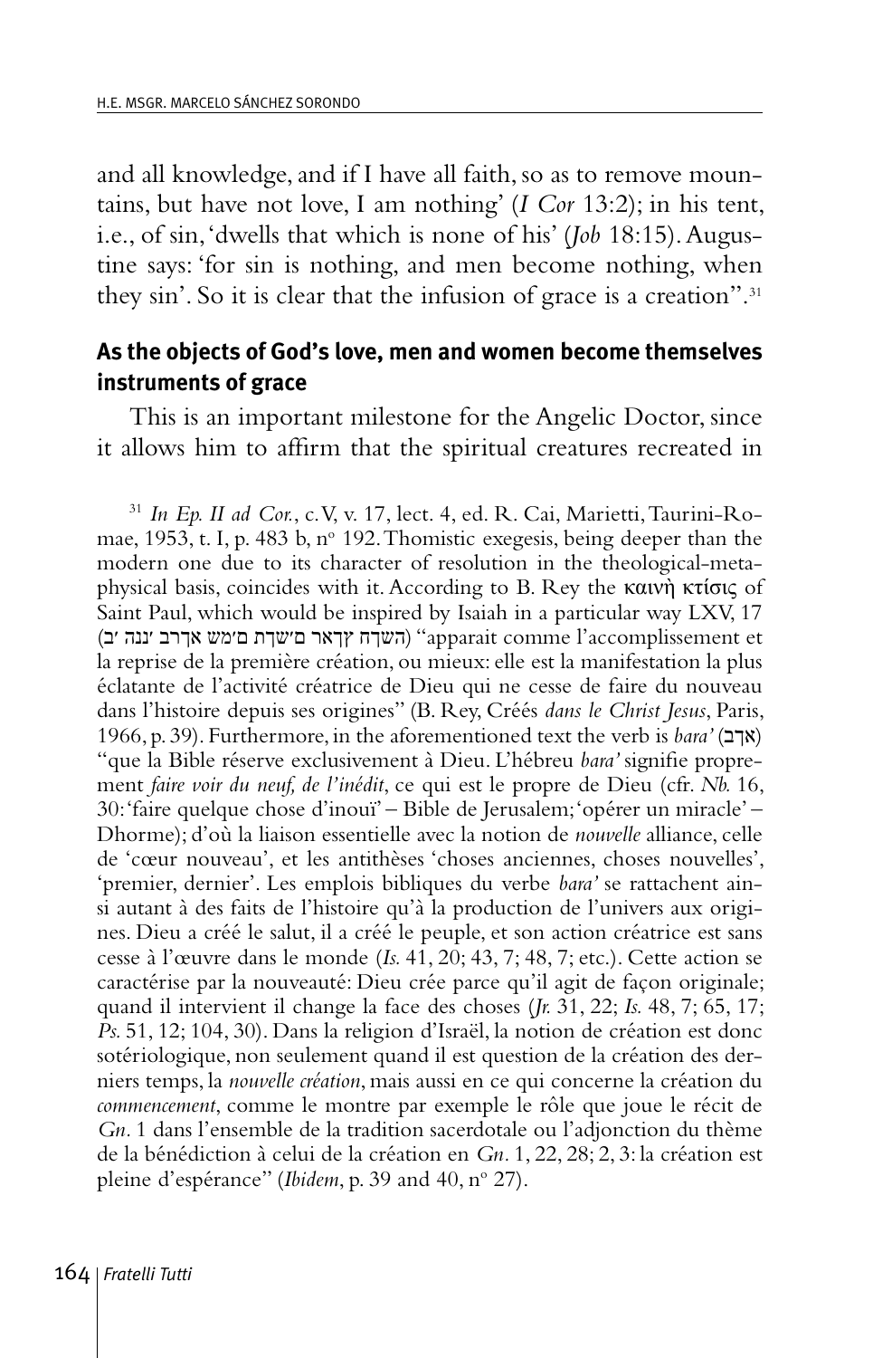and all knowledge, and if I have all faith, so as to remove mountains, but have not love, I am nothing' (*I Cor* 13:2); in his tent, i.e., of sin, 'dwells that which is none of his' (*Job* 18:15). Augustine says: 'for sin is nothing, and men become nothing, when they sin'. So it is clear that the infusion of grace is a creation".[31]

### As the objects of God's love, men and women become themselves instruments of grace

This is an important milestone for the Angelic Doctor, since it allows him to affirm that the spiritual creatures recreated in

---

[31] *In Ep. II ad Cor.*, c. V, v. 17, lect. 4, ed. R. Cai, Marietti, Taurini-Romae, 1953, t. I, p. 483 b, nº 192. Thomistic exegesis, being deeper than the modern one due to its character of resolution in the theological-metaphysical basis, coincides with it. According to B. Rey the καινὴ κτίσις of Saint Paul, which would be inspired by Isaiah in a particular way LXV, 17 (השדח ץראו םישדח םימש ארוב ינני יכ) "apparait comme l'accomplissement et la reprise de la première création, ou mieux: elle est la manifestation la plus éclatante de l'activité créatrice de Dieu qui ne cesse de faire du nouveau dans l'histoire depuis ses origines" (B. Rey, Créés *dans le Christ Jesus*, Paris, 1966, p. 39). Furthermore, in the aforementioned text the verb is *bara'* (ארב) "que la Bible réserve exclusivement à Dieu. L'hébreu *bara'* signifie proprement *faire voir du neuf, de l'inédit*, ce qui est le propre de Dieu (cfr. *Nb.* 16, 30: 'faire quelque chose d'inouï' – Bible de Jerusalem; 'opérer un miracle' – Dhorme); d'où la liaison essentielle avec la notion de *nouvelle* alliance, celle de 'cœur nouveau', et les antithèses 'choses anciennes, choses nouvelles', 'premier, dernier'. Les emplois bibliques du verbe *bara'* se rattachent ainsi autant à des faits de l'histoire qu'à la production de l'univers aux origines. Dieu a créé le salut, il a créé le peuple, et son action créatrice est sans cesse à l'œuvre dans le monde (*Is.* 41, 20; 43, 7; 48, 7; etc.). Cette action se caractérise par la nouveauté: Dieu crée parce qu'il agit de façon originale; quand il intervient il change la face des choses (*Jr.* 31, 22; *Is.* 48, 7; 65, 17; *Ps.* 51, 12; 104, 30). Dans la religion d'Israël, la notion de création est donc sotériologique, non seulement quand il est question de la création des derniers temps, la *nouvelle création*, mais aussi en ce qui concerne la création du *commencement*, comme le montre par exemple le rôle que joue le récit de *Gn.* 1 dans l'ensemble de la tradition sacerdotale ou l'adjonction du thème de la bénédiction à celui de la création en *Gn.* 1, 22, 28; 2, 3: la création est pleine d'espérance" (*Ibidem*, p. 39 and 40, nº 27).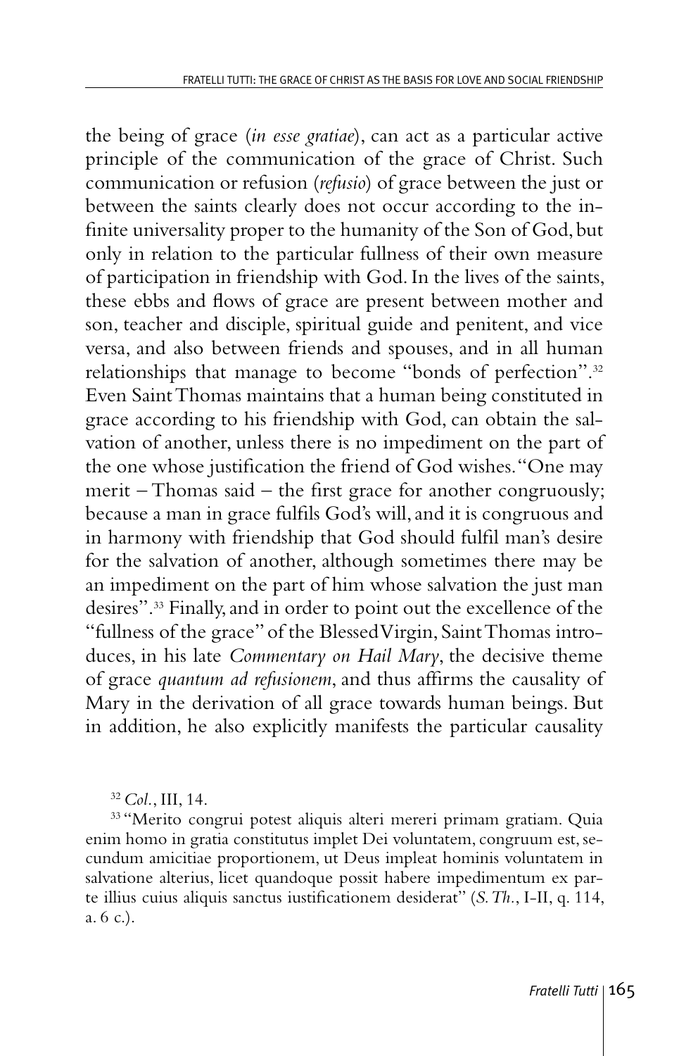the being of grace (*in esse gratiae*), can act as a particular active principle of the communication of the grace of Christ. Such communication or refusion (*refusio*) of grace between the just or between the saints clearly does not occur according to the infinite universality proper to the humanity of the Son of God, but only in relation to the particular fullness of their own measure of participation in friendship with God. In the lives of the saints, these ebbs and flows of grace are present between mother and son, teacher and disciple, spiritual guide and penitent, and vice versa, and also between friends and spouses, and in all human relationships that manage to become "bonds of perfection".[32] Even Saint Thomas maintains that a human being constituted in grace according to his friendship with God, can obtain the salvation of another, unless there is no impediment on the part of the one whose justification the friend of God wishes. "One may merit – Thomas said – the first grace for another congruously; because a man in grace fulfils God's will, and it is congruous and in harmony with friendship that God should fulfil man's desire for the salvation of another, although sometimes there may be an impediment on the part of him whose salvation the just man desires".[33] Finally, and in order to point out the excellence of the "fullness of the grace" of the Blessed Virgin, Saint Thomas introduces, in his late *Commentary on Hail Mary*, the decisive theme of grace *quantum ad refusionem*, and thus affirms the causality of Mary in the derivation of all grace towards human beings. But in addition, he also explicitly manifests the particular causality

[32] *Col.*, III, 14.

[33] "Merito congrui potest aliquis alteri mereri primam gratiam. Quia enim homo in gratia constitutus implet Dei voluntatem, congruum est, secundum amicitiae proportionem, ut Deus impleat hominis voluntatem in salvatione alterius, licet quandoque possit habere impedimentum ex parte illius cuius aliquis sanctus iustificationem desiderat" (*S. Th.*, I-II, q. 114, a. 6 c.).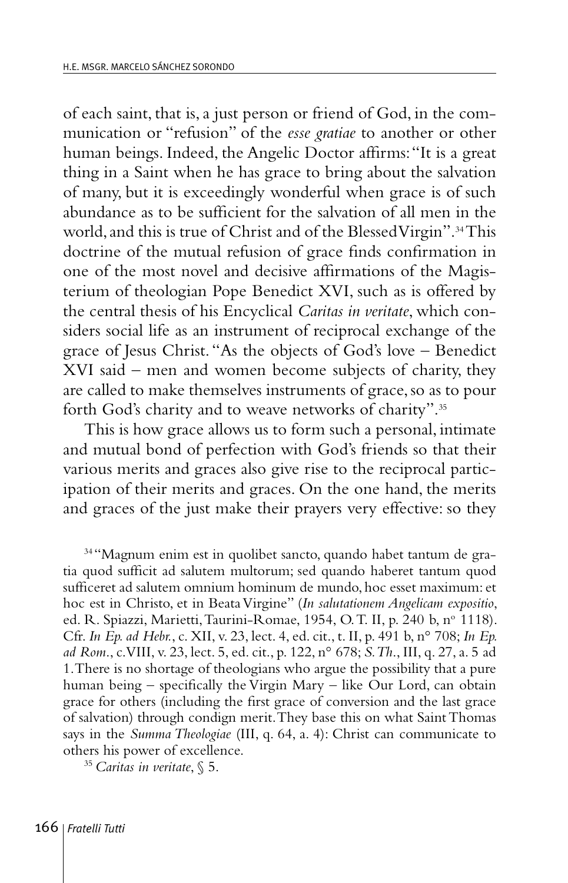of each saint, that is, a just person or friend of God, in the communication or "refusion" of the *esse gratiae* to another or other human beings. Indeed, the Angelic Doctor affirms: "It is a great thing in a Saint when he has grace to bring about the salvation of many, but it is exceedingly wonderful when grace is of such abundance as to be sufficient for the salvation of all men in the world, and this is true of Christ and of the Blessed Virgin".[34] This doctrine of the mutual refusion of grace finds confirmation in one of the most novel and decisive affirmations of the Magisterium of theologian Pope Benedict XVI, such as is offered by the central thesis of his Encyclical *Caritas in veritate*, which considers social life as an instrument of reciprocal exchange of the grace of Jesus Christ. "As the objects of God's love – Benedict XVI said – men and women become subjects of charity, they are called to make themselves instruments of grace, so as to pour forth God's charity and to weave networks of charity".[35]

This is how grace allows us to form such a personal, intimate and mutual bond of perfection with God's friends so that their various merits and graces also give rise to the reciprocal participation of their merits and graces. On the one hand, the merits and graces of the just make their prayers very effective: so they

---

[34] "Magnum enim est in quolibet sancto, quando habet tantum de gratia quod sufficit ad salutem multorum; sed quando haberet tantum quod sufficeret ad salutem omnium hominum de mundo, hoc esset maximum: et hoc est in Christo, et in Beata Virgine" (*In salutationem Angelicam expositio*, ed. R. Spiazzi, Marietti, Taurini-Romae, 1954, O. T. II, p. 240 b, nº 1118). Cfr. *In Ep. ad Hebr.*, c. XII, v. 23, lect. 4, ed. cit., t. II, p. 491 b, n° 708; *In Ep. ad Rom.*, c. VIII, v. 23, lect. 5, ed. cit., p. 122, n° 678; *S. Th.*, III, q. 27, a. 5 ad 1. There is no shortage of theologians who argue the possibility that a pure human being – specifically the Virgin Mary – like Our Lord, can obtain grace for others (including the first grace of conversion and the last grace of salvation) through condign merit. They base this on what Saint Thomas says in the *Summa Theologiae* (III, q. 64, a. 4): Christ can communicate to others his power of excellence.

[35] *Caritas in veritate*, § 5.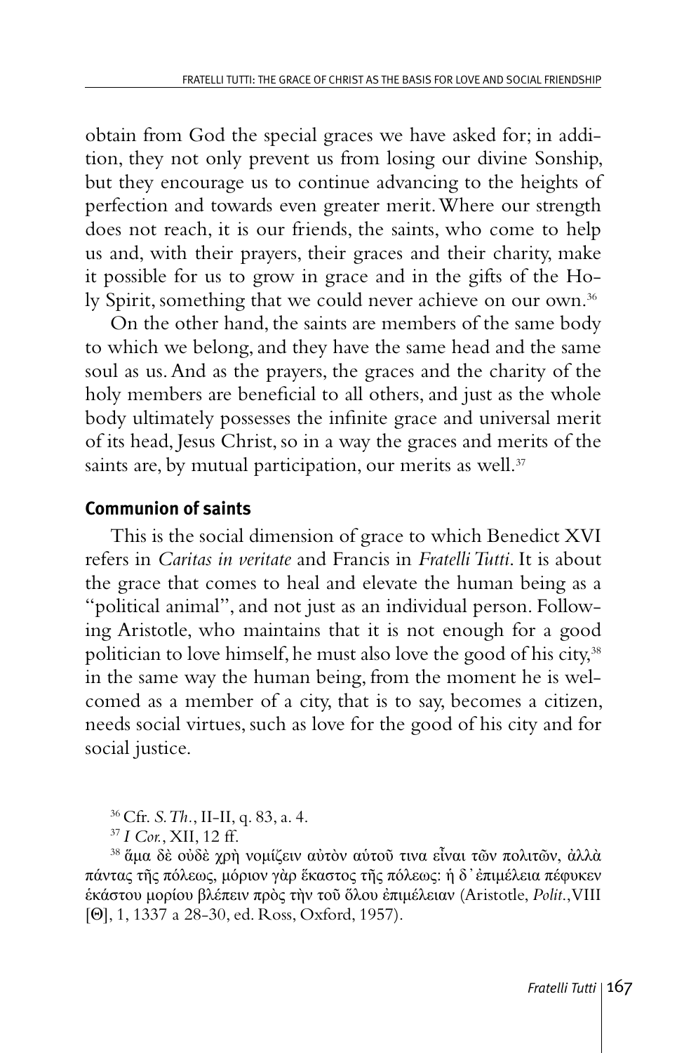obtain from God the special graces we have asked for; in addition, they not only prevent us from losing our divine Sonship, but they encourage us to continue advancing to the heights of perfection and towards even greater merit. Where our strength does not reach, it is our friends, the saints, who come to help us and, with their prayers, their graces and their charity, make it possible for us to grow in grace and in the gifts of the Holy Spirit, something that we could never achieve on our own.[36]

On the other hand, the saints are members of the same body to which we belong, and they have the same head and the same soul as us. And as the prayers, the graces and the charity of the holy members are beneficial to all others, and just as the whole body ultimately possesses the infinite grace and universal merit of its head, Jesus Christ, so in a way the graces and merits of the saints are, by mutual participation, our merits as well.[37]

## Communion of saints

This is the social dimension of grace to which Benedict XVI refers in *Caritas in veritate* and Francis in *Fratelli Tutti*. It is about the grace that comes to heal and elevate the human being as a "political animal", and not just as an individual person. Following Aristotle, who maintains that it is not enough for a good politician to love himself, he must also love the good of his city,[38] in the same way the human being, from the moment he is welcomed as a member of a city, that is to say, becomes a citizen, needs social virtues, such as love for the good of his city and for social justice.

[36] Cfr. *S. Th.*, II-II, q. 83, a. 4.

[37] *I Cor.*, XII, 12 ff.

[38] ἅμα δὲ οὐδὲ χρὴ νομίζειν αὐτὸν αὑτοῦ τινα εἶναι τῶν πολιτῶν, ἀλλὰ πάντας τῆς πόλεως, μόριον γὰρ ἕκαστος τῆς πόλεως: ἡ δ᾽ ἐπιμέλεια πέφυκεν ἑκάστου μορίου βλέπειν πρὸς τὴν τοῦ ὅλου ἐπιμέλειαν (Aristotle, *Polit.*, VIII [Θ], 1, 1337 a 28-30, ed. Ross, Oxford, 1957).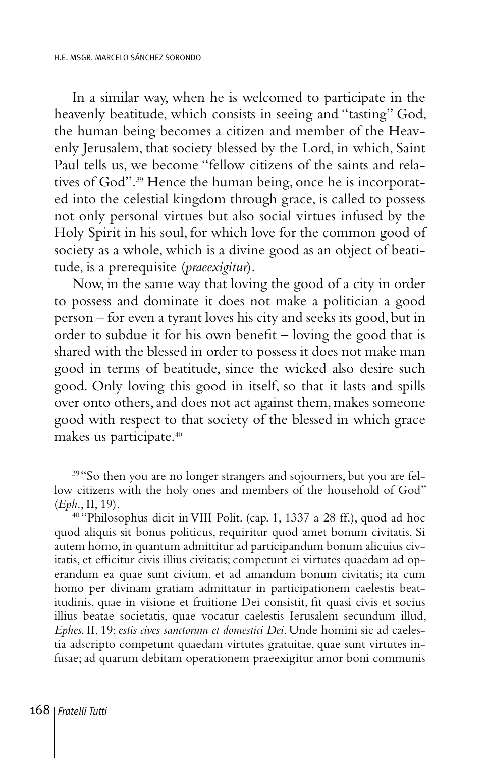In a similar way, when he is welcomed to participate in the heavenly beatitude, which consists in seeing and "tasting" God, the human being becomes a citizen and member of the Heavenly Jerusalem, that society blessed by the Lord, in which, Saint Paul tells us, we become "fellow citizens of the saints and relatives of God".[39] Hence the human being, once he is incorporated into the celestial kingdom through grace, is called to possess not only personal virtues but also social virtues infused by the Holy Spirit in his soul, for which love for the common good of society as a whole, which is a divine good as an object of beatitude, is a prerequisite (*praeexigitur*).

Now, in the same way that loving the good of a city in order to possess and dominate it does not make a politician a good person – for even a tyrant loves his city and seeks its good, but in order to subdue it for his own benefit – loving the good that is shared with the blessed in order to possess it does not make man good in terms of beatitude, since the wicked also desire such good. Only loving this good in itself, so that it lasts and spills over onto others, and does not act against them, makes someone good with respect to that society of the blessed in which grace makes us participate.[40]

[39] "So then you are no longer strangers and sojourners, but you are fellow citizens with the holy ones and members of the household of God" (*Eph.*, II, 19).

[40] "Philosophus dicit in VIII Polit. (cap. 1, 1337 a 28 ff.), quod ad hoc quod aliquis sit bonus politicus, requiritur quod amet bonum civitatis. Si autem homo, in quantum admittitur ad participandum bonum alicuius civitatis, et efficitur civis illius civitatis; competunt ei virtutes quaedam ad operandum ea quae sunt civium, et ad amandum bonum civitatis; ita cum homo per divinam gratiam admittatur in participationem caelestis beatitudinis, quae in visione et fruitione Dei consistit, fit quasi civis et socius illius beatae societatis, quae vocatur caelestis Ierusalem secundum illud, *Ephes.* II, 19: *estis cives sanctorum et domestici Dei*. Unde homini sic ad caelestia adscripto competunt quaedam virtutes gratuitae, quae sunt virtutes infusae; ad quarum debitam operationem praeexigitur amor boni communis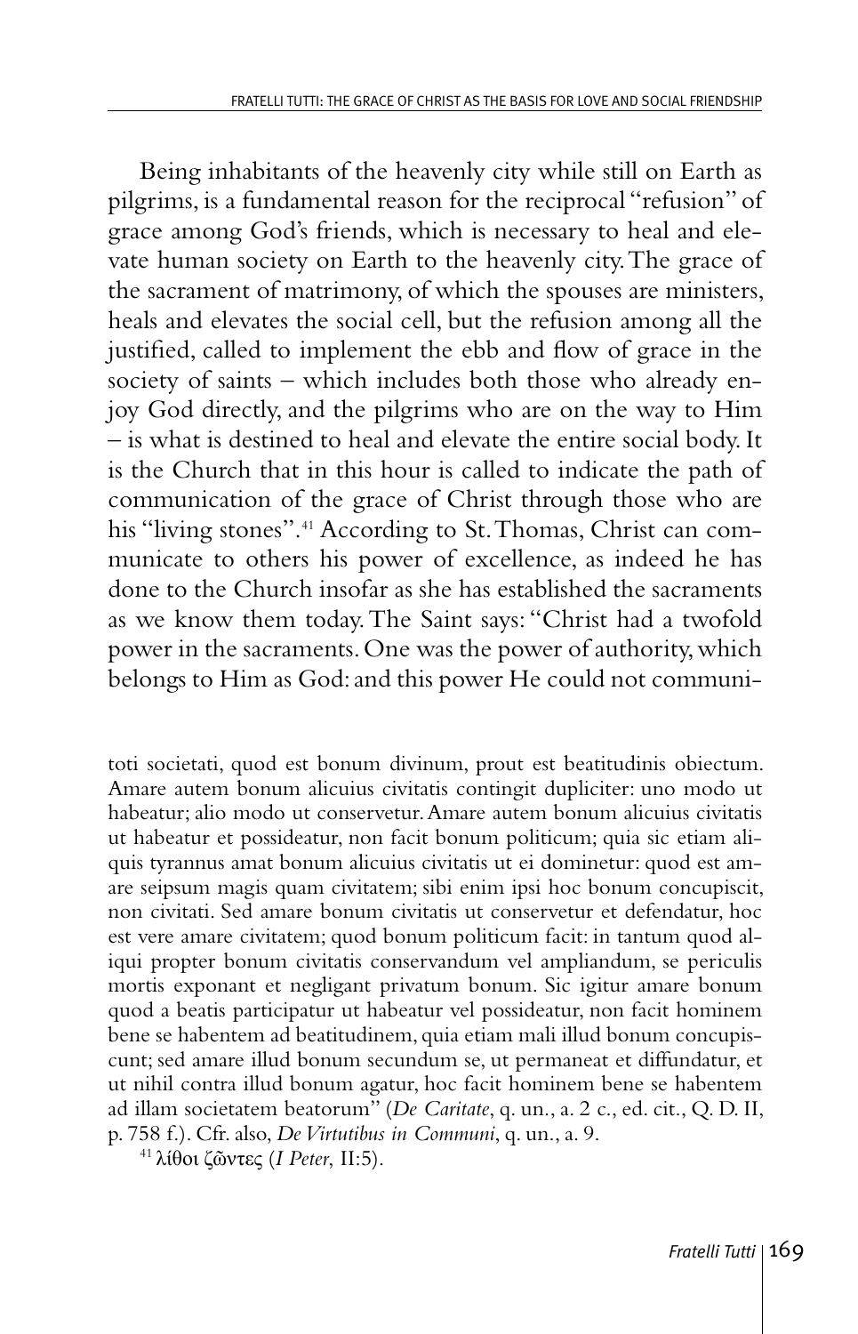Being inhabitants of the heavenly city while still on Earth as pilgrims, is a fundamental reason for the reciprocal "refusion" of grace among God's friends, which is necessary to heal and elevate human society on Earth to the heavenly city. The grace of the sacrament of matrimony, of which the spouses are ministers, heals and elevates the social cell, but the refusion among all the justified, called to implement the ebb and flow of grace in the society of saints – which includes both those who already enjoy God directly, and the pilgrims who are on the way to Him – is what is destined to heal and elevate the entire social body. It is the Church that in this hour is called to indicate the path of communication of the grace of Christ through those who are his "living stones".[41] According to St. Thomas, Christ can communicate to others his power of excellence, as indeed he has done to the Church insofar as she has established the sacraments as we know them today. The Saint says: "Christ had a twofold power in the sacraments. One was the power of authority, which belongs to Him as God: and this power He could not communi-

toti societati, quod est bonum divinum, prout est beatitudinis obiectum. Amare autem bonum alicuius civitatis contingit dupliciter: uno modo ut habeatur; alio modo ut conservetur. Amare autem bonum alicuius civitatis ut habeatur et possideatur, non facit bonum politicum; quia sic etiam aliquis tyrannus amat bonum alicuius civitatis ut ei dominetur: quod est amare seipsum magis quam civitatem; sibi enim ipsi hoc bonum concupiscit, non civitati. Sed amare bonum civitatis ut conservetur et defendatur, hoc est vere amare civitatem; quod bonum politicum facit: in tantum quod aliqui propter bonum civitatis conservandum vel ampliandum, se periculis mortis exponant et negligant privatum bonum. Sic igitur amare bonum quod a beatis participatur ut habeatur vel possideatur, non facit hominem bene se habentem ad beatitudinem, quia etiam mali illud bonum concupiscunt; sed amare illud bonum secundum se, ut permaneat et diffundatur, et ut nihil contra illud bonum agatur, hoc facit hominem bene se habentem ad illam societatem beatorum" (*De Caritate*, q. un., a. 2 c., ed. cit., Q. D. II, p. 758 f.). Cfr. also, *De Virtutibus in Communi*, q. un., a. 9.

[41] λίθοι ζῶντες (*I Peter*, II:5).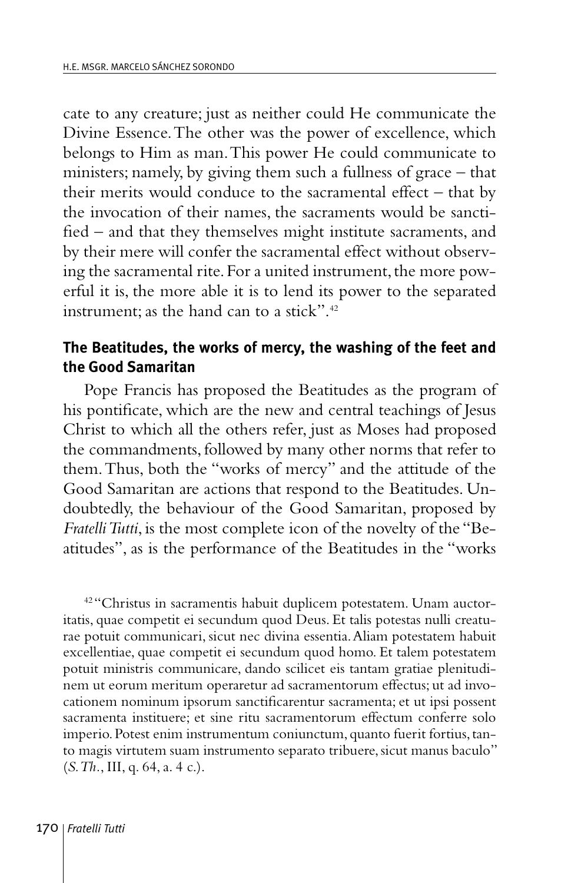cate to any creature; just as neither could He communicate the Divine Essence. The other was the power of excellence, which belongs to Him as man. This power He could communicate to ministers; namely, by giving them such a fullness of grace – that their merits would conduce to the sacramental effect – that by the invocation of their names, the sacraments would be sanctified – and that they themselves might institute sacraments, and by their mere will confer the sacramental effect without observing the sacramental rite. For a united instrument, the more powerful it is, the more able it is to lend its power to the separated instrument; as the hand can to a stick".[42]

### The Beatitudes, the works of mercy, the washing of the feet and the Good Samaritan

Pope Francis has proposed the Beatitudes as the program of his pontificate, which are the new and central teachings of Jesus Christ to which all the others refer, just as Moses had proposed the commandments, followed by many other norms that refer to them. Thus, both the "works of mercy" and the attitude of the Good Samaritan are actions that respond to the Beatitudes. Undoubtedly, the behaviour of the Good Samaritan, proposed by *Fratelli Tutti*, is the most complete icon of the novelty of the "Beatitudes", as is the performance of the Beatitudes in the "works

[42] "Christus in sacramentis habuit duplicem potestatem. Unam auctoritatis, quae competit ei secundum quod Deus. Et talis potestas nulli creaturae potuit communicari, sicut nec divina essentia. Aliam potestatem habuit excellentiae, quae competit ei secundum quod homo. Et talem potestatem potuit ministris communicare, dando scilicet eis tantam gratiae plenitudinem ut eorum meritum operaretur ad sacramentorum effectus; ut ad invocationem nominum ipsorum sanctificarentur sacramenta; et ut ipsi possent sacramenta instituere; et sine ritu sacramentorum effectum conferre solo imperio. Potest enim instrumentum coniunctum, quanto fuerit fortius, tanto magis virtutem suam instrumento separato tribuere, sicut manus baculo" (*S. Th.*, III, q. 64, a. 4 c.).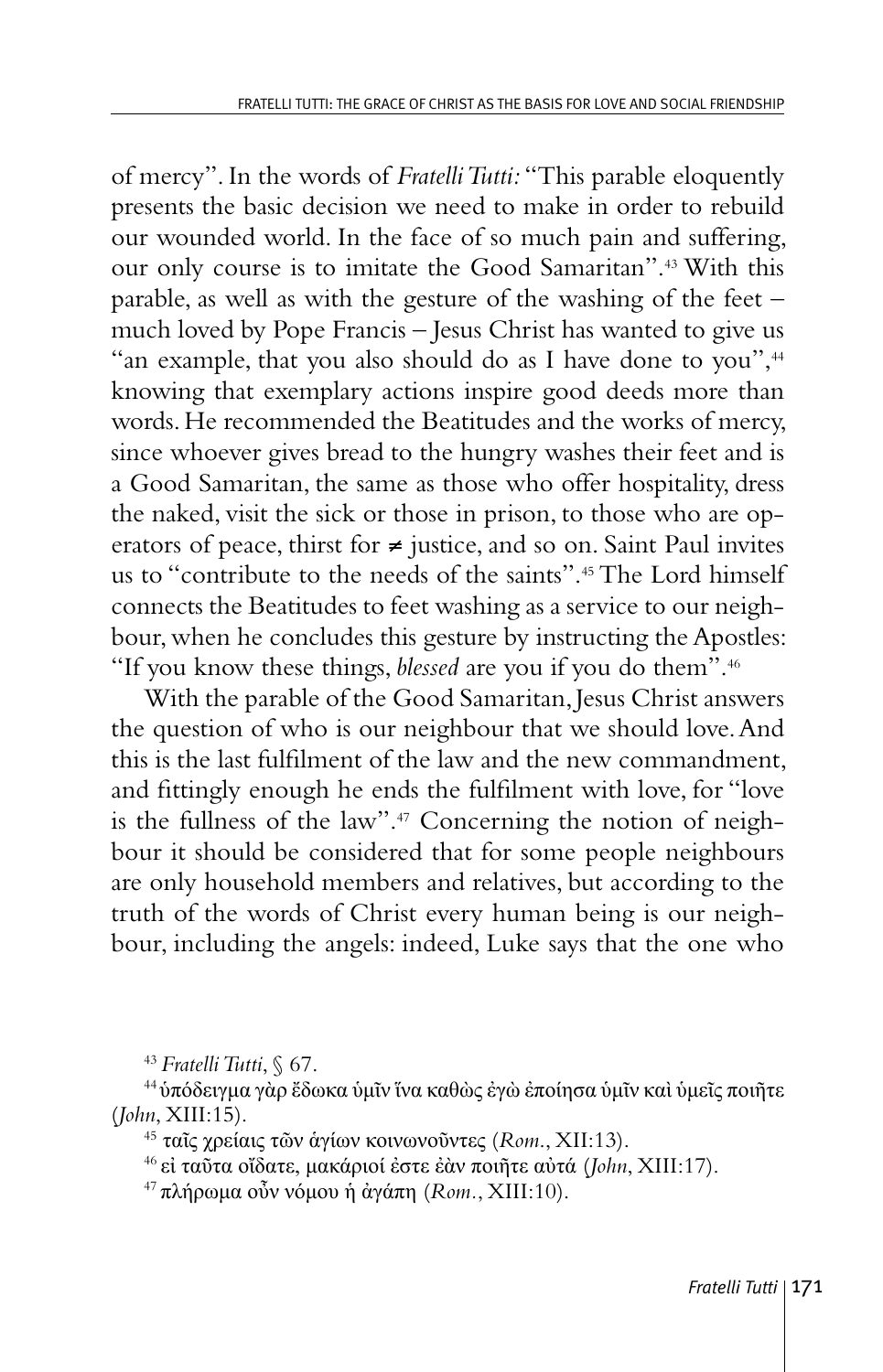of mercy". In the words of *Fratelli Tutti:* "This parable eloquently presents the basic decision we need to make in order to rebuild our wounded world. In the face of so much pain and suffering, our only course is to imitate the Good Samaritan".[43] With this parable, as well as with the gesture of the washing of the feet – much loved by Pope Francis – Jesus Christ has wanted to give us "an example, that you also should do as I have done to you",[44] knowing that exemplary actions inspire good deeds more than words. He recommended the Beatitudes and the works of mercy, since whoever gives bread to the hungry washes their feet and is a Good Samaritan, the same as those who offer hospitality, dress the naked, visit the sick or those in prison, to those who are operators of peace, thirst for ≠ justice, and so on. Saint Paul invites us to "contribute to the needs of the saints".[45] The Lord himself connects the Beatitudes to feet washing as a service to our neighbour, when he concludes this gesture by instructing the Apostles: "If you know these things, *blessed* are you if you do them".[46]

With the parable of the Good Samaritan, Jesus Christ answers the question of who is our neighbour that we should love. And this is the last fulfilment of the law and the new commandment, and fittingly enough he ends the fulfilment with love, for "love is the fullness of the law".[47] Concerning the notion of neighbour it should be considered that for some people neighbours are only household members and relatives, but according to the truth of the words of Christ every human being is our neighbour, including the angels: indeed, Luke says that the one who

---

[43] *Fratelli Tutti*, § 67.

[44] ὑπόδειγμα γὰρ ἔδωκα ὑμῖν ἵνα καθὼς ἐγὼ ἐποίησα ὑμῖν καὶ ὑμεῖς ποιῆτε (*John*, XIII:15).

[45] ταῖς χρείαις τῶν ἁγίων κοινωνοῦντες (*Rom.*, XII:13).

[46] εἰ ταῦτα οἴδατε, μακάριοί ἐστε ἐὰν ποιῆτε αὐτά (*John*, XIII:17).

[47] πλήρωμα οὖν νόμου ἡ ἀγάπη (*Rom.*, XIII:10).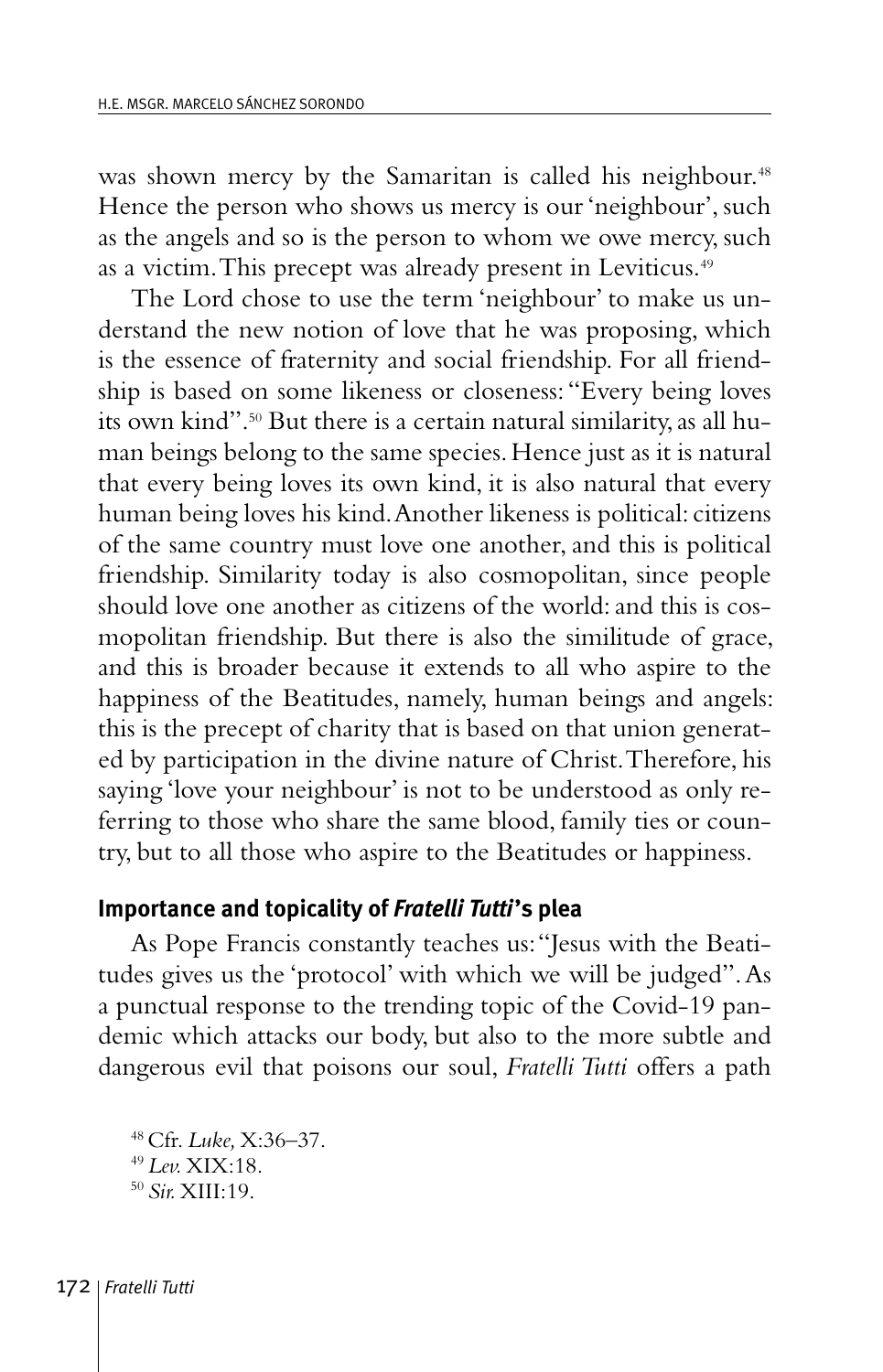was shown mercy by the Samaritan is called his neighbour.[48] Hence the person who shows us mercy is our 'neighbour', such as the angels and so is the person to whom we owe mercy, such as a victim. This precept was already present in Leviticus.[49]

The Lord chose to use the term 'neighbour' to make us understand the new notion of love that he was proposing, which is the essence of fraternity and social friendship. For all friendship is based on some likeness or closeness: "Every being loves its own kind".[50] But there is a certain natural similarity, as all human beings belong to the same species. Hence just as it is natural that every being loves its own kind, it is also natural that every human being loves his kind. Another likeness is political: citizens of the same country must love one another, and this is political friendship. Similarity today is also cosmopolitan, since people should love one another as citizens of the world: and this is cosmopolitan friendship. But there is also the similitude of grace, and this is broader because it extends to all who aspire to the happiness of the Beatitudes, namely, human beings and angels: this is the precept of charity that is based on that union generated by participation in the divine nature of Christ. Therefore, his saying 'love your neighbour' is not to be understood as only referring to those who share the same blood, family ties or country, but to all those who aspire to the Beatitudes or happiness.

## Importance and topicality of *Fratelli Tutti*'s plea

As Pope Francis constantly teaches us: "Jesus with the Beatitudes gives us the 'protocol' with which we will be judged". As a punctual response to the trending topic of the Covid-19 pandemic which attacks our body, but also to the more subtle and dangerous evil that poisons our soul, *Fratelli Tutti* offers a path

[48] Cfr. *Luke,* X:36–37.
[49] *Lev.* XIX:18.
[50] *Sir.* XIII:19.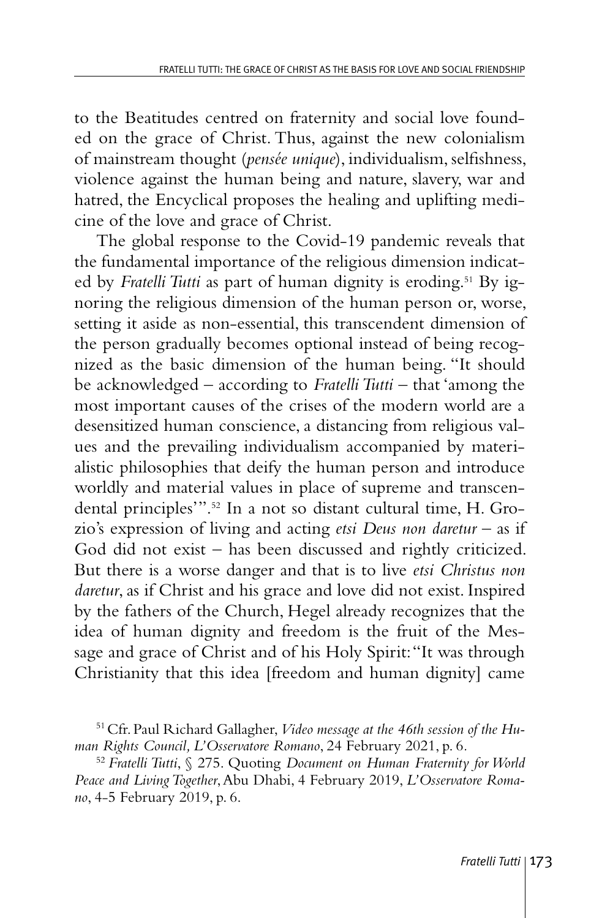to the Beatitudes centred on fraternity and social love founded on the grace of Christ. Thus, against the new colonialism of mainstream thought (*pensée unique*), individualism, selfishness, violence against the human being and nature, slavery, war and hatred, the Encyclical proposes the healing and uplifting medicine of the love and grace of Christ.

The global response to the Covid-19 pandemic reveals that the fundamental importance of the religious dimension indicated by *Fratelli Tutti* as part of human dignity is eroding.[51] By ignoring the religious dimension of the human person or, worse, setting it aside as non-essential, this transcendent dimension of the person gradually becomes optional instead of being recognized as the basic dimension of the human being. "It should be acknowledged – according to *Fratelli Tutti* – that 'among the most important causes of the crises of the modern world are a desensitized human conscience, a distancing from religious values and the prevailing individualism accompanied by materialistic philosophies that deify the human person and introduce worldly and material values in place of supreme and transcendental principles'".[52] In a not so distant cultural time, H. Grozio's expression of living and acting *etsi Deus non daretur* – as if God did not exist – has been discussed and rightly criticized. But there is a worse danger and that is to live *etsi Christus non daretur*, as if Christ and his grace and love did not exist. Inspired by the fathers of the Church, Hegel already recognizes that the idea of human dignity and freedom is the fruit of the Message and grace of Christ and of his Holy Spirit: "It was through Christianity that this idea [freedom and human dignity] came

---

[51] Cfr. Paul Richard Gallagher, *Video message at the 46th session of the Human Rights Council, L'Osservatore Romano*, 24 February 2021, p. 6.

[52] *Fratelli Tutti*, § 275. Quoting *Document on Human Fraternity for World Peace and Living Together*, Abu Dhabi, 4 February 2019, *L'Osservatore Romano*, 4-5 February 2019, p. 6.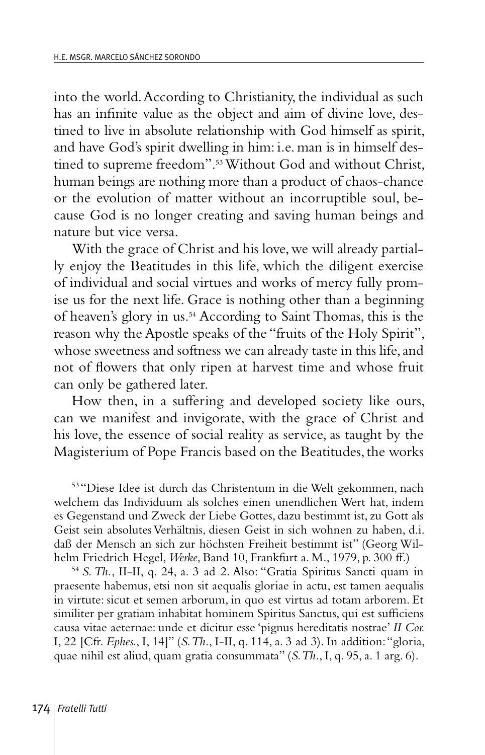into the world. According to Christianity, the individual as such has an infinite value as the object and aim of divine love, destined to live in absolute relationship with God himself as spirit, and have God's spirit dwelling in him: i.e. man is in himself destined to supreme freedom".[53] Without God and without Christ, human beings are nothing more than a product of chaos-chance or the evolution of matter without an incorruptible soul, because God is no longer creating and saving human beings and nature but vice versa.

With the grace of Christ and his love, we will already partially enjoy the Beatitudes in this life, which the diligent exercise of individual and social virtues and works of mercy fully promise us for the next life. Grace is nothing other than a beginning of heaven's glory in us.[54] According to Saint Thomas, this is the reason why the Apostle speaks of the "fruits of the Holy Spirit", whose sweetness and softness we can already taste in this life, and not of flowers that only ripen at harvest time and whose fruit can only be gathered later.

How then, in a suffering and developed society like ours, can we manifest and invigorate, with the grace of Christ and his love, the essence of social reality as service, as taught by the Magisterium of Pope Francis based on the Beatitudes, the works

[53] "Diese Idee ist durch das Christentum in die Welt gekommen, nach welchem das Individuum als solches einen unendlichen Wert hat, indem es Gegenstand und Zweck der Liebe Gottes, dazu bestimmt ist, zu Gott als Geist sein absolutes Verhältnis, diesen Geist in sich wohnen zu haben, d.i. daß der Mensch an sich zur höchsten Freiheit bestimmt ist" (Georg Wilhelm Friedrich Hegel, *Werke*, Band 10, Frankfurt a. M., 1979, p. 300 ff.)

[54] *S. Th.*, II-II, q. 24, a. 3 ad 2. Also: "Gratia Spiritus Sancti quam in praesente habemus, etsi non sit aequalis gloriae in actu, est tamen aequalis in virtute: sicut et semen arborum, in quo est virtus ad totam arborem. Et similiter per gratiam inhabitat hominem Spiritus Sanctus, qui est sufficiens causa vitae aeternae: unde et dicitur esse 'pignus hereditatis nostrae' *II Cor.* I, 22 [Cfr. *Ephes.*, I, 14]" (*S. Th.*, I-II, q. 114, a. 3 ad 3). In addition: "gloria, quae nihil est aliud, quam gratia consummata" (*S. Th.*, I, q. 95, a. 1 arg. 6).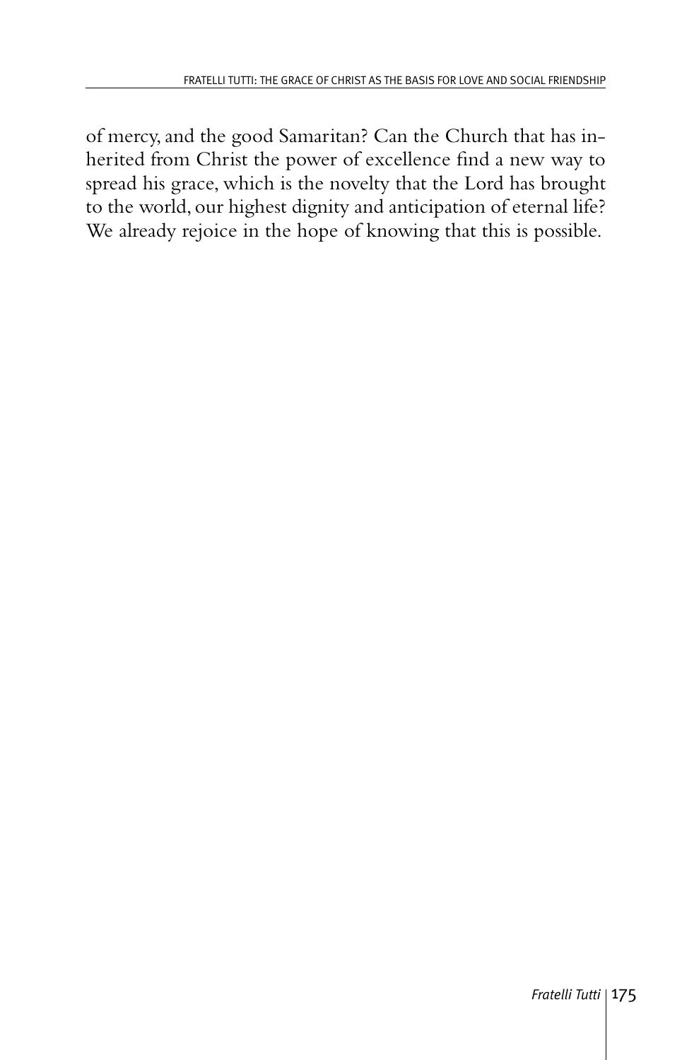of mercy, and the good Samaritan? Can the Church that has inherited from Christ the power of excellence find a new way to spread his grace, which is the novelty that the Lord has brought to the world, our highest dignity and anticipation of eternal life? We already rejoice in the hope of knowing that this is possible.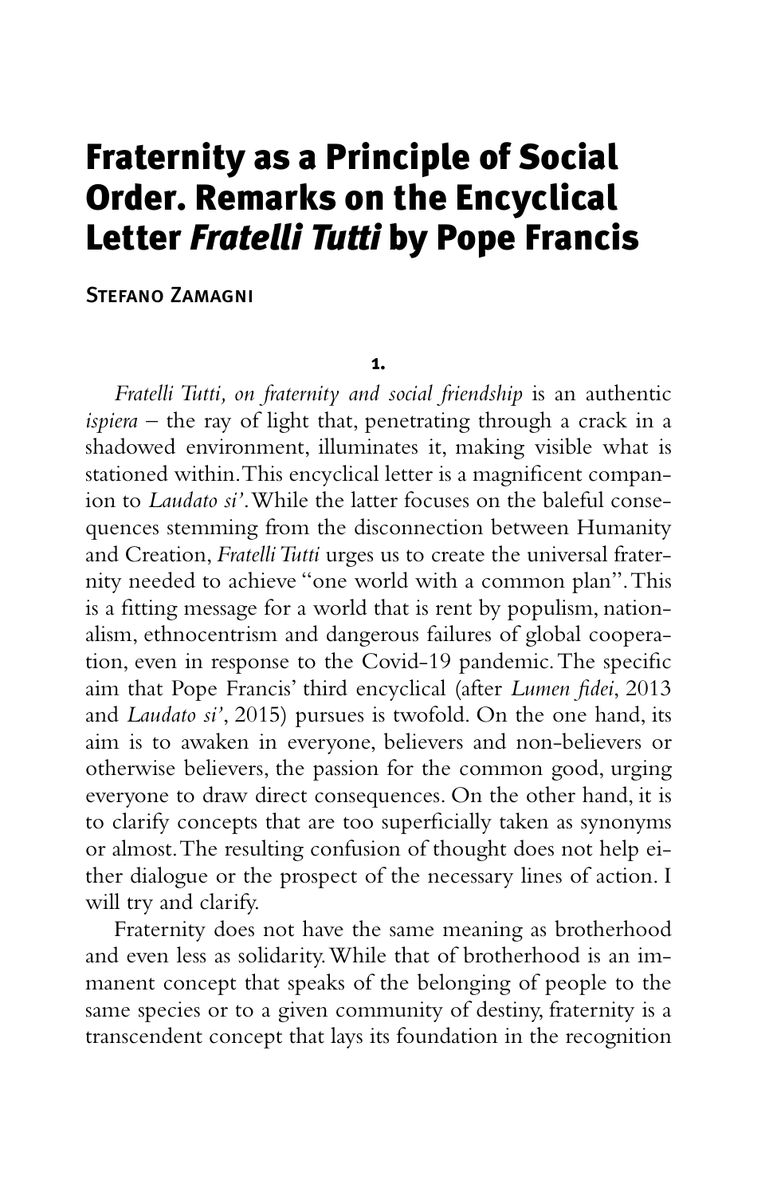# Fraternity as a Principle of Social Order. Remarks on the Encyclical Letter *Fratelli Tutti* by Pope Francis

Stefano Zamagni

**1.**

*Fratelli Tutti, on fraternity and social friendship* is an authentic *ispiera* – the ray of light that, penetrating through a crack in a shadowed environment, illuminates it, making visible what is stationed within. This encyclical letter is a magnificent companion to *Laudato si'*. While the latter focuses on the baleful consequences stemming from the disconnection between Humanity and Creation, *Fratelli Tutti* urges us to create the universal fraternity needed to achieve "one world with a common plan". This is a fitting message for a world that is rent by populism, nationalism, ethnocentrism and dangerous failures of global cooperation, even in response to the Covid-19 pandemic. The specific aim that Pope Francis' third encyclical (after *Lumen fidei*, 2013 and *Laudato si'*, 2015) pursues is twofold. On the one hand, its aim is to awaken in everyone, believers and non-believers or otherwise believers, the passion for the common good, urging everyone to draw direct consequences. On the other hand, it is to clarify concepts that are too superficially taken as synonyms or almost. The resulting confusion of thought does not help either dialogue or the prospect of the necessary lines of action. I will try and clarify.

Fraternity does not have the same meaning as brotherhood and even less as solidarity. While that of brotherhood is an immanent concept that speaks of the belonging of people to the same species or to a given community of destiny, fraternity is a transcendent concept that lays its foundation in the recognition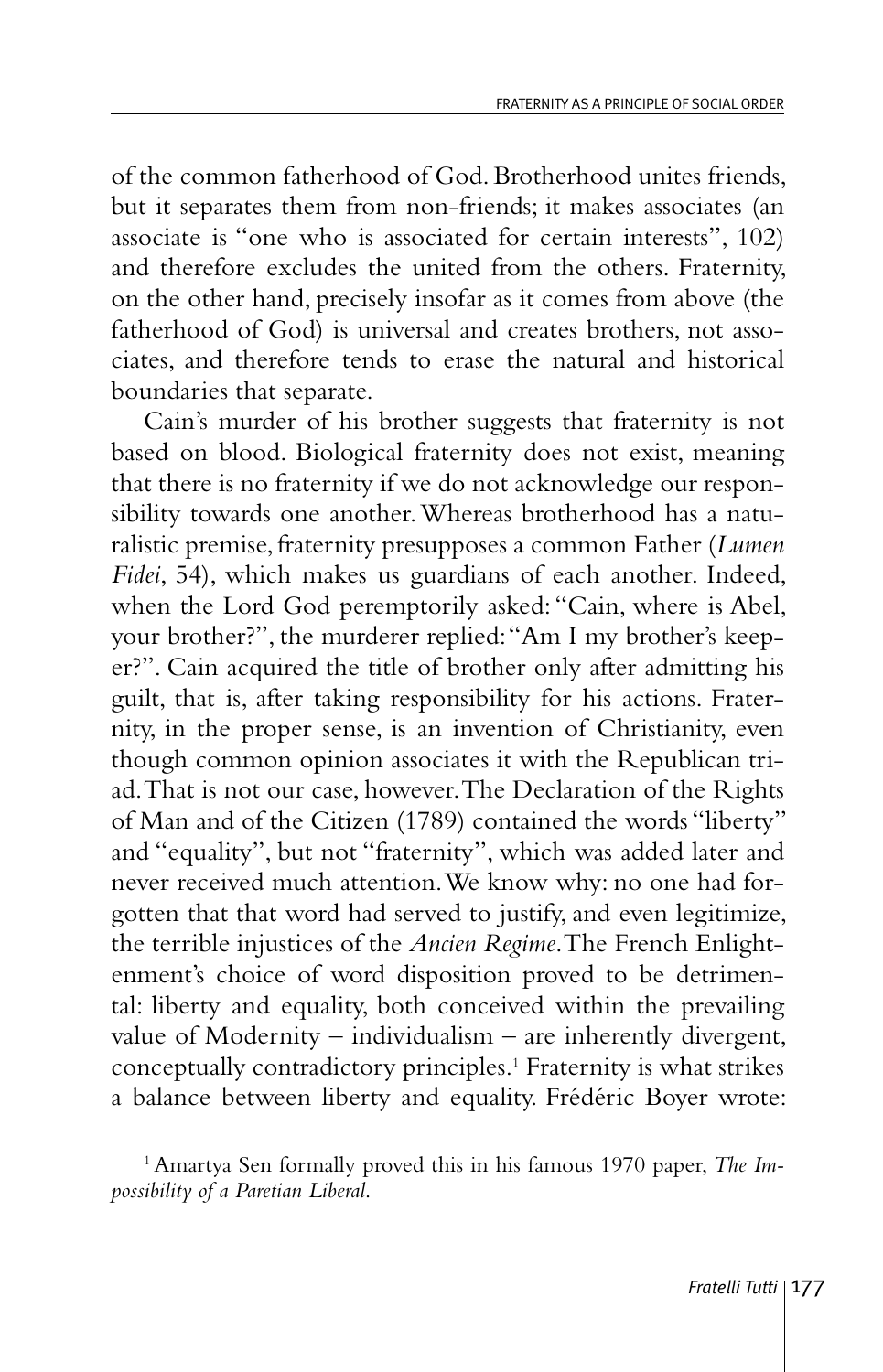of the common fatherhood of God. Brotherhood unites friends, but it separates them from non-friends; it makes associates (an associate is "one who is associated for certain interests", 102) and therefore excludes the united from the others. Fraternity, on the other hand, precisely insofar as it comes from above (the fatherhood of God) is universal and creates brothers, not associates, and therefore tends to erase the natural and historical boundaries that separate.

Cain's murder of his brother suggests that fraternity is not based on blood. Biological fraternity does not exist, meaning that there is no fraternity if we do not acknowledge our responsibility towards one another. Whereas brotherhood has a naturalistic premise, fraternity presupposes a common Father (*Lumen Fidei*, 54), which makes us guardians of each another. Indeed, when the Lord God peremptorily asked: "Cain, where is Abel, your brother?", the murderer replied: "Am I my brother's keeper?". Cain acquired the title of brother only after admitting his guilt, that is, after taking responsibility for his actions. Fraternity, in the proper sense, is an invention of Christianity, even though common opinion associates it with the Republican triad. That is not our case, however. The Declaration of the Rights of Man and of the Citizen (1789) contained the words "liberty" and "equality", but not "fraternity", which was added later and never received much attention. We know why: no one had forgotten that that word had served to justify, and even legitimize, the terrible injustices of the *Ancien Regime*. The French Enlightenment's choice of word disposition proved to be detrimental: liberty and equality, both conceived within the prevailing value of Modernity – individualism – are inherently divergent, conceptually contradictory principles.[1] Fraternity is what strikes a balance between liberty and equality. Frédéric Boyer wrote:

[1] Amartya Sen formally proved this in his famous 1970 paper, *The Impossibility of a Paretian Liberal*.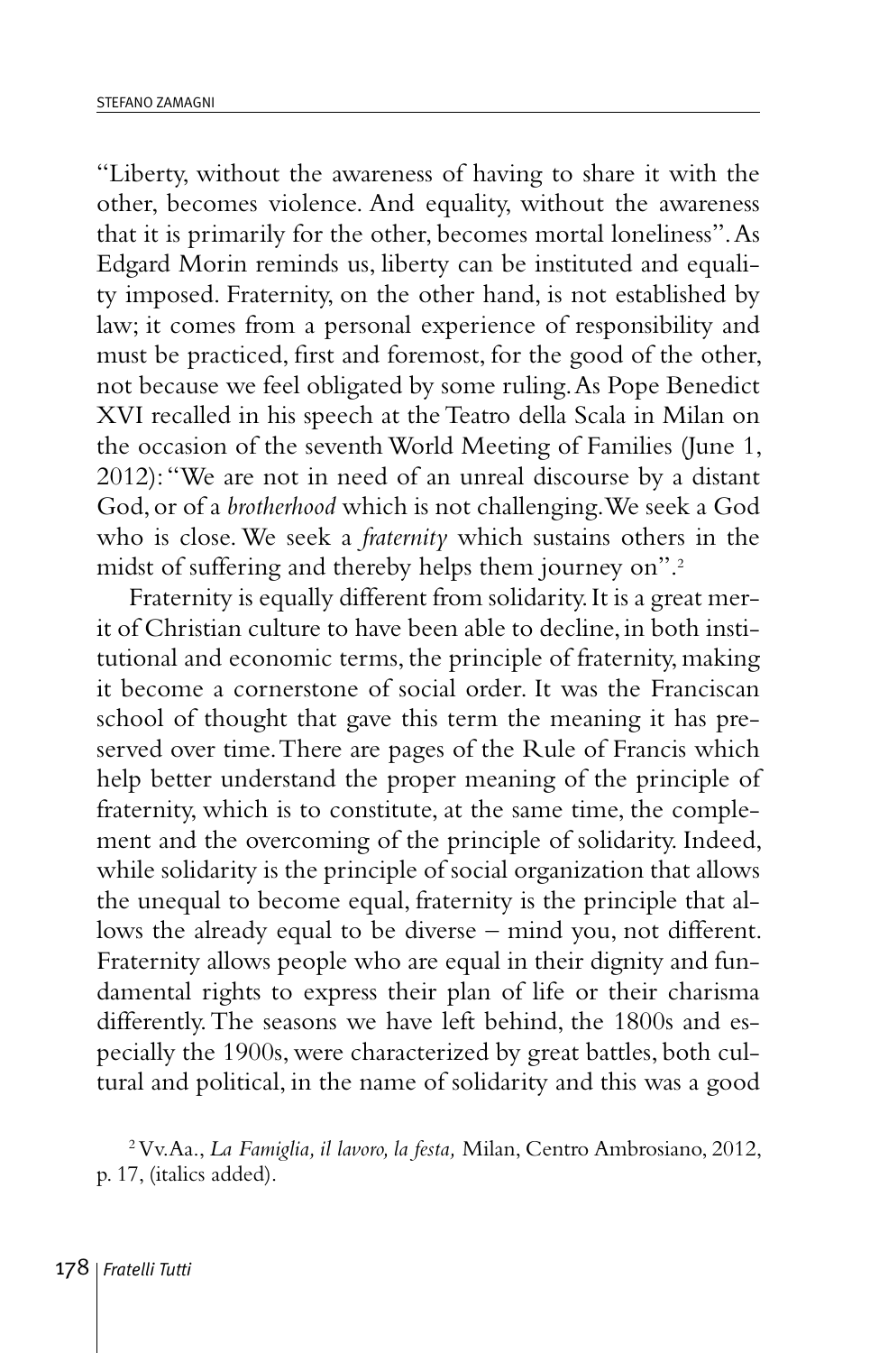"Liberty, without the awareness of having to share it with the other, becomes violence. And equality, without the awareness that it is primarily for the other, becomes mortal loneliness". As Edgard Morin reminds us, liberty can be instituted and equality imposed. Fraternity, on the other hand, is not established by law; it comes from a personal experience of responsibility and must be practiced, first and foremost, for the good of the other, not because we feel obligated by some ruling. As Pope Benedict XVI recalled in his speech at the Teatro della Scala in Milan on the occasion of the seventh World Meeting of Families (June 1, 2012): "We are not in need of an unreal discourse by a distant God, or of a *brotherhood* which is not challenging. We seek a God who is close. We seek a *fraternity* which sustains others in the midst of suffering and thereby helps them journey on".[2]

Fraternity is equally different from solidarity. It is a great merit of Christian culture to have been able to decline, in both institutional and economic terms, the principle of fraternity, making it become a cornerstone of social order. It was the Franciscan school of thought that gave this term the meaning it has preserved over time. There are pages of the Rule of Francis which help better understand the proper meaning of the principle of fraternity, which is to constitute, at the same time, the complement and the overcoming of the principle of solidarity. Indeed, while solidarity is the principle of social organization that allows the unequal to become equal, fraternity is the principle that allows the already equal to be diverse – mind you, not different. Fraternity allows people who are equal in their dignity and fundamental rights to express their plan of life or their charisma differently. The seasons we have left behind, the 1800s and especially the 1900s, were characterized by great battles, both cultural and political, in the name of solidarity and this was a good

[2] Vv.Aa., *La Famiglia, il lavoro, la festa,* Milan, Centro Ambrosiano, 2012, p. 17, (italics added).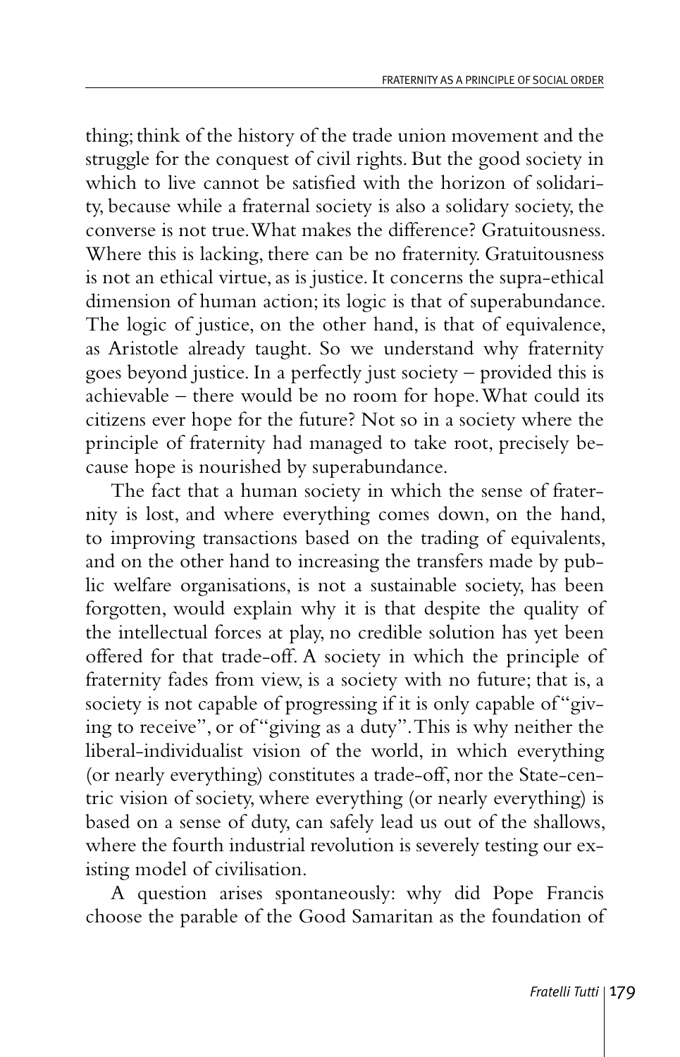thing; think of the history of the trade union movement and the struggle for the conquest of civil rights. But the good society in which to live cannot be satisfied with the horizon of solidarity, because while a fraternal society is also a solidary society, the converse is not true. What makes the difference? Gratuitousness. Where this is lacking, there can be no fraternity. Gratuitousness is not an ethical virtue, as is justice. It concerns the supra-ethical dimension of human action; its logic is that of superabundance. The logic of justice, on the other hand, is that of equivalence, as Aristotle already taught. So we understand why fraternity goes beyond justice. In a perfectly just society – provided this is achievable – there would be no room for hope. What could its citizens ever hope for the future? Not so in a society where the principle of fraternity had managed to take root, precisely because hope is nourished by superabundance.

The fact that a human society in which the sense of fraternity is lost, and where everything comes down, on the hand, to improving transactions based on the trading of equivalents, and on the other hand to increasing the transfers made by public welfare organisations, is not a sustainable society, has been forgotten, would explain why it is that despite the quality of the intellectual forces at play, no credible solution has yet been offered for that trade-off. A society in which the principle of fraternity fades from view, is a society with no future; that is, a society is not capable of progressing if it is only capable of "giving to receive", or of "giving as a duty". This is why neither the liberal-individualist vision of the world, in which everything (or nearly everything) constitutes a trade-off, nor the State-centric vision of society, where everything (or nearly everything) is based on a sense of duty, can safely lead us out of the shallows, where the fourth industrial revolution is severely testing our existing model of civilisation.

A question arises spontaneously: why did Pope Francis choose the parable of the Good Samaritan as the foundation of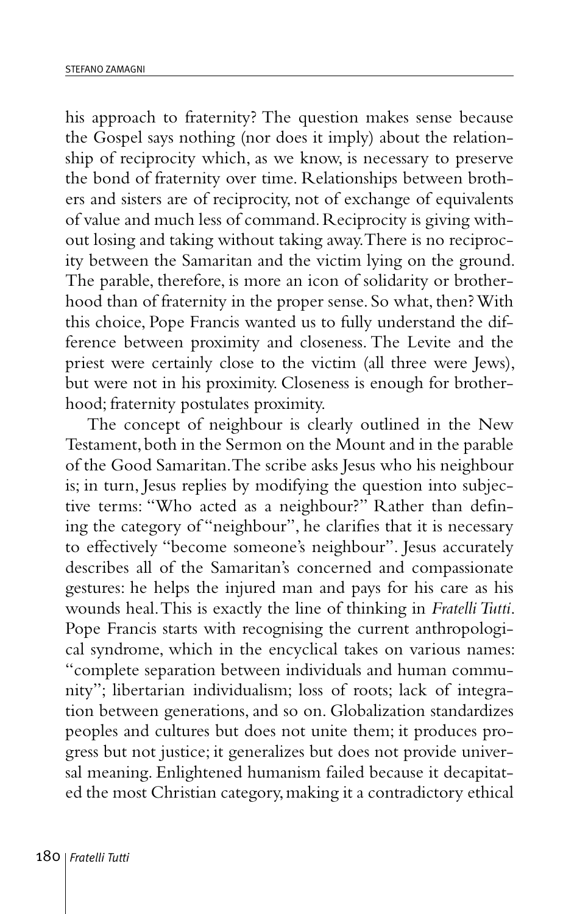his approach to fraternity? The question makes sense because the Gospel says nothing (nor does it imply) about the relationship of reciprocity which, as we know, is necessary to preserve the bond of fraternity over time. Relationships between brothers and sisters are of reciprocity, not of exchange of equivalents of value and much less of command. Reciprocity is giving without losing and taking without taking away. There is no reciprocity between the Samaritan and the victim lying on the ground. The parable, therefore, is more an icon of solidarity or brotherhood than of fraternity in the proper sense. So what, then? With this choice, Pope Francis wanted us to fully understand the difference between proximity and closeness. The Levite and the priest were certainly close to the victim (all three were Jews), but were not in his proximity. Closeness is enough for brotherhood; fraternity postulates proximity.

The concept of neighbour is clearly outlined in the New Testament, both in the Sermon on the Mount and in the parable of the Good Samaritan. The scribe asks Jesus who his neighbour is; in turn, Jesus replies by modifying the question into subjective terms: "Who acted as a neighbour?" Rather than defining the category of "neighbour", he clarifies that it is necessary to effectively "become someone's neighbour". Jesus accurately describes all of the Samaritan's concerned and compassionate gestures: he helps the injured man and pays for his care as his wounds heal. This is exactly the line of thinking in *Fratelli Tutti*. Pope Francis starts with recognising the current anthropological syndrome, which in the encyclical takes on various names: "complete separation between individuals and human community"; libertarian individualism; loss of roots; lack of integration between generations, and so on. Globalization standardizes peoples and cultures but does not unite them; it produces progress but not justice; it generalizes but does not provide universal meaning. Enlightened humanism failed because it decapitated the most Christian category, making it a contradictory ethical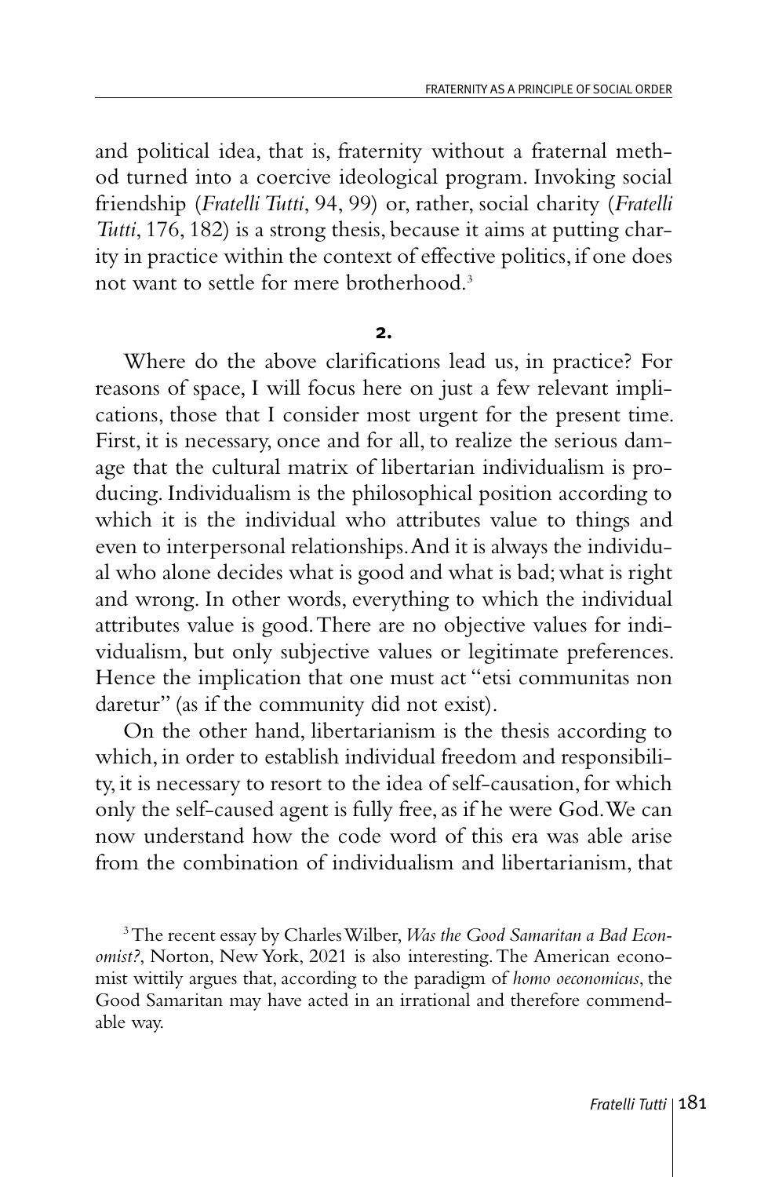and political idea, that is, fraternity without a fraternal method turned into a coercive ideological program. Invoking social friendship (*Fratelli Tutti*, 94, 99) or, rather, social charity (*Fratelli Tutti*, 176, 182) is a strong thesis, because it aims at putting charity in practice within the context of effective politics, if one does not want to settle for mere brotherhood.[3]

**2.**

Where do the above clarifications lead us, in practice? For reasons of space, I will focus here on just a few relevant implications, those that I consider most urgent for the present time. First, it is necessary, once and for all, to realize the serious damage that the cultural matrix of libertarian individualism is producing. Individualism is the philosophical position according to which it is the individual who attributes value to things and even to interpersonal relationships. And it is always the individual who alone decides what is good and what is bad; what is right and wrong. In other words, everything to which the individual attributes value is good. There are no objective values for individualism, but only subjective values or legitimate preferences. Hence the implication that one must act "etsi communitas non daretur" (as if the community did not exist).

On the other hand, libertarianism is the thesis according to which, in order to establish individual freedom and responsibility, it is necessary to resort to the idea of self-causation, for which only the self-caused agent is fully free, as if he were God. We can now understand how the code word of this era was able arise from the combination of individualism and libertarianism, that

[3] The recent essay by Charles Wilber, *Was the Good Samaritan a Bad Economist?*, Norton, New York, 2021 is also interesting. The American economist wittily argues that, according to the paradigm of *homo oeconomicus*, the Good Samaritan may have acted in an irrational and therefore commendable way.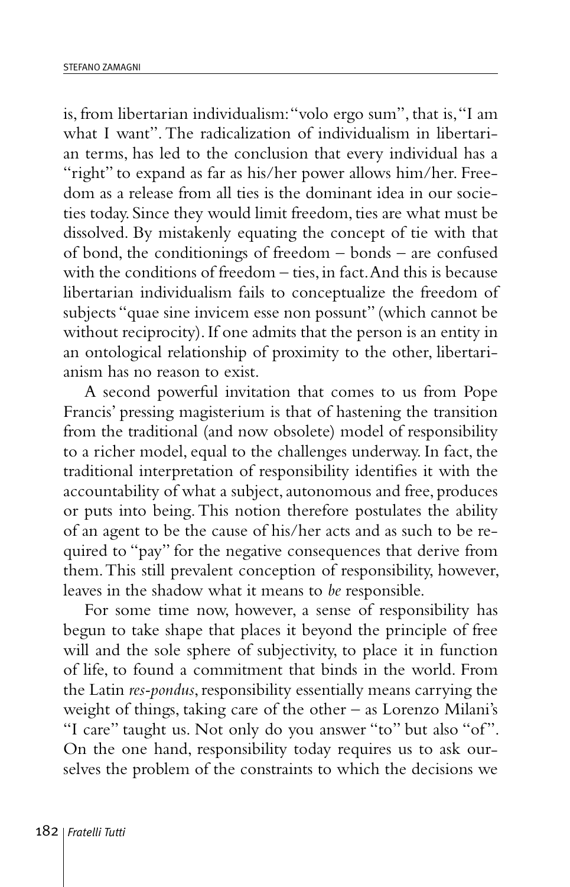is, from libertarian individualism: "volo ergo sum", that is, "I am what I want". The radicalization of individualism in libertarian terms, has led to the conclusion that every individual has a "right" to expand as far as his/her power allows him/her. Freedom as a release from all ties is the dominant idea in our societies today. Since they would limit freedom, ties are what must be dissolved. By mistakenly equating the concept of tie with that of bond, the conditionings of freedom – bonds – are confused with the conditions of freedom – ties, in fact. And this is because libertarian individualism fails to conceptualize the freedom of subjects "quae sine invicem esse non possunt" (which cannot be without reciprocity). If one admits that the person is an entity in an ontological relationship of proximity to the other, libertarianism has no reason to exist.

A second powerful invitation that comes to us from Pope Francis' pressing magisterium is that of hastening the transition from the traditional (and now obsolete) model of responsibility to a richer model, equal to the challenges underway. In fact, the traditional interpretation of responsibility identifies it with the accountability of what a subject, autonomous and free, produces or puts into being. This notion therefore postulates the ability of an agent to be the cause of his/her acts and as such to be required to "pay" for the negative consequences that derive from them. This still prevalent conception of responsibility, however, leaves in the shadow what it means to *be* responsible.

For some time now, however, a sense of responsibility has begun to take shape that places it beyond the principle of free will and the sole sphere of subjectivity, to place it in function of life, to found a commitment that binds in the world. From the Latin *res-pondus*, responsibility essentially means carrying the weight of things, taking care of the other – as Lorenzo Milani's "I care" taught us. Not only do you answer "to" but also "of". On the one hand, responsibility today requires us to ask ourselves the problem of the constraints to which the decisions we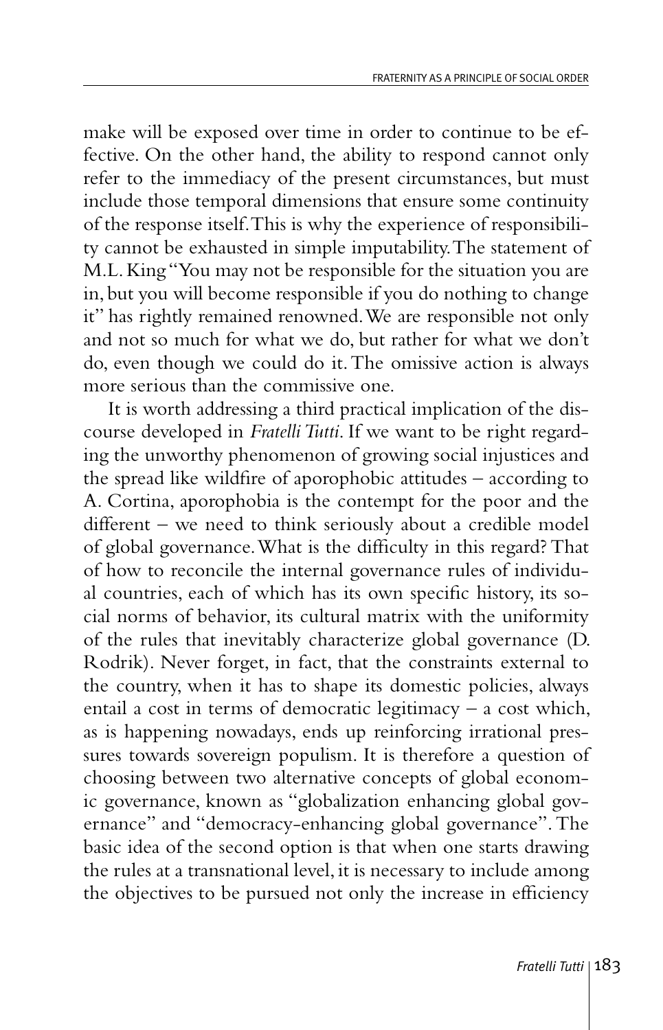make will be exposed over time in order to continue to be effective. On the other hand, the ability to respond cannot only refer to the immediacy of the present circumstances, but must include those temporal dimensions that ensure some continuity of the response itself. This is why the experience of responsibility cannot be exhausted in simple imputability. The statement of M.L. King "You may not be responsible for the situation you are in, but you will become responsible if you do nothing to change it" has rightly remained renowned. We are responsible not only and not so much for what we do, but rather for what we don't do, even though we could do it. The omissive action is always more serious than the commissive one.

It is worth addressing a third practical implication of the discourse developed in *Fratelli Tutti*. If we want to be right regarding the unworthy phenomenon of growing social injustices and the spread like wildfire of aporophobic attitudes – according to A. Cortina, aporophobia is the contempt for the poor and the different – we need to think seriously about a credible model of global governance. What is the difficulty in this regard? That of how to reconcile the internal governance rules of individual countries, each of which has its own specific history, its social norms of behavior, its cultural matrix with the uniformity of the rules that inevitably characterize global governance (D. Rodrik). Never forget, in fact, that the constraints external to the country, when it has to shape its domestic policies, always entail a cost in terms of democratic legitimacy – a cost which, as is happening nowadays, ends up reinforcing irrational pressures towards sovereign populism. It is therefore a question of choosing between two alternative concepts of global economic governance, known as "globalization enhancing global governance" and "democracy-enhancing global governance". The basic idea of the second option is that when one starts drawing the rules at a transnational level, it is necessary to include among the objectives to be pursued not only the increase in efficiency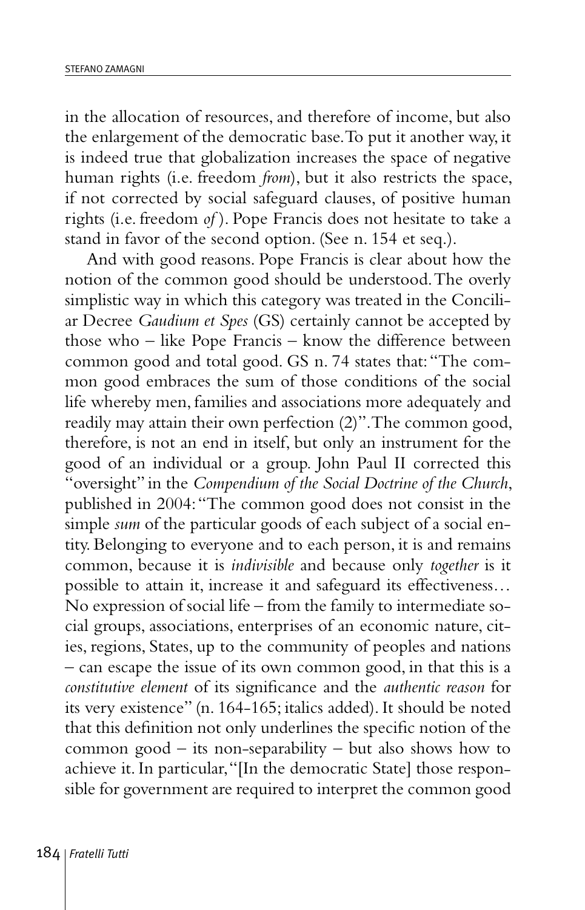in the allocation of resources, and therefore of income, but also the enlargement of the democratic base. To put it another way, it is indeed true that globalization increases the space of negative human rights (i.e. freedom *from*), but it also restricts the space, if not corrected by social safeguard clauses, of positive human rights (i.e. freedom *of*). Pope Francis does not hesitate to take a stand in favor of the second option. (See n. 154 et seq.).

And with good reasons. Pope Francis is clear about how the notion of the common good should be understood. The overly simplistic way in which this category was treated in the Conciliar Decree *Gaudium et Spes* (GS) certainly cannot be accepted by those who – like Pope Francis – know the difference between common good and total good. GS n. 74 states that: "The common good embraces the sum of those conditions of the social life whereby men, families and associations more adequately and readily may attain their own perfection (2)". The common good, therefore, is not an end in itself, but only an instrument for the good of an individual or a group. John Paul II corrected this "oversight" in the *Compendium of the Social Doctrine of the Church*, published in 2004: "The common good does not consist in the simple *sum* of the particular goods of each subject of a social entity. Belonging to everyone and to each person, it is and remains common, because it is *indivisible* and because only *together* is it possible to attain it, increase it and safeguard its effectiveness… No expression of social life – from the family to intermediate social groups, associations, enterprises of an economic nature, cities, regions, States, up to the community of peoples and nations – can escape the issue of its own common good, in that this is a *constitutive element* of its significance and the *authentic reason* for its very existence" (n. 164-165; italics added). It should be noted that this definition not only underlines the specific notion of the common good – its non-separability – but also shows how to achieve it. In particular, "[In the democratic State] those responsible for government are required to interpret the common good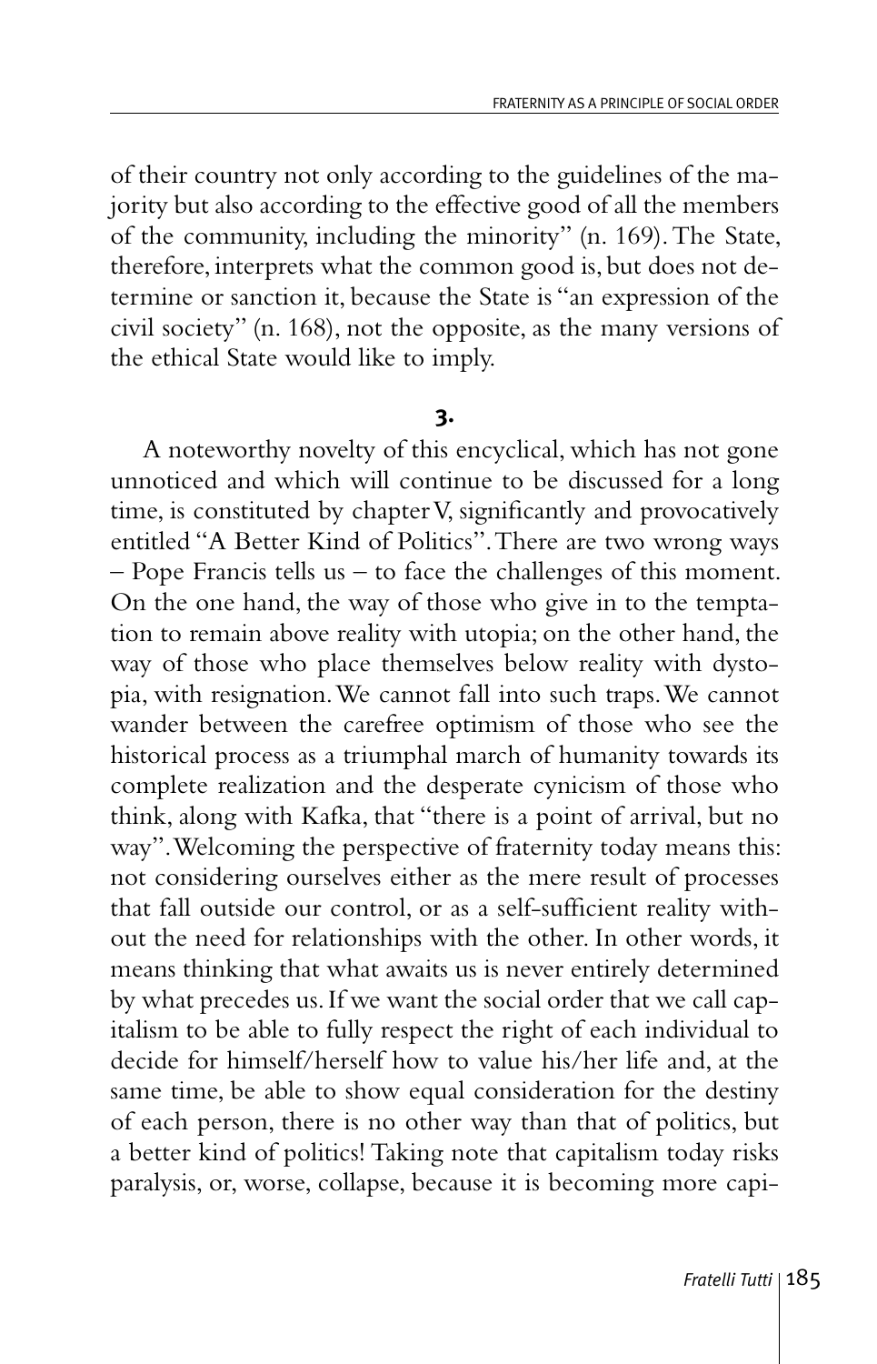of their country not only according to the guidelines of the majority but also according to the effective good of all the members of the community, including the minority" (n. 169). The State, therefore, interprets what the common good is, but does not determine or sanction it, because the State is "an expression of the civil society" (n. 168), not the opposite, as the many versions of the ethical State would like to imply.

**3.**

A noteworthy novelty of this encyclical, which has not gone unnoticed and which will continue to be discussed for a long time, is constituted by chapter V, significantly and provocatively entitled "A Better Kind of Politics". There are two wrong ways – Pope Francis tells us – to face the challenges of this moment. On the one hand, the way of those who give in to the temptation to remain above reality with utopia; on the other hand, the way of those who place themselves below reality with dystopia, with resignation. We cannot fall into such traps. We cannot wander between the carefree optimism of those who see the historical process as a triumphal march of humanity towards its complete realization and the desperate cynicism of those who think, along with Kafka, that "there is a point of arrival, but no way". Welcoming the perspective of fraternity today means this: not considering ourselves either as the mere result of processes that fall outside our control, or as a self-sufficient reality without the need for relationships with the other. In other words, it means thinking that what awaits us is never entirely determined by what precedes us. If we want the social order that we call capitalism to be able to fully respect the right of each individual to decide for himself/herself how to value his/her life and, at the same time, be able to show equal consideration for the destiny of each person, there is no other way than that of politics, but a better kind of politics! Taking note that capitalism today risks paralysis, or, worse, collapse, because it is becoming more capi-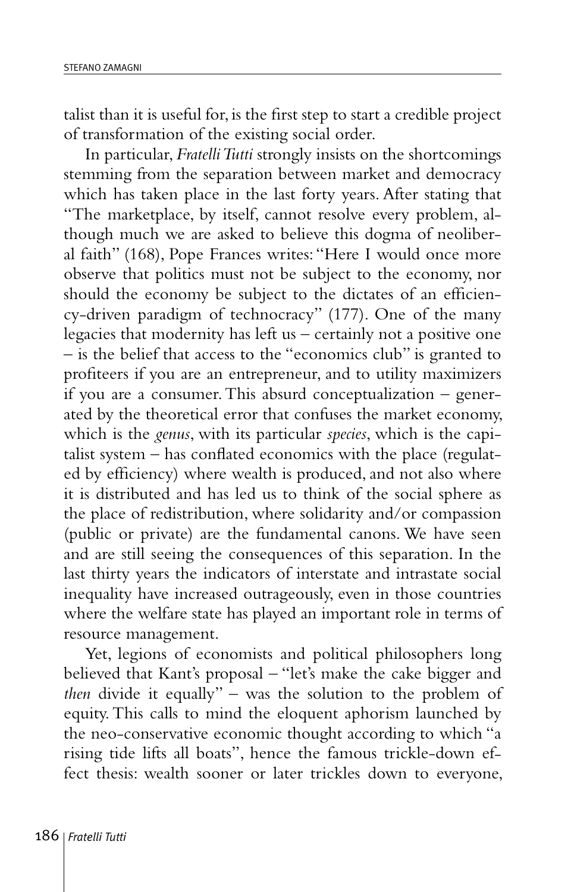talist than it is useful for, is the first step to start a credible project of transformation of the existing social order.

In particular, *Fratelli Tutti* strongly insists on the shortcomings stemming from the separation between market and democracy which has taken place in the last forty years. After stating that "The marketplace, by itself, cannot resolve every problem, although much we are asked to believe this dogma of neoliberal faith" (168), Pope Frances writes: "Here I would once more observe that politics must not be subject to the economy, nor should the economy be subject to the dictates of an efficiency-driven paradigm of technocracy" (177). One of the many legacies that modernity has left us – certainly not a positive one – is the belief that access to the "economics club" is granted to profiteers if you are an entrepreneur, and to utility maximizers if you are a consumer. This absurd conceptualization – generated by the theoretical error that confuses the market economy, which is the *genus*, with its particular *species*, which is the capitalist system – has conflated economics with the place (regulated by efficiency) where wealth is produced, and not also where it is distributed and has led us to think of the social sphere as the place of redistribution, where solidarity and/or compassion (public or private) are the fundamental canons. We have seen and are still seeing the consequences of this separation. In the last thirty years the indicators of interstate and intrastate social inequality have increased outrageously, even in those countries where the welfare state has played an important role in terms of resource management.

Yet, legions of economists and political philosophers long believed that Kant's proposal – "let's make the cake bigger and *then* divide it equally" – was the solution to the problem of equity. This calls to mind the eloquent aphorism launched by the neo-conservative economic thought according to which "a rising tide lifts all boats", hence the famous trickle-down effect thesis: wealth sooner or later trickles down to everyone,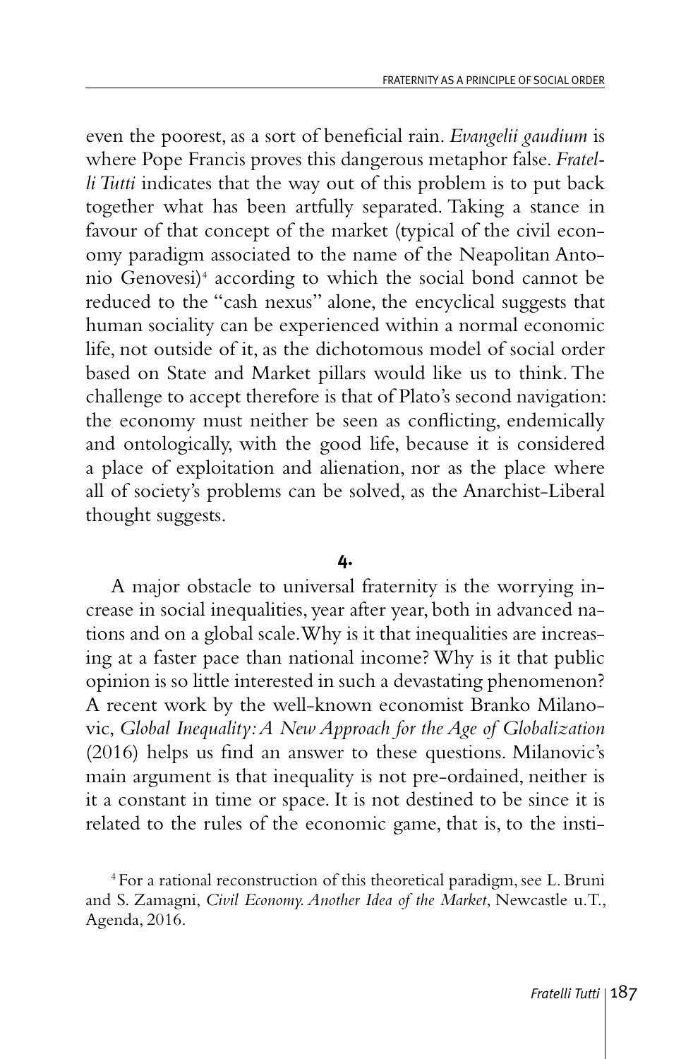even the poorest, as a sort of beneficial rain. *Evangelii gaudium* is where Pope Francis proves this dangerous metaphor false. *Fratelli Tutti* indicates that the way out of this problem is to put back together what has been artfully separated. Taking a stance in favour of that concept of the market (typical of the civil economy paradigm associated to the name of the Neapolitan Antonio Genovesi)[4] according to which the social bond cannot be reduced to the "cash nexus" alone, the encyclical suggests that human sociality can be experienced within a normal economic life, not outside of it, as the dichotomous model of social order based on State and Market pillars would like us to think. The challenge to accept therefore is that of Plato's second navigation: the economy must neither be seen as conflicting, endemically and ontologically, with the good life, because it is considered a place of exploitation and alienation, nor as the place where all of society's problems can be solved, as the Anarchist-Liberal thought suggests.

## 4.

A major obstacle to universal fraternity is the worrying increase in social inequalities, year after year, both in advanced nations and on a global scale. Why is it that inequalities are increasing at a faster pace than national income? Why is it that public opinion is so little interested in such a devastating phenomenon? A recent work by the well-known economist Branko Milanovic, *Global Inequality: A New Approach for the Age of Globalization* (2016) helps us find an answer to these questions. Milanovic's main argument is that inequality is not pre-ordained, neither is it a constant in time or space. It is not destined to be since it is related to the rules of the economic game, that is, to the insti-

[4] For a rational reconstruction of this theoretical paradigm, see L. Bruni and S. Zamagni, *Civil Economy. Another Idea of the Market*, Newcastle u.T., Agenda, 2016.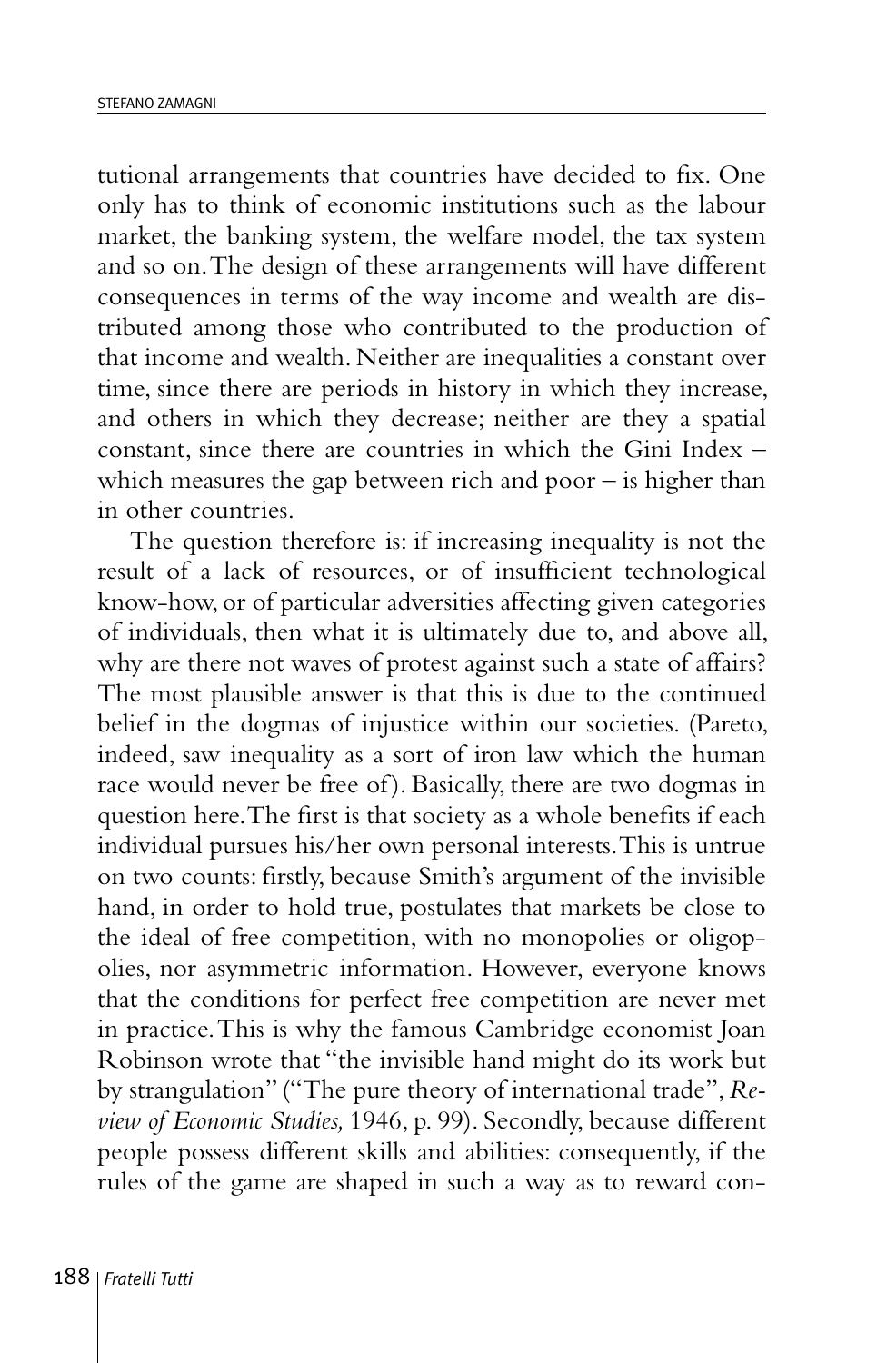tutional arrangements that countries have decided to fix. One only has to think of economic institutions such as the labour market, the banking system, the welfare model, the tax system and so on. The design of these arrangements will have different consequences in terms of the way income and wealth are distributed among those who contributed to the production of that income and wealth. Neither are inequalities a constant over time, since there are periods in history in which they increase, and others in which they decrease; neither are they a spatial constant, since there are countries in which the Gini Index – which measures the gap between rich and poor – is higher than in other countries.

The question therefore is: if increasing inequality is not the result of a lack of resources, or of insufficient technological know-how, or of particular adversities affecting given categories of individuals, then what it is ultimately due to, and above all, why are there not waves of protest against such a state of affairs? The most plausible answer is that this is due to the continued belief in the dogmas of injustice within our societies. (Pareto, indeed, saw inequality as a sort of iron law which the human race would never be free of). Basically, there are two dogmas in question here. The first is that society as a whole benefits if each individual pursues his/her own personal interests. This is untrue on two counts: firstly, because Smith's argument of the invisible hand, in order to hold true, postulates that markets be close to the ideal of free competition, with no monopolies or oligopolies, nor asymmetric information. However, everyone knows that the conditions for perfect free competition are never met in practice. This is why the famous Cambridge economist Joan Robinson wrote that "the invisible hand might do its work but by strangulation" ("The pure theory of international trade", *Review of Economic Studies,* 1946, p. 99). Secondly, because different people possess different skills and abilities: consequently, if the rules of the game are shaped in such a way as to reward con-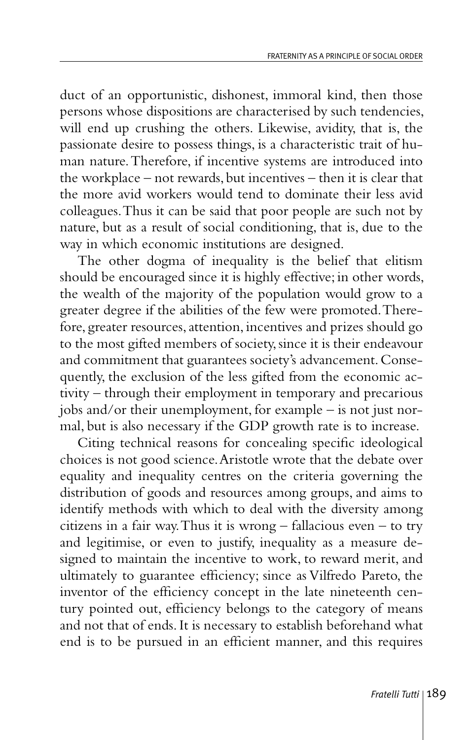duct of an opportunistic, dishonest, immoral kind, then those persons whose dispositions are characterised by such tendencies, will end up crushing the others. Likewise, avidity, that is, the passionate desire to possess things, is a characteristic trait of human nature. Therefore, if incentive systems are introduced into the workplace – not rewards, but incentives – then it is clear that the more avid workers would tend to dominate their less avid colleagues. Thus it can be said that poor people are such not by nature, but as a result of social conditioning, that is, due to the way in which economic institutions are designed.

The other dogma of inequality is the belief that elitism should be encouraged since it is highly effective; in other words, the wealth of the majority of the population would grow to a greater degree if the abilities of the few were promoted. Therefore, greater resources, attention, incentives and prizes should go to the most gifted members of society, since it is their endeavour and commitment that guarantees society's advancement. Consequently, the exclusion of the less gifted from the economic activity – through their employment in temporary and precarious jobs and/or their unemployment, for example – is not just normal, but is also necessary if the GDP growth rate is to increase.

Citing technical reasons for concealing specific ideological choices is not good science. Aristotle wrote that the debate over equality and inequality centres on the criteria governing the distribution of goods and resources among groups, and aims to identify methods with which to deal with the diversity among citizens in a fair way. Thus it is wrong – fallacious even – to try and legitimise, or even to justify, inequality as a measure designed to maintain the incentive to work, to reward merit, and ultimately to guarantee efficiency; since as Vilfredo Pareto, the inventor of the efficiency concept in the late nineteenth century pointed out, efficiency belongs to the category of means and not that of ends. It is necessary to establish beforehand what end is to be pursued in an efficient manner, and this requires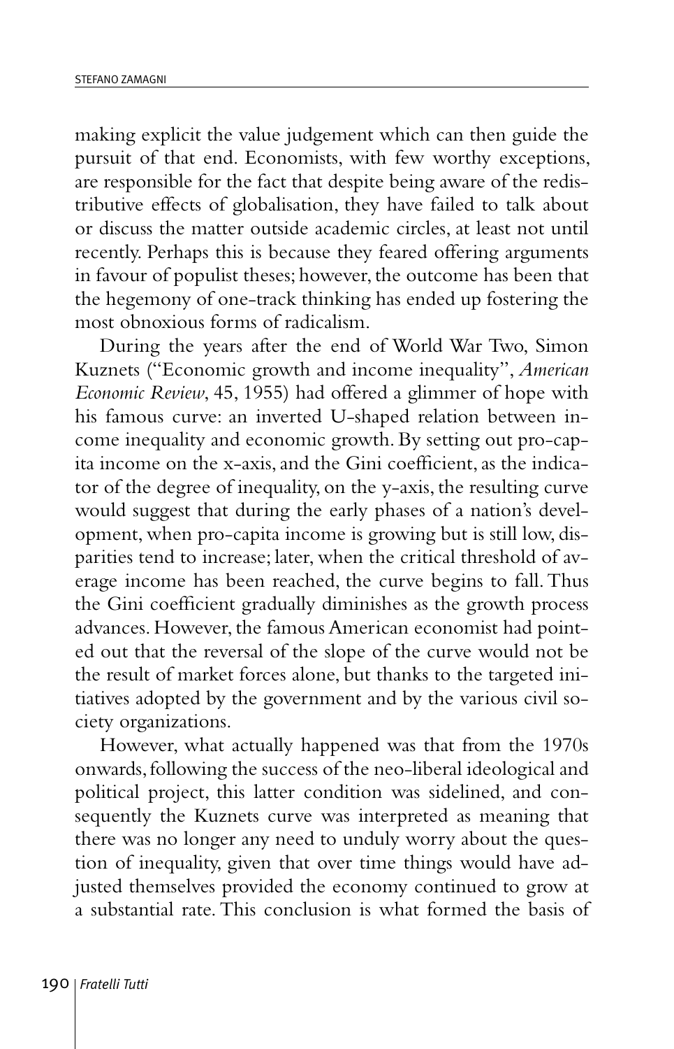making explicit the value judgement which can then guide the pursuit of that end. Economists, with few worthy exceptions, are responsible for the fact that despite being aware of the redistributive effects of globalisation, they have failed to talk about or discuss the matter outside academic circles, at least not until recently. Perhaps this is because they feared offering arguments in favour of populist theses; however, the outcome has been that the hegemony of one-track thinking has ended up fostering the most obnoxious forms of radicalism.

During the years after the end of World War Two, Simon Kuznets ("Economic growth and income inequality", *American Economic Review*, 45, 1955) had offered a glimmer of hope with his famous curve: an inverted U-shaped relation between income inequality and economic growth. By setting out pro-capita income on the x-axis, and the Gini coefficient, as the indicator of the degree of inequality, on the y-axis, the resulting curve would suggest that during the early phases of a nation's development, when pro-capita income is growing but is still low, disparities tend to increase; later, when the critical threshold of average income has been reached, the curve begins to fall. Thus the Gini coefficient gradually diminishes as the growth process advances. However, the famous American economist had pointed out that the reversal of the slope of the curve would not be the result of market forces alone, but thanks to the targeted initiatives adopted by the government and by the various civil society organizations.

However, what actually happened was that from the 1970s onwards, following the success of the neo-liberal ideological and political project, this latter condition was sidelined, and consequently the Kuznets curve was interpreted as meaning that there was no longer any need to unduly worry about the question of inequality, given that over time things would have adjusted themselves provided the economy continued to grow at a substantial rate. This conclusion is what formed the basis of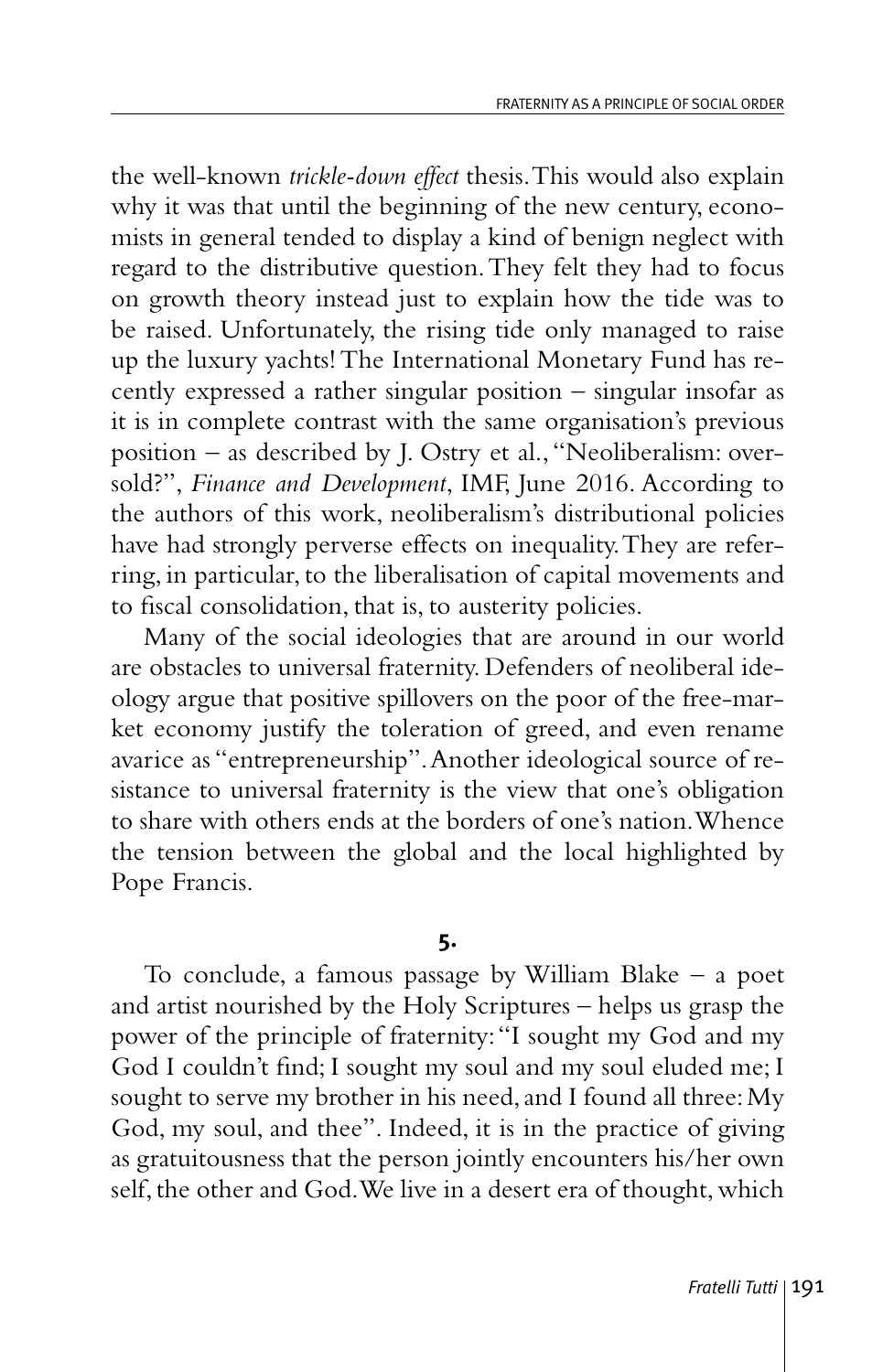the well-known *trickle-down effect* thesis. This would also explain why it was that until the beginning of the new century, economists in general tended to display a kind of benign neglect with regard to the distributive question. They felt they had to focus on growth theory instead just to explain how the tide was to be raised. Unfortunately, the rising tide only managed to raise up the luxury yachts! The International Monetary Fund has recently expressed a rather singular position – singular insofar as it is in complete contrast with the same organisation's previous position – as described by J. Ostry et al., "Neoliberalism: oversold?", *Finance and Development*, IMF, June 2016. According to the authors of this work, neoliberalism's distributional policies have had strongly perverse effects on inequality. They are referring, in particular, to the liberalisation of capital movements and to fiscal consolidation, that is, to austerity policies.

Many of the social ideologies that are around in our world are obstacles to universal fraternity. Defenders of neoliberal ideology argue that positive spillovers on the poor of the free-market economy justify the toleration of greed, and even rename avarice as "entrepreneurship". Another ideological source of resistance to universal fraternity is the view that one's obligation to share with others ends at the borders of one's nation. Whence the tension between the global and the local highlighted by Pope Francis.

**5.**

To conclude, a famous passage by William Blake – a poet and artist nourished by the Holy Scriptures – helps us grasp the power of the principle of fraternity: "I sought my God and my God I couldn't find; I sought my soul and my soul eluded me; I sought to serve my brother in his need, and I found all three: My God, my soul, and thee". Indeed, it is in the practice of giving as gratuitousness that the person jointly encounters his/her own self, the other and God. We live in a desert era of thought, which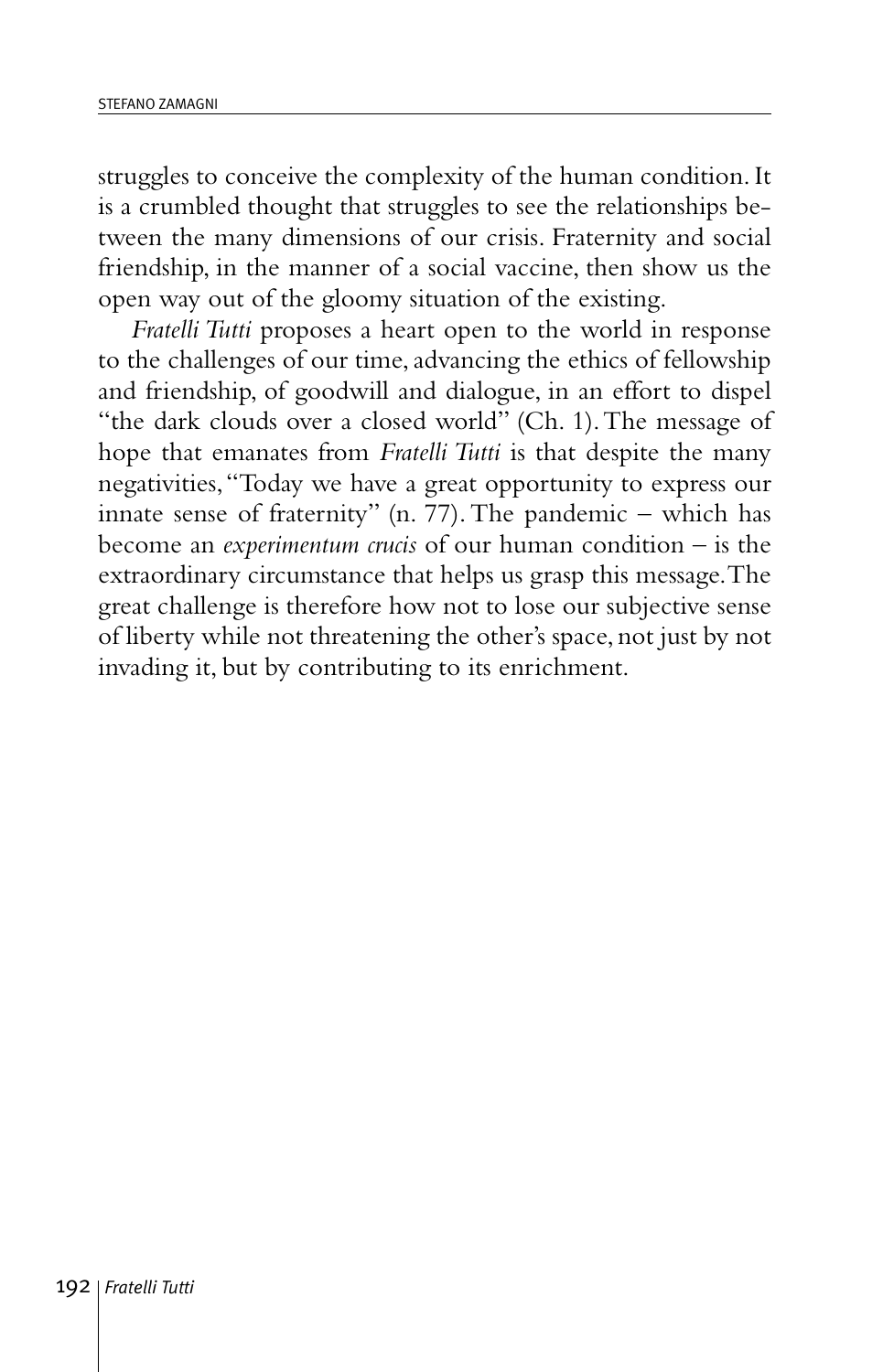struggles to conceive the complexity of the human condition. It is a crumbled thought that struggles to see the relationships between the many dimensions of our crisis. Fraternity and social friendship, in the manner of a social vaccine, then show us the open way out of the gloomy situation of the existing.

*Fratelli Tutti* proposes a heart open to the world in response to the challenges of our time, advancing the ethics of fellowship and friendship, of goodwill and dialogue, in an effort to dispel "the dark clouds over a closed world" (Ch. 1). The message of hope that emanates from *Fratelli Tutti* is that despite the many negativities, "Today we have a great opportunity to express our innate sense of fraternity" (n. 77). The pandemic – which has become an *experimentum crucis* of our human condition – is the extraordinary circumstance that helps us grasp this message. The great challenge is therefore how not to lose our subjective sense of liberty while not threatening the other's space, not just by not invading it, but by contributing to its enrichment.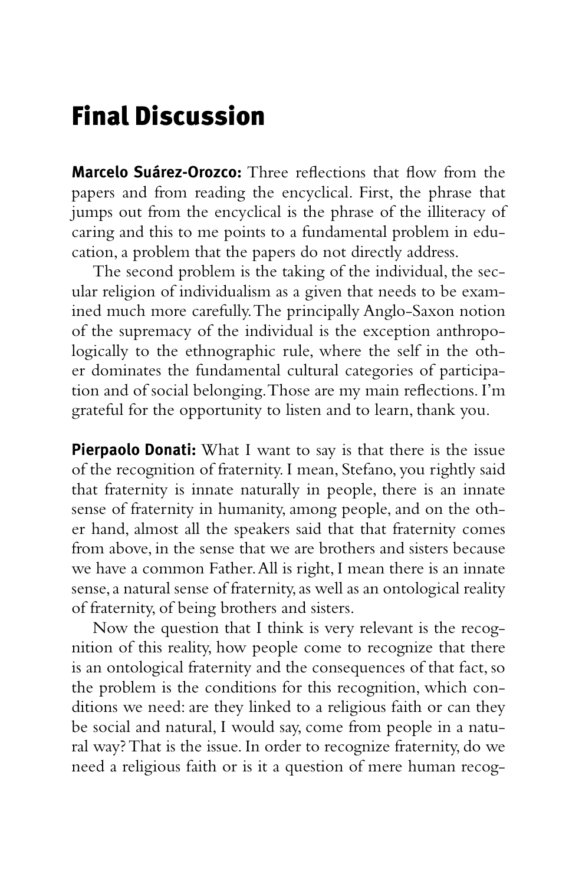# Final Discussion

**Marcelo Suárez-Orozco:** Three reflections that flow from the papers and from reading the encyclical. First, the phrase that jumps out from the encyclical is the phrase of the illiteracy of caring and this to me points to a fundamental problem in education, a problem that the papers do not directly address.

The second problem is the taking of the individual, the secular religion of individualism as a given that needs to be examined much more carefully. The principally Anglo-Saxon notion of the supremacy of the individual is the exception anthropologically to the ethnographic rule, where the self in the other dominates the fundamental cultural categories of participation and of social belonging. Those are my main reflections. I'm grateful for the opportunity to listen and to learn, thank you.

**Pierpaolo Donati:** What I want to say is that there is the issue of the recognition of fraternity. I mean, Stefano, you rightly said that fraternity is innate naturally in people, there is an innate sense of fraternity in humanity, among people, and on the other hand, almost all the speakers said that that fraternity comes from above, in the sense that we are brothers and sisters because we have a common Father. All is right, I mean there is an innate sense, a natural sense of fraternity, as well as an ontological reality of fraternity, of being brothers and sisters.

Now the question that I think is very relevant is the recognition of this reality, how people come to recognize that there is an ontological fraternity and the consequences of that fact, so the problem is the conditions for this recognition, which conditions we need: are they linked to a religious faith or can they be social and natural, I would say, come from people in a natural way? That is the issue. In order to recognize fraternity, do we need a religious faith or is it a question of mere human recog-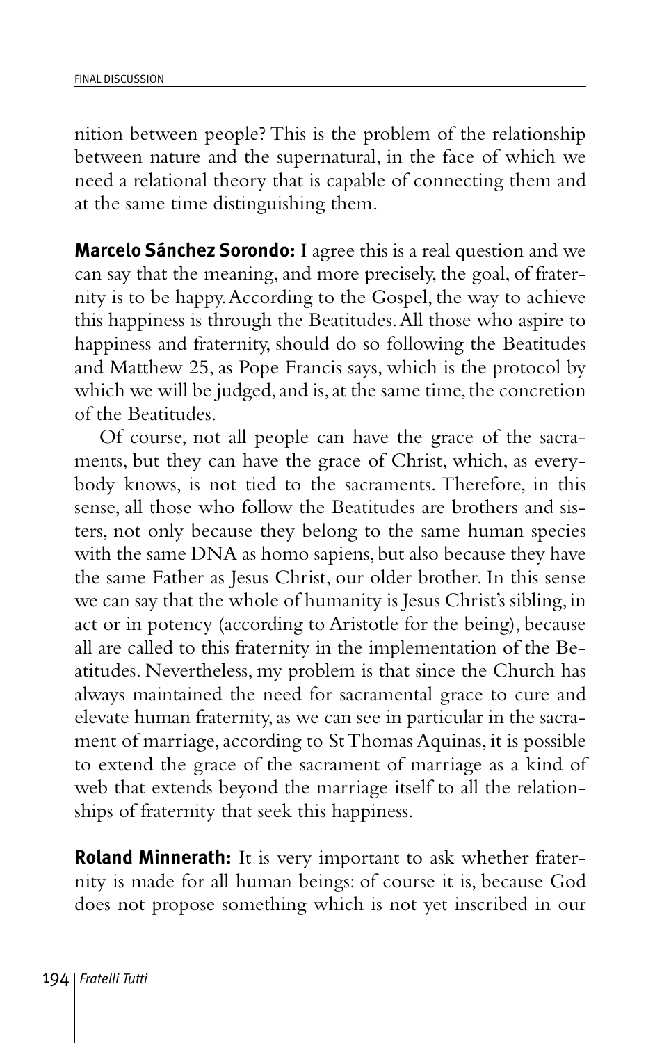nition between people? This is the problem of the relationship between nature and the supernatural, in the face of which we need a relational theory that is capable of connecting them and at the same time distinguishing them.

**Marcelo Sánchez Sorondo:** I agree this is a real question and we can say that the meaning, and more precisely, the goal, of fraternity is to be happy. According to the Gospel, the way to achieve this happiness is through the Beatitudes. All those who aspire to happiness and fraternity, should do so following the Beatitudes and Matthew 25, as Pope Francis says, which is the protocol by which we will be judged, and is, at the same time, the concretion of the Beatitudes.

Of course, not all people can have the grace of the sacraments, but they can have the grace of Christ, which, as everybody knows, is not tied to the sacraments. Therefore, in this sense, all those who follow the Beatitudes are brothers and sisters, not only because they belong to the same human species with the same DNA as homo sapiens, but also because they have the same Father as Jesus Christ, our older brother. In this sense we can say that the whole of humanity is Jesus Christ's sibling, in act or in potency (according to Aristotle for the being), because all are called to this fraternity in the implementation of the Beatitudes. Nevertheless, my problem is that since the Church has always maintained the need for sacramental grace to cure and elevate human fraternity, as we can see in particular in the sacrament of marriage, according to St Thomas Aquinas, it is possible to extend the grace of the sacrament of marriage as a kind of web that extends beyond the marriage itself to all the relationships of fraternity that seek this happiness.

**Roland Minnerath:** It is very important to ask whether fraternity is made for all human beings: of course it is, because God does not propose something which is not yet inscribed in our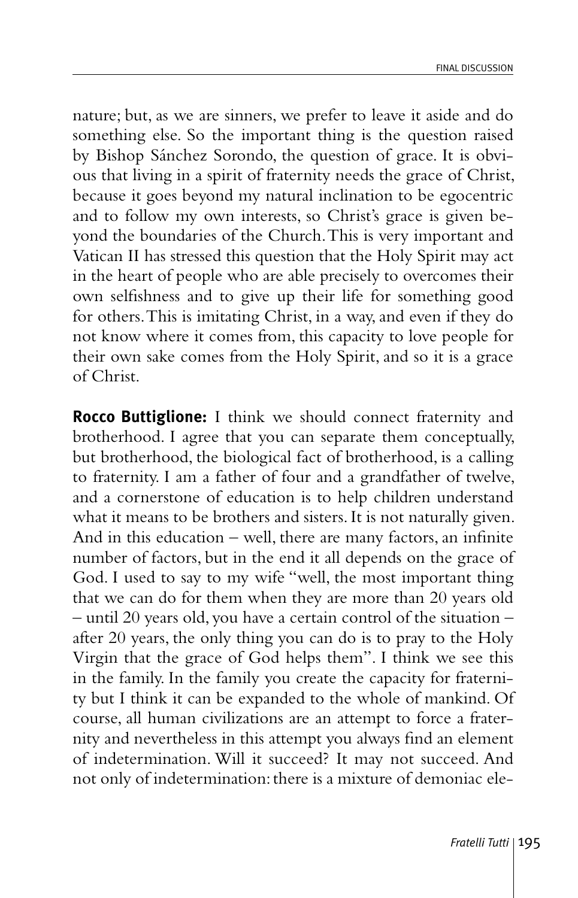nature; but, as we are sinners, we prefer to leave it aside and do something else. So the important thing is the question raised by Bishop Sánchez Sorondo, the question of grace. It is obvious that living in a spirit of fraternity needs the grace of Christ, because it goes beyond my natural inclination to be egocentric and to follow my own interests, so Christ's grace is given beyond the boundaries of the Church. This is very important and Vatican II has stressed this question that the Holy Spirit may act in the heart of people who are able precisely to overcomes their own selfishness and to give up their life for something good for others. This is imitating Christ, in a way, and even if they do not know where it comes from, this capacity to love people for their own sake comes from the Holy Spirit, and so it is a grace of Christ.

**Rocco Buttiglione:** I think we should connect fraternity and brotherhood. I agree that you can separate them conceptually, but brotherhood, the biological fact of brotherhood, is a calling to fraternity. I am a father of four and a grandfather of twelve, and a cornerstone of education is to help children understand what it means to be brothers and sisters. It is not naturally given. And in this education – well, there are many factors, an infinite number of factors, but in the end it all depends on the grace of God. I used to say to my wife "well, the most important thing that we can do for them when they are more than 20 years old – until 20 years old, you have a certain control of the situation – after 20 years, the only thing you can do is to pray to the Holy Virgin that the grace of God helps them". I think we see this in the family. In the family you create the capacity for fraternity but I think it can be expanded to the whole of mankind. Of course, all human civilizations are an attempt to force a fraternity and nevertheless in this attempt you always find an element of indetermination. Will it succeed? It may not succeed. And not only of indetermination: there is a mixture of demoniac ele-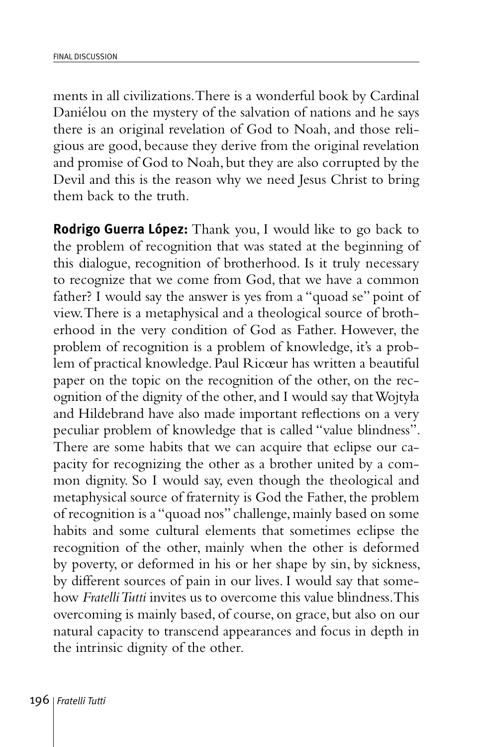ments in all civilizations. There is a wonderful book by Cardinal Daniélou on the mystery of the salvation of nations and he says there is an original revelation of God to Noah, and those religious are good, because they derive from the original revelation and promise of God to Noah, but they are also corrupted by the Devil and this is the reason why we need Jesus Christ to bring them back to the truth.

**Rodrigo Guerra López:** Thank you, I would like to go back to the problem of recognition that was stated at the beginning of this dialogue, recognition of brotherhood. Is it truly necessary to recognize that we come from God, that we have a common father? I would say the answer is yes from a "quoad se" point of view. There is a metaphysical and a theological source of brotherhood in the very condition of God as Father. However, the problem of recognition is a problem of knowledge, it's a problem of practical knowledge. Paul Ricœur has written a beautiful paper on the topic on the recognition of the other, on the recognition of the dignity of the other, and I would say that Wojtyła and Hildebrand have also made important reflections on a very peculiar problem of knowledge that is called "value blindness". There are some habits that we can acquire that eclipse our capacity for recognizing the other as a brother united by a common dignity. So I would say, even though the theological and metaphysical source of fraternity is God the Father, the problem of recognition is a "quoad nos" challenge, mainly based on some habits and some cultural elements that sometimes eclipse the recognition of the other, mainly when the other is deformed by poverty, or deformed in his or her shape by sin, by sickness, by different sources of pain in our lives. I would say that somehow *Fratelli Tutti* invites us to overcome this value blindness. This overcoming is mainly based, of course, on grace, but also on our natural capacity to transcend appearances and focus in depth in the intrinsic dignity of the other.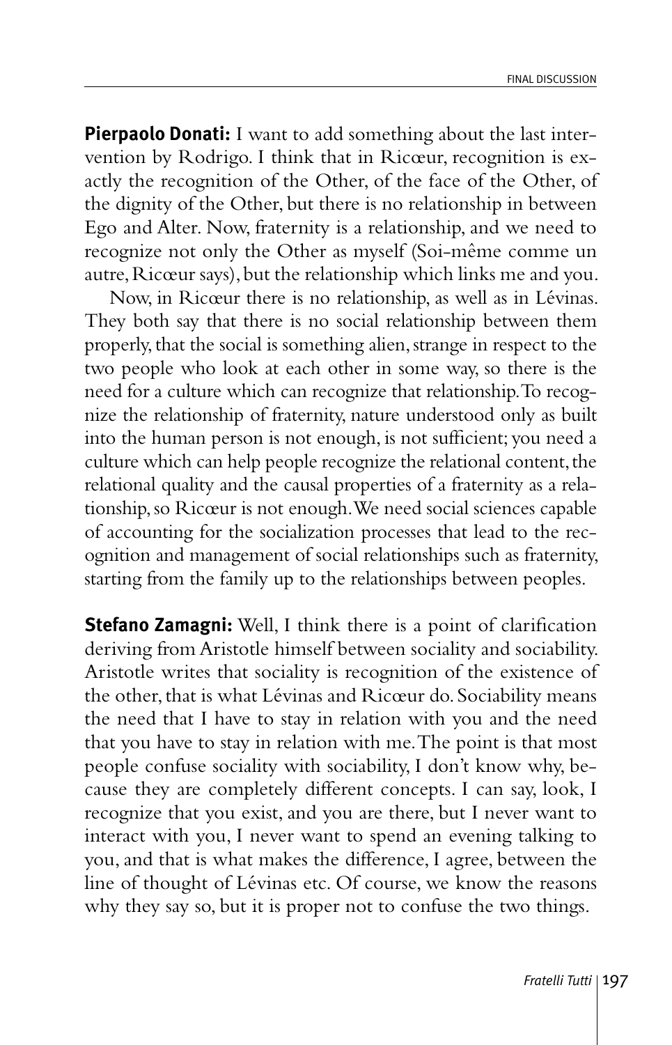**Pierpaolo Donati:** I want to add something about the last intervention by Rodrigo. I think that in Ricœur, recognition is exactly the recognition of the Other, of the face of the Other, of the dignity of the Other, but there is no relationship in between Ego and Alter. Now, fraternity is a relationship, and we need to recognize not only the Other as myself (Soi-même comme un autre, Ricœur says), but the relationship which links me and you.

Now, in Ricœur there is no relationship, as well as in Lévinas. They both say that there is no social relationship between them properly, that the social is something alien, strange in respect to the two people who look at each other in some way, so there is the need for a culture which can recognize that relationship. To recognize the relationship of fraternity, nature understood only as built into the human person is not enough, is not sufficient; you need a culture which can help people recognize the relational content, the relational quality and the causal properties of a fraternity as a relationship, so Ricœur is not enough. We need social sciences capable of accounting for the socialization processes that lead to the recognition and management of social relationships such as fraternity, starting from the family up to the relationships between peoples.

**Stefano Zamagni:** Well, I think there is a point of clarification deriving from Aristotle himself between sociality and sociability. Aristotle writes that sociality is recognition of the existence of the other, that is what Lévinas and Ricœur do. Sociability means the need that I have to stay in relation with you and the need that you have to stay in relation with me. The point is that most people confuse sociality with sociability, I don't know why, because they are completely different concepts. I can say, look, I recognize that you exist, and you are there, but I never want to interact with you, I never want to spend an evening talking to you, and that is what makes the difference, I agree, between the line of thought of Lévinas etc. Of course, we know the reasons why they say so, but it is proper not to confuse the two things.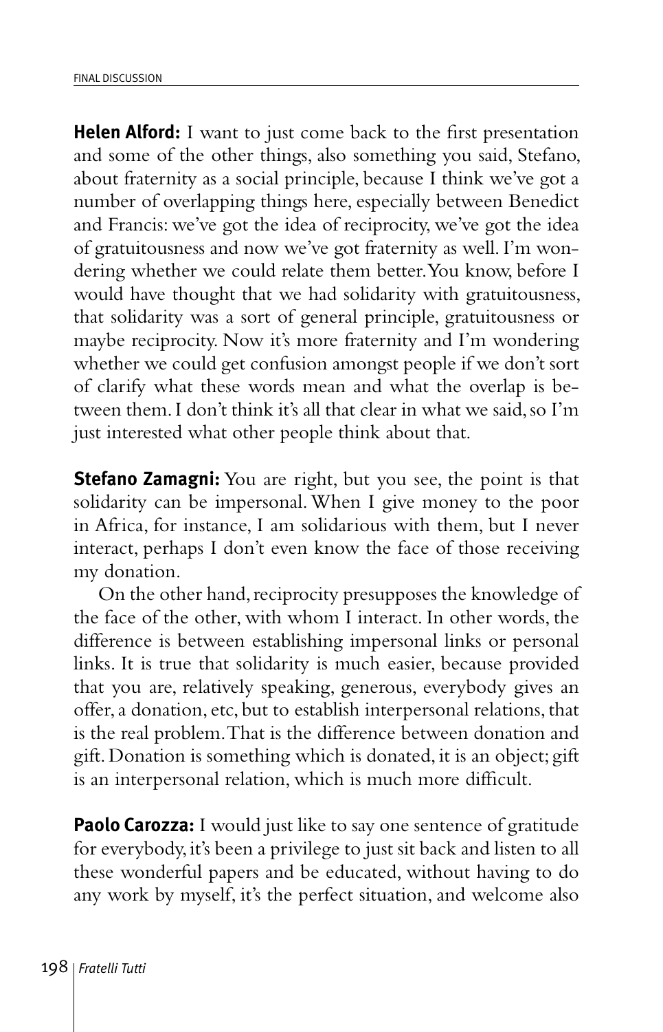**Helen Alford:** I want to just come back to the first presentation and some of the other things, also something you said, Stefano, about fraternity as a social principle, because I think we've got a number of overlapping things here, especially between Benedict and Francis: we've got the idea of reciprocity, we've got the idea of gratuitousness and now we've got fraternity as well. I'm wondering whether we could relate them better. You know, before I would have thought that we had solidarity with gratuitousness, that solidarity was a sort of general principle, gratuitousness or maybe reciprocity. Now it's more fraternity and I'm wondering whether we could get confusion amongst people if we don't sort of clarify what these words mean and what the overlap is between them. I don't think it's all that clear in what we said, so I'm just interested what other people think about that.

**Stefano Zamagni:** You are right, but you see, the point is that solidarity can be impersonal. When I give money to the poor in Africa, for instance, I am solidarious with them, but I never interact, perhaps I don't even know the face of those receiving my donation.

On the other hand, reciprocity presupposes the knowledge of the face of the other, with whom I interact. In other words, the difference is between establishing impersonal links or personal links. It is true that solidarity is much easier, because provided that you are, relatively speaking, generous, everybody gives an offer, a donation, etc, but to establish interpersonal relations, that is the real problem. That is the difference between donation and gift. Donation is something which is donated, it is an object; gift is an interpersonal relation, which is much more difficult.

**Paolo Carozza:** I would just like to say one sentence of gratitude for everybody, it's been a privilege to just sit back and listen to all these wonderful papers and be educated, without having to do any work by myself, it's the perfect situation, and welcome also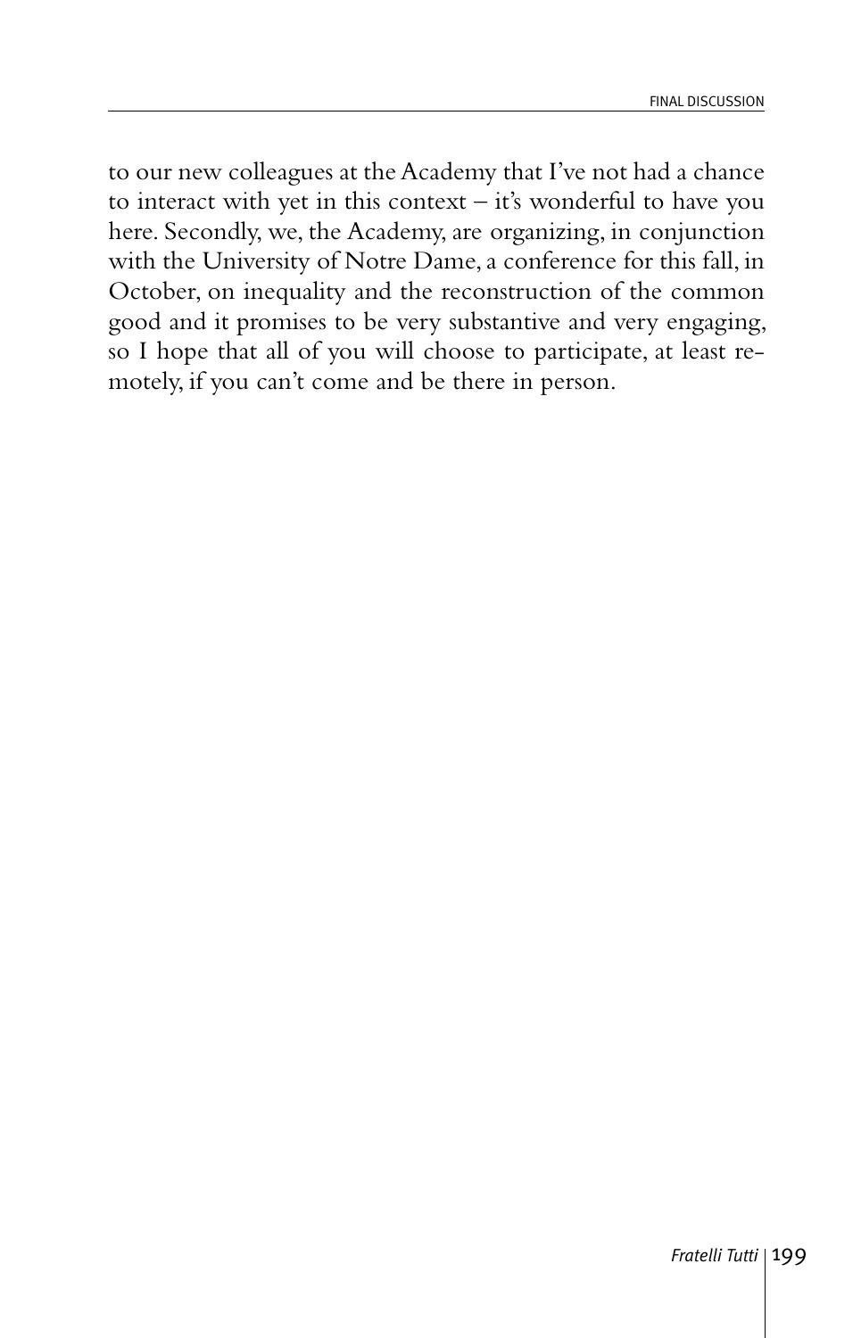to our new colleagues at the Academy that I've not had a chance to interact with yet in this context – it's wonderful to have you here. Secondly, we, the Academy, are organizing, in conjunction with the University of Notre Dame, a conference for this fall, in October, on inequality and the reconstruction of the common good and it promises to be very substantive and very engaging, so I hope that all of you will choose to participate, at least remotely, if you can't come and be there in person.